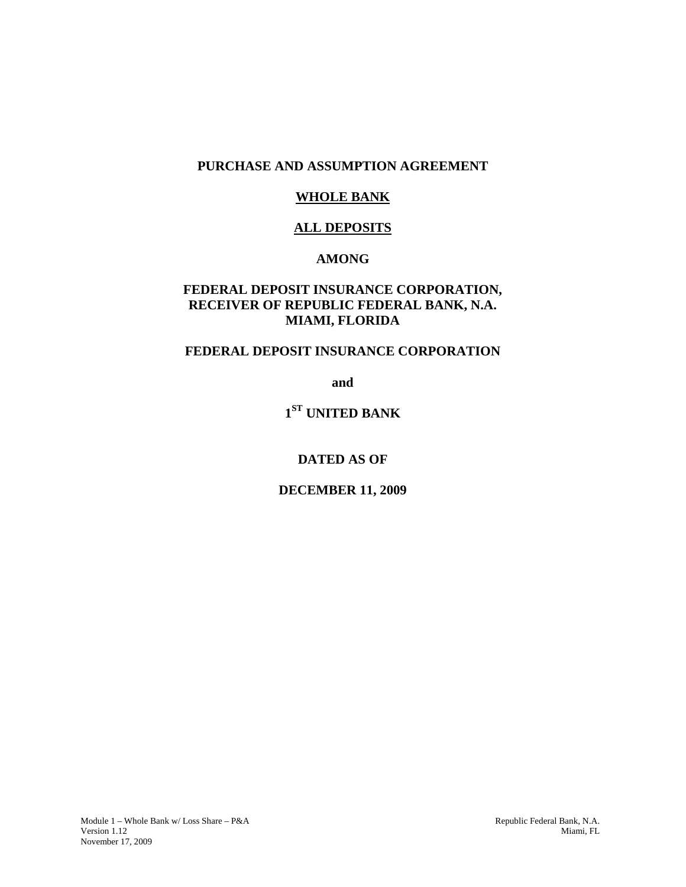# PURCHASE AND ASSUMPTION AGREEMENT

## WHOLE BANK

## ALL DEPOSITS

## AMONG

## FEDERAL DEPOSIT INSURANCE CORPORATION, RECEIVER OF REPUBLIC FEDERAL BANK, N.A. MIAMI, FLORIDA

## FEDERAL DEPOSIT INSURANCE CORPORATION

**and**

## 1ST UNITED BANK

**DATED AS OF**

**DECEMBER 11, 2009**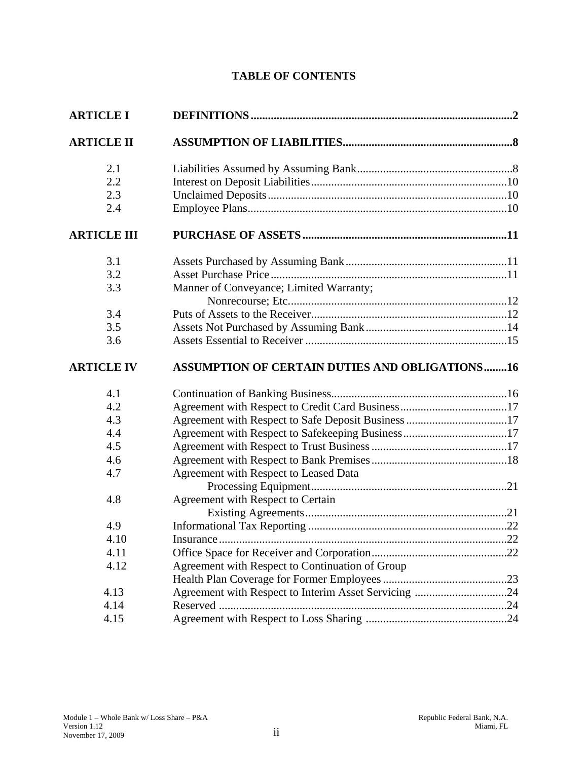**TABLE OF CONTENTS**

| | | |
|---|---|---|
| **ARTICLE I** | **DEFINITIONS** | **2** |
| **ARTICLE II** | **ASSUMPTION OF LIABILITIES** | **8** |
| 2.1 | Liabilities Assumed by Assuming Bank | 8 |
| 2.2 | Interest on Deposit Liabilities | 10 |
| 2.3 | Unclaimed Deposits | 10 |
| 2.4 | Employee Plans | 10 |
| **ARTICLE III** | **PURCHASE OF ASSETS** | **11** |
| 3.1 | Assets Purchased by Assuming Bank | 11 |
| 3.2 | Asset Purchase Price | 11 |
| 3.3 | Manner of Conveyance; Limited Warranty; Nonrecourse; Etc. | 12 |
| 3.4 | Puts of Assets to the Receiver | 12 |
| 3.5 | Assets Not Purchased by Assuming Bank | 14 |
| 3.6 | Assets Essential to Receiver | 15 |
| **ARTICLE IV** | **ASSUMPTION OF CERTAIN DUTIES AND OBLIGATIONS** | **16** |
| 4.1 | Continuation of Banking Business | 16 |
| 4.2 | Agreement with Respect to Credit Card Business | 17 |
| 4.3 | Agreement with Respect to Safe Deposit Business | 17 |
| 4.4 | Agreement with Respect to Safekeeping Business | 17 |
| 4.5 | Agreement with Respect to Trust Business | 17 |
| 4.6 | Agreement with Respect to Bank Premises | 18 |
| 4.7 | Agreement with Respect to Leased Data Processing Equipment | 21 |
| 4.8 | Agreement with Respect to Certain Existing Agreements | 21 |
| 4.9 | Informational Tax Reporting | 22 |
| 4.10 | Insurance | 22 |
| 4.11 | Office Space for Receiver and Corporation | 22 |
| 4.12 | Agreement with Respect to Continuation of Group Health Plan Coverage for Former Employees | 23 |
| 4.13 | Agreement with Respect to Interim Asset Servicing | 24 |
| 4.14 | Reserved | 24 |
| 4.15 | Agreement with Respect to Loss Sharing | 24 |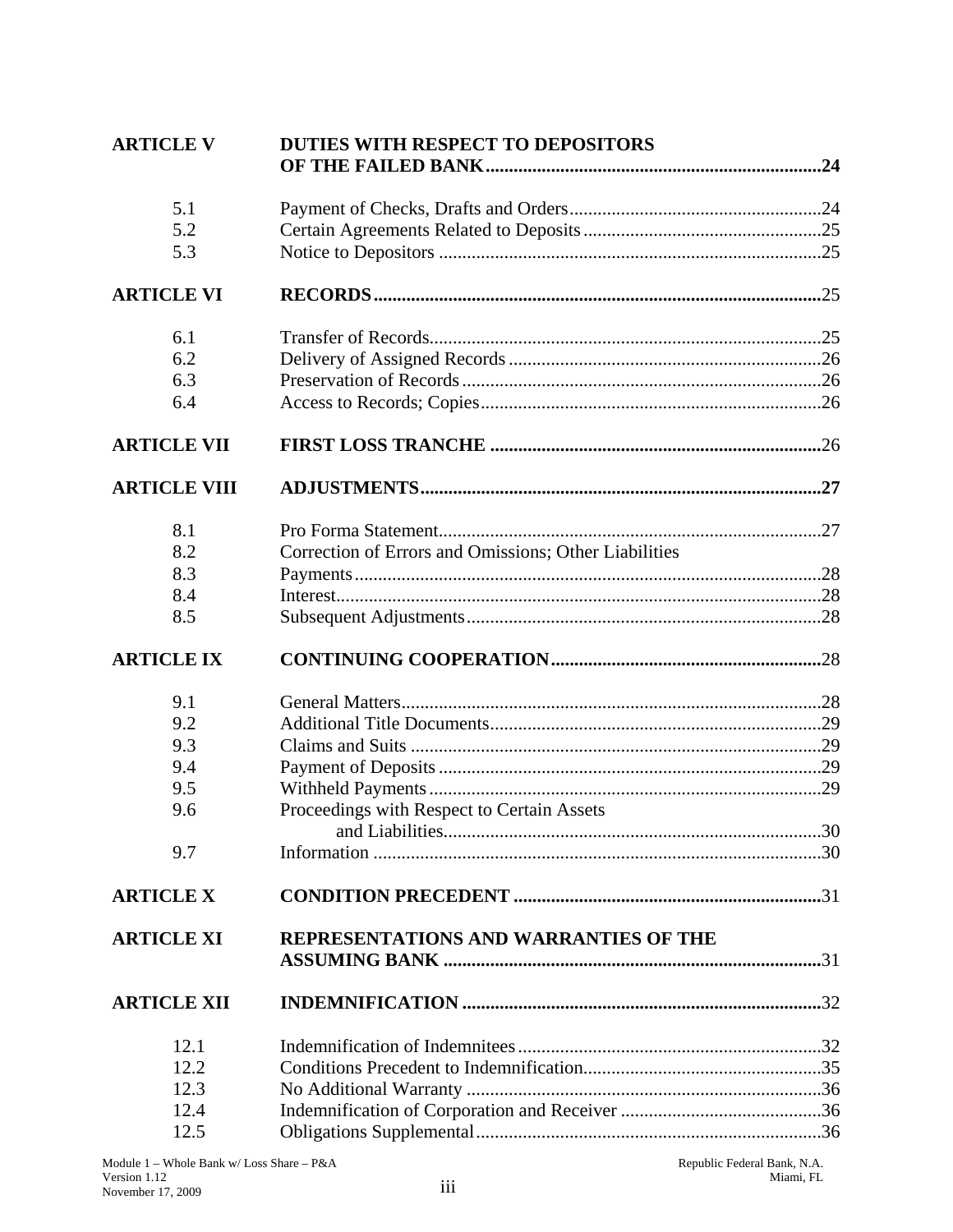| | | |
|---|---|---|
| **ARTICLE V** | **DUTIES WITH RESPECT TO DEPOSITORS OF THE FAILED BANK** | **24** |
| 5.1 | Payment of Checks, Drafts and Orders | 24 |
| 5.2 | Certain Agreements Related to Deposits | 25 |
| 5.3 | Notice to Depositors | 25 |
| **ARTICLE VI** | **RECORDS** | 25 |
| 6.1 | Transfer of Records | 25 |
| 6.2 | Delivery of Assigned Records | 26 |
| 6.3 | Preservation of Records | 26 |
| 6.4 | Access to Records; Copies | 26 |
| **ARTICLE VII** | **FIRST LOSS TRANCHE** | 26 |
| **ARTICLE VIII** | **ADJUSTMENTS** | **27** |
| 8.1 | Pro Forma Statement | 27 |
| 8.2 | Correction of Errors and Omissions; Other Liabilities | |
| 8.3 | Payments | 28 |
| 8.4 | Interest | 28 |
| 8.5 | Subsequent Adjustments | 28 |
| **ARTICLE IX** | **CONTINUING COOPERATION** | 28 |
| 9.1 | General Matters | 28 |
| 9.2 | Additional Title Documents | 29 |
| 9.3 | Claims and Suits | 29 |
| 9.4 | Payment of Deposits | 29 |
| 9.5 | Withheld Payments | 29 |
| 9.6 | Proceedings with Respect to Certain Assets and Liabilities | 30 |
| 9.7 | Information | 30 |
| **ARTICLE X** | **CONDITION PRECEDENT** | 31 |
| **ARTICLE XI** | **REPRESENTATIONS AND WARRANTIES OF THE ASSUMING BANK** | 31 |
| **ARTICLE XII** | **INDEMNIFICATION** | 32 |
| 12.1 | Indemnification of Indemnitees | 32 |
| 12.2 | Conditions Precedent to Indemnification | 35 |
| 12.3 | No Additional Warranty | 36 |
| 12.4 | Indemnification of Corporation and Receiver | 36 |
| 12.5 | Obligations Supplemental | 36 |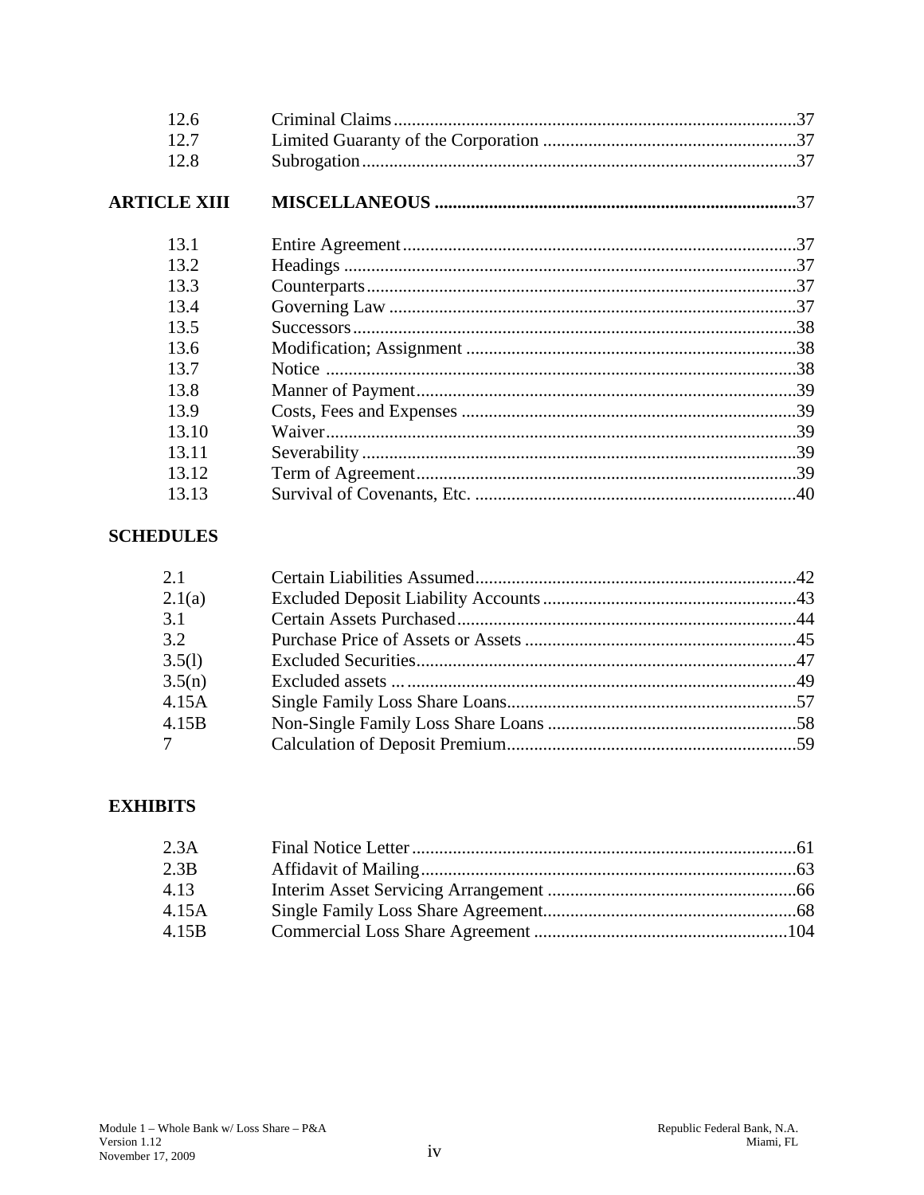| | | |
|---|---|---|
| 12.6 | Criminal Claims | 37 |
| 12.7 | Limited Guaranty of the Corporation | 37 |
| 12.8 | Subrogation | 37 |
| **ARTICLE XIII** | **MISCELLANEOUS** | **37** |
| 13.1 | Entire Agreement | 37 |
| 13.2 | Headings | 37 |
| 13.3 | Counterparts | 37 |
| 13.4 | Governing Law | 37 |
| 13.5 | Successors | 38 |
| 13.6 | Modification; Assignment | 38 |
| 13.7 | Notice | 38 |
| 13.8 | Manner of Payment | 39 |
| 13.9 | Costs, Fees and Expenses | 39 |
| 13.10 | Waiver | 39 |
| 13.11 | Severability | 39 |
| 13.12 | Term of Agreement | 39 |
| 13.13 | Survival of Covenants, Etc. | 40 |

**SCHEDULES**

| | | |
|---|---|---|
| 2.1 | Certain Liabilities Assumed | 42 |
| 2.1(a) | Excluded Deposit Liability Accounts | 43 |
| 3.1 | Certain Assets Purchased | 44 |
| 3.2 | Purchase Price of Assets or Assets | 45 |
| 3.5(l) | Excluded Securities | 47 |
| 3.5(n) | Excluded assets | 49 |
| 4.15A | Single Family Loss Share Loans | 57 |
| 4.15B | Non-Single Family Loss Share Loans | 58 |
| 7 | Calculation of Deposit Premium | 59 |

**EXHIBITS**

| | | |
|---|---|---|
| 2.3A | Final Notice Letter | 61 |
| 2.3B | Affidavit of Mailing | 63 |
| 4.13 | Interim Asset Servicing Arrangement | 66 |
| 4.15A | Single Family Loss Share Agreement | 68 |
| 4.15B | Commercial Loss Share Agreement | 104 |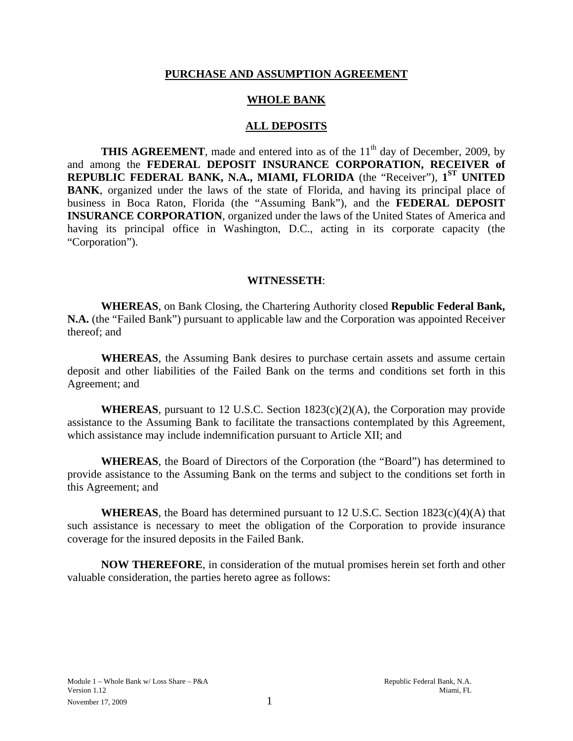**PURCHASE AND ASSUMPTION AGREEMENT**

**WHOLE BANK**

**ALL DEPOSITS**

**THIS AGREEMENT**, made and entered into as of the 11th day of December, 2009, by and among the **FEDERAL DEPOSIT INSURANCE CORPORATION, RECEIVER of REPUBLIC FEDERAL BANK, N.A., MIAMI, FLORIDA** (the "Receiver"), **1ST UNITED BANK**, organized under the laws of the state of Florida, and having its principal place of business in Boca Raton, Florida (the "Assuming Bank"), and the **FEDERAL DEPOSIT INSURANCE CORPORATION**, organized under the laws of the United States of America and having its principal office in Washington, D.C., acting in its corporate capacity (the "Corporation").

**WITNESSETH**:

**WHEREAS**, on Bank Closing, the Chartering Authority closed **Republic Federal Bank, N.A.** (the "Failed Bank") pursuant to applicable law and the Corporation was appointed Receiver thereof; and

**WHEREAS**, the Assuming Bank desires to purchase certain assets and assume certain deposit and other liabilities of the Failed Bank on the terms and conditions set forth in this Agreement; and

**WHEREAS**, pursuant to 12 U.S.C. Section 1823(c)(2)(A), the Corporation may provide assistance to the Assuming Bank to facilitate the transactions contemplated by this Agreement, which assistance may include indemnification pursuant to Article XII; and

**WHEREAS**, the Board of Directors of the Corporation (the "Board") has determined to provide assistance to the Assuming Bank on the terms and subject to the conditions set forth in this Agreement; and

**WHEREAS**, the Board has determined pursuant to 12 U.S.C. Section 1823(c)(4)(A) that such assistance is necessary to meet the obligation of the Corporation to provide insurance coverage for the insured deposits in the Failed Bank.

**NOW THEREFORE**, in consideration of the mutual promises herein set forth and other valuable consideration, the parties hereto agree as follows: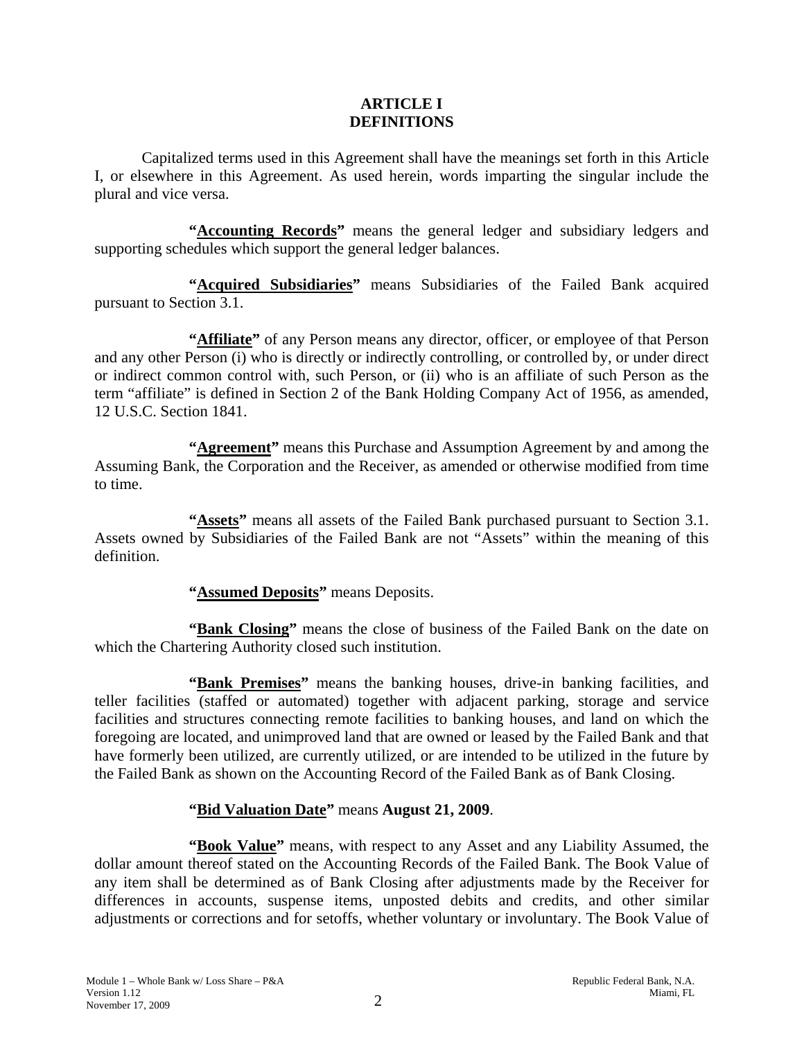# ARTICLE I
# DEFINITIONS

Capitalized terms used in this Agreement shall have the meanings set forth in this Article I, or elsewhere in this Agreement. As used herein, words imparting the singular include the plural and vice versa.

**"Accounting Records"** means the general ledger and subsidiary ledgers and supporting schedules which support the general ledger balances.

**"Acquired Subsidiaries"** means Subsidiaries of the Failed Bank acquired pursuant to Section 3.1.

**"Affiliate"** of any Person means any director, officer, or employee of that Person and any other Person (i) who is directly or indirectly controlling, or controlled by, or under direct or indirect common control with, such Person, or (ii) who is an affiliate of such Person as the term "affiliate" is defined in Section 2 of the Bank Holding Company Act of 1956, as amended, 12 U.S.C. Section 1841.

**"Agreement"** means this Purchase and Assumption Agreement by and among the Assuming Bank, the Corporation and the Receiver, as amended or otherwise modified from time to time.

**"Assets"** means all assets of the Failed Bank purchased pursuant to Section 3.1. Assets owned by Subsidiaries of the Failed Bank are not "Assets" within the meaning of this definition.

**"Assumed Deposits"** means Deposits.

**"Bank Closing"** means the close of business of the Failed Bank on the date on which the Chartering Authority closed such institution.

**"Bank Premises"** means the banking houses, drive-in banking facilities, and teller facilities (staffed or automated) together with adjacent parking, storage and service facilities and structures connecting remote facilities to banking houses, and land on which the foregoing are located, and unimproved land that are owned or leased by the Failed Bank and that have formerly been utilized, are currently utilized, or are intended to be utilized in the future by the Failed Bank as shown on the Accounting Record of the Failed Bank as of Bank Closing.

**"Bid Valuation Date"** means **August 21, 2009**.

**"Book Value"** means, with respect to any Asset and any Liability Assumed, the dollar amount thereof stated on the Accounting Records of the Failed Bank. The Book Value of any item shall be determined as of Bank Closing after adjustments made by the Receiver for differences in accounts, suspense items, unposted debits and credits, and other similar adjustments or corrections and for setoffs, whether voluntary or involuntary. The Book Value of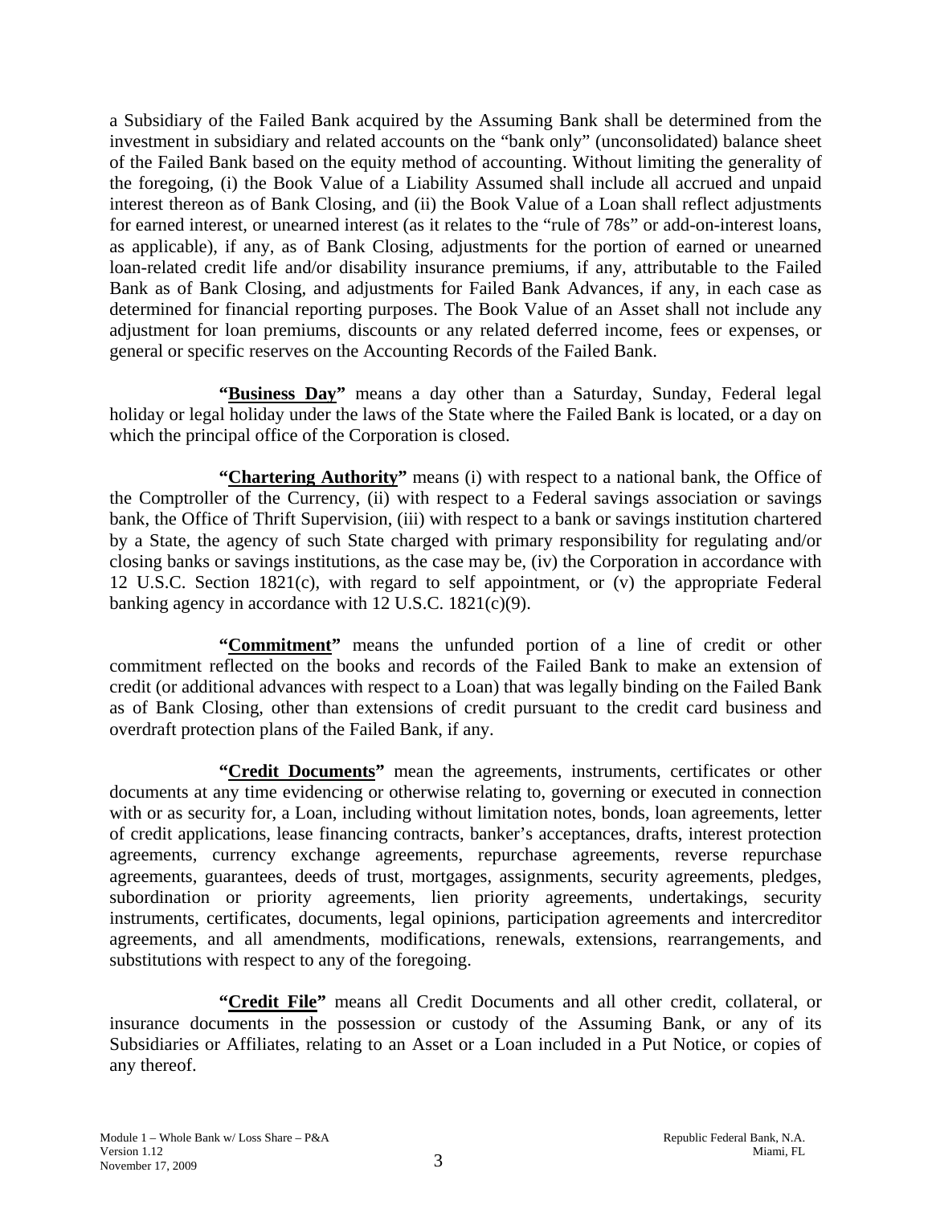a Subsidiary of the Failed Bank acquired by the Assuming Bank shall be determined from the investment in subsidiary and related accounts on the "bank only" (unconsolidated) balance sheet of the Failed Bank based on the equity method of accounting. Without limiting the generality of the foregoing, (i) the Book Value of a Liability Assumed shall include all accrued and unpaid interest thereon as of Bank Closing, and (ii) the Book Value of a Loan shall reflect adjustments for earned interest, or unearned interest (as it relates to the "rule of 78s" or add-on-interest loans, as applicable), if any, as of Bank Closing, adjustments for the portion of earned or unearned loan-related credit life and/or disability insurance premiums, if any, attributable to the Failed Bank as of Bank Closing, and adjustments for Failed Bank Advances, if any, in each case as determined for financial reporting purposes. The Book Value of an Asset shall not include any adjustment for loan premiums, discounts or any related deferred income, fees or expenses, or general or specific reserves on the Accounting Records of the Failed Bank.

**"Business Day"** means a day other than a Saturday, Sunday, Federal legal holiday or legal holiday under the laws of the State where the Failed Bank is located, or a day on which the principal office of the Corporation is closed.

**"Chartering Authority"** means (i) with respect to a national bank, the Office of the Comptroller of the Currency, (ii) with respect to a Federal savings association or savings bank, the Office of Thrift Supervision, (iii) with respect to a bank or savings institution chartered by a State, the agency of such State charged with primary responsibility for regulating and/or closing banks or savings institutions, as the case may be, (iv) the Corporation in accordance with 12 U.S.C. Section 1821(c), with regard to self appointment, or (v) the appropriate Federal banking agency in accordance with 12 U.S.C. 1821(c)(9).

**"Commitment"** means the unfunded portion of a line of credit or other commitment reflected on the books and records of the Failed Bank to make an extension of credit (or additional advances with respect to a Loan) that was legally binding on the Failed Bank as of Bank Closing, other than extensions of credit pursuant to the credit card business and overdraft protection plans of the Failed Bank, if any.

**"Credit Documents"** mean the agreements, instruments, certificates or other documents at any time evidencing or otherwise relating to, governing or executed in connection with or as security for, a Loan, including without limitation notes, bonds, loan agreements, letter of credit applications, lease financing contracts, banker's acceptances, drafts, interest protection agreements, currency exchange agreements, repurchase agreements, reverse repurchase agreements, guarantees, deeds of trust, mortgages, assignments, security agreements, pledges, subordination or priority agreements, lien priority agreements, undertakings, security instruments, certificates, documents, legal opinions, participation agreements and intercreditor agreements, and all amendments, modifications, renewals, extensions, rearrangements, and substitutions with respect to any of the foregoing.

**"Credit File"** means all Credit Documents and all other credit, collateral, or insurance documents in the possession or custody of the Assuming Bank, or any of its Subsidiaries or Affiliates, relating to an Asset or a Loan included in a Put Notice, or copies of any thereof.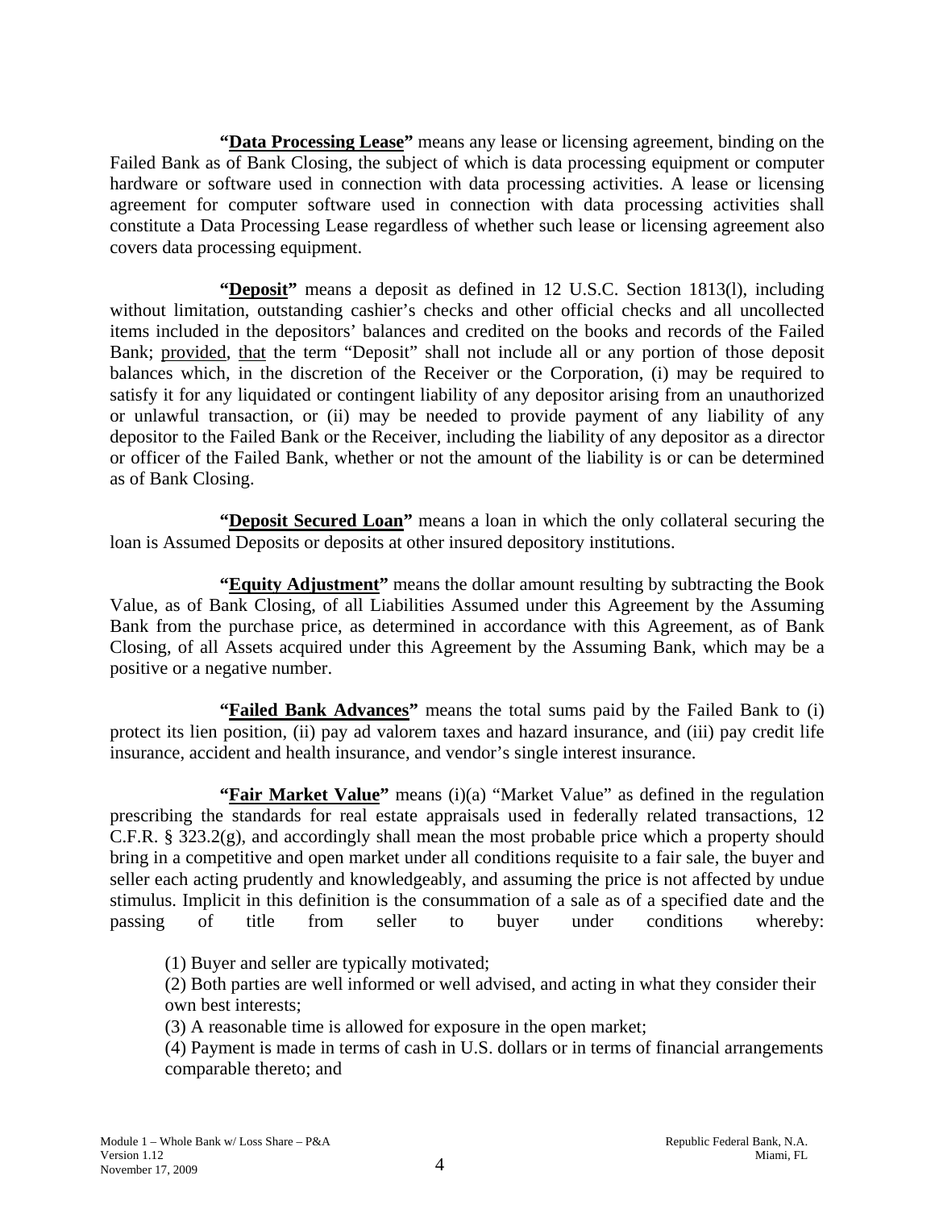**"Data Processing Lease"** means any lease or licensing agreement, binding on the Failed Bank as of Bank Closing, the subject of which is data processing equipment or computer hardware or software used in connection with data processing activities. A lease or licensing agreement for computer software used in connection with data processing activities shall constitute a Data Processing Lease regardless of whether such lease or licensing agreement also covers data processing equipment.

**"Deposit"** means a deposit as defined in 12 U.S.C. Section 1813(l), including without limitation, outstanding cashier's checks and other official checks and all uncollected items included in the depositors' balances and credited on the books and records of the Failed Bank; provided, that the term "Deposit" shall not include all or any portion of those deposit balances which, in the discretion of the Receiver or the Corporation, (i) may be required to satisfy it for any liquidated or contingent liability of any depositor arising from an unauthorized or unlawful transaction, or (ii) may be needed to provide payment of any liability of any depositor to the Failed Bank or the Receiver, including the liability of any depositor as a director or officer of the Failed Bank, whether or not the amount of the liability is or can be determined as of Bank Closing.

**"Deposit Secured Loan"** means a loan in which the only collateral securing the loan is Assumed Deposits or deposits at other insured depository institutions.

**"Equity Adjustment"** means the dollar amount resulting by subtracting the Book Value, as of Bank Closing, of all Liabilities Assumed under this Agreement by the Assuming Bank from the purchase price, as determined in accordance with this Agreement, as of Bank Closing, of all Assets acquired under this Agreement by the Assuming Bank, which may be a positive or a negative number.

**"Failed Bank Advances"** means the total sums paid by the Failed Bank to (i) protect its lien position, (ii) pay ad valorem taxes and hazard insurance, and (iii) pay credit life insurance, accident and health insurance, and vendor's single interest insurance.

**"Fair Market Value"** means (i)(a) "Market Value" as defined in the regulation prescribing the standards for real estate appraisals used in federally related transactions, 12 C.F.R. § 323.2(g), and accordingly shall mean the most probable price which a property should bring in a competitive and open market under all conditions requisite to a fair sale, the buyer and seller each acting prudently and knowledgeably, and assuming the price is not affected by undue stimulus. Implicit in this definition is the consummation of a sale as of a specified date and the passing of title from seller to buyer under conditions whereby:

(1) Buyer and seller are typically motivated;
(2) Both parties are well informed or well advised, and acting in what they consider their own best interests;
(3) A reasonable time is allowed for exposure in the open market;
(4) Payment is made in terms of cash in U.S. dollars or in terms of financial arrangements comparable thereto; and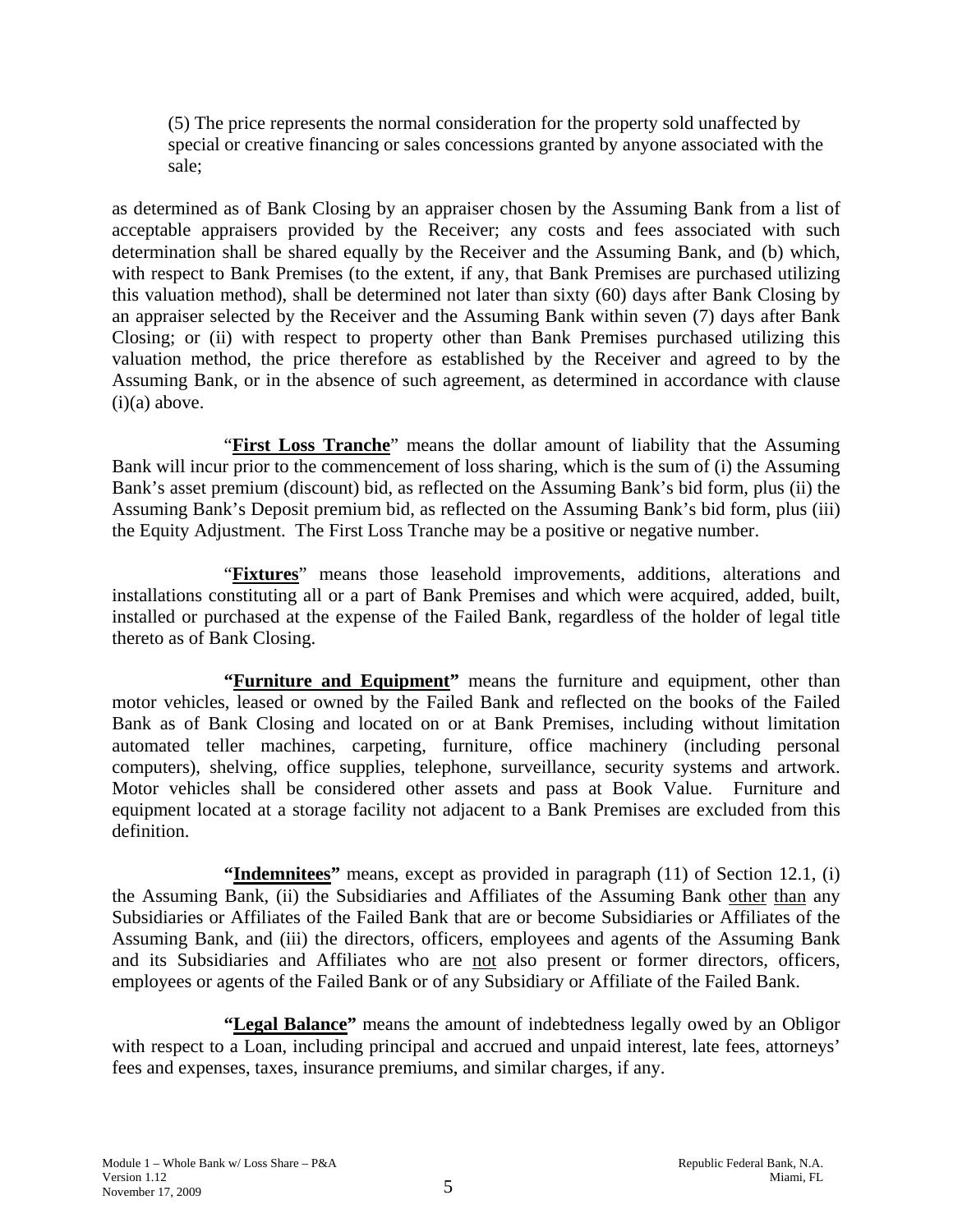(5) The price represents the normal consideration for the property sold unaffected by special or creative financing or sales concessions granted by anyone associated with the sale;

as determined as of Bank Closing by an appraiser chosen by the Assuming Bank from a list of acceptable appraisers provided by the Receiver; any costs and fees associated with such determination shall be shared equally by the Receiver and the Assuming Bank, and (b) which, with respect to Bank Premises (to the extent, if any, that Bank Premises are purchased utilizing this valuation method), shall be determined not later than sixty (60) days after Bank Closing by an appraiser selected by the Receiver and the Assuming Bank within seven (7) days after Bank Closing; or (ii) with respect to property other than Bank Premises purchased utilizing this valuation method, the price therefore as established by the Receiver and agreed to by the Assuming Bank, or in the absence of such agreement, as determined in accordance with clause (i)(a) above.

"**First Loss Tranche**" means the dollar amount of liability that the Assuming Bank will incur prior to the commencement of loss sharing, which is the sum of (i) the Assuming Bank's asset premium (discount) bid, as reflected on the Assuming Bank's bid form, plus (ii) the Assuming Bank's Deposit premium bid, as reflected on the Assuming Bank's bid form, plus (iii) the Equity Adjustment. The First Loss Tranche may be a positive or negative number.

"**Fixtures**" means those leasehold improvements, additions, alterations and installations constituting all or a part of Bank Premises and which were acquired, added, built, installed or purchased at the expense of the Failed Bank, regardless of the holder of legal title thereto as of Bank Closing.

**"Furniture and Equipment"** means the furniture and equipment, other than motor vehicles, leased or owned by the Failed Bank and reflected on the books of the Failed Bank as of Bank Closing and located on or at Bank Premises, including without limitation automated teller machines, carpeting, furniture, office machinery (including personal computers), shelving, office supplies, telephone, surveillance, security systems and artwork. Motor vehicles shall be considered other assets and pass at Book Value. Furniture and equipment located at a storage facility not adjacent to a Bank Premises are excluded from this definition.

**"Indemnitees"** means, except as provided in paragraph (11) of Section 12.1, (i) the Assuming Bank, (ii) the Subsidiaries and Affiliates of the Assuming Bank other than any Subsidiaries or Affiliates of the Failed Bank that are or become Subsidiaries or Affiliates of the Assuming Bank, and (iii) the directors, officers, employees and agents of the Assuming Bank and its Subsidiaries and Affiliates who are not also present or former directors, officers, employees or agents of the Failed Bank or of any Subsidiary or Affiliate of the Failed Bank.

**"Legal Balance"** means the amount of indebtedness legally owed by an Obligor with respect to a Loan, including principal and accrued and unpaid interest, late fees, attorneys' fees and expenses, taxes, insurance premiums, and similar charges, if any.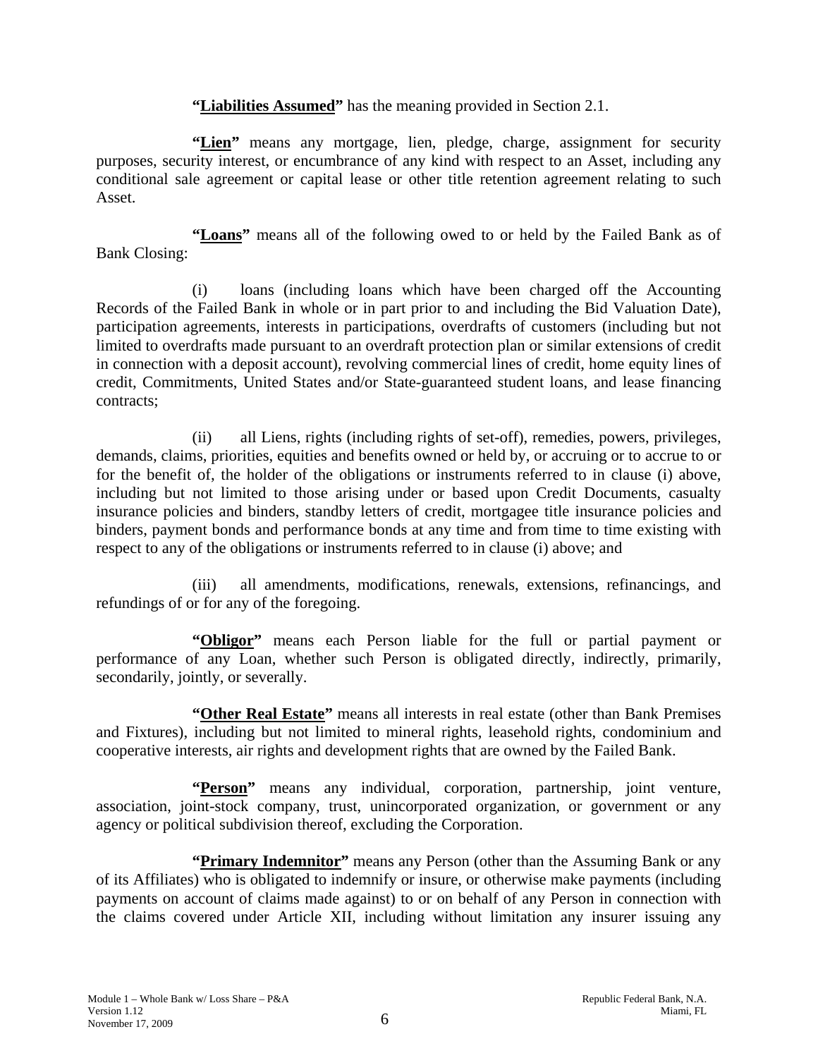**"<u>Liabilities Assumed</u>"** has the meaning provided in Section 2.1.

**"<u>Lien</u>"** means any mortgage, lien, pledge, charge, assignment for security purposes, security interest, or encumbrance of any kind with respect to an Asset, including any conditional sale agreement or capital lease or other title retention agreement relating to such Asset.

**"<u>Loans</u>"** means all of the following owed to or held by the Failed Bank as of Bank Closing:

(i) loans (including loans which have been charged off the Accounting Records of the Failed Bank in whole or in part prior to and including the Bid Valuation Date), participation agreements, interests in participations, overdrafts of customers (including but not limited to overdrafts made pursuant to an overdraft protection plan or similar extensions of credit in connection with a deposit account), revolving commercial lines of credit, home equity lines of credit, Commitments, United States and/or State-guaranteed student loans, and lease financing contracts;

(ii) all Liens, rights (including rights of set-off), remedies, powers, privileges, demands, claims, priorities, equities and benefits owned or held by, or accruing or to accrue to or for the benefit of, the holder of the obligations or instruments referred to in clause (i) above, including but not limited to those arising under or based upon Credit Documents, casualty insurance policies and binders, standby letters of credit, mortgagee title insurance policies and binders, payment bonds and performance bonds at any time and from time to time existing with respect to any of the obligations or instruments referred to in clause (i) above; and

(iii) all amendments, modifications, renewals, extensions, refinancings, and refundings of or for any of the foregoing.

**"<u>Obligor</u>"** means each Person liable for the full or partial payment or performance of any Loan, whether such Person is obligated directly, indirectly, primarily, secondarily, jointly, or severally.

**"<u>Other Real Estate</u>"** means all interests in real estate (other than Bank Premises and Fixtures), including but not limited to mineral rights, leasehold rights, condominium and cooperative interests, air rights and development rights that are owned by the Failed Bank.

**"<u>Person</u>"** means any individual, corporation, partnership, joint venture, association, joint-stock company, trust, unincorporated organization, or government or any agency or political subdivision thereof, excluding the Corporation.

**"<u>Primary Indemnitor</u>"** means any Person (other than the Assuming Bank or any of its Affiliates) who is obligated to indemnify or insure, or otherwise make payments (including payments on account of claims made against) to or on behalf of any Person in connection with the claims covered under Article XII, including without limitation any insurer issuing any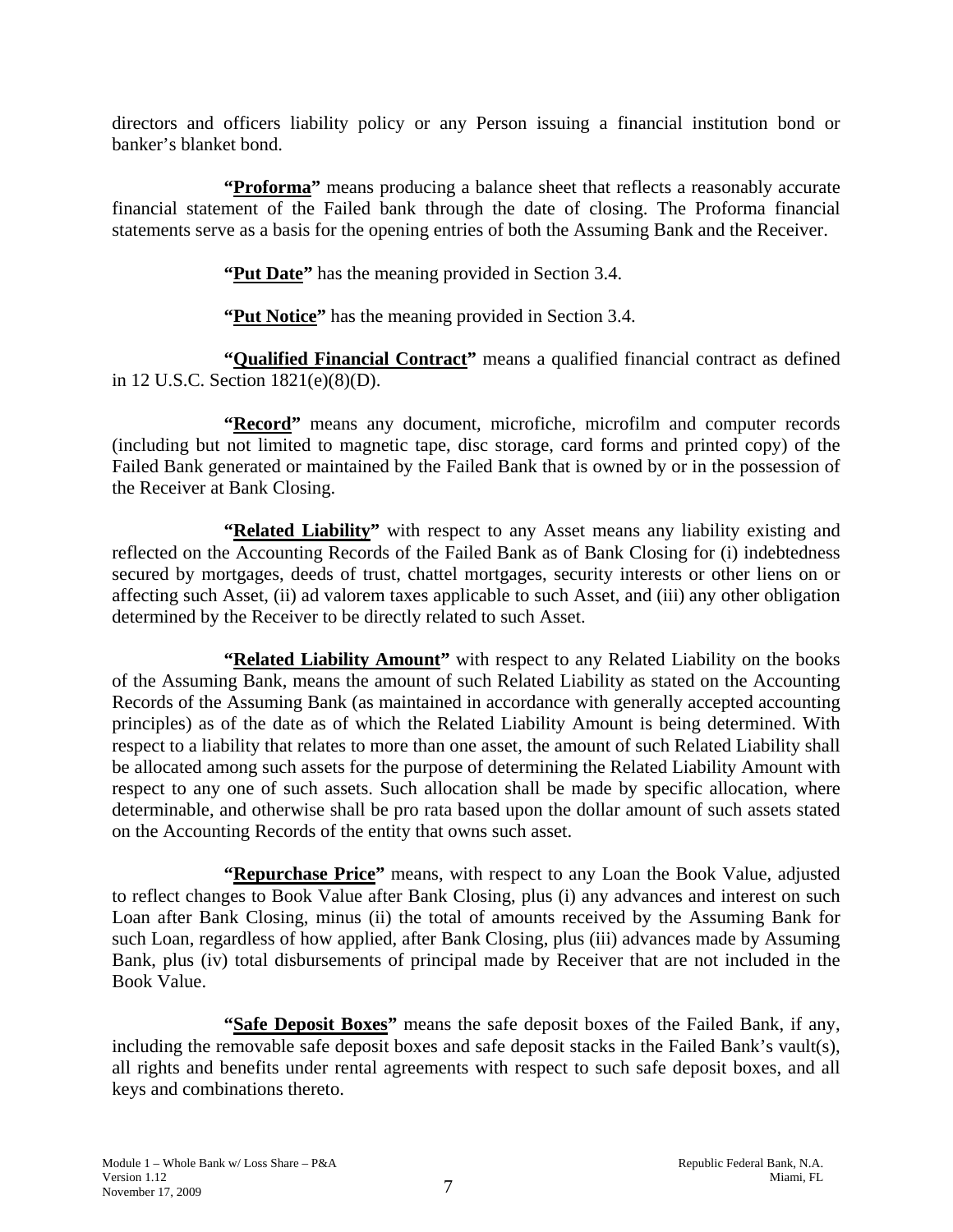directors and officers liability policy or any Person issuing a financial institution bond or banker's blanket bond.

**"<u>Proforma</u>"** means producing a balance sheet that reflects a reasonably accurate financial statement of the Failed bank through the date of closing. The Proforma financial statements serve as a basis for the opening entries of both the Assuming Bank and the Receiver.

**"<u>Put Date</u>"** has the meaning provided in Section 3.4.

**"<u>Put Notice</u>"** has the meaning provided in Section 3.4.

**"<u>Qualified Financial Contract</u>"** means a qualified financial contract as defined in 12 U.S.C. Section 1821(e)(8)(D).

**"<u>Record</u>"** means any document, microfiche, microfilm and computer records (including but not limited to magnetic tape, disc storage, card forms and printed copy) of the Failed Bank generated or maintained by the Failed Bank that is owned by or in the possession of the Receiver at Bank Closing.

**"<u>Related Liability</u>"** with respect to any Asset means any liability existing and reflected on the Accounting Records of the Failed Bank as of Bank Closing for (i) indebtedness secured by mortgages, deeds of trust, chattel mortgages, security interests or other liens on or affecting such Asset, (ii) ad valorem taxes applicable to such Asset, and (iii) any other obligation determined by the Receiver to be directly related to such Asset.

**"<u>Related Liability Amount</u>"** with respect to any Related Liability on the books of the Assuming Bank, means the amount of such Related Liability as stated on the Accounting Records of the Assuming Bank (as maintained in accordance with generally accepted accounting principles) as of the date as of which the Related Liability Amount is being determined. With respect to a liability that relates to more than one asset, the amount of such Related Liability shall be allocated among such assets for the purpose of determining the Related Liability Amount with respect to any one of such assets. Such allocation shall be made by specific allocation, where determinable, and otherwise shall be pro rata based upon the dollar amount of such assets stated on the Accounting Records of the entity that owns such asset.

**"<u>Repurchase Price</u>"** means, with respect to any Loan the Book Value, adjusted to reflect changes to Book Value after Bank Closing, plus (i) any advances and interest on such Loan after Bank Closing, minus (ii) the total of amounts received by the Assuming Bank for such Loan, regardless of how applied, after Bank Closing, plus (iii) advances made by Assuming Bank, plus (iv) total disbursements of principal made by Receiver that are not included in the Book Value.

**"<u>Safe Deposit Boxes</u>"** means the safe deposit boxes of the Failed Bank, if any, including the removable safe deposit boxes and safe deposit stacks in the Failed Bank's vault(s), all rights and benefits under rental agreements with respect to such safe deposit boxes, and all keys and combinations thereto.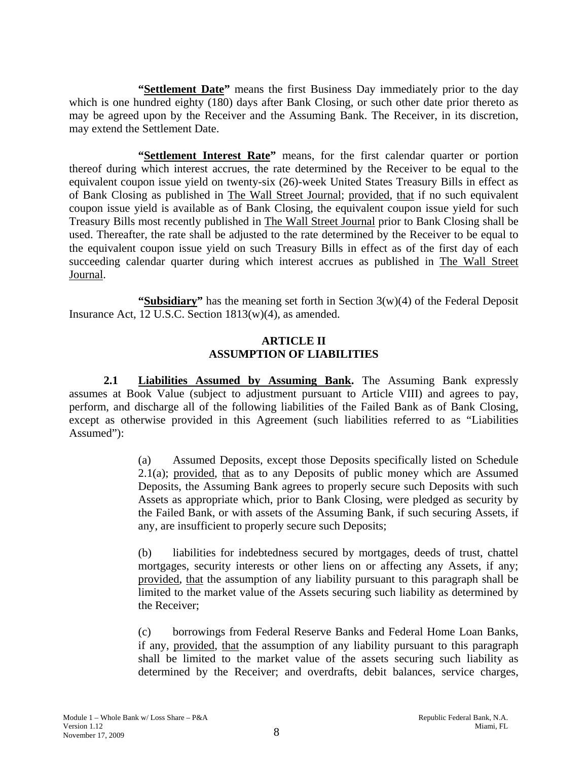**"<u>Settlement Date</u>"** means the first Business Day immediately prior to the day which is one hundred eighty (180) days after Bank Closing, or such other date prior thereto as may be agreed upon by the Receiver and the Assuming Bank. The Receiver, in its discretion, may extend the Settlement Date.

**"<u>Settlement Interest Rate</u>"** means, for the first calendar quarter or portion thereof during which interest accrues, the rate determined by the Receiver to be equal to the equivalent coupon issue yield on twenty-six (26)-week United States Treasury Bills in effect as of Bank Closing as published in <u>The Wall Street Journal</u>; <u>provided</u>, <u>that</u> if no such equivalent coupon issue yield is available as of Bank Closing, the equivalent coupon issue yield for such Treasury Bills most recently published in <u>The Wall Street Journal</u> prior to Bank Closing shall be used. Thereafter, the rate shall be adjusted to the rate determined by the Receiver to be equal to the equivalent coupon issue yield on such Treasury Bills in effect as of the first day of each succeeding calendar quarter during which interest accrues as published in <u>The Wall Street Journal</u>.

**"<u>Subsidiary</u>"** has the meaning set forth in Section 3(w)(4) of the Federal Deposit Insurance Act, 12 U.S.C. Section 1813(w)(4), as amended.

## ARTICLE II
## ASSUMPTION OF LIABILITIES

**2.1 <u>Liabilities Assumed by Assuming Bank</u>.** The Assuming Bank expressly assumes at Book Value (subject to adjustment pursuant to Article VIII) and agrees to pay, perform, and discharge all of the following liabilities of the Failed Bank as of Bank Closing, except as otherwise provided in this Agreement (such liabilities referred to as "Liabilities Assumed"):

(a) Assumed Deposits, except those Deposits specifically listed on Schedule 2.1(a); <u>provided</u>, <u>that</u> as to any Deposits of public money which are Assumed Deposits, the Assuming Bank agrees to properly secure such Deposits with such Assets as appropriate which, prior to Bank Closing, were pledged as security by the Failed Bank, or with assets of the Assuming Bank, if such securing Assets, if any, are insufficient to properly secure such Deposits;

(b) liabilities for indebtedness secured by mortgages, deeds of trust, chattel mortgages, security interests or other liens on or affecting any Assets, if any; <u>provided</u>, <u>that</u> the assumption of any liability pursuant to this paragraph shall be limited to the market value of the Assets securing such liability as determined by the Receiver;

(c) borrowings from Federal Reserve Banks and Federal Home Loan Banks, if any, <u>provided</u>, <u>that</u> the assumption of any liability pursuant to this paragraph shall be limited to the market value of the assets securing such liability as determined by the Receiver; and overdrafts, debit balances, service charges,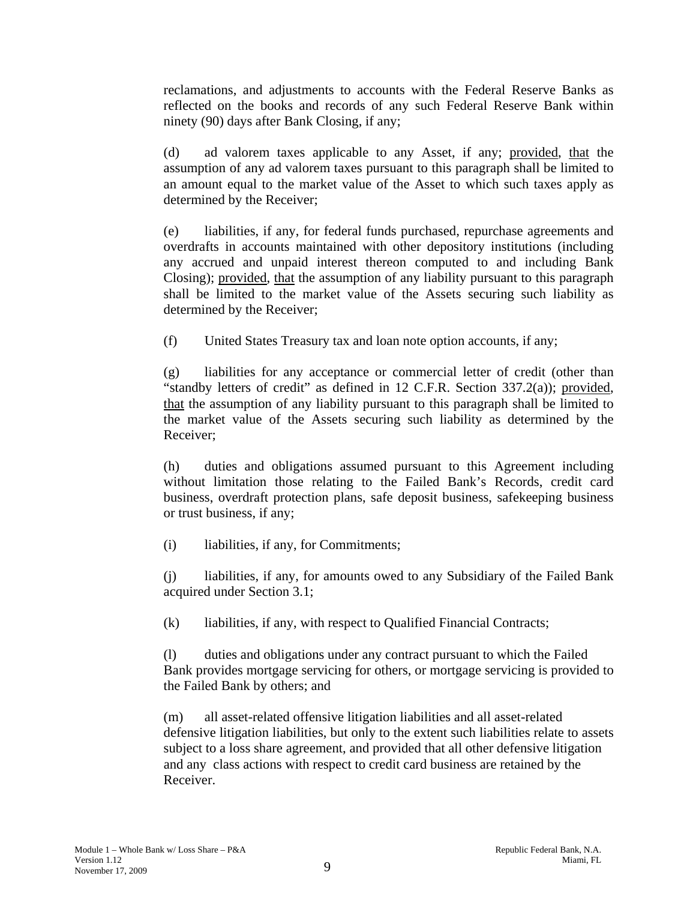reclamations, and adjustments to accounts with the Federal Reserve Banks as reflected on the books and records of any such Federal Reserve Bank within ninety (90) days after Bank Closing, if any;

(d) ad valorem taxes applicable to any Asset, if any; provided, that the assumption of any ad valorem taxes pursuant to this paragraph shall be limited to an amount equal to the market value of the Asset to which such taxes apply as determined by the Receiver;

(e) liabilities, if any, for federal funds purchased, repurchase agreements and overdrafts in accounts maintained with other depository institutions (including any accrued and unpaid interest thereon computed to and including Bank Closing); provided, that the assumption of any liability pursuant to this paragraph shall be limited to the market value of the Assets securing such liability as determined by the Receiver;

(f) United States Treasury tax and loan note option accounts, if any;

(g) liabilities for any acceptance or commercial letter of credit (other than "standby letters of credit" as defined in 12 C.F.R. Section 337.2(a)); provided, that the assumption of any liability pursuant to this paragraph shall be limited to the market value of the Assets securing such liability as determined by the Receiver;

(h) duties and obligations assumed pursuant to this Agreement including without limitation those relating to the Failed Bank's Records, credit card business, overdraft protection plans, safe deposit business, safekeeping business or trust business, if any;

(i) liabilities, if any, for Commitments;

(j) liabilities, if any, for amounts owed to any Subsidiary of the Failed Bank acquired under Section 3.1;

(k) liabilities, if any, with respect to Qualified Financial Contracts;

(l) duties and obligations under any contract pursuant to which the Failed Bank provides mortgage servicing for others, or mortgage servicing is provided to the Failed Bank by others; and

(m) all asset-related offensive litigation liabilities and all asset-related defensive litigation liabilities, but only to the extent such liabilities relate to assets subject to a loss share agreement, and provided that all other defensive litigation and any class actions with respect to credit card business are retained by the Receiver.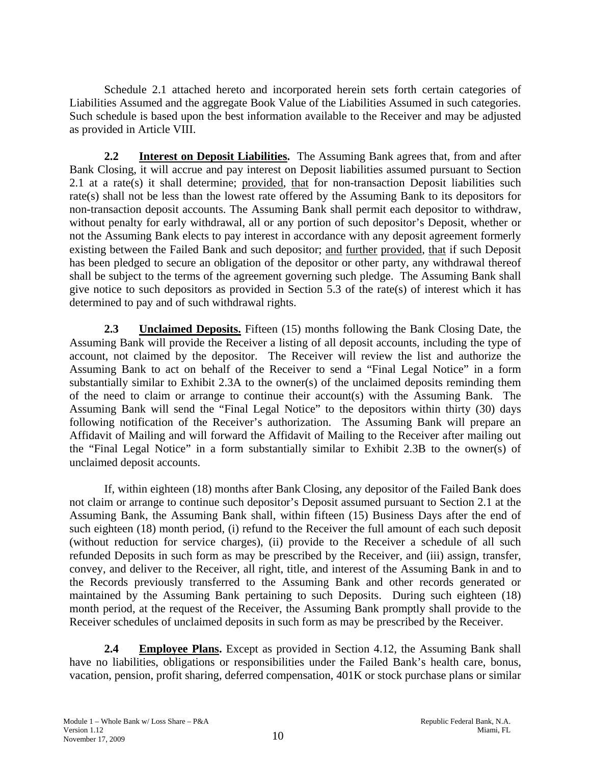Schedule 2.1 attached hereto and incorporated herein sets forth certain categories of Liabilities Assumed and the aggregate Book Value of the Liabilities Assumed in such categories. Such schedule is based upon the best information available to the Receiver and may be adjusted as provided in Article VIII.

**2.2 Interest on Deposit Liabilities.** The Assuming Bank agrees that, from and after Bank Closing, it will accrue and pay interest on Deposit liabilities assumed pursuant to Section 2.1 at a rate(s) it shall determine; provided, that for non-transaction Deposit liabilities such rate(s) shall not be less than the lowest rate offered by the Assuming Bank to its depositors for non-transaction deposit accounts. The Assuming Bank shall permit each depositor to withdraw, without penalty for early withdrawal, all or any portion of such depositor's Deposit, whether or not the Assuming Bank elects to pay interest in accordance with any deposit agreement formerly existing between the Failed Bank and such depositor; and further provided, that if such Deposit has been pledged to secure an obligation of the depositor or other party, any withdrawal thereof shall be subject to the terms of the agreement governing such pledge. The Assuming Bank shall give notice to such depositors as provided in Section 5.3 of the rate(s) of interest which it has determined to pay and of such withdrawal rights.

**2.3 Unclaimed Deposits.** Fifteen (15) months following the Bank Closing Date, the Assuming Bank will provide the Receiver a listing of all deposit accounts, including the type of account, not claimed by the depositor. The Receiver will review the list and authorize the Assuming Bank to act on behalf of the Receiver to send a "Final Legal Notice" in a form substantially similar to Exhibit 2.3A to the owner(s) of the unclaimed deposits reminding them of the need to claim or arrange to continue their account(s) with the Assuming Bank. The Assuming Bank will send the "Final Legal Notice" to the depositors within thirty (30) days following notification of the Receiver's authorization. The Assuming Bank will prepare an Affidavit of Mailing and will forward the Affidavit of Mailing to the Receiver after mailing out the "Final Legal Notice" in a form substantially similar to Exhibit 2.3B to the owner(s) of unclaimed deposit accounts.

If, within eighteen (18) months after Bank Closing, any depositor of the Failed Bank does not claim or arrange to continue such depositor's Deposit assumed pursuant to Section 2.1 at the Assuming Bank, the Assuming Bank shall, within fifteen (15) Business Days after the end of such eighteen (18) month period, (i) refund to the Receiver the full amount of each such deposit (without reduction for service charges), (ii) provide to the Receiver a schedule of all such refunded Deposits in such form as may be prescribed by the Receiver, and (iii) assign, transfer, convey, and deliver to the Receiver, all right, title, and interest of the Assuming Bank in and to the Records previously transferred to the Assuming Bank and other records generated or maintained by the Assuming Bank pertaining to such Deposits. During such eighteen (18) month period, at the request of the Receiver, the Assuming Bank promptly shall provide to the Receiver schedules of unclaimed deposits in such form as may be prescribed by the Receiver.

**2.4 Employee Plans.** Except as provided in Section 4.12, the Assuming Bank shall have no liabilities, obligations or responsibilities under the Failed Bank's health care, bonus, vacation, pension, profit sharing, deferred compensation, 401K or stock purchase plans or similar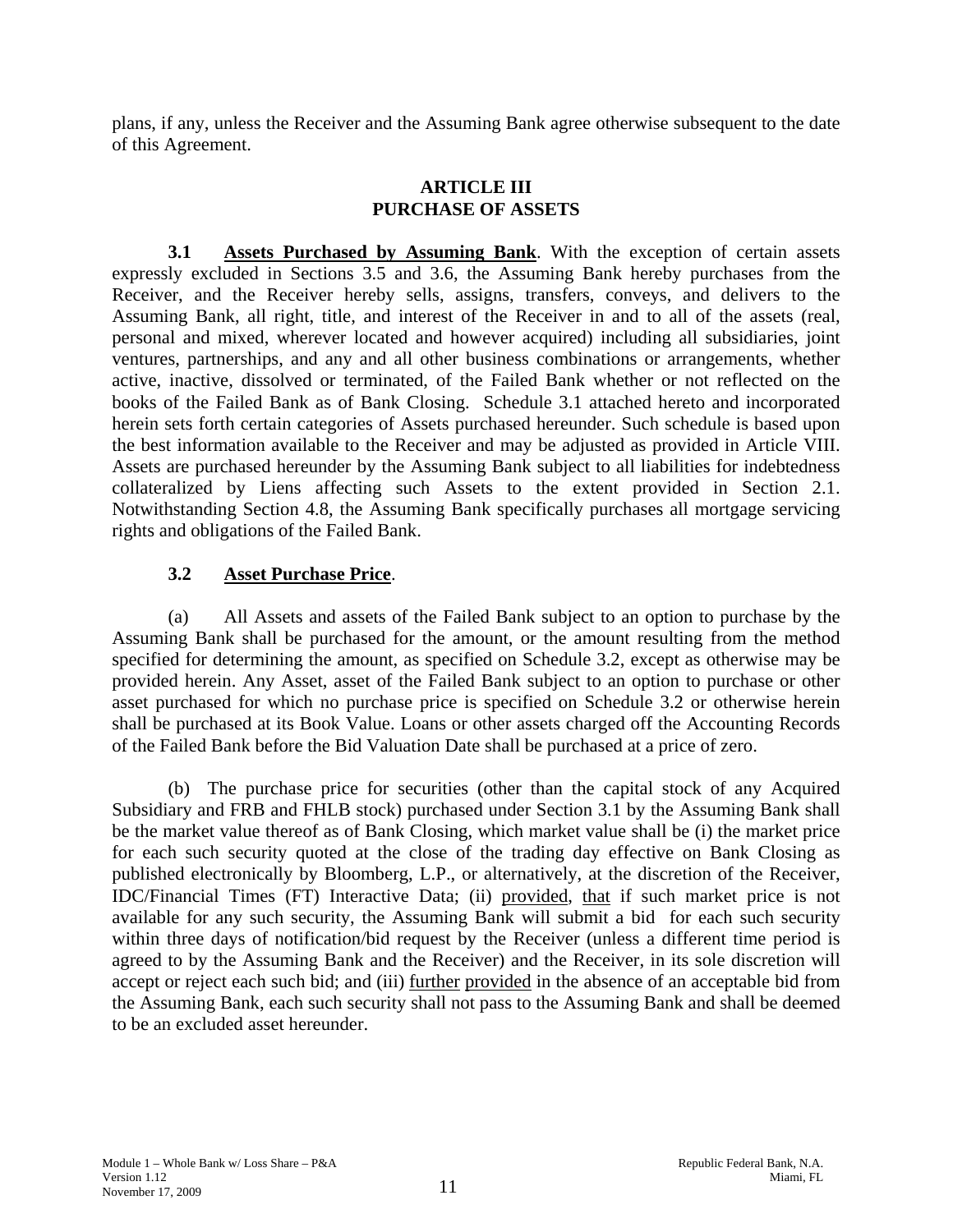plans, if any, unless the Receiver and the Assuming Bank agree otherwise subsequent to the date of this Agreement.

## ARTICLE III
## PURCHASE OF ASSETS

**3.1 Assets Purchased by Assuming Bank**. With the exception of certain assets expressly excluded in Sections 3.5 and 3.6, the Assuming Bank hereby purchases from the Receiver, and the Receiver hereby sells, assigns, transfers, conveys, and delivers to the Assuming Bank, all right, title, and interest of the Receiver in and to all of the assets (real, personal and mixed, wherever located and however acquired) including all subsidiaries, joint ventures, partnerships, and any and all other business combinations or arrangements, whether active, inactive, dissolved or terminated, of the Failed Bank whether or not reflected on the books of the Failed Bank as of Bank Closing. Schedule 3.1 attached hereto and incorporated herein sets forth certain categories of Assets purchased hereunder. Such schedule is based upon the best information available to the Receiver and may be adjusted as provided in Article VIII. Assets are purchased hereunder by the Assuming Bank subject to all liabilities for indebtedness collateralized by Liens affecting such Assets to the extent provided in Section 2.1. Notwithstanding Section 4.8, the Assuming Bank specifically purchases all mortgage servicing rights and obligations of the Failed Bank.

**3.2 Asset Purchase Price**.

(a) All Assets and assets of the Failed Bank subject to an option to purchase by the Assuming Bank shall be purchased for the amount, or the amount resulting from the method specified for determining the amount, as specified on Schedule 3.2, except as otherwise may be provided herein. Any Asset, asset of the Failed Bank subject to an option to purchase or other asset purchased for which no purchase price is specified on Schedule 3.2 or otherwise herein shall be purchased at its Book Value. Loans or other assets charged off the Accounting Records of the Failed Bank before the Bid Valuation Date shall be purchased at a price of zero.

(b) The purchase price for securities (other than the capital stock of any Acquired Subsidiary and FRB and FHLB stock) purchased under Section 3.1 by the Assuming Bank shall be the market value thereof as of Bank Closing, which market value shall be (i) the market price for each such security quoted at the close of the trading day effective on Bank Closing as published electronically by Bloomberg, L.P., or alternatively, at the discretion of the Receiver, IDC/Financial Times (FT) Interactive Data; (ii) provided, that if such market price is not available for any such security, the Assuming Bank will submit a bid for each such security within three days of notification/bid request by the Receiver (unless a different time period is agreed to by the Assuming Bank and the Receiver) and the Receiver, in its sole discretion will accept or reject each such bid; and (iii) further provided in the absence of an acceptable bid from the Assuming Bank, each such security shall not pass to the Assuming Bank and shall be deemed to be an excluded asset hereunder.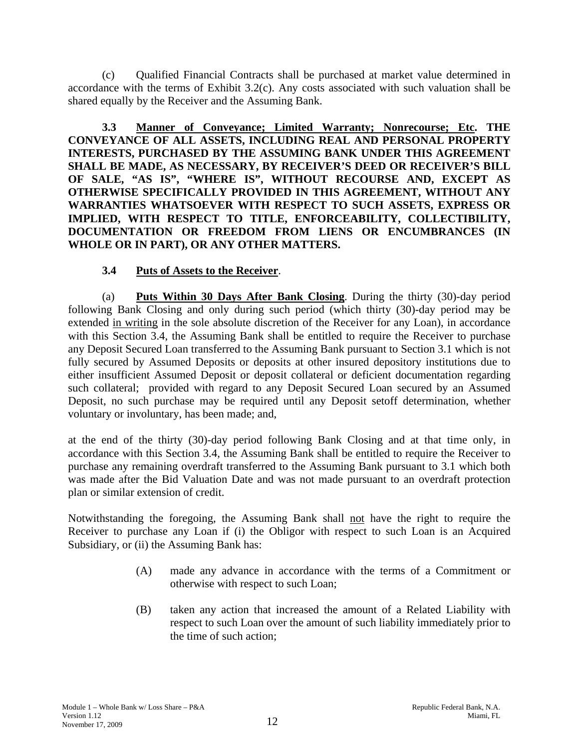(c) Qualified Financial Contracts shall be purchased at market value determined in accordance with the terms of Exhibit 3.2(c). Any costs associated with such valuation shall be shared equally by the Receiver and the Assuming Bank.

**3.3 <u>Manner of Conveyance; Limited Warranty; Nonrecourse; Etc</u>. THE CONVEYANCE OF ALL ASSETS, INCLUDING REAL AND PERSONAL PROPERTY INTERESTS, PURCHASED BY THE ASSUMING BANK UNDER THIS AGREEMENT SHALL BE MADE, AS NECESSARY, BY RECEIVER'S DEED OR RECEIVER'S BILL OF SALE, "AS IS", "WHERE IS", WITHOUT RECOURSE AND, EXCEPT AS OTHERWISE SPECIFICALLY PROVIDED IN THIS AGREEMENT, WITHOUT ANY WARRANTIES WHATSOEVER WITH RESPECT TO SUCH ASSETS, EXPRESS OR IMPLIED, WITH RESPECT TO TITLE, ENFORCEABILITY, COLLECTIBILITY, DOCUMENTATION OR FREEDOM FROM LIENS OR ENCUMBRANCES (IN WHOLE OR IN PART), OR ANY OTHER MATTERS.**

**3.4 <u>Puts of Assets to the Receiver</u>.**

(a) **<u>Puts Within 30 Days After Bank Closing</u>**. During the thirty (30)-day period following Bank Closing and only during such period (which thirty (30)-day period may be extended <u>in writing</u> in the sole absolute discretion of the Receiver for any Loan), in accordance with this Section 3.4, the Assuming Bank shall be entitled to require the Receiver to purchase any Deposit Secured Loan transferred to the Assuming Bank pursuant to Section 3.1 which is not fully secured by Assumed Deposits or deposits at other insured depository institutions due to either insufficient Assumed Deposit or deposit collateral or deficient documentation regarding such collateral; provided with regard to any Deposit Secured Loan secured by an Assumed Deposit, no such purchase may be required until any Deposit setoff determination, whether voluntary or involuntary, has been made; and,

at the end of the thirty (30)-day period following Bank Closing and at that time only, in accordance with this Section 3.4, the Assuming Bank shall be entitled to require the Receiver to purchase any remaining overdraft transferred to the Assuming Bank pursuant to 3.1 which both was made after the Bid Valuation Date and was not made pursuant to an overdraft protection plan or similar extension of credit.

Notwithstanding the foregoing, the Assuming Bank shall <u>not</u> have the right to require the Receiver to purchase any Loan if (i) the Obligor with respect to such Loan is an Acquired Subsidiary, or (ii) the Assuming Bank has:

(A) made any advance in accordance with the terms of a Commitment or otherwise with respect to such Loan;

(B) taken any action that increased the amount of a Related Liability with respect to such Loan over the amount of such liability immediately prior to the time of such action;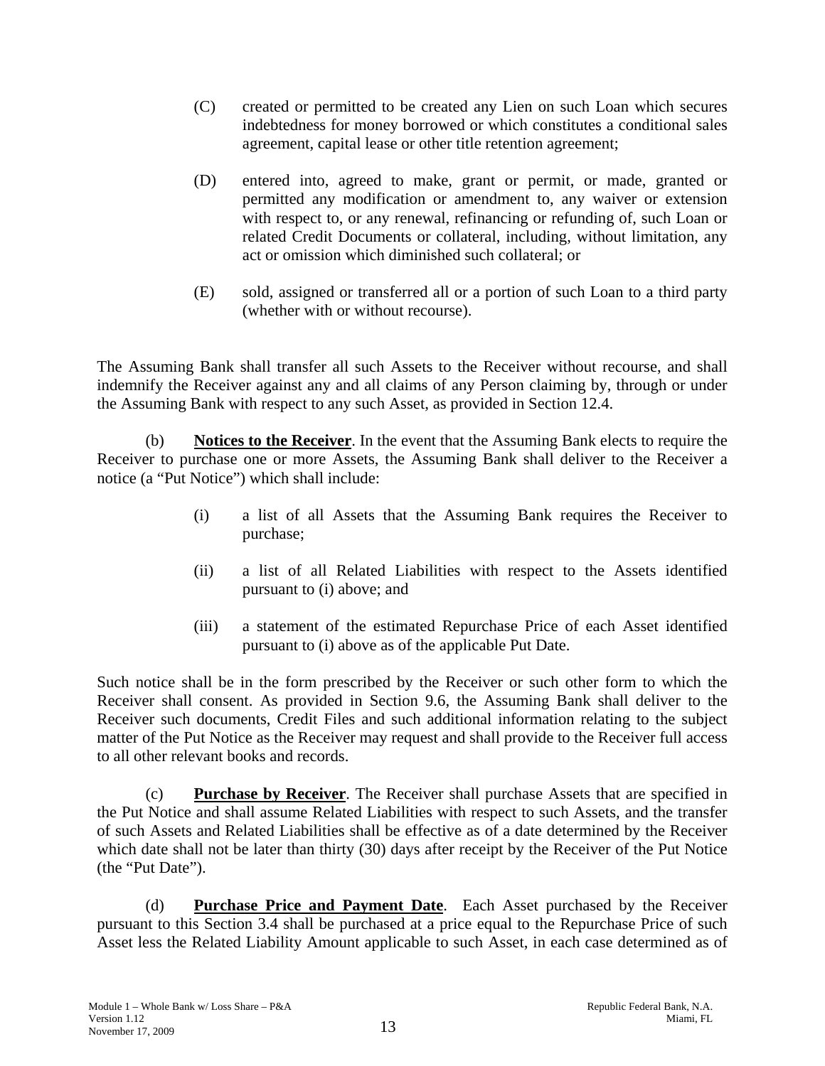(C) created or permitted to be created any Lien on such Loan which secures indebtedness for money borrowed or which constitutes a conditional sales agreement, capital lease or other title retention agreement;

(D) entered into, agreed to make, grant or permit, or made, granted or permitted any modification or amendment to, any waiver or extension with respect to, or any renewal, refinancing or refunding of, such Loan or related Credit Documents or collateral, including, without limitation, any act or omission which diminished such collateral; or

(E) sold, assigned or transferred all or a portion of such Loan to a third party (whether with or without recourse).

The Assuming Bank shall transfer all such Assets to the Receiver without recourse, and shall indemnify the Receiver against any and all claims of any Person claiming by, through or under the Assuming Bank with respect to any such Asset, as provided in Section 12.4.

(b) **Notices to the Receiver**. In the event that the Assuming Bank elects to require the Receiver to purchase one or more Assets, the Assuming Bank shall deliver to the Receiver a notice (a "Put Notice") which shall include:

(i) a list of all Assets that the Assuming Bank requires the Receiver to purchase;

(ii) a list of all Related Liabilities with respect to the Assets identified pursuant to (i) above; and

(iii) a statement of the estimated Repurchase Price of each Asset identified pursuant to (i) above as of the applicable Put Date.

Such notice shall be in the form prescribed by the Receiver or such other form to which the Receiver shall consent. As provided in Section 9.6, the Assuming Bank shall deliver to the Receiver such documents, Credit Files and such additional information relating to the subject matter of the Put Notice as the Receiver may request and shall provide to the Receiver full access to all other relevant books and records.

(c) **Purchase by Receiver**. The Receiver shall purchase Assets that are specified in the Put Notice and shall assume Related Liabilities with respect to such Assets, and the transfer of such Assets and Related Liabilities shall be effective as of a date determined by the Receiver which date shall not be later than thirty (30) days after receipt by the Receiver of the Put Notice (the "Put Date").

(d) **Purchase Price and Payment Date**. Each Asset purchased by the Receiver pursuant to this Section 3.4 shall be purchased at a price equal to the Repurchase Price of such Asset less the Related Liability Amount applicable to such Asset, in each case determined as of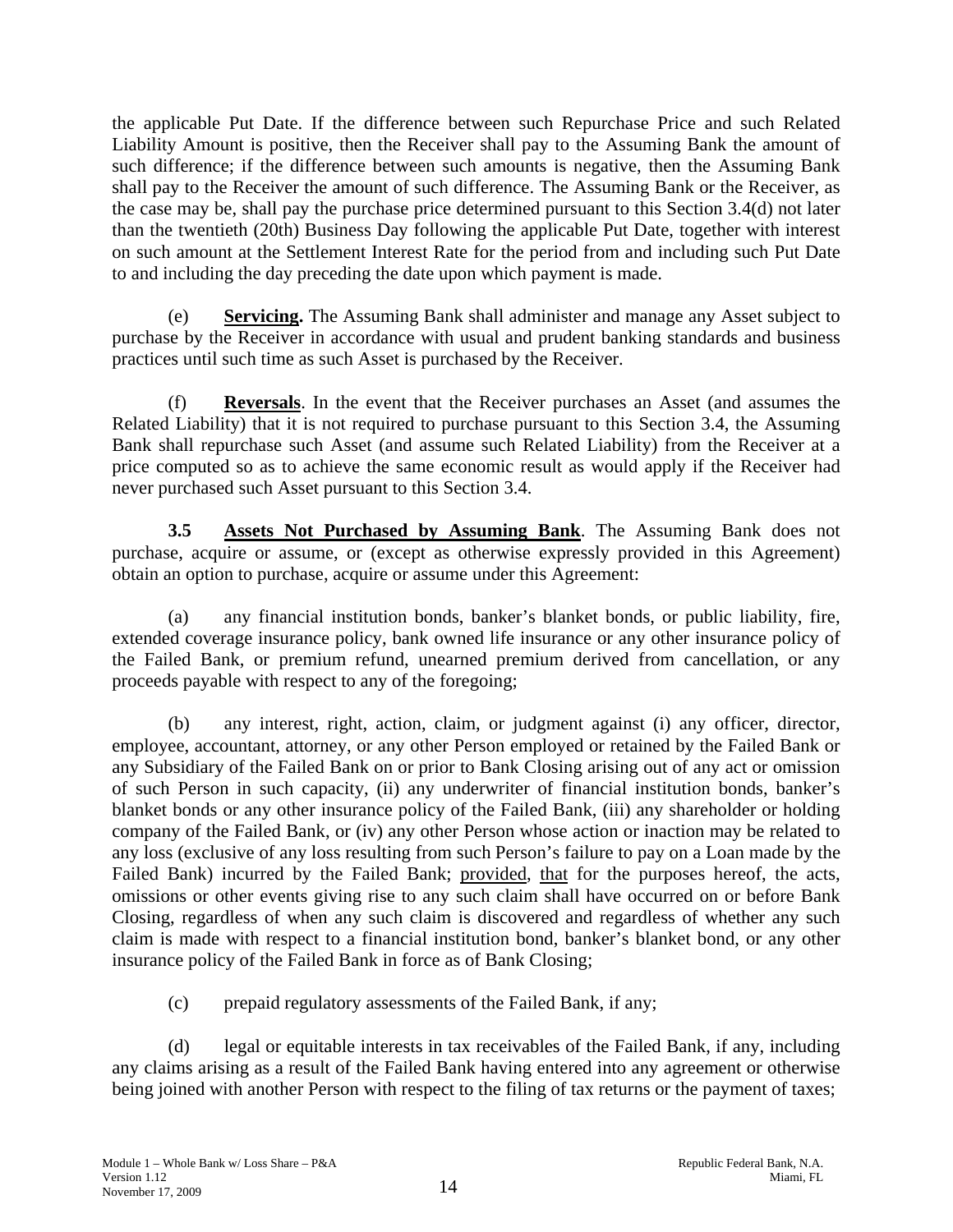the applicable Put Date. If the difference between such Repurchase Price and such Related Liability Amount is positive, then the Receiver shall pay to the Assuming Bank the amount of such difference; if the difference between such amounts is negative, then the Assuming Bank shall pay to the Receiver the amount of such difference. The Assuming Bank or the Receiver, as the case may be, shall pay the purchase price determined pursuant to this Section 3.4(d) not later than the twentieth (20th) Business Day following the applicable Put Date, together with interest on such amount at the Settlement Interest Rate for the period from and including such Put Date to and including the day preceding the date upon which payment is made.

(e) **Servicing.** The Assuming Bank shall administer and manage any Asset subject to purchase by the Receiver in accordance with usual and prudent banking standards and business practices until such time as such Asset is purchased by the Receiver.

(f) **Reversals**. In the event that the Receiver purchases an Asset (and assumes the Related Liability) that it is not required to purchase pursuant to this Section 3.4, the Assuming Bank shall repurchase such Asset (and assume such Related Liability) from the Receiver at a price computed so as to achieve the same economic result as would apply if the Receiver had never purchased such Asset pursuant to this Section 3.4.

**3.5 Assets Not Purchased by Assuming Bank**. The Assuming Bank does not purchase, acquire or assume, or (except as otherwise expressly provided in this Agreement) obtain an option to purchase, acquire or assume under this Agreement:

(a) any financial institution bonds, banker's blanket bonds, or public liability, fire, extended coverage insurance policy, bank owned life insurance or any other insurance policy of the Failed Bank, or premium refund, unearned premium derived from cancellation, or any proceeds payable with respect to any of the foregoing;

(b) any interest, right, action, claim, or judgment against (i) any officer, director, employee, accountant, attorney, or any other Person employed or retained by the Failed Bank or any Subsidiary of the Failed Bank on or prior to Bank Closing arising out of any act or omission of such Person in such capacity, (ii) any underwriter of financial institution bonds, banker's blanket bonds or any other insurance policy of the Failed Bank, (iii) any shareholder or holding company of the Failed Bank, or (iv) any other Person whose action or inaction may be related to any loss (exclusive of any loss resulting from such Person's failure to pay on a Loan made by the Failed Bank) incurred by the Failed Bank; provided, that for the purposes hereof, the acts, omissions or other events giving rise to any such claim shall have occurred on or before Bank Closing, regardless of when any such claim is discovered and regardless of whether any such claim is made with respect to a financial institution bond, banker's blanket bond, or any other insurance policy of the Failed Bank in force as of Bank Closing;

(c) prepaid regulatory assessments of the Failed Bank, if any;

(d) legal or equitable interests in tax receivables of the Failed Bank, if any, including any claims arising as a result of the Failed Bank having entered into any agreement or otherwise being joined with another Person with respect to the filing of tax returns or the payment of taxes;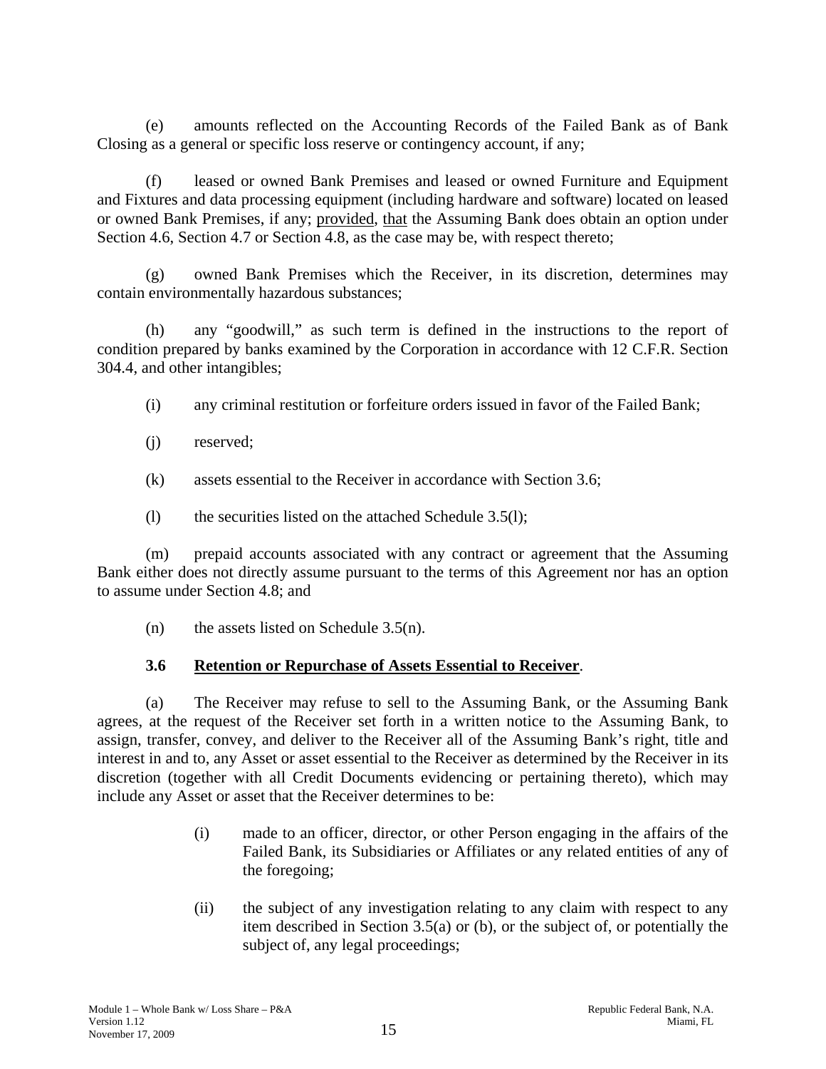(e) amounts reflected on the Accounting Records of the Failed Bank as of Bank Closing as a general or specific loss reserve or contingency account, if any;

(f) leased or owned Bank Premises and leased or owned Furniture and Equipment and Fixtures and data processing equipment (including hardware and software) located on leased or owned Bank Premises, if any; provided, that the Assuming Bank does obtain an option under Section 4.6, Section 4.7 or Section 4.8, as the case may be, with respect thereto;

(g) owned Bank Premises which the Receiver, in its discretion, determines may contain environmentally hazardous substances;

(h) any "goodwill," as such term is defined in the instructions to the report of condition prepared by banks examined by the Corporation in accordance with 12 C.F.R. Section 304.4, and other intangibles;

(i) any criminal restitution or forfeiture orders issued in favor of the Failed Bank;

(j) reserved;

(k) assets essential to the Receiver in accordance with Section 3.6;

(l) the securities listed on the attached Schedule 3.5(l);

(m) prepaid accounts associated with any contract or agreement that the Assuming Bank either does not directly assume pursuant to the terms of this Agreement nor has an option to assume under Section 4.8; and

(n) the assets listed on Schedule 3.5(n).

**3.6 Retention or Repurchase of Assets Essential to Receiver**.

(a) The Receiver may refuse to sell to the Assuming Bank, or the Assuming Bank agrees, at the request of the Receiver set forth in a written notice to the Assuming Bank, to assign, transfer, convey, and deliver to the Receiver all of the Assuming Bank's right, title and interest in and to, any Asset or asset essential to the Receiver as determined by the Receiver in its discretion (together with all Credit Documents evidencing or pertaining thereto), which may include any Asset or asset that the Receiver determines to be:

(i) made to an officer, director, or other Person engaging in the affairs of the Failed Bank, its Subsidiaries or Affiliates or any related entities of any of the foregoing;

(ii) the subject of any investigation relating to any claim with respect to any item described in Section 3.5(a) or (b), or the subject of, or potentially the subject of, any legal proceedings;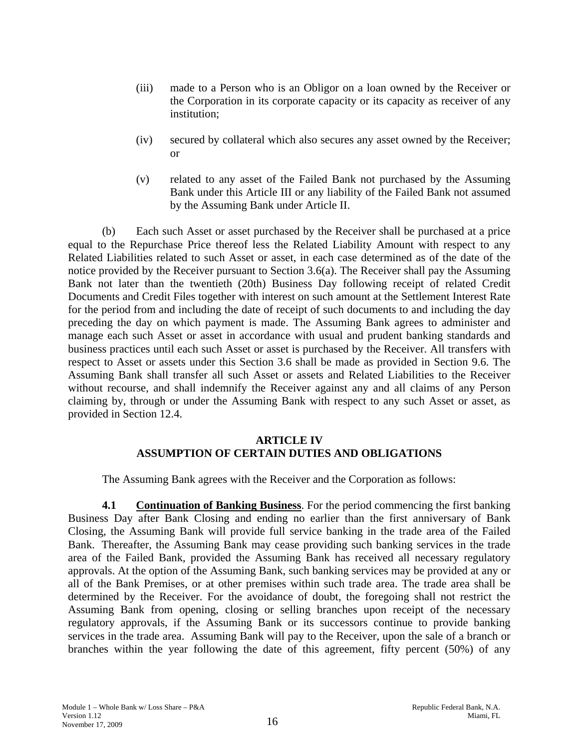(iii) made to a Person who is an Obligor on a loan owned by the Receiver or the Corporation in its corporate capacity or its capacity as receiver of any institution;

(iv) secured by collateral which also secures any asset owned by the Receiver; or

(v) related to any asset of the Failed Bank not purchased by the Assuming Bank under this Article III or any liability of the Failed Bank not assumed by the Assuming Bank under Article II.

(b) Each such Asset or asset purchased by the Receiver shall be purchased at a price equal to the Repurchase Price thereof less the Related Liability Amount with respect to any Related Liabilities related to such Asset or asset, in each case determined as of the date of the notice provided by the Receiver pursuant to Section 3.6(a). The Receiver shall pay the Assuming Bank not later than the twentieth (20th) Business Day following receipt of related Credit Documents and Credit Files together with interest on such amount at the Settlement Interest Rate for the period from and including the date of receipt of such documents to and including the day preceding the day on which payment is made. The Assuming Bank agrees to administer and manage each such Asset or asset in accordance with usual and prudent banking standards and business practices until each such Asset or asset is purchased by the Receiver. All transfers with respect to Asset or assets under this Section 3.6 shall be made as provided in Section 9.6. The Assuming Bank shall transfer all such Asset or assets and Related Liabilities to the Receiver without recourse, and shall indemnify the Receiver against any and all claims of any Person claiming by, through or under the Assuming Bank with respect to any such Asset or asset, as provided in Section 12.4.

## ARTICLE IV
## ASSUMPTION OF CERTAIN DUTIES AND OBLIGATIONS

The Assuming Bank agrees with the Receiver and the Corporation as follows:

**4.1 Continuation of Banking Business**. For the period commencing the first banking Business Day after Bank Closing and ending no earlier than the first anniversary of Bank Closing, the Assuming Bank will provide full service banking in the trade area of the Failed Bank. Thereafter, the Assuming Bank may cease providing such banking services in the trade area of the Failed Bank, provided the Assuming Bank has received all necessary regulatory approvals. At the option of the Assuming Bank, such banking services may be provided at any or all of the Bank Premises, or at other premises within such trade area. The trade area shall be determined by the Receiver. For the avoidance of doubt, the foregoing shall not restrict the Assuming Bank from opening, closing or selling branches upon receipt of the necessary regulatory approvals, if the Assuming Bank or its successors continue to provide banking services in the trade area. Assuming Bank will pay to the Receiver, upon the sale of a branch or branches within the year following the date of this agreement, fifty percent (50%) of any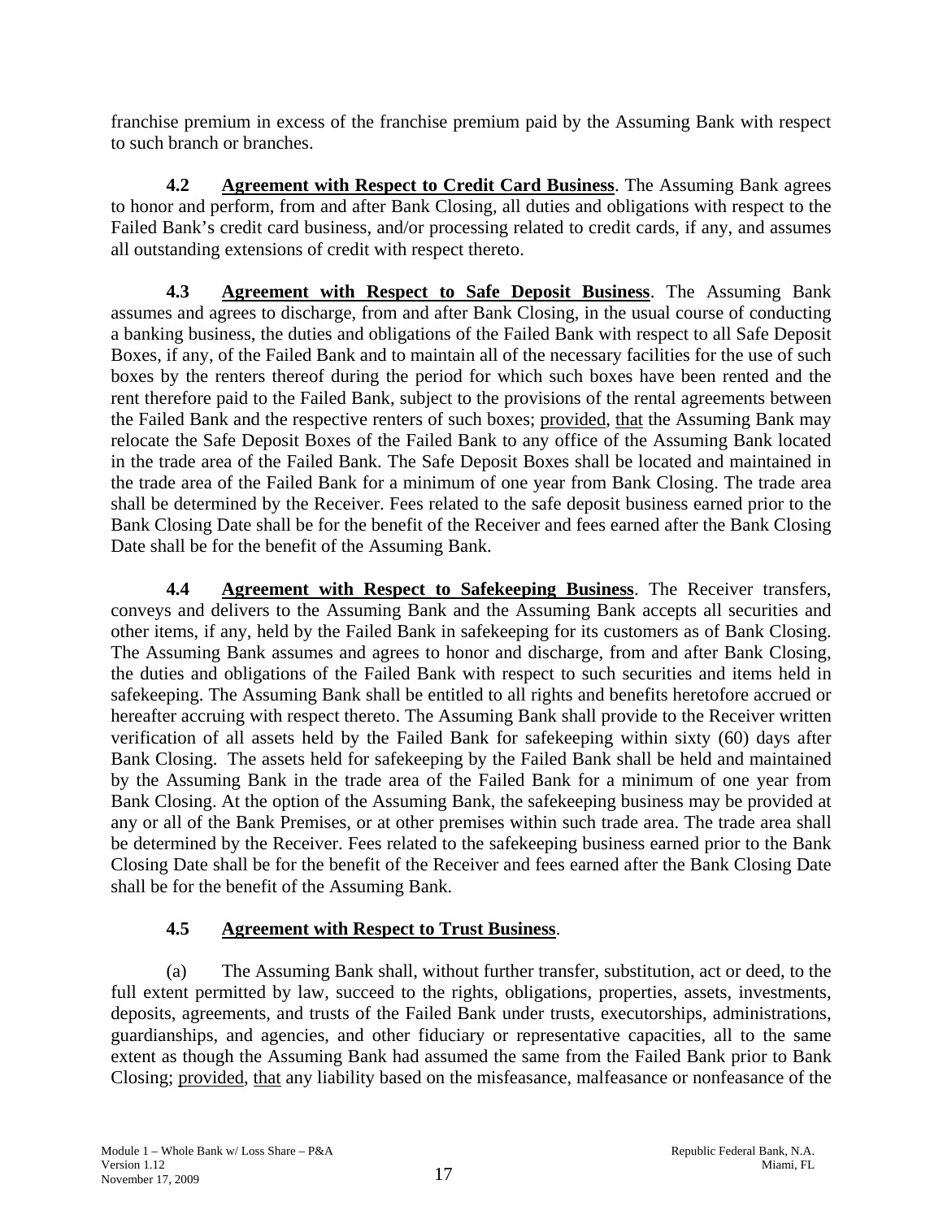franchise premium in excess of the franchise premium paid by the Assuming Bank with respect to such branch or branches.

**4.2 Agreement with Respect to Credit Card Business**. The Assuming Bank agrees to honor and perform, from and after Bank Closing, all duties and obligations with respect to the Failed Bank's credit card business, and/or processing related to credit cards, if any, and assumes all outstanding extensions of credit with respect thereto.

**4.3 Agreement with Respect to Safe Deposit Business**. The Assuming Bank assumes and agrees to discharge, from and after Bank Closing, in the usual course of conducting a banking business, the duties and obligations of the Failed Bank with respect to all Safe Deposit Boxes, if any, of the Failed Bank and to maintain all of the necessary facilities for the use of such boxes by the renters thereof during the period for which such boxes have been rented and the rent therefore paid to the Failed Bank, subject to the provisions of the rental agreements between the Failed Bank and the respective renters of such boxes; provided, that the Assuming Bank may relocate the Safe Deposit Boxes of the Failed Bank to any office of the Assuming Bank located in the trade area of the Failed Bank. The Safe Deposit Boxes shall be located and maintained in the trade area of the Failed Bank for a minimum of one year from Bank Closing. The trade area shall be determined by the Receiver. Fees related to the safe deposit business earned prior to the Bank Closing Date shall be for the benefit of the Receiver and fees earned after the Bank Closing Date shall be for the benefit of the Assuming Bank.

**4.4 Agreement with Respect to Safekeeping Business**. The Receiver transfers, conveys and delivers to the Assuming Bank and the Assuming Bank accepts all securities and other items, if any, held by the Failed Bank in safekeeping for its customers as of Bank Closing. The Assuming Bank assumes and agrees to honor and discharge, from and after Bank Closing, the duties and obligations of the Failed Bank with respect to such securities and items held in safekeeping. The Assuming Bank shall be entitled to all rights and benefits heretofore accrued or hereafter accruing with respect thereto. The Assuming Bank shall provide to the Receiver written verification of all assets held by the Failed Bank for safekeeping within sixty (60) days after Bank Closing. The assets held for safekeeping by the Failed Bank shall be held and maintained by the Assuming Bank in the trade area of the Failed Bank for a minimum of one year from Bank Closing. At the option of the Assuming Bank, the safekeeping business may be provided at any or all of the Bank Premises, or at other premises within such trade area. The trade area shall be determined by the Receiver. Fees related to the safekeeping business earned prior to the Bank Closing Date shall be for the benefit of the Receiver and fees earned after the Bank Closing Date shall be for the benefit of the Assuming Bank.

**4.5 Agreement with Respect to Trust Business**.

(a) The Assuming Bank shall, without further transfer, substitution, act or deed, to the full extent permitted by law, succeed to the rights, obligations, properties, assets, investments, deposits, agreements, and trusts of the Failed Bank under trusts, executorships, administrations, guardianships, and agencies, and other fiduciary or representative capacities, all to the same extent as though the Assuming Bank had assumed the same from the Failed Bank prior to Bank Closing; provided, that any liability based on the misfeasance, malfeasance or nonfeasance of the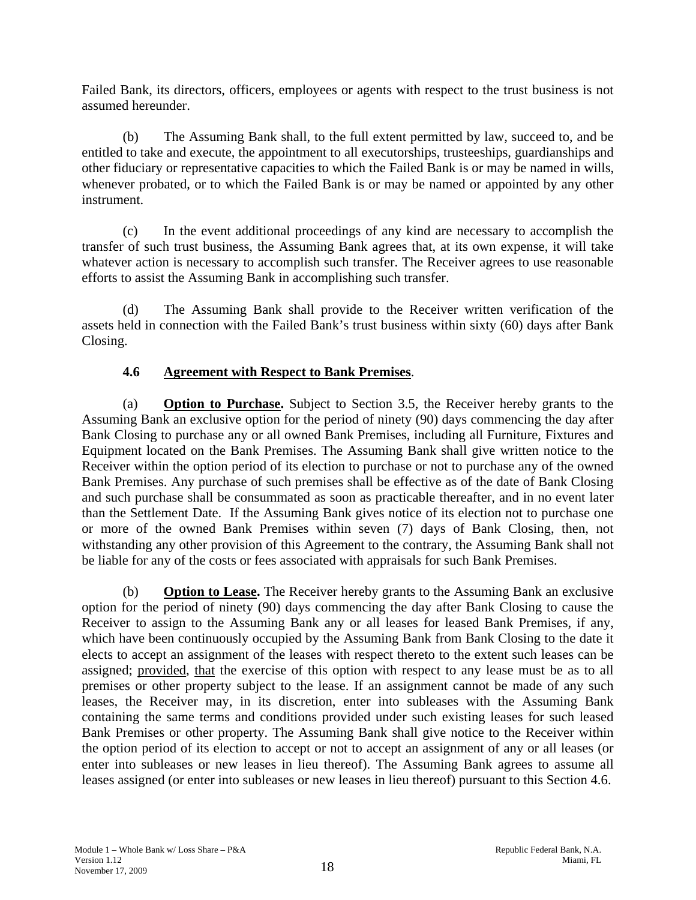Failed Bank, its directors, officers, employees or agents with respect to the trust business is not assumed hereunder.

(b) The Assuming Bank shall, to the full extent permitted by law, succeed to, and be entitled to take and execute, the appointment to all executorships, trusteeships, guardianships and other fiduciary or representative capacities to which the Failed Bank is or may be named in wills, whenever probated, or to which the Failed Bank is or may be named or appointed by any other instrument.

(c) In the event additional proceedings of any kind are necessary to accomplish the transfer of such trust business, the Assuming Bank agrees that, at its own expense, it will take whatever action is necessary to accomplish such transfer. The Receiver agrees to use reasonable efforts to assist the Assuming Bank in accomplishing such transfer.

(d) The Assuming Bank shall provide to the Receiver written verification of the assets held in connection with the Failed Bank's trust business within sixty (60) days after Bank Closing.

**4.6 Agreement with Respect to Bank Premises**.

(a) **Option to Purchase.** Subject to Section 3.5, the Receiver hereby grants to the Assuming Bank an exclusive option for the period of ninety (90) days commencing the day after Bank Closing to purchase any or all owned Bank Premises, including all Furniture, Fixtures and Equipment located on the Bank Premises. The Assuming Bank shall give written notice to the Receiver within the option period of its election to purchase or not to purchase any of the owned Bank Premises. Any purchase of such premises shall be effective as of the date of Bank Closing and such purchase shall be consummated as soon as practicable thereafter, and in no event later than the Settlement Date. If the Assuming Bank gives notice of its election not to purchase one or more of the owned Bank Premises within seven (7) days of Bank Closing, then, not withstanding any other provision of this Agreement to the contrary, the Assuming Bank shall not be liable for any of the costs or fees associated with appraisals for such Bank Premises.

(b) **Option to Lease.** The Receiver hereby grants to the Assuming Bank an exclusive option for the period of ninety (90) days commencing the day after Bank Closing to cause the Receiver to assign to the Assuming Bank any or all leases for leased Bank Premises, if any, which have been continuously occupied by the Assuming Bank from Bank Closing to the date it elects to accept an assignment of the leases with respect thereto to the extent such leases can be assigned; provided, that the exercise of this option with respect to any lease must be as to all premises or other property subject to the lease. If an assignment cannot be made of any such leases, the Receiver may, in its discretion, enter into subleases with the Assuming Bank containing the same terms and conditions provided under such existing leases for such leased Bank Premises or other property. The Assuming Bank shall give notice to the Receiver within the option period of its election to accept or not to accept an assignment of any or all leases (or enter into subleases or new leases in lieu thereof). The Assuming Bank agrees to assume all leases assigned (or enter into subleases or new leases in lieu thereof) pursuant to this Section 4.6.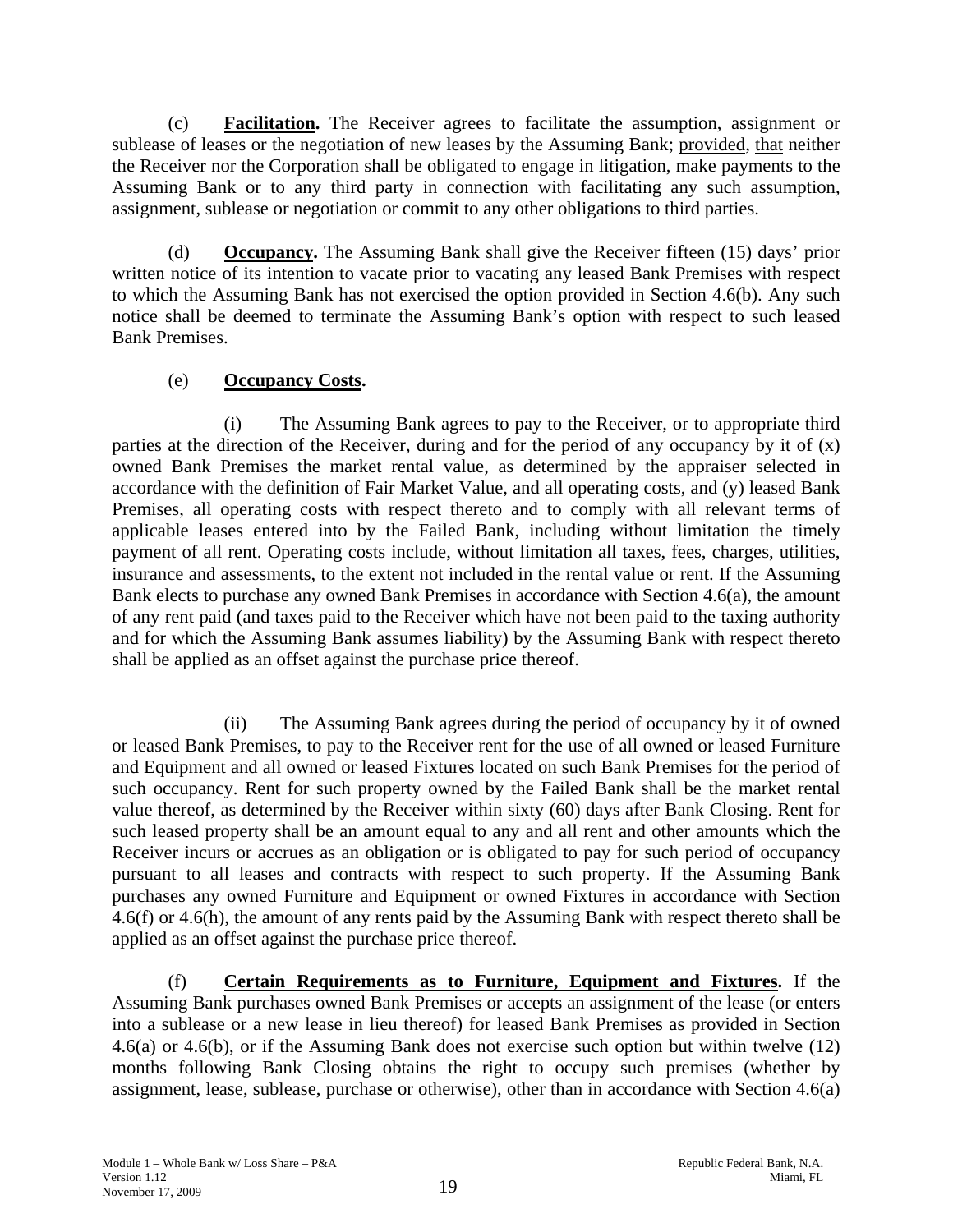(c) **Facilitation.** The Receiver agrees to facilitate the assumption, assignment or sublease of leases or the negotiation of new leases by the Assuming Bank; provided, that neither the Receiver nor the Corporation shall be obligated to engage in litigation, make payments to the Assuming Bank or to any third party in connection with facilitating any such assumption, assignment, sublease or negotiation or commit to any other obligations to third parties.

(d) **Occupancy.** The Assuming Bank shall give the Receiver fifteen (15) days' prior written notice of its intention to vacate prior to vacating any leased Bank Premises with respect to which the Assuming Bank has not exercised the option provided in Section 4.6(b). Any such notice shall be deemed to terminate the Assuming Bank's option with respect to such leased Bank Premises.

(e) **Occupancy Costs.**

(i) The Assuming Bank agrees to pay to the Receiver, or to appropriate third parties at the direction of the Receiver, during and for the period of any occupancy by it of (x) owned Bank Premises the market rental value, as determined by the appraiser selected in accordance with the definition of Fair Market Value, and all operating costs, and (y) leased Bank Premises, all operating costs with respect thereto and to comply with all relevant terms of applicable leases entered into by the Failed Bank, including without limitation the timely payment of all rent. Operating costs include, without limitation all taxes, fees, charges, utilities, insurance and assessments, to the extent not included in the rental value or rent. If the Assuming Bank elects to purchase any owned Bank Premises in accordance with Section 4.6(a), the amount of any rent paid (and taxes paid to the Receiver which have not been paid to the taxing authority and for which the Assuming Bank assumes liability) by the Assuming Bank with respect thereto shall be applied as an offset against the purchase price thereof.

(ii) The Assuming Bank agrees during the period of occupancy by it of owned or leased Bank Premises, to pay to the Receiver rent for the use of all owned or leased Furniture and Equipment and all owned or leased Fixtures located on such Bank Premises for the period of such occupancy. Rent for such property owned by the Failed Bank shall be the market rental value thereof, as determined by the Receiver within sixty (60) days after Bank Closing. Rent for such leased property shall be an amount equal to any and all rent and other amounts which the Receiver incurs or accrues as an obligation or is obligated to pay for such period of occupancy pursuant to all leases and contracts with respect to such property. If the Assuming Bank purchases any owned Furniture and Equipment or owned Fixtures in accordance with Section 4.6(f) or 4.6(h), the amount of any rents paid by the Assuming Bank with respect thereto shall be applied as an offset against the purchase price thereof.

(f) **Certain Requirements as to Furniture, Equipment and Fixtures.** If the Assuming Bank purchases owned Bank Premises or accepts an assignment of the lease (or enters into a sublease or a new lease in lieu thereof) for leased Bank Premises as provided in Section 4.6(a) or 4.6(b), or if the Assuming Bank does not exercise such option but within twelve (12) months following Bank Closing obtains the right to occupy such premises (whether by assignment, lease, sublease, purchase or otherwise), other than in accordance with Section 4.6(a)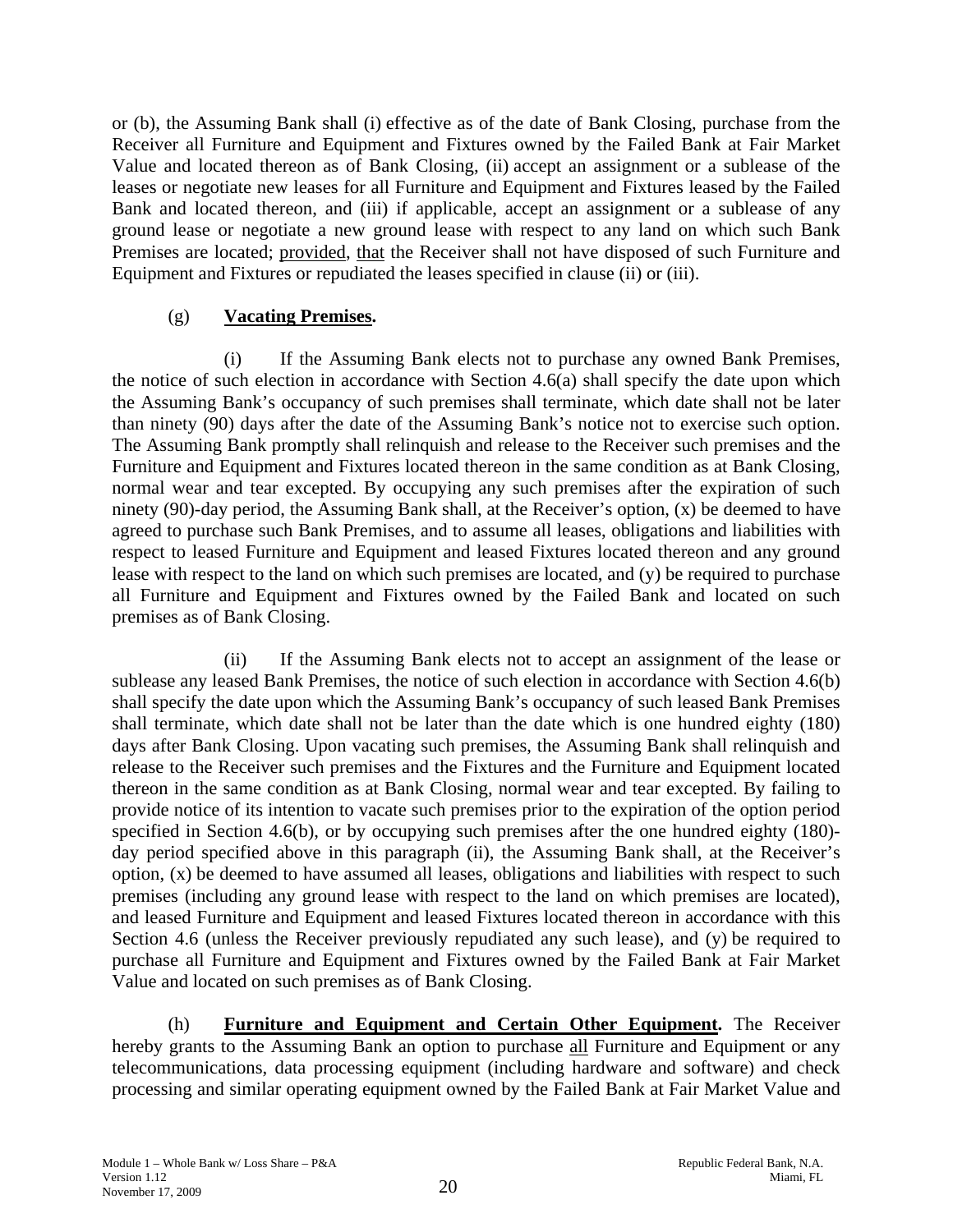or (b), the Assuming Bank shall (i) effective as of the date of Bank Closing, purchase from the Receiver all Furniture and Equipment and Fixtures owned by the Failed Bank at Fair Market Value and located thereon as of Bank Closing, (ii) accept an assignment or a sublease of the leases or negotiate new leases for all Furniture and Equipment and Fixtures leased by the Failed Bank and located thereon, and (iii) if applicable, accept an assignment or a sublease of any ground lease or negotiate a new ground lease with respect to any land on which such Bank Premises are located; provided, that the Receiver shall not have disposed of such Furniture and Equipment and Fixtures or repudiated the leases specified in clause (ii) or (iii).

(g) **Vacating Premises.**

(i) If the Assuming Bank elects not to purchase any owned Bank Premises, the notice of such election in accordance with Section 4.6(a) shall specify the date upon which the Assuming Bank's occupancy of such premises shall terminate, which date shall not be later than ninety (90) days after the date of the Assuming Bank's notice not to exercise such option. The Assuming Bank promptly shall relinquish and release to the Receiver such premises and the Furniture and Equipment and Fixtures located thereon in the same condition as at Bank Closing, normal wear and tear excepted. By occupying any such premises after the expiration of such ninety (90)-day period, the Assuming Bank shall, at the Receiver's option, (x) be deemed to have agreed to purchase such Bank Premises, and to assume all leases, obligations and liabilities with respect to leased Furniture and Equipment and leased Fixtures located thereon and any ground lease with respect to the land on which such premises are located, and (y) be required to purchase all Furniture and Equipment and Fixtures owned by the Failed Bank and located on such premises as of Bank Closing.

(ii) If the Assuming Bank elects not to accept an assignment of the lease or sublease any leased Bank Premises, the notice of such election in accordance with Section 4.6(b) shall specify the date upon which the Assuming Bank's occupancy of such leased Bank Premises shall terminate, which date shall not be later than the date which is one hundred eighty (180) days after Bank Closing. Upon vacating such premises, the Assuming Bank shall relinquish and release to the Receiver such premises and the Fixtures and the Furniture and Equipment located thereon in the same condition as at Bank Closing, normal wear and tear excepted. By failing to provide notice of its intention to vacate such premises prior to the expiration of the option period specified in Section 4.6(b), or by occupying such premises after the one hundred eighty (180)-day period specified above in this paragraph (ii), the Assuming Bank shall, at the Receiver's option, (x) be deemed to have assumed all leases, obligations and liabilities with respect to such premises (including any ground lease with respect to the land on which premises are located), and leased Furniture and Equipment and leased Fixtures located thereon in accordance with this Section 4.6 (unless the Receiver previously repudiated any such lease), and (y) be required to purchase all Furniture and Equipment and Fixtures owned by the Failed Bank at Fair Market Value and located on such premises as of Bank Closing.

(h) **Furniture and Equipment and Certain Other Equipment.** The Receiver hereby grants to the Assuming Bank an option to purchase all Furniture and Equipment or any telecommunications, data processing equipment (including hardware and software) and check processing and similar operating equipment owned by the Failed Bank at Fair Market Value and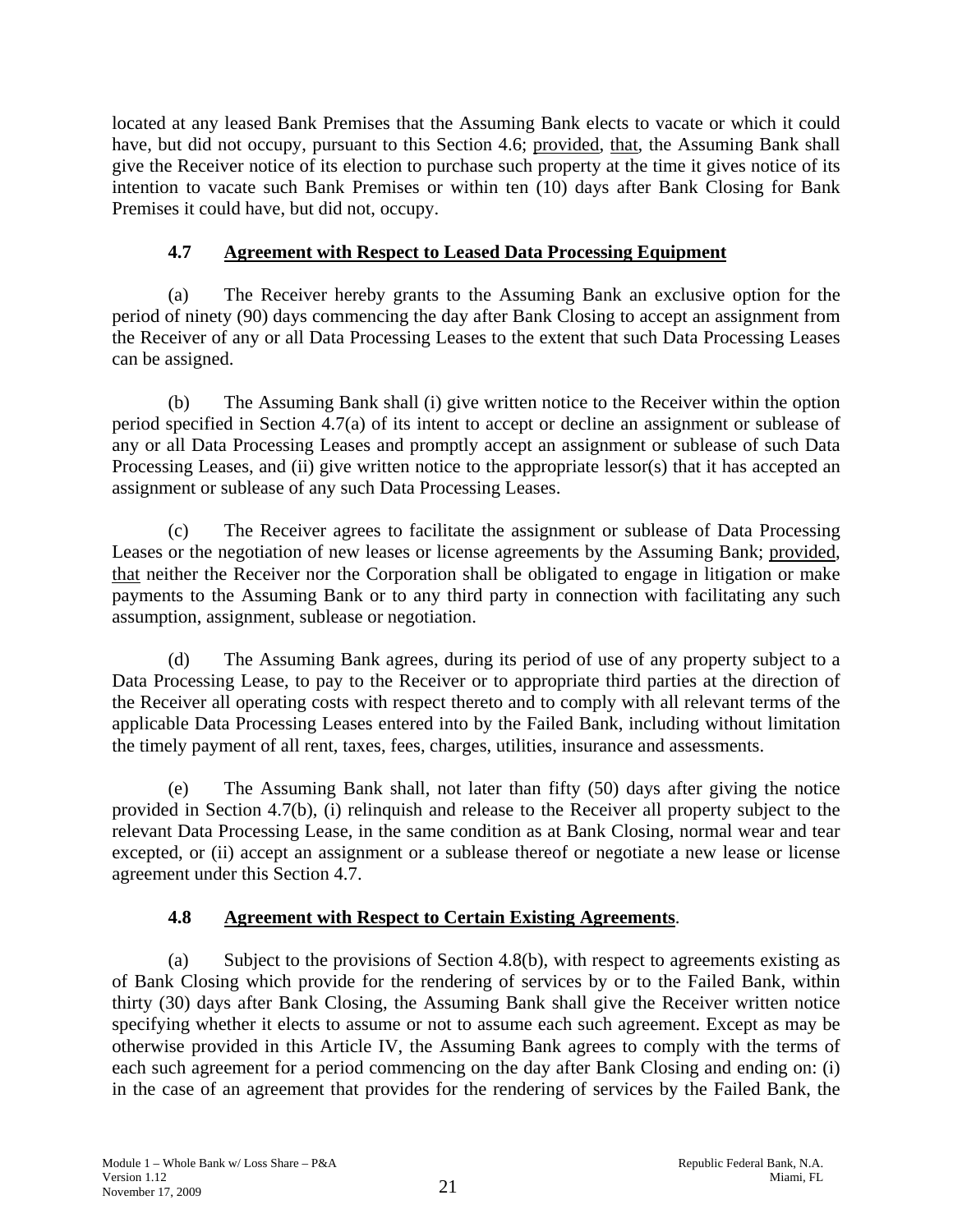located at any leased Bank Premises that the Assuming Bank elects to vacate or which it could have, but did not occupy, pursuant to this Section 4.6; provided, that, the Assuming Bank shall give the Receiver notice of its election to purchase such property at the time it gives notice of its intention to vacate such Bank Premises or within ten (10) days after Bank Closing for Bank Premises it could have, but did not, occupy.

### 4.7 Agreement with Respect to Leased Data Processing Equipment

(a) The Receiver hereby grants to the Assuming Bank an exclusive option for the period of ninety (90) days commencing the day after Bank Closing to accept an assignment from the Receiver of any or all Data Processing Leases to the extent that such Data Processing Leases can be assigned.

(b) The Assuming Bank shall (i) give written notice to the Receiver within the option period specified in Section 4.7(a) of its intent to accept or decline an assignment or sublease of any or all Data Processing Leases and promptly accept an assignment or sublease of such Data Processing Leases, and (ii) give written notice to the appropriate lessor(s) that it has accepted an assignment or sublease of any such Data Processing Leases.

(c) The Receiver agrees to facilitate the assignment or sublease of Data Processing Leases or the negotiation of new leases or license agreements by the Assuming Bank; provided, that neither the Receiver nor the Corporation shall be obligated to engage in litigation or make payments to the Assuming Bank or to any third party in connection with facilitating any such assumption, assignment, sublease or negotiation.

(d) The Assuming Bank agrees, during its period of use of any property subject to a Data Processing Lease, to pay to the Receiver or to appropriate third parties at the direction of the Receiver all operating costs with respect thereto and to comply with all relevant terms of the applicable Data Processing Leases entered into by the Failed Bank, including without limitation the timely payment of all rent, taxes, fees, charges, utilities, insurance and assessments.

(e) The Assuming Bank shall, not later than fifty (50) days after giving the notice provided in Section 4.7(b), (i) relinquish and release to the Receiver all property subject to the relevant Data Processing Lease, in the same condition as at Bank Closing, normal wear and tear excepted, or (ii) accept an assignment or a sublease thereof or negotiate a new lease or license agreement under this Section 4.7.

### 4.8 Agreement with Respect to Certain Existing Agreements.

(a) Subject to the provisions of Section 4.8(b), with respect to agreements existing as of Bank Closing which provide for the rendering of services by or to the Failed Bank, within thirty (30) days after Bank Closing, the Assuming Bank shall give the Receiver written notice specifying whether it elects to assume or not to assume each such agreement. Except as may be otherwise provided in this Article IV, the Assuming Bank agrees to comply with the terms of each such agreement for a period commencing on the day after Bank Closing and ending on: (i) in the case of an agreement that provides for the rendering of services by the Failed Bank, the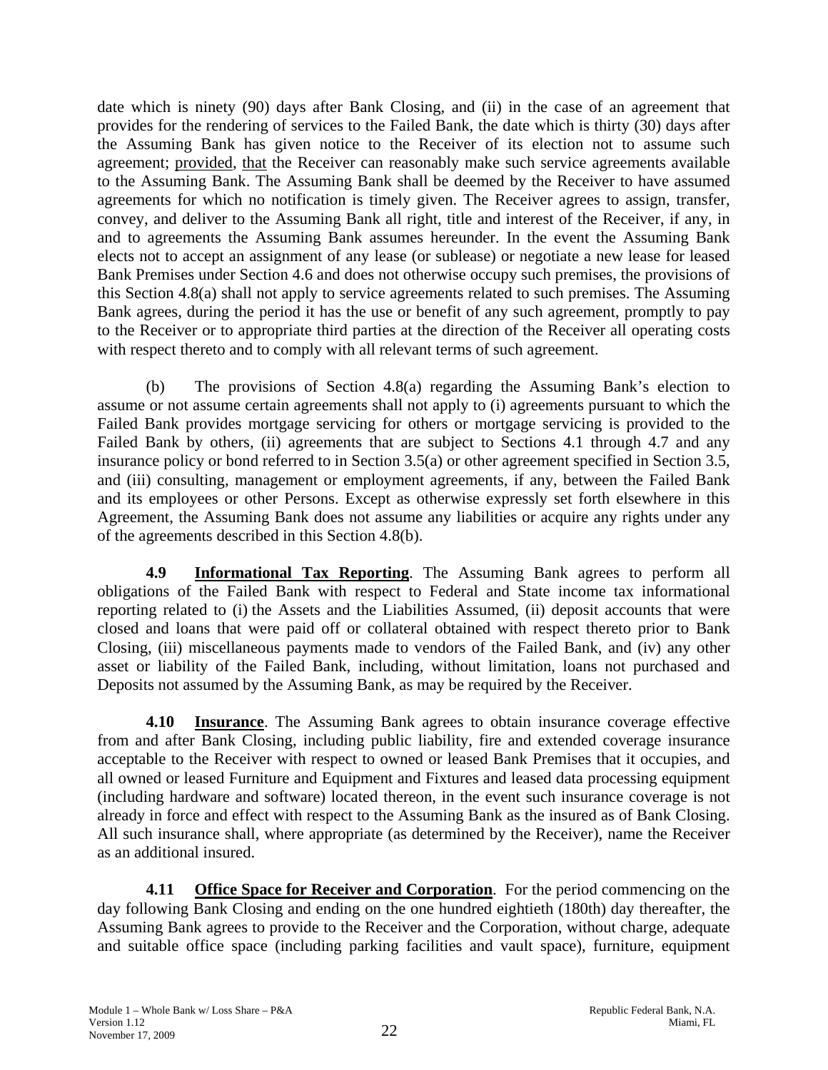date which is ninety (90) days after Bank Closing, and (ii) in the case of an agreement that provides for the rendering of services to the Failed Bank, the date which is thirty (30) days after the Assuming Bank has given notice to the Receiver of its election not to assume such agreement; provided, that the Receiver can reasonably make such service agreements available to the Assuming Bank. The Assuming Bank shall be deemed by the Receiver to have assumed agreements for which no notification is timely given. The Receiver agrees to assign, transfer, convey, and deliver to the Assuming Bank all right, title and interest of the Receiver, if any, in and to agreements the Assuming Bank assumes hereunder. In the event the Assuming Bank elects not to accept an assignment of any lease (or sublease) or negotiate a new lease for leased Bank Premises under Section 4.6 and does not otherwise occupy such premises, the provisions of this Section 4.8(a) shall not apply to service agreements related to such premises. The Assuming Bank agrees, during the period it has the use or benefit of any such agreement, promptly to pay to the Receiver or to appropriate third parties at the direction of the Receiver all operating costs with respect thereto and to comply with all relevant terms of such agreement.

(b) The provisions of Section 4.8(a) regarding the Assuming Bank's election to assume or not assume certain agreements shall not apply to (i) agreements pursuant to which the Failed Bank provides mortgage servicing for others or mortgage servicing is provided to the Failed Bank by others, (ii) agreements that are subject to Sections 4.1 through 4.7 and any insurance policy or bond referred to in Section 3.5(a) or other agreement specified in Section 3.5, and (iii) consulting, management or employment agreements, if any, between the Failed Bank and its employees or other Persons. Except as otherwise expressly set forth elsewhere in this Agreement, the Assuming Bank does not assume any liabilities or acquire any rights under any of the agreements described in this Section 4.8(b).

**4.9 Informational Tax Reporting**. The Assuming Bank agrees to perform all obligations of the Failed Bank with respect to Federal and State income tax informational reporting related to (i) the Assets and the Liabilities Assumed, (ii) deposit accounts that were closed and loans that were paid off or collateral obtained with respect thereto prior to Bank Closing, (iii) miscellaneous payments made to vendors of the Failed Bank, and (iv) any other asset or liability of the Failed Bank, including, without limitation, loans not purchased and Deposits not assumed by the Assuming Bank, as may be required by the Receiver.

**4.10 Insurance**. The Assuming Bank agrees to obtain insurance coverage effective from and after Bank Closing, including public liability, fire and extended coverage insurance acceptable to the Receiver with respect to owned or leased Bank Premises that it occupies, and all owned or leased Furniture and Equipment and Fixtures and leased data processing equipment (including hardware and software) located thereon, in the event such insurance coverage is not already in force and effect with respect to the Assuming Bank as the insured as of Bank Closing. All such insurance shall, where appropriate (as determined by the Receiver), name the Receiver as an additional insured.

**4.11 Office Space for Receiver and Corporation**. For the period commencing on the day following Bank Closing and ending on the one hundred eightieth (180th) day thereafter, the Assuming Bank agrees to provide to the Receiver and the Corporation, without charge, adequate and suitable office space (including parking facilities and vault space), furniture, equipment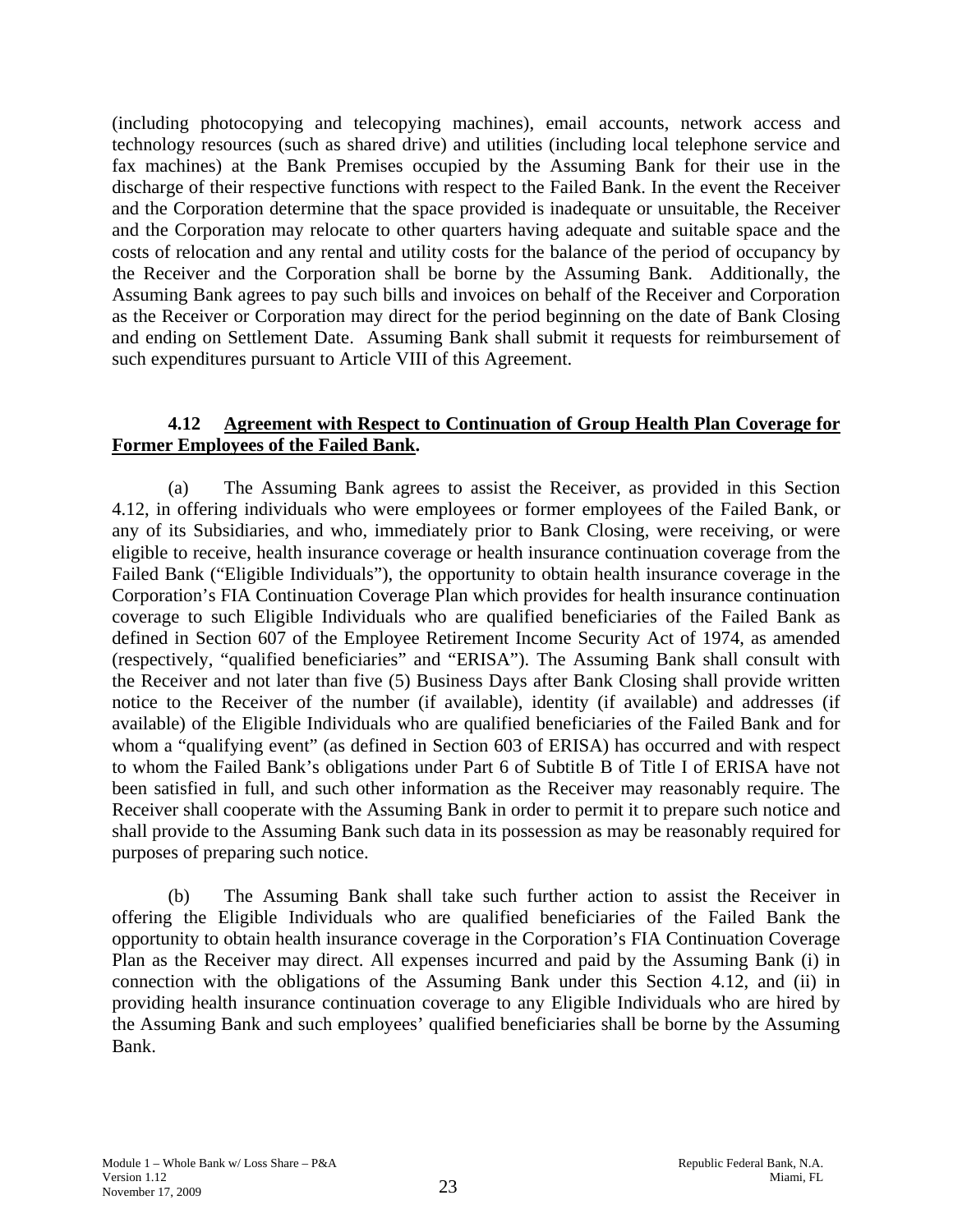(including photocopying and telecopying machines), email accounts, network access and technology resources (such as shared drive) and utilities (including local telephone service and fax machines) at the Bank Premises occupied by the Assuming Bank for their use in the discharge of their respective functions with respect to the Failed Bank. In the event the Receiver and the Corporation determine that the space provided is inadequate or unsuitable, the Receiver and the Corporation may relocate to other quarters having adequate and suitable space and the costs of relocation and any rental and utility costs for the balance of the period of occupancy by the Receiver and the Corporation shall be borne by the Assuming Bank. Additionally, the Assuming Bank agrees to pay such bills and invoices on behalf of the Receiver and Corporation as the Receiver or Corporation may direct for the period beginning on the date of Bank Closing and ending on Settlement Date. Assuming Bank shall submit it requests for reimbursement of such expenditures pursuant to Article VIII of this Agreement.

**4.12 Agreement with Respect to Continuation of Group Health Plan Coverage for Former Employees of the Failed Bank.**

(a) The Assuming Bank agrees to assist the Receiver, as provided in this Section 4.12, in offering individuals who were employees or former employees of the Failed Bank, or any of its Subsidiaries, and who, immediately prior to Bank Closing, were receiving, or were eligible to receive, health insurance coverage or health insurance continuation coverage from the Failed Bank ("Eligible Individuals"), the opportunity to obtain health insurance coverage in the Corporation's FIA Continuation Coverage Plan which provides for health insurance continuation coverage to such Eligible Individuals who are qualified beneficiaries of the Failed Bank as defined in Section 607 of the Employee Retirement Income Security Act of 1974, as amended (respectively, "qualified beneficiaries" and "ERISA"). The Assuming Bank shall consult with the Receiver and not later than five (5) Business Days after Bank Closing shall provide written notice to the Receiver of the number (if available), identity (if available) and addresses (if available) of the Eligible Individuals who are qualified beneficiaries of the Failed Bank and for whom a "qualifying event" (as defined in Section 603 of ERISA) has occurred and with respect to whom the Failed Bank's obligations under Part 6 of Subtitle B of Title I of ERISA have not been satisfied in full, and such other information as the Receiver may reasonably require. The Receiver shall cooperate with the Assuming Bank in order to permit it to prepare such notice and shall provide to the Assuming Bank such data in its possession as may be reasonably required for purposes of preparing such notice.

(b) The Assuming Bank shall take such further action to assist the Receiver in offering the Eligible Individuals who are qualified beneficiaries of the Failed Bank the opportunity to obtain health insurance coverage in the Corporation's FIA Continuation Coverage Plan as the Receiver may direct. All expenses incurred and paid by the Assuming Bank (i) in connection with the obligations of the Assuming Bank under this Section 4.12, and (ii) in providing health insurance continuation coverage to any Eligible Individuals who are hired by the Assuming Bank and such employees' qualified beneficiaries shall be borne by the Assuming Bank.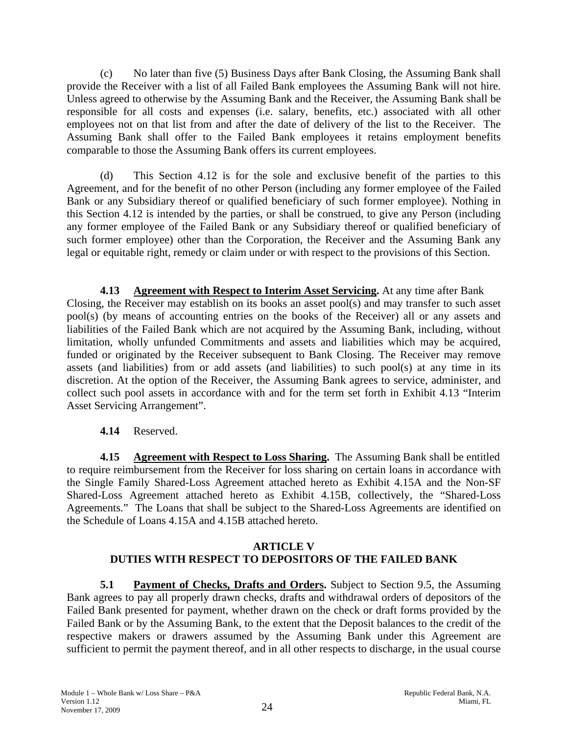(c) No later than five (5) Business Days after Bank Closing, the Assuming Bank shall provide the Receiver with a list of all Failed Bank employees the Assuming Bank will not hire. Unless agreed to otherwise by the Assuming Bank and the Receiver, the Assuming Bank shall be responsible for all costs and expenses (i.e. salary, benefits, etc.) associated with all other employees not on that list from and after the date of delivery of the list to the Receiver. The Assuming Bank shall offer to the Failed Bank employees it retains employment benefits comparable to those the Assuming Bank offers its current employees.

(d) This Section 4.12 is for the sole and exclusive benefit of the parties to this Agreement, and for the benefit of no other Person (including any former employee of the Failed Bank or any Subsidiary thereof or qualified beneficiary of such former employee). Nothing in this Section 4.12 is intended by the parties, or shall be construed, to give any Person (including any former employee of the Failed Bank or any Subsidiary thereof or qualified beneficiary of such former employee) other than the Corporation, the Receiver and the Assuming Bank any legal or equitable right, remedy or claim under or with respect to the provisions of this Section.

**4.13 Agreement with Respect to Interim Asset Servicing.** At any time after Bank Closing, the Receiver may establish on its books an asset pool(s) and may transfer to such asset pool(s) (by means of accounting entries on the books of the Receiver) all or any assets and liabilities of the Failed Bank which are not acquired by the Assuming Bank, including, without limitation, wholly unfunded Commitments and assets and liabilities which may be acquired, funded or originated by the Receiver subsequent to Bank Closing. The Receiver may remove assets (and liabilities) from or add assets (and liabilities) to such pool(s) at any time in its discretion. At the option of the Receiver, the Assuming Bank agrees to service, administer, and collect such pool assets in accordance with and for the term set forth in Exhibit 4.13 "Interim Asset Servicing Arrangement".

**4.14** Reserved.

**4.15 Agreement with Respect to Loss Sharing.** The Assuming Bank shall be entitled to require reimbursement from the Receiver for loss sharing on certain loans in accordance with the Single Family Shared-Loss Agreement attached hereto as Exhibit 4.15A and the Non-SF Shared-Loss Agreement attached hereto as Exhibit 4.15B, collectively, the "Shared-Loss Agreements." The Loans that shall be subject to the Shared-Loss Agreements are identified on the Schedule of Loans 4.15A and 4.15B attached hereto.

## ARTICLE V
## DUTIES WITH RESPECT TO DEPOSITORS OF THE FAILED BANK

**5.1 Payment of Checks, Drafts and Orders.** Subject to Section 9.5, the Assuming Bank agrees to pay all properly drawn checks, drafts and withdrawal orders of depositors of the Failed Bank presented for payment, whether drawn on the check or draft forms provided by the Failed Bank or by the Assuming Bank, to the extent that the Deposit balances to the credit of the respective makers or drawers assumed by the Assuming Bank under this Agreement are sufficient to permit the payment thereof, and in all other respects to discharge, in the usual course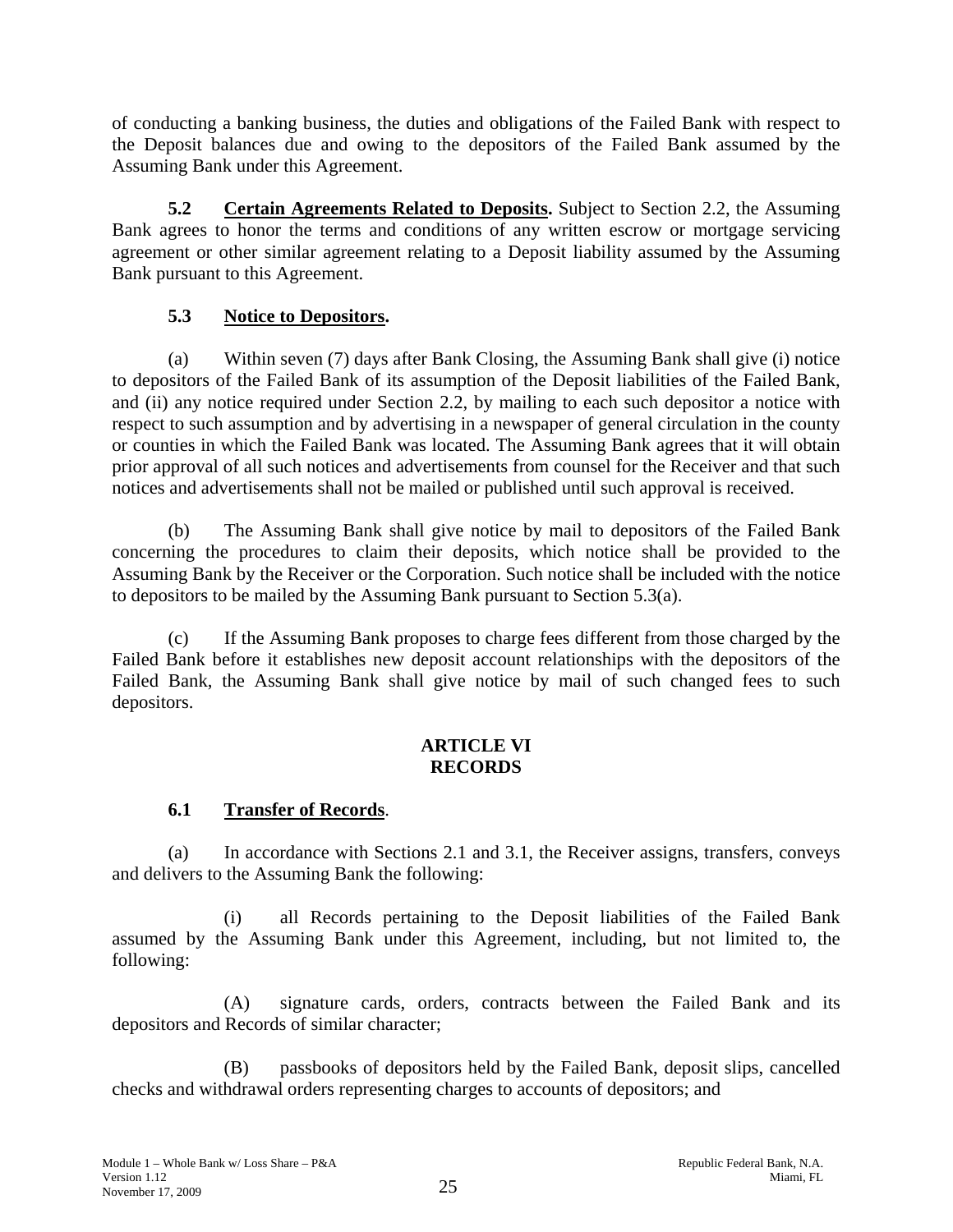of conducting a banking business, the duties and obligations of the Failed Bank with respect to the Deposit balances due and owing to the depositors of the Failed Bank assumed by the Assuming Bank under this Agreement.

**5.2 Certain Agreements Related to Deposits.** Subject to Section 2.2, the Assuming Bank agrees to honor the terms and conditions of any written escrow or mortgage servicing agreement or other similar agreement relating to a Deposit liability assumed by the Assuming Bank pursuant to this Agreement.

**5.3 Notice to Depositors.**

(a) Within seven (7) days after Bank Closing, the Assuming Bank shall give (i) notice to depositors of the Failed Bank of its assumption of the Deposit liabilities of the Failed Bank, and (ii) any notice required under Section 2.2, by mailing to each such depositor a notice with respect to such assumption and by advertising in a newspaper of general circulation in the county or counties in which the Failed Bank was located. The Assuming Bank agrees that it will obtain prior approval of all such notices and advertisements from counsel for the Receiver and that such notices and advertisements shall not be mailed or published until such approval is received.

(b) The Assuming Bank shall give notice by mail to depositors of the Failed Bank concerning the procedures to claim their deposits, which notice shall be provided to the Assuming Bank by the Receiver or the Corporation. Such notice shall be included with the notice to depositors to be mailed by the Assuming Bank pursuant to Section 5.3(a).

(c) If the Assuming Bank proposes to charge fees different from those charged by the Failed Bank before it establishes new deposit account relationships with the depositors of the Failed Bank, the Assuming Bank shall give notice by mail of such changed fees to such depositors.

## ARTICLE VI
## RECORDS

**6.1 Transfer of Records.**

(a) In accordance with Sections 2.1 and 3.1, the Receiver assigns, transfers, conveys and delivers to the Assuming Bank the following:

(i) all Records pertaining to the Deposit liabilities of the Failed Bank assumed by the Assuming Bank under this Agreement, including, but not limited to, the following:

(A) signature cards, orders, contracts between the Failed Bank and its depositors and Records of similar character;

(B) passbooks of depositors held by the Failed Bank, deposit slips, cancelled checks and withdrawal orders representing charges to accounts of depositors; and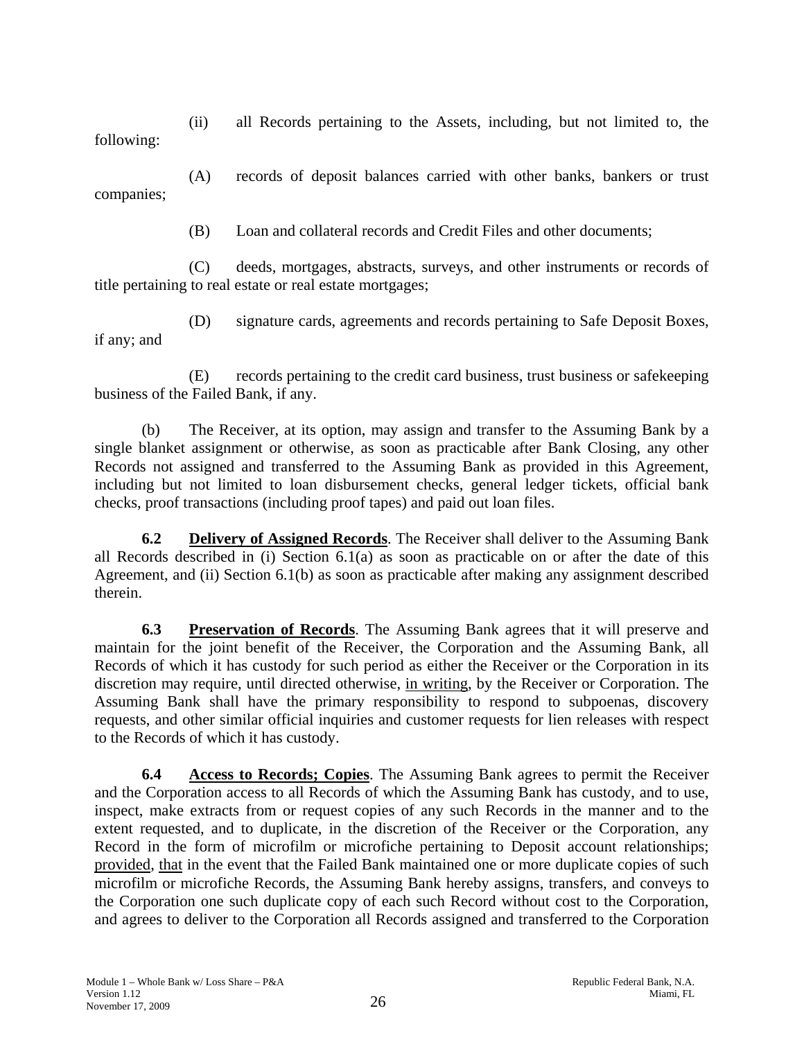(ii) all Records pertaining to the Assets, including, but not limited to, the following:

(A) records of deposit balances carried with other banks, bankers or trust companies;

(B) Loan and collateral records and Credit Files and other documents;

(C) deeds, mortgages, abstracts, surveys, and other instruments or records of title pertaining to real estate or real estate mortgages;

(D) signature cards, agreements and records pertaining to Safe Deposit Boxes, if any; and

(E) records pertaining to the credit card business, trust business or safekeeping business of the Failed Bank, if any.

(b) The Receiver, at its option, may assign and transfer to the Assuming Bank by a single blanket assignment or otherwise, as soon as practicable after Bank Closing, any other Records not assigned and transferred to the Assuming Bank as provided in this Agreement, including but not limited to loan disbursement checks, general ledger tickets, official bank checks, proof transactions (including proof tapes) and paid out loan files.

**6.2 Delivery of Assigned Records**. The Receiver shall deliver to the Assuming Bank all Records described in (i) Section 6.1(a) as soon as practicable on or after the date of this Agreement, and (ii) Section 6.1(b) as soon as practicable after making any assignment described therein.

**6.3 Preservation of Records**. The Assuming Bank agrees that it will preserve and maintain for the joint benefit of the Receiver, the Corporation and the Assuming Bank, all Records of which it has custody for such period as either the Receiver or the Corporation in its discretion may require, until directed otherwise, in writing, by the Receiver or Corporation. The Assuming Bank shall have the primary responsibility to respond to subpoenas, discovery requests, and other similar official inquiries and customer requests for lien releases with respect to the Records of which it has custody.

**6.4 Access to Records; Copies**. The Assuming Bank agrees to permit the Receiver and the Corporation access to all Records of which the Assuming Bank has custody, and to use, inspect, make extracts from or request copies of any such Records in the manner and to the extent requested, and to duplicate, in the discretion of the Receiver or the Corporation, any Record in the form of microfilm or microfiche pertaining to Deposit account relationships; provided, that in the event that the Failed Bank maintained one or more duplicate copies of such microfilm or microfiche Records, the Assuming Bank hereby assigns, transfers, and conveys to the Corporation one such duplicate copy of each such Record without cost to the Corporation, and agrees to deliver to the Corporation all Records assigned and transferred to the Corporation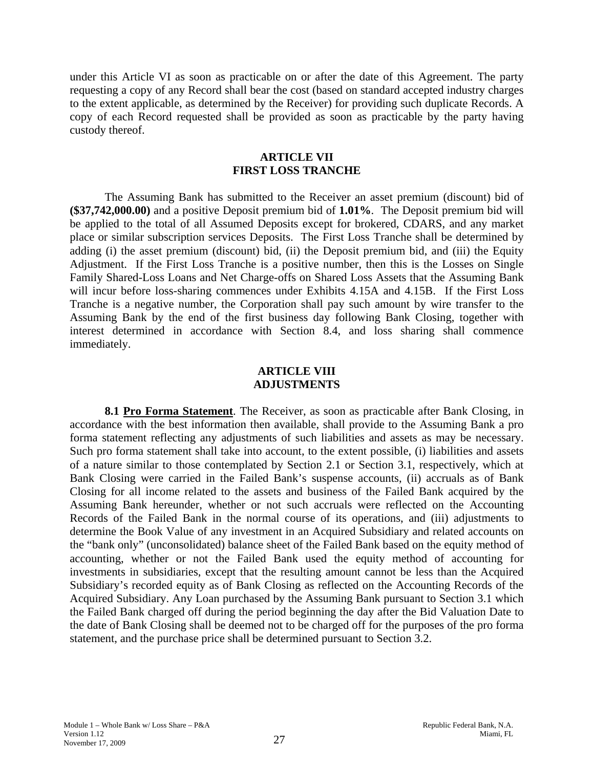under this Article VI as soon as practicable on or after the date of this Agreement. The party requesting a copy of any Record shall bear the cost (based on standard accepted industry charges to the extent applicable, as determined by the Receiver) for providing such duplicate Records. A copy of each Record requested shall be provided as soon as practicable by the party having custody thereof.

## ARTICLE VII
## FIRST LOSS TRANCHE

The Assuming Bank has submitted to the Receiver an asset premium (discount) bid of **($37,742,000.00)** and a positive Deposit premium bid of **1.01%**. The Deposit premium bid will be applied to the total of all Assumed Deposits except for brokered, CDARS, and any market place or similar subscription services Deposits. The First Loss Tranche shall be determined by adding (i) the asset premium (discount) bid, (ii) the Deposit premium bid, and (iii) the Equity Adjustment. If the First Loss Tranche is a positive number, then this is the Losses on Single Family Shared-Loss Loans and Net Charge-offs on Shared Loss Assets that the Assuming Bank will incur before loss-sharing commences under Exhibits 4.15A and 4.15B. If the First Loss Tranche is a negative number, the Corporation shall pay such amount by wire transfer to the Assuming Bank by the end of the first business day following Bank Closing, together with interest determined in accordance with Section 8.4, and loss sharing shall commence immediately.

## ARTICLE VIII
## ADJUSTMENTS

**8.1 Pro Forma Statement**. The Receiver, as soon as practicable after Bank Closing, in accordance with the best information then available, shall provide to the Assuming Bank a pro forma statement reflecting any adjustments of such liabilities and assets as may be necessary. Such pro forma statement shall take into account, to the extent possible, (i) liabilities and assets of a nature similar to those contemplated by Section 2.1 or Section 3.1, respectively, which at Bank Closing were carried in the Failed Bank's suspense accounts, (ii) accruals as of Bank Closing for all income related to the assets and business of the Failed Bank acquired by the Assuming Bank hereunder, whether or not such accruals were reflected on the Accounting Records of the Failed Bank in the normal course of its operations, and (iii) adjustments to determine the Book Value of any investment in an Acquired Subsidiary and related accounts on the "bank only" (unconsolidated) balance sheet of the Failed Bank based on the equity method of accounting, whether or not the Failed Bank used the equity method of accounting for investments in subsidiaries, except that the resulting amount cannot be less than the Acquired Subsidiary's recorded equity as of Bank Closing as reflected on the Accounting Records of the Acquired Subsidiary. Any Loan purchased by the Assuming Bank pursuant to Section 3.1 which the Failed Bank charged off during the period beginning the day after the Bid Valuation Date to the date of Bank Closing shall be deemed not to be charged off for the purposes of the pro forma statement, and the purchase price shall be determined pursuant to Section 3.2.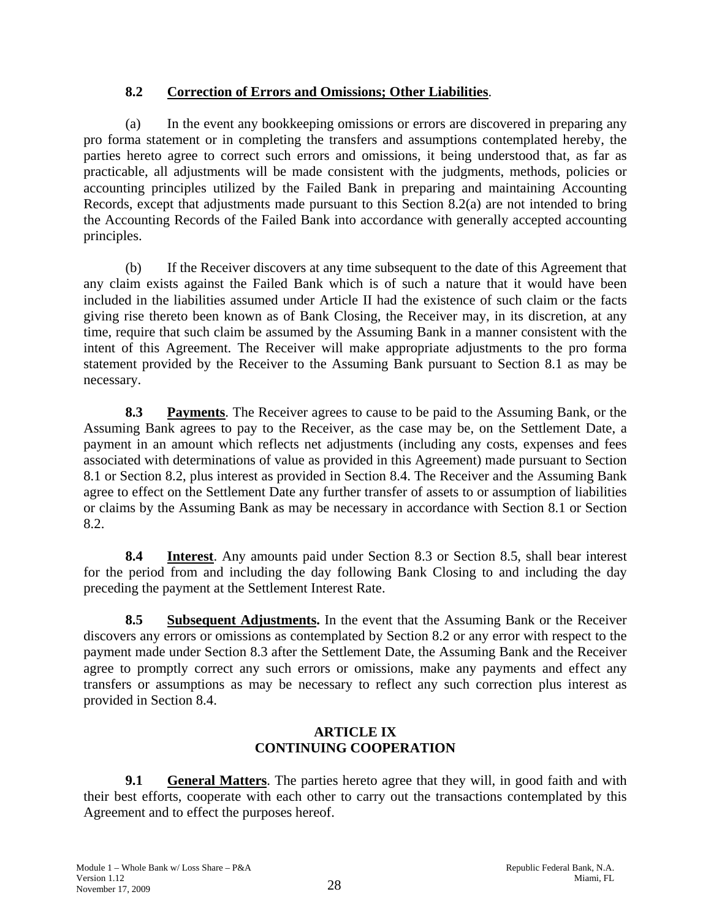**8.2 Correction of Errors and Omissions; Other Liabilities**.

(a) In the event any bookkeeping omissions or errors are discovered in preparing any pro forma statement or in completing the transfers and assumptions contemplated hereby, the parties hereto agree to correct such errors and omissions, it being understood that, as far as practicable, all adjustments will be made consistent with the judgments, methods, policies or accounting principles utilized by the Failed Bank in preparing and maintaining Accounting Records, except that adjustments made pursuant to this Section 8.2(a) are not intended to bring the Accounting Records of the Failed Bank into accordance with generally accepted accounting principles.

(b) If the Receiver discovers at any time subsequent to the date of this Agreement that any claim exists against the Failed Bank which is of such a nature that it would have been included in the liabilities assumed under Article II had the existence of such claim or the facts giving rise thereto been known as of Bank Closing, the Receiver may, in its discretion, at any time, require that such claim be assumed by the Assuming Bank in a manner consistent with the intent of this Agreement. The Receiver will make appropriate adjustments to the pro forma statement provided by the Receiver to the Assuming Bank pursuant to Section 8.1 as may be necessary.

**8.3 Payments**. The Receiver agrees to cause to be paid to the Assuming Bank, or the Assuming Bank agrees to pay to the Receiver, as the case may be, on the Settlement Date, a payment in an amount which reflects net adjustments (including any costs, expenses and fees associated with determinations of value as provided in this Agreement) made pursuant to Section 8.1 or Section 8.2, plus interest as provided in Section 8.4. The Receiver and the Assuming Bank agree to effect on the Settlement Date any further transfer of assets to or assumption of liabilities or claims by the Assuming Bank as may be necessary in accordance with Section 8.1 or Section 8.2.

**8.4 Interest**. Any amounts paid under Section 8.3 or Section 8.5, shall bear interest for the period from and including the day following Bank Closing to and including the day preceding the payment at the Settlement Interest Rate.

**8.5 Subsequent Adjustments.** In the event that the Assuming Bank or the Receiver discovers any errors or omissions as contemplated by Section 8.2 or any error with respect to the payment made under Section 8.3 after the Settlement Date, the Assuming Bank and the Receiver agree to promptly correct any such errors or omissions, make any payments and effect any transfers or assumptions as may be necessary to reflect any such correction plus interest as provided in Section 8.4.

## ARTICLE IX
## CONTINUING COOPERATION

**9.1 General Matters**. The parties hereto agree that they will, in good faith and with their best efforts, cooperate with each other to carry out the transactions contemplated by this Agreement and to effect the purposes hereof.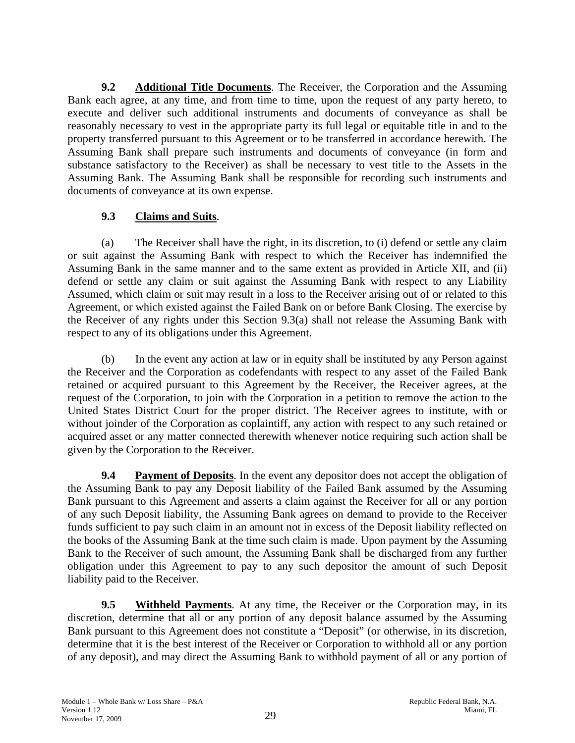**9.2 Additional Title Documents**. The Receiver, the Corporation and the Assuming Bank each agree, at any time, and from time to time, upon the request of any party hereto, to execute and deliver such additional instruments and documents of conveyance as shall be reasonably necessary to vest in the appropriate party its full legal or equitable title in and to the property transferred pursuant to this Agreement or to be transferred in accordance herewith. The Assuming Bank shall prepare such instruments and documents of conveyance (in form and substance satisfactory to the Receiver) as shall be necessary to vest title to the Assets in the Assuming Bank. The Assuming Bank shall be responsible for recording such instruments and documents of conveyance at its own expense.

**9.3 Claims and Suits**.

(a) The Receiver shall have the right, in its discretion, to (i) defend or settle any claim or suit against the Assuming Bank with respect to which the Receiver has indemnified the Assuming Bank in the same manner and to the same extent as provided in Article XII, and (ii) defend or settle any claim or suit against the Assuming Bank with respect to any Liability Assumed, which claim or suit may result in a loss to the Receiver arising out of or related to this Agreement, or which existed against the Failed Bank on or before Bank Closing. The exercise by the Receiver of any rights under this Section 9.3(a) shall not release the Assuming Bank with respect to any of its obligations under this Agreement.

(b) In the event any action at law or in equity shall be instituted by any Person against the Receiver and the Corporation as codefendants with respect to any asset of the Failed Bank retained or acquired pursuant to this Agreement by the Receiver, the Receiver agrees, at the request of the Corporation, to join with the Corporation in a petition to remove the action to the United States District Court for the proper district. The Receiver agrees to institute, with or without joinder of the Corporation as coplaintiff, any action with respect to any such retained or acquired asset or any matter connected therewith whenever notice requiring such action shall be given by the Corporation to the Receiver.

**9.4 Payment of Deposits**. In the event any depositor does not accept the obligation of the Assuming Bank to pay any Deposit liability of the Failed Bank assumed by the Assuming Bank pursuant to this Agreement and asserts a claim against the Receiver for all or any portion of any such Deposit liability, the Assuming Bank agrees on demand to provide to the Receiver funds sufficient to pay such claim in an amount not in excess of the Deposit liability reflected on the books of the Assuming Bank at the time such claim is made. Upon payment by the Assuming Bank to the Receiver of such amount, the Assuming Bank shall be discharged from any further obligation under this Agreement to pay to any such depositor the amount of such Deposit liability paid to the Receiver.

**9.5 Withheld Payments**. At any time, the Receiver or the Corporation may, in its discretion, determine that all or any portion of any deposit balance assumed by the Assuming Bank pursuant to this Agreement does not constitute a "Deposit" (or otherwise, in its discretion, determine that it is the best interest of the Receiver or Corporation to withhold all or any portion of any deposit), and may direct the Assuming Bank to withhold payment of all or any portion of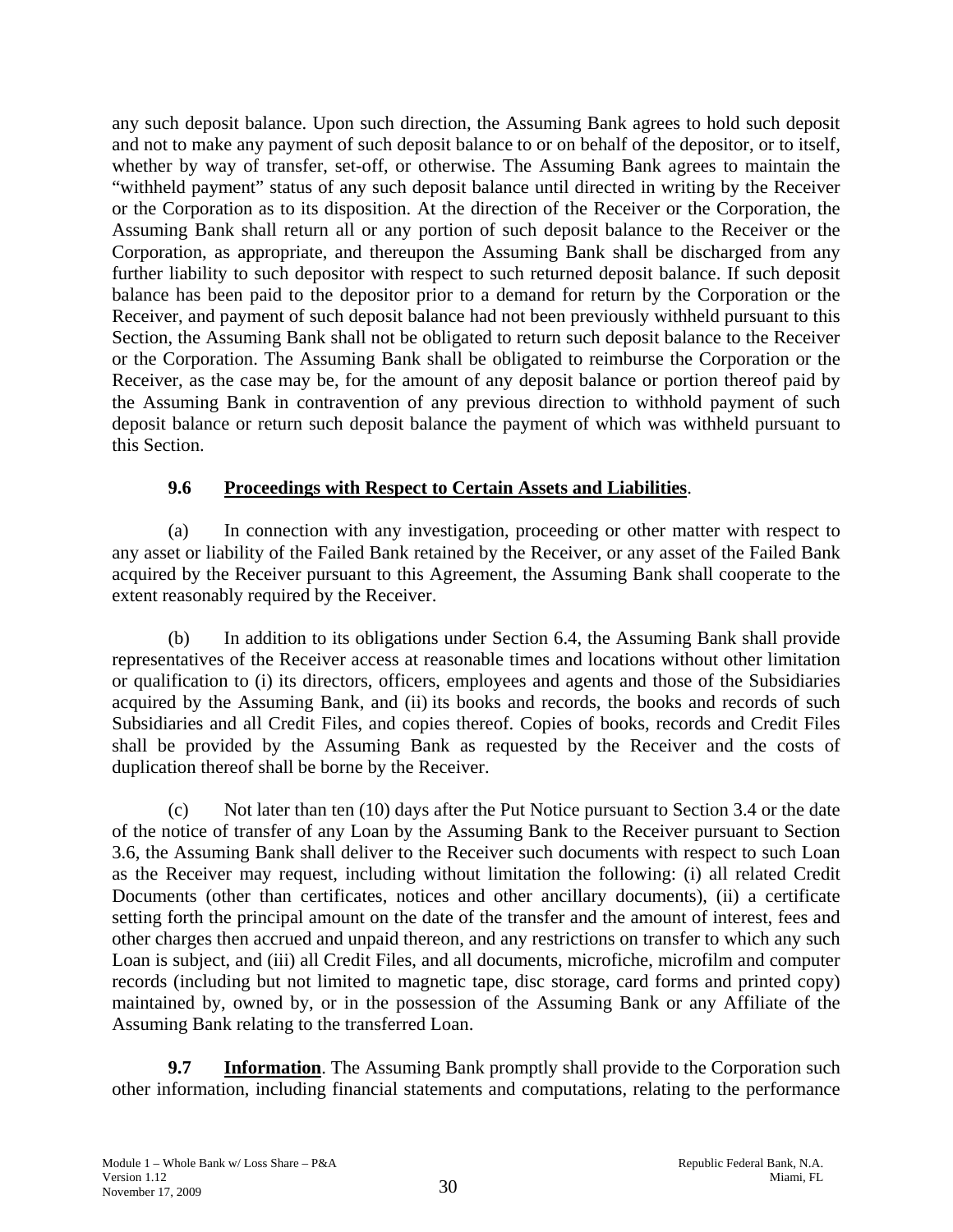any such deposit balance. Upon such direction, the Assuming Bank agrees to hold such deposit and not to make any payment of such deposit balance to or on behalf of the depositor, or to itself, whether by way of transfer, set-off, or otherwise. The Assuming Bank agrees to maintain the "withheld payment" status of any such deposit balance until directed in writing by the Receiver or the Corporation as to its disposition. At the direction of the Receiver or the Corporation, the Assuming Bank shall return all or any portion of such deposit balance to the Receiver or the Corporation, as appropriate, and thereupon the Assuming Bank shall be discharged from any further liability to such depositor with respect to such returned deposit balance. If such deposit balance has been paid to the depositor prior to a demand for return by the Corporation or the Receiver, and payment of such deposit balance had not been previously withheld pursuant to this Section, the Assuming Bank shall not be obligated to return such deposit balance to the Receiver or the Corporation. The Assuming Bank shall be obligated to reimburse the Corporation or the Receiver, as the case may be, for the amount of any deposit balance or portion thereof paid by the Assuming Bank in contravention of any previous direction to withhold payment of such deposit balance or return such deposit balance the payment of which was withheld pursuant to this Section.

**9.6 Proceedings with Respect to Certain Assets and Liabilities**.

(a) In connection with any investigation, proceeding or other matter with respect to any asset or liability of the Failed Bank retained by the Receiver, or any asset of the Failed Bank acquired by the Receiver pursuant to this Agreement, the Assuming Bank shall cooperate to the extent reasonably required by the Receiver.

(b) In addition to its obligations under Section 6.4, the Assuming Bank shall provide representatives of the Receiver access at reasonable times and locations without other limitation or qualification to (i) its directors, officers, employees and agents and those of the Subsidiaries acquired by the Assuming Bank, and (ii) its books and records, the books and records of such Subsidiaries and all Credit Files, and copies thereof. Copies of books, records and Credit Files shall be provided by the Assuming Bank as requested by the Receiver and the costs of duplication thereof shall be borne by the Receiver.

(c) Not later than ten (10) days after the Put Notice pursuant to Section 3.4 or the date of the notice of transfer of any Loan by the Assuming Bank to the Receiver pursuant to Section 3.6, the Assuming Bank shall deliver to the Receiver such documents with respect to such Loan as the Receiver may request, including without limitation the following: (i) all related Credit Documents (other than certificates, notices and other ancillary documents), (ii) a certificate setting forth the principal amount on the date of the transfer and the amount of interest, fees and other charges then accrued and unpaid thereon, and any restrictions on transfer to which any such Loan is subject, and (iii) all Credit Files, and all documents, microfiche, microfilm and computer records (including but not limited to magnetic tape, disc storage, card forms and printed copy) maintained by, owned by, or in the possession of the Assuming Bank or any Affiliate of the Assuming Bank relating to the transferred Loan.

**9.7 Information**. The Assuming Bank promptly shall provide to the Corporation such other information, including financial statements and computations, relating to the performance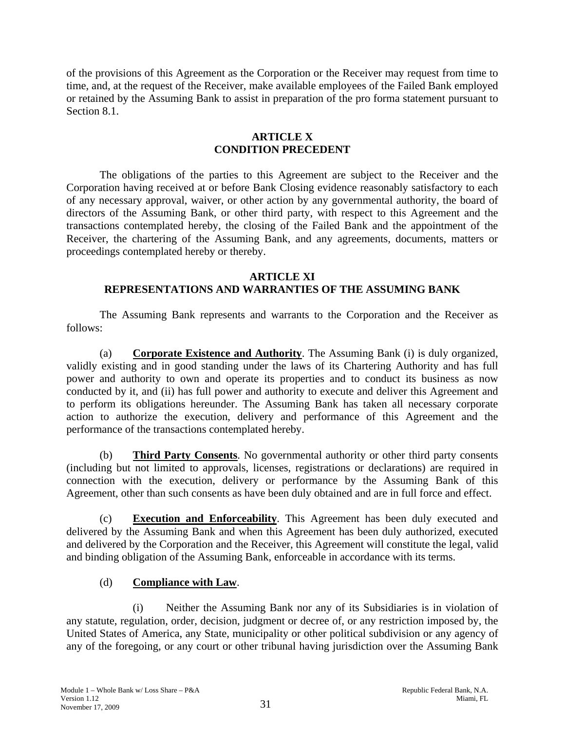of the provisions of this Agreement as the Corporation or the Receiver may request from time to time, and, at the request of the Receiver, make available employees of the Failed Bank employed or retained by the Assuming Bank to assist in preparation of the pro forma statement pursuant to Section 8.1.

## ARTICLE X
## CONDITION PRECEDENT

The obligations of the parties to this Agreement are subject to the Receiver and the Corporation having received at or before Bank Closing evidence reasonably satisfactory to each of any necessary approval, waiver, or other action by any governmental authority, the board of directors of the Assuming Bank, or other third party, with respect to this Agreement and the transactions contemplated hereby, the closing of the Failed Bank and the appointment of the Receiver, the chartering of the Assuming Bank, and any agreements, documents, matters or proceedings contemplated hereby or thereby.

## ARTICLE XI
## REPRESENTATIONS AND WARRANTIES OF THE ASSUMING BANK

The Assuming Bank represents and warrants to the Corporation and the Receiver as follows:

(a) **Corporate Existence and Authority**. The Assuming Bank (i) is duly organized, validly existing and in good standing under the laws of its Chartering Authority and has full power and authority to own and operate its properties and to conduct its business as now conducted by it, and (ii) has full power and authority to execute and deliver this Agreement and to perform its obligations hereunder. The Assuming Bank has taken all necessary corporate action to authorize the execution, delivery and performance of this Agreement and the performance of the transactions contemplated hereby.

(b) **Third Party Consents**. No governmental authority or other third party consents (including but not limited to approvals, licenses, registrations or declarations) are required in connection with the execution, delivery or performance by the Assuming Bank of this Agreement, other than such consents as have been duly obtained and are in full force and effect.

(c) **Execution and Enforceability**. This Agreement has been duly executed and delivered by the Assuming Bank and when this Agreement has been duly authorized, executed and delivered by the Corporation and the Receiver, this Agreement will constitute the legal, valid and binding obligation of the Assuming Bank, enforceable in accordance with its terms.

(d) **Compliance with Law**.

(i) Neither the Assuming Bank nor any of its Subsidiaries is in violation of any statute, regulation, order, decision, judgment or decree of, or any restriction imposed by, the United States of America, any State, municipality or other political subdivision or any agency of any of the foregoing, or any court or other tribunal having jurisdiction over the Assuming Bank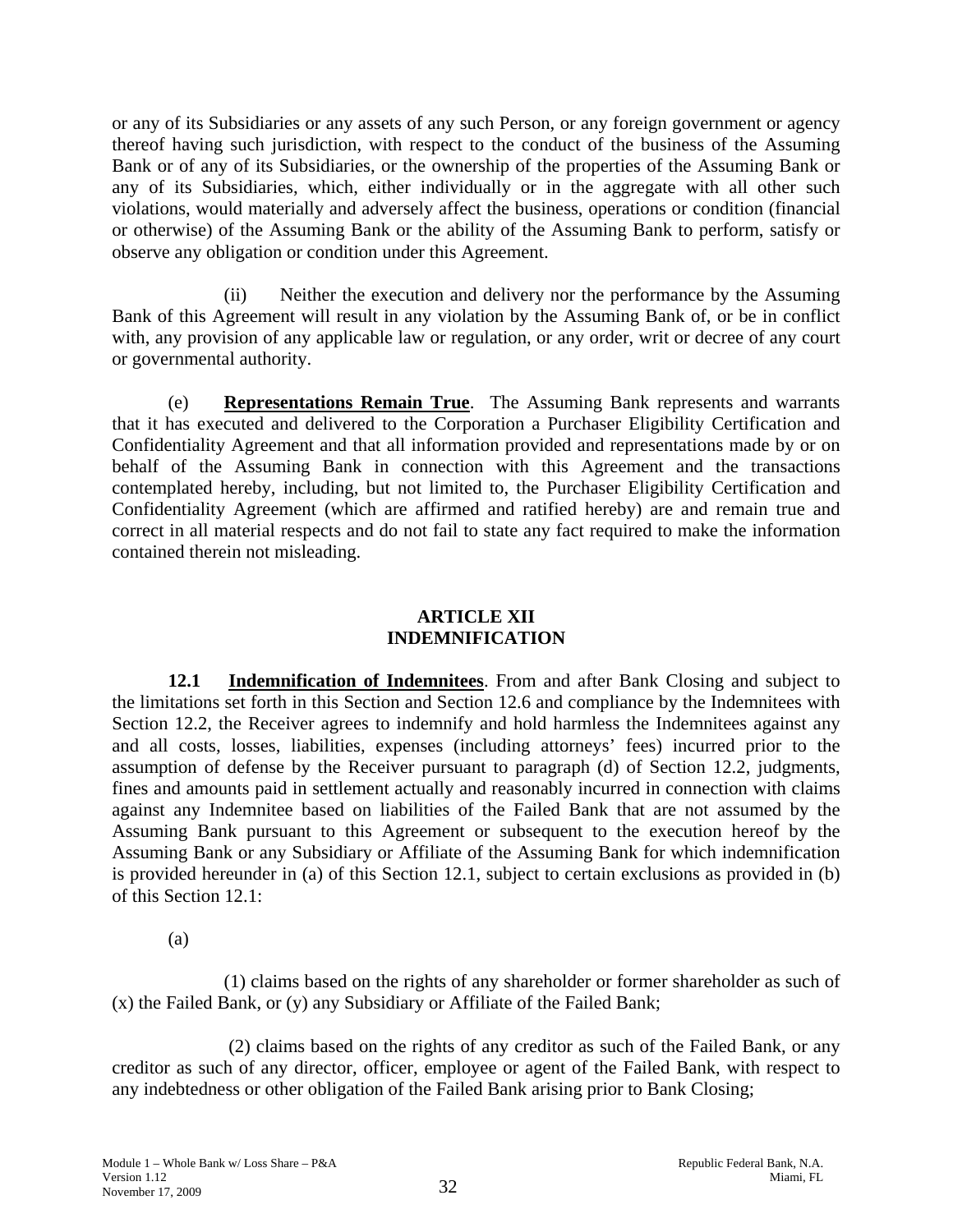or any of its Subsidiaries or any assets of any such Person, or any foreign government or agency thereof having such jurisdiction, with respect to the conduct of the business of the Assuming Bank or of any of its Subsidiaries, or the ownership of the properties of the Assuming Bank or any of its Subsidiaries, which, either individually or in the aggregate with all other such violations, would materially and adversely affect the business, operations or condition (financial or otherwise) of the Assuming Bank or the ability of the Assuming Bank to perform, satisfy or observe any obligation or condition under this Agreement.

(ii) Neither the execution and delivery nor the performance by the Assuming Bank of this Agreement will result in any violation by the Assuming Bank of, or be in conflict with, any provision of any applicable law or regulation, or any order, writ or decree of any court or governmental authority.

(e) **Representations Remain True**. The Assuming Bank represents and warrants that it has executed and delivered to the Corporation a Purchaser Eligibility Certification and Confidentiality Agreement and that all information provided and representations made by or on behalf of the Assuming Bank in connection with this Agreement and the transactions contemplated hereby, including, but not limited to, the Purchaser Eligibility Certification and Confidentiality Agreement (which are affirmed and ratified hereby) are and remain true and correct in all material respects and do not fail to state any fact required to make the information contained therein not misleading.

## ARTICLE XII
## INDEMNIFICATION

**12.1 Indemnification of Indemnitees**. From and after Bank Closing and subject to the limitations set forth in this Section and Section 12.6 and compliance by the Indemnitees with Section 12.2, the Receiver agrees to indemnify and hold harmless the Indemnitees against any and all costs, losses, liabilities, expenses (including attorneys' fees) incurred prior to the assumption of defense by the Receiver pursuant to paragraph (d) of Section 12.2, judgments, fines and amounts paid in settlement actually and reasonably incurred in connection with claims against any Indemnitee based on liabilities of the Failed Bank that are not assumed by the Assuming Bank pursuant to this Agreement or subsequent to the execution hereof by the Assuming Bank or any Subsidiary or Affiliate of the Assuming Bank for which indemnification is provided hereunder in (a) of this Section 12.1, subject to certain exclusions as provided in (b) of this Section 12.1:

(a)

(1) claims based on the rights of any shareholder or former shareholder as such of (x) the Failed Bank, or (y) any Subsidiary or Affiliate of the Failed Bank;

(2) claims based on the rights of any creditor as such of the Failed Bank, or any creditor as such of any director, officer, employee or agent of the Failed Bank, with respect to any indebtedness or other obligation of the Failed Bank arising prior to Bank Closing;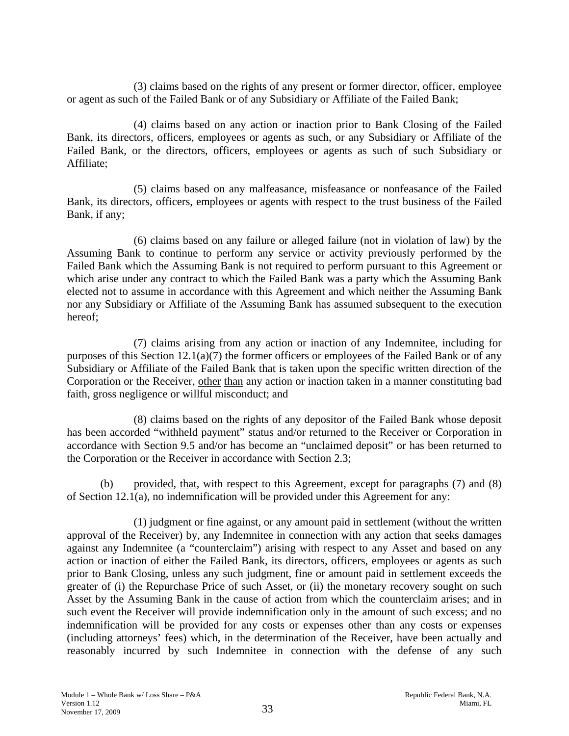(3) claims based on the rights of any present or former director, officer, employee or agent as such of the Failed Bank or of any Subsidiary or Affiliate of the Failed Bank;

(4) claims based on any action or inaction prior to Bank Closing of the Failed Bank, its directors, officers, employees or agents as such, or any Subsidiary or Affiliate of the Failed Bank, or the directors, officers, employees or agents as such of such Subsidiary or Affiliate;

(5) claims based on any malfeasance, misfeasance or nonfeasance of the Failed Bank, its directors, officers, employees or agents with respect to the trust business of the Failed Bank, if any;

(6) claims based on any failure or alleged failure (not in violation of law) by the Assuming Bank to continue to perform any service or activity previously performed by the Failed Bank which the Assuming Bank is not required to perform pursuant to this Agreement or which arise under any contract to which the Failed Bank was a party which the Assuming Bank elected not to assume in accordance with this Agreement and which neither the Assuming Bank nor any Subsidiary or Affiliate of the Assuming Bank has assumed subsequent to the execution hereof;

(7) claims arising from any action or inaction of any Indemnitee, including for purposes of this Section 12.1(a)(7) the former officers or employees of the Failed Bank or of any Subsidiary or Affiliate of the Failed Bank that is taken upon the specific written direction of the Corporation or the Receiver, other than any action or inaction taken in a manner constituting bad faith, gross negligence or willful misconduct; and

(8) claims based on the rights of any depositor of the Failed Bank whose deposit has been accorded "withheld payment" status and/or returned to the Receiver or Corporation in accordance with Section 9.5 and/or has become an "unclaimed deposit" or has been returned to the Corporation or the Receiver in accordance with Section 2.3;

(b) provided, that, with respect to this Agreement, except for paragraphs (7) and (8) of Section 12.1(a), no indemnification will be provided under this Agreement for any:

(1) judgment or fine against, or any amount paid in settlement (without the written approval of the Receiver) by, any Indemnitee in connection with any action that seeks damages against any Indemnitee (a "counterclaim") arising with respect to any Asset and based on any action or inaction of either the Failed Bank, its directors, officers, employees or agents as such prior to Bank Closing, unless any such judgment, fine or amount paid in settlement exceeds the greater of (i) the Repurchase Price of such Asset, or (ii) the monetary recovery sought on such Asset by the Assuming Bank in the cause of action from which the counterclaim arises; and in such event the Receiver will provide indemnification only in the amount of such excess; and no indemnification will be provided for any costs or expenses other than any costs or expenses (including attorneys' fees) which, in the determination of the Receiver, have been actually and reasonably incurred by such Indemnitee in connection with the defense of any such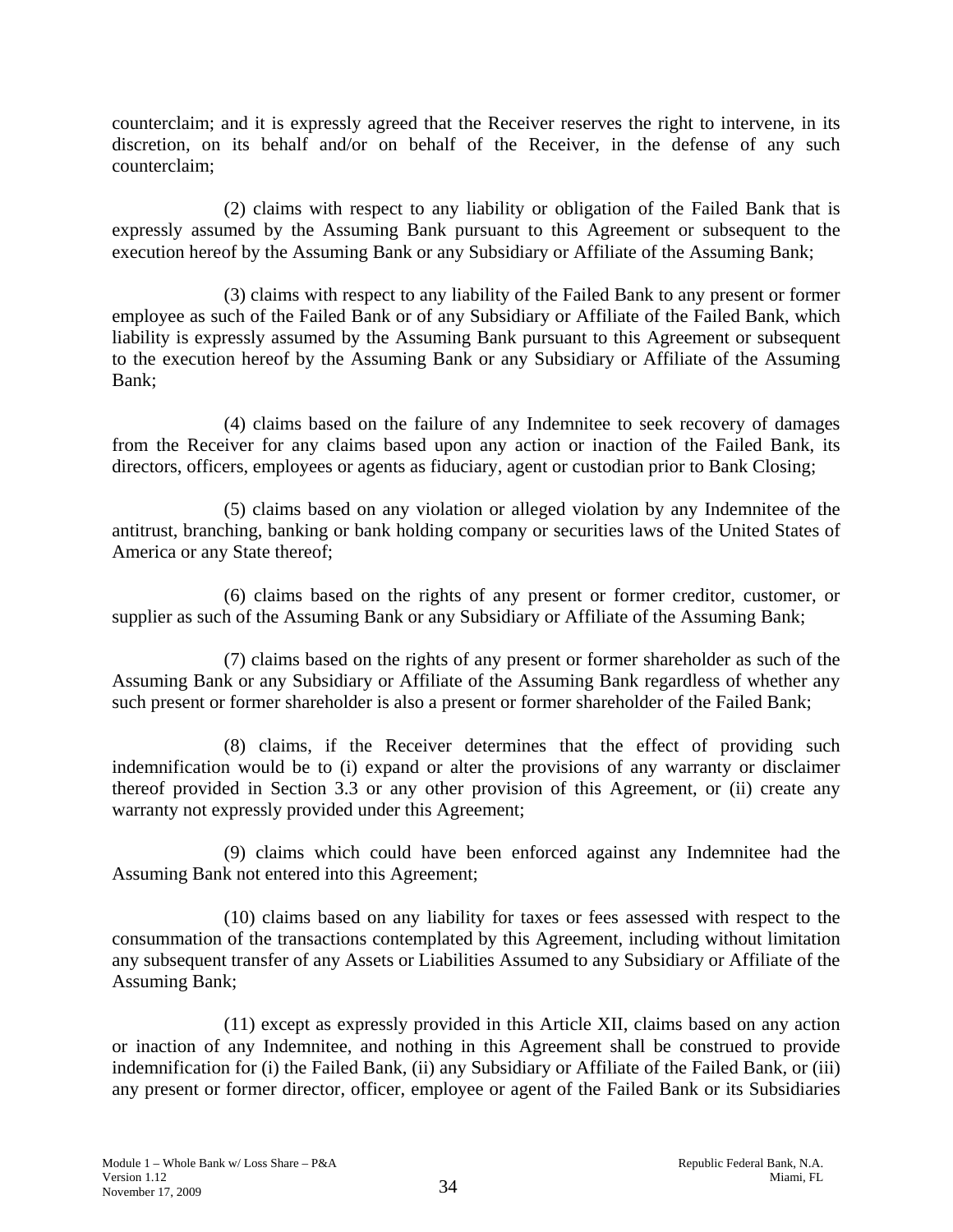counterclaim; and it is expressly agreed that the Receiver reserves the right to intervene, in its discretion, on its behalf and/or on behalf of the Receiver, in the defense of any such counterclaim;

(2) claims with respect to any liability or obligation of the Failed Bank that is expressly assumed by the Assuming Bank pursuant to this Agreement or subsequent to the execution hereof by the Assuming Bank or any Subsidiary or Affiliate of the Assuming Bank;

(3) claims with respect to any liability of the Failed Bank to any present or former employee as such of the Failed Bank or of any Subsidiary or Affiliate of the Failed Bank, which liability is expressly assumed by the Assuming Bank pursuant to this Agreement or subsequent to the execution hereof by the Assuming Bank or any Subsidiary or Affiliate of the Assuming Bank;

(4) claims based on the failure of any Indemnitee to seek recovery of damages from the Receiver for any claims based upon any action or inaction of the Failed Bank, its directors, officers, employees or agents as fiduciary, agent or custodian prior to Bank Closing;

(5) claims based on any violation or alleged violation by any Indemnitee of the antitrust, branching, banking or bank holding company or securities laws of the United States of America or any State thereof;

(6) claims based on the rights of any present or former creditor, customer, or supplier as such of the Assuming Bank or any Subsidiary or Affiliate of the Assuming Bank;

(7) claims based on the rights of any present or former shareholder as such of the Assuming Bank or any Subsidiary or Affiliate of the Assuming Bank regardless of whether any such present or former shareholder is also a present or former shareholder of the Failed Bank;

(8) claims, if the Receiver determines that the effect of providing such indemnification would be to (i) expand or alter the provisions of any warranty or disclaimer thereof provided in Section 3.3 or any other provision of this Agreement, or (ii) create any warranty not expressly provided under this Agreement;

(9) claims which could have been enforced against any Indemnitee had the Assuming Bank not entered into this Agreement;

(10) claims based on any liability for taxes or fees assessed with respect to the consummation of the transactions contemplated by this Agreement, including without limitation any subsequent transfer of any Assets or Liabilities Assumed to any Subsidiary or Affiliate of the Assuming Bank;

(11) except as expressly provided in this Article XII, claims based on any action or inaction of any Indemnitee, and nothing in this Agreement shall be construed to provide indemnification for (i) the Failed Bank, (ii) any Subsidiary or Affiliate of the Failed Bank, or (iii) any present or former director, officer, employee or agent of the Failed Bank or its Subsidiaries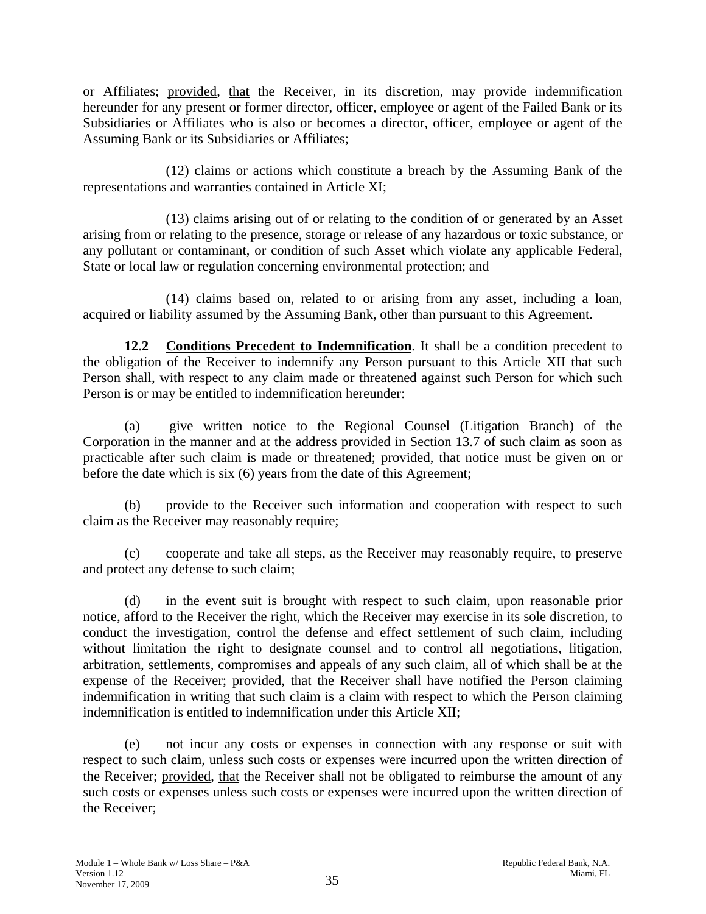or Affiliates; provided, that the Receiver, in its discretion, may provide indemnification hereunder for any present or former director, officer, employee or agent of the Failed Bank or its Subsidiaries or Affiliates who is also or becomes a director, officer, employee or agent of the Assuming Bank or its Subsidiaries or Affiliates;

(12) claims or actions which constitute a breach by the Assuming Bank of the representations and warranties contained in Article XI;

(13) claims arising out of or relating to the condition of or generated by an Asset arising from or relating to the presence, storage or release of any hazardous or toxic substance, or any pollutant or contaminant, or condition of such Asset which violate any applicable Federal, State or local law or regulation concerning environmental protection; and

(14) claims based on, related to or arising from any asset, including a loan, acquired or liability assumed by the Assuming Bank, other than pursuant to this Agreement.

**12.2 Conditions Precedent to Indemnification**. It shall be a condition precedent to the obligation of the Receiver to indemnify any Person pursuant to this Article XII that such Person shall, with respect to any claim made or threatened against such Person for which such Person is or may be entitled to indemnification hereunder:

(a) give written notice to the Regional Counsel (Litigation Branch) of the Corporation in the manner and at the address provided in Section 13.7 of such claim as soon as practicable after such claim is made or threatened; provided, that notice must be given on or before the date which is six (6) years from the date of this Agreement;

(b) provide to the Receiver such information and cooperation with respect to such claim as the Receiver may reasonably require;

(c) cooperate and take all steps, as the Receiver may reasonably require, to preserve and protect any defense to such claim;

(d) in the event suit is brought with respect to such claim, upon reasonable prior notice, afford to the Receiver the right, which the Receiver may exercise in its sole discretion, to conduct the investigation, control the defense and effect settlement of such claim, including without limitation the right to designate counsel and to control all negotiations, litigation, arbitration, settlements, compromises and appeals of any such claim, all of which shall be at the expense of the Receiver; provided, that the Receiver shall have notified the Person claiming indemnification in writing that such claim is a claim with respect to which the Person claiming indemnification is entitled to indemnification under this Article XII;

(e) not incur any costs or expenses in connection with any response or suit with respect to such claim, unless such costs or expenses were incurred upon the written direction of the Receiver; provided, that the Receiver shall not be obligated to reimburse the amount of any such costs or expenses unless such costs or expenses were incurred upon the written direction of the Receiver;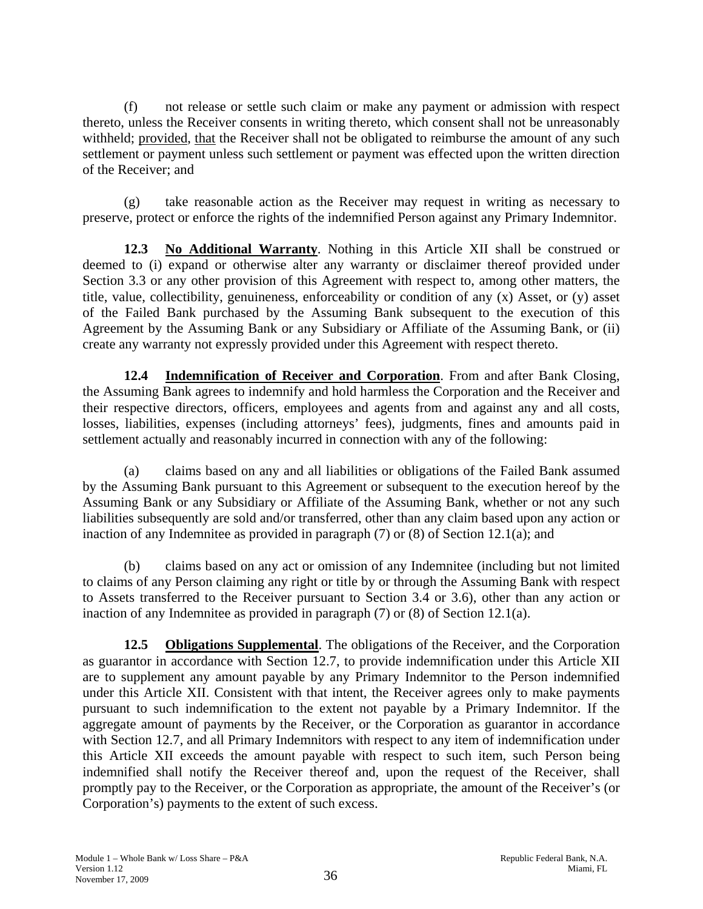(f) not release or settle such claim or make any payment or admission with respect thereto, unless the Receiver consents in writing thereto, which consent shall not be unreasonably withheld; provided, that the Receiver shall not be obligated to reimburse the amount of any such settlement or payment unless such settlement or payment was effected upon the written direction of the Receiver; and

(g) take reasonable action as the Receiver may request in writing as necessary to preserve, protect or enforce the rights of the indemnified Person against any Primary Indemnitor.

**12.3 No Additional Warranty**. Nothing in this Article XII shall be construed or deemed to (i) expand or otherwise alter any warranty or disclaimer thereof provided under Section 3.3 or any other provision of this Agreement with respect to, among other matters, the title, value, collectibility, genuineness, enforceability or condition of any (x) Asset, or (y) asset of the Failed Bank purchased by the Assuming Bank subsequent to the execution of this Agreement by the Assuming Bank or any Subsidiary or Affiliate of the Assuming Bank, or (ii) create any warranty not expressly provided under this Agreement with respect thereto.

**12.4 Indemnification of Receiver and Corporation**. From and after Bank Closing, the Assuming Bank agrees to indemnify and hold harmless the Corporation and the Receiver and their respective directors, officers, employees and agents from and against any and all costs, losses, liabilities, expenses (including attorneys' fees), judgments, fines and amounts paid in settlement actually and reasonably incurred in connection with any of the following:

(a) claims based on any and all liabilities or obligations of the Failed Bank assumed by the Assuming Bank pursuant to this Agreement or subsequent to the execution hereof by the Assuming Bank or any Subsidiary or Affiliate of the Assuming Bank, whether or not any such liabilities subsequently are sold and/or transferred, other than any claim based upon any action or inaction of any Indemnitee as provided in paragraph (7) or (8) of Section 12.1(a); and

(b) claims based on any act or omission of any Indemnitee (including but not limited to claims of any Person claiming any right or title by or through the Assuming Bank with respect to Assets transferred to the Receiver pursuant to Section 3.4 or 3.6), other than any action or inaction of any Indemnitee as provided in paragraph (7) or (8) of Section 12.1(a).

**12.5 Obligations Supplemental**. The obligations of the Receiver, and the Corporation as guarantor in accordance with Section 12.7, to provide indemnification under this Article XII are to supplement any amount payable by any Primary Indemnitor to the Person indemnified under this Article XII. Consistent with that intent, the Receiver agrees only to make payments pursuant to such indemnification to the extent not payable by a Primary Indemnitor. If the aggregate amount of payments by the Receiver, or the Corporation as guarantor in accordance with Section 12.7, and all Primary Indemnitors with respect to any item of indemnification under this Article XII exceeds the amount payable with respect to such item, such Person being indemnified shall notify the Receiver thereof and, upon the request of the Receiver, shall promptly pay to the Receiver, or the Corporation as appropriate, the amount of the Receiver's (or Corporation's) payments to the extent of such excess.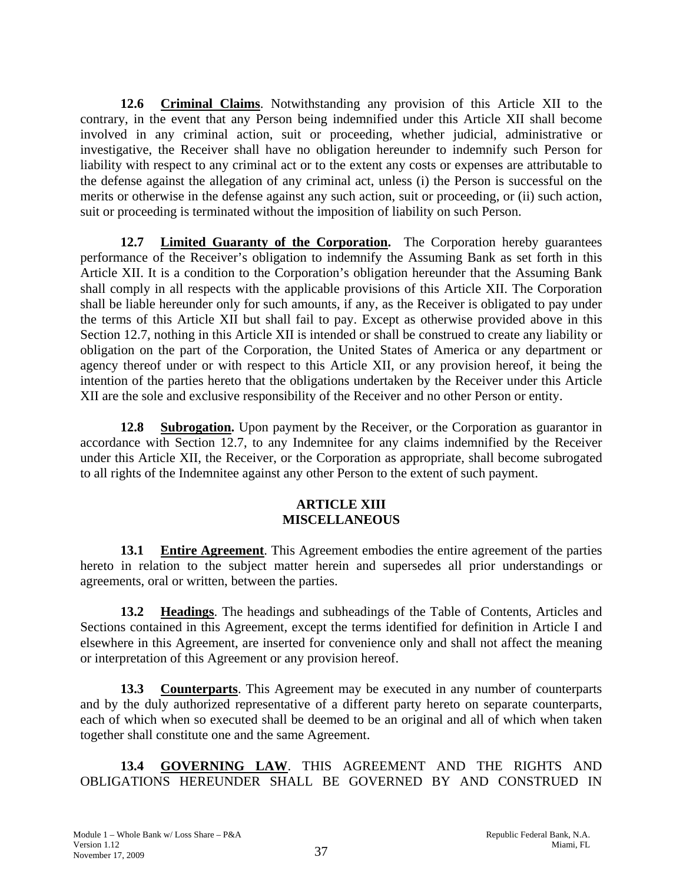**12.6 Criminal Claims**. Notwithstanding any provision of this Article XII to the contrary, in the event that any Person being indemnified under this Article XII shall become involved in any criminal action, suit or proceeding, whether judicial, administrative or investigative, the Receiver shall have no obligation hereunder to indemnify such Person for liability with respect to any criminal act or to the extent any costs or expenses are attributable to the defense against the allegation of any criminal act, unless (i) the Person is successful on the merits or otherwise in the defense against any such action, suit or proceeding, or (ii) such action, suit or proceeding is terminated without the imposition of liability on such Person.

**12.7 Limited Guaranty of the Corporation.** The Corporation hereby guarantees performance of the Receiver's obligation to indemnify the Assuming Bank as set forth in this Article XII. It is a condition to the Corporation's obligation hereunder that the Assuming Bank shall comply in all respects with the applicable provisions of this Article XII. The Corporation shall be liable hereunder only for such amounts, if any, as the Receiver is obligated to pay under the terms of this Article XII but shall fail to pay. Except as otherwise provided above in this Section 12.7, nothing in this Article XII is intended or shall be construed to create any liability or obligation on the part of the Corporation, the United States of America or any department or agency thereof under or with respect to this Article XII, or any provision hereof, it being the intention of the parties hereto that the obligations undertaken by the Receiver under this Article XII are the sole and exclusive responsibility of the Receiver and no other Person or entity.

**12.8 Subrogation.** Upon payment by the Receiver, or the Corporation as guarantor in accordance with Section 12.7, to any Indemnitee for any claims indemnified by the Receiver under this Article XII, the Receiver, or the Corporation as appropriate, shall become subrogated to all rights of the Indemnitee against any other Person to the extent of such payment.

## ARTICLE XIII
## MISCELLANEOUS

**13.1 Entire Agreement**. This Agreement embodies the entire agreement of the parties hereto in relation to the subject matter herein and supersedes all prior understandings or agreements, oral or written, between the parties.

**13.2 Headings**. The headings and subheadings of the Table of Contents, Articles and Sections contained in this Agreement, except the terms identified for definition in Article I and elsewhere in this Agreement, are inserted for convenience only and shall not affect the meaning or interpretation of this Agreement or any provision hereof.

**13.3 Counterparts**. This Agreement may be executed in any number of counterparts and by the duly authorized representative of a different party hereto on separate counterparts, each of which when so executed shall be deemed to be an original and all of which when taken together shall constitute one and the same Agreement.

**13.4 GOVERNING LAW**. THIS AGREEMENT AND THE RIGHTS AND OBLIGATIONS HEREUNDER SHALL BE GOVERNED BY AND CONSTRUED IN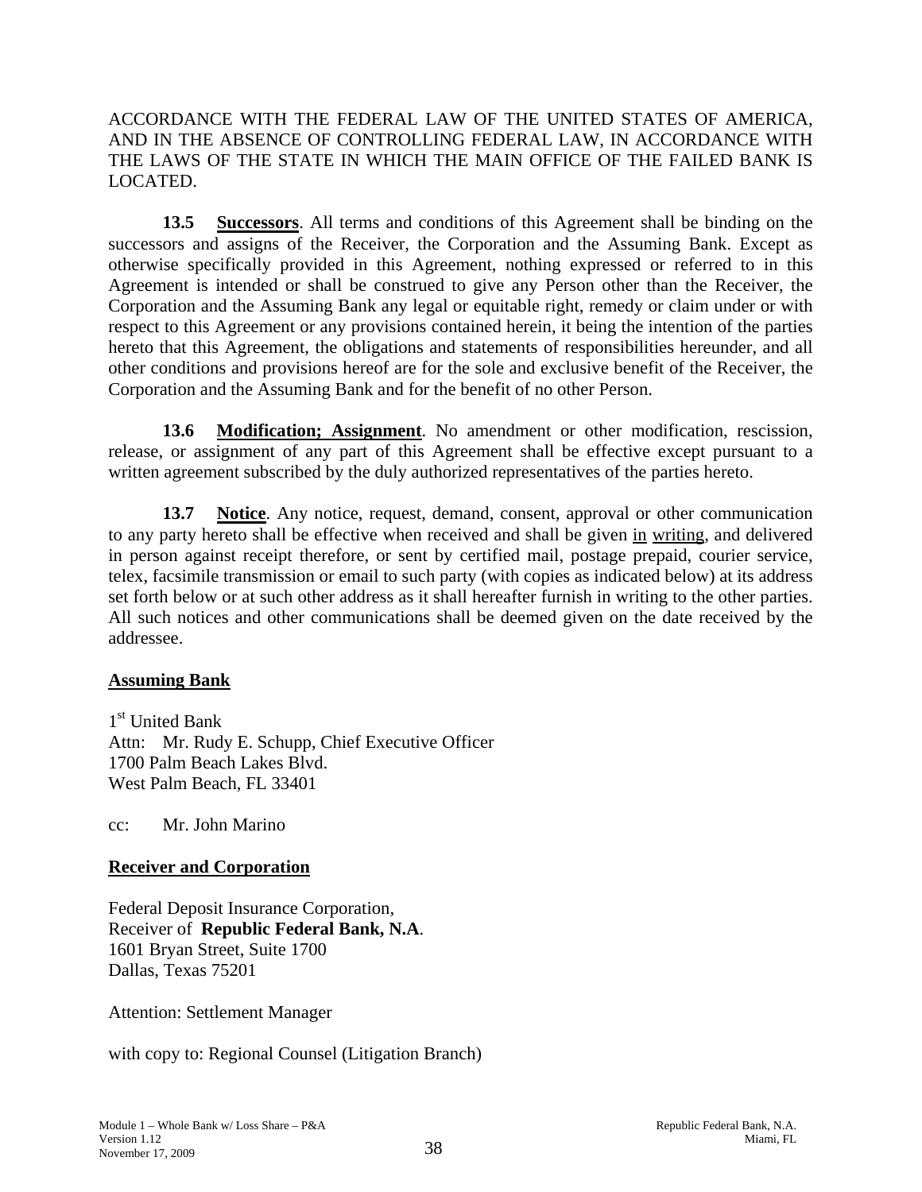ACCORDANCE WITH THE FEDERAL LAW OF THE UNITED STATES OF AMERICA, AND IN THE ABSENCE OF CONTROLLING FEDERAL LAW, IN ACCORDANCE WITH THE LAWS OF THE STATE IN WHICH THE MAIN OFFICE OF THE FAILED BANK IS LOCATED.

**13.5 Successors**. All terms and conditions of this Agreement shall be binding on the successors and assigns of the Receiver, the Corporation and the Assuming Bank. Except as otherwise specifically provided in this Agreement, nothing expressed or referred to in this Agreement is intended or shall be construed to give any Person other than the Receiver, the Corporation and the Assuming Bank any legal or equitable right, remedy or claim under or with respect to this Agreement or any provisions contained herein, it being the intention of the parties hereto that this Agreement, the obligations and statements of responsibilities hereunder, and all other conditions and provisions hereof are for the sole and exclusive benefit of the Receiver, the Corporation and the Assuming Bank and for the benefit of no other Person.

**13.6 Modification; Assignment**. No amendment or other modification, rescission, release, or assignment of any part of this Agreement shall be effective except pursuant to a written agreement subscribed by the duly authorized representatives of the parties hereto.

**13.7 Notice**. Any notice, request, demand, consent, approval or other communication to any party hereto shall be effective when received and shall be given in writing, and delivered in person against receipt therefore, or sent by certified mail, postage prepaid, courier service, telex, facsimile transmission or email to such party (with copies as indicated below) at its address set forth below or at such other address as it shall hereafter furnish in writing to the other parties. All such notices and other communications shall be deemed given on the date received by the addressee.

**Assuming Bank**

1st United Bank
Attn: Mr. Rudy E. Schupp, Chief Executive Officer
1700 Palm Beach Lakes Blvd.
West Palm Beach, FL 33401

cc: Mr. John Marino

**Receiver and Corporation**

Federal Deposit Insurance Corporation,
Receiver of **Republic Federal Bank, N.A**.
1601 Bryan Street, Suite 1700
Dallas, Texas 75201

Attention: Settlement Manager

with copy to: Regional Counsel (Litigation Branch)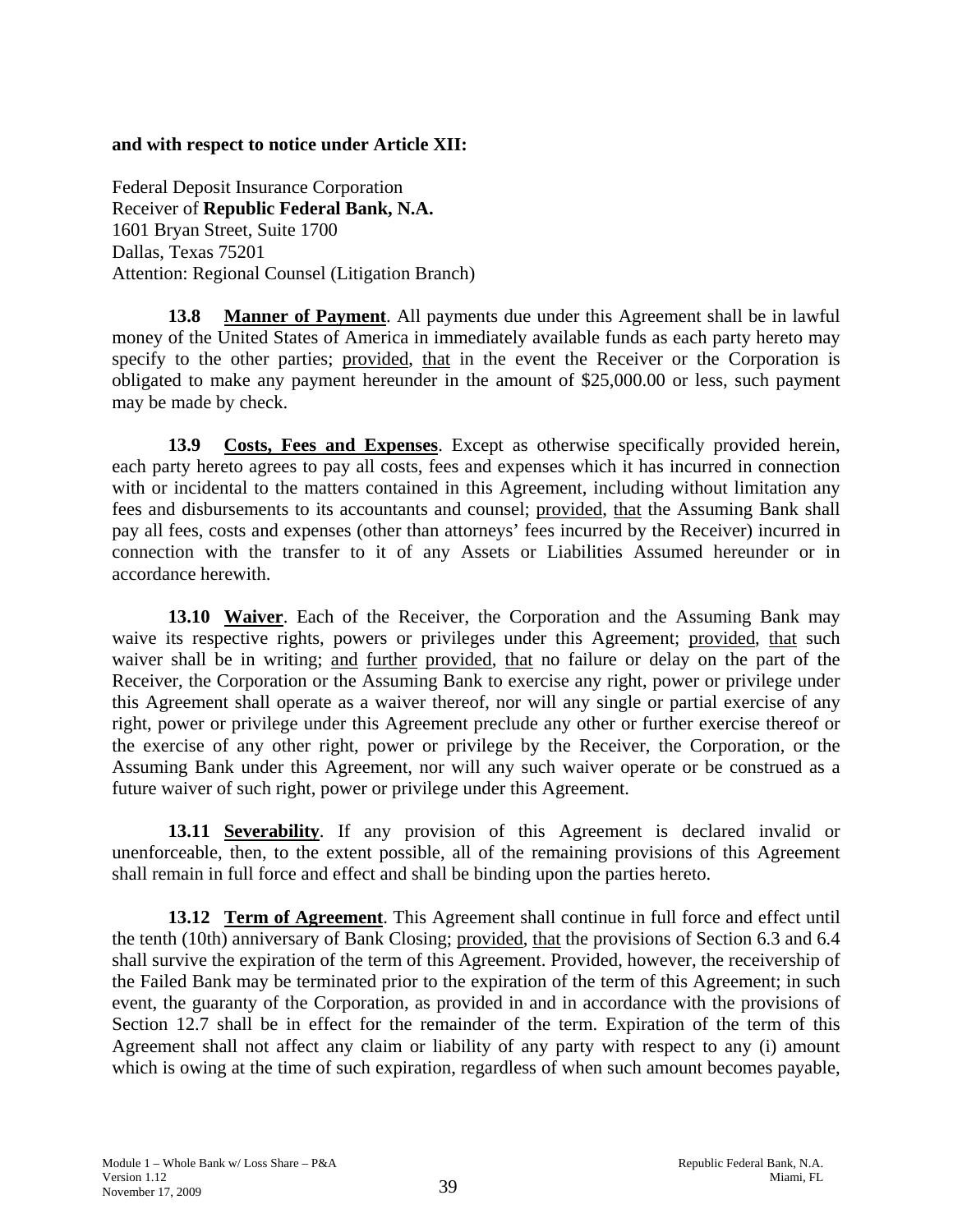**and with respect to notice under Article XII:**

Federal Deposit Insurance Corporation
Receiver of **Republic Federal Bank, N.A.**
1601 Bryan Street, Suite 1700
Dallas, Texas 75201
Attention: Regional Counsel (Litigation Branch)

**13.8 Manner of Payment**. All payments due under this Agreement shall be in lawful money of the United States of America in immediately available funds as each party hereto may specify to the other parties; provided, that in the event the Receiver or the Corporation is obligated to make any payment hereunder in the amount of $25,000.00 or less, such payment may be made by check.

**13.9 Costs, Fees and Expenses**. Except as otherwise specifically provided herein, each party hereto agrees to pay all costs, fees and expenses which it has incurred in connection with or incidental to the matters contained in this Agreement, including without limitation any fees and disbursements to its accountants and counsel; provided, that the Assuming Bank shall pay all fees, costs and expenses (other than attorneys' fees incurred by the Receiver) incurred in connection with the transfer to it of any Assets or Liabilities Assumed hereunder or in accordance herewith.

**13.10 Waiver**. Each of the Receiver, the Corporation and the Assuming Bank may waive its respective rights, powers or privileges under this Agreement; provided, that such waiver shall be in writing; and further provided, that no failure or delay on the part of the Receiver, the Corporation or the Assuming Bank to exercise any right, power or privilege under this Agreement shall operate as a waiver thereof, nor will any single or partial exercise of any right, power or privilege under this Agreement preclude any other or further exercise thereof or the exercise of any other right, power or privilege by the Receiver, the Corporation, or the Assuming Bank under this Agreement, nor will any such waiver operate or be construed as a future waiver of such right, power or privilege under this Agreement.

**13.11 Severability**. If any provision of this Agreement is declared invalid or unenforceable, then, to the extent possible, all of the remaining provisions of this Agreement shall remain in full force and effect and shall be binding upon the parties hereto.

**13.12 Term of Agreement**. This Agreement shall continue in full force and effect until the tenth (10th) anniversary of Bank Closing; provided, that the provisions of Section 6.3 and 6.4 shall survive the expiration of the term of this Agreement. Provided, however, the receivership of the Failed Bank may be terminated prior to the expiration of the term of this Agreement; in such event, the guaranty of the Corporation, as provided in and in accordance with the provisions of Section 12.7 shall be in effect for the remainder of the term. Expiration of the term of this Agreement shall not affect any claim or liability of any party with respect to any (i) amount which is owing at the time of such expiration, regardless of when such amount becomes payable,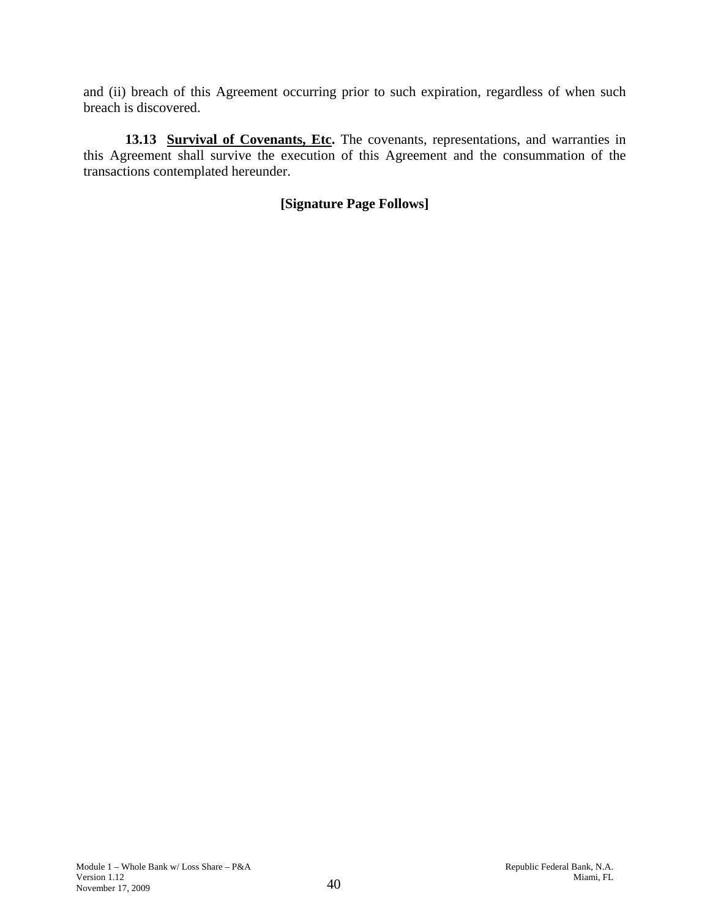and (ii) breach of this Agreement occurring prior to such expiration, regardless of when such breach is discovered.

**13.13 Survival of Covenants, Etc.** The covenants, representations, and warranties in this Agreement shall survive the execution of this Agreement and the consummation of the transactions contemplated hereunder.

**[Signature Page Follows]**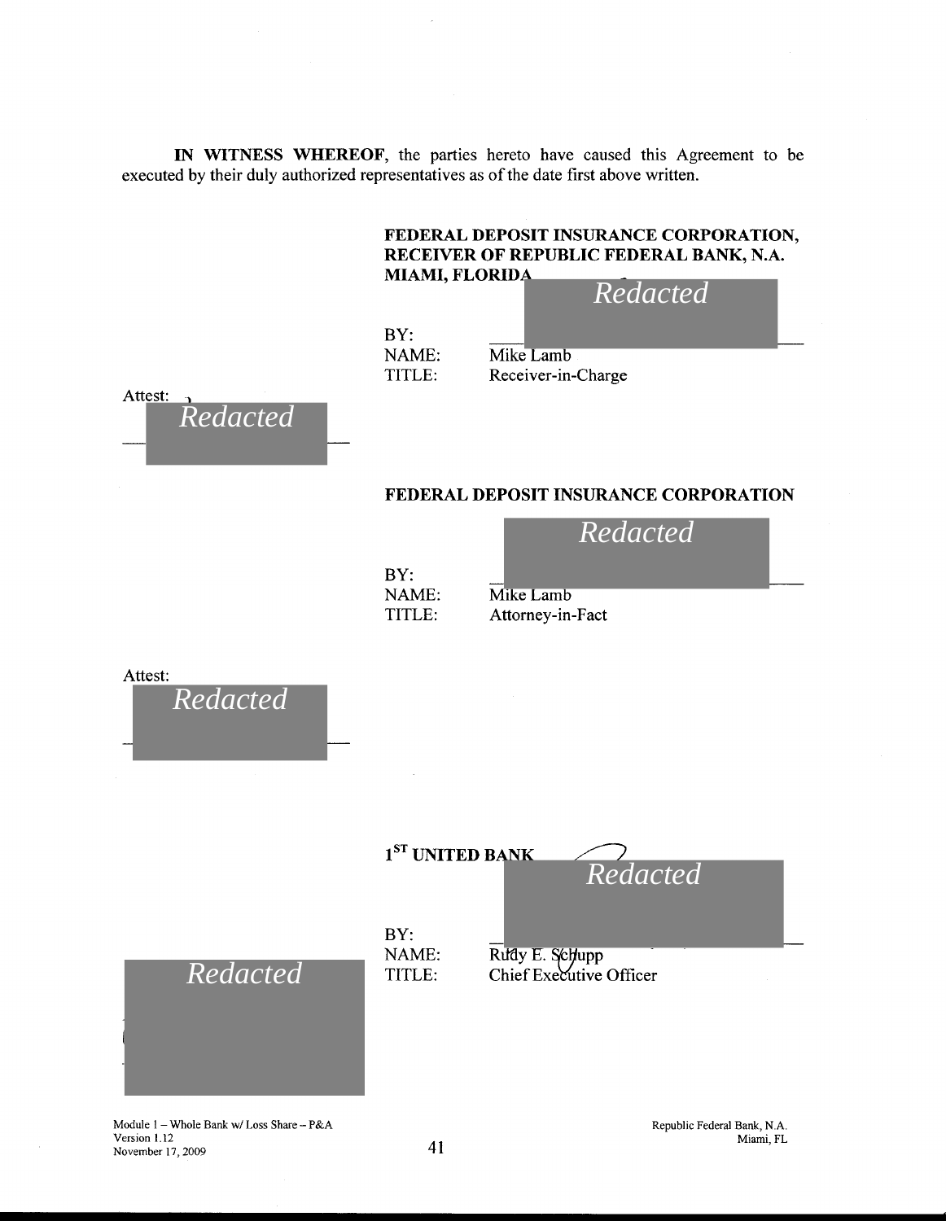**IN WITNESS WHEREOF**, the parties hereto have caused this Agreement to be executed by their duly authorized representatives as of the date first above written.

**FEDERAL DEPOSIT INSURANCE CORPORATION, RECEIVER OF REPUBLIC FEDERAL BANK, N.A. MIAMI, FLORIDA**

*Redacted*

BY: ________________________
NAME: Mike Lamb
TITLE: Receiver-in-Charge

Attest:

*Redacted*

**FEDERAL DEPOSIT INSURANCE CORPORATION**

*Redacted*

BY: ________________________
NAME: Mike Lamb
TITLE: Attorney-in-Fact

Attest:

*Redacted*

**1ST UNITED BANK**

*Redacted*

BY: ________________________
NAME: Rudy E. Schupp
TITLE: Chief Executive Officer

*Redacted*

Module 1 – Whole Bank w/ Loss Share – P&A
Version 1.12
November 17, 2009

Republic Federal Bank, N.A.
Miami, FL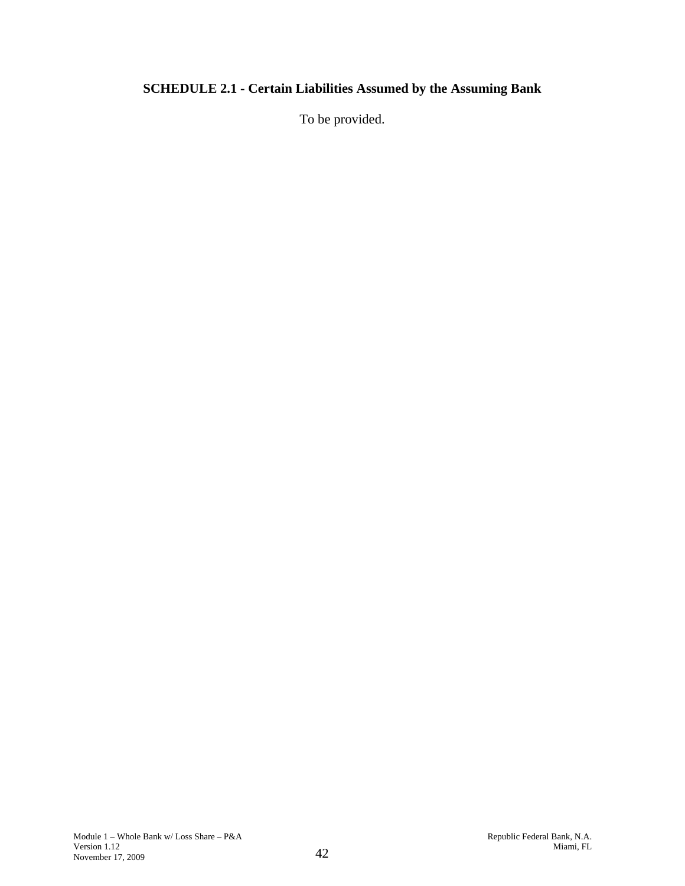## SCHEDULE 2.1 - Certain Liabilities Assumed by the Assuming Bank

To be provided.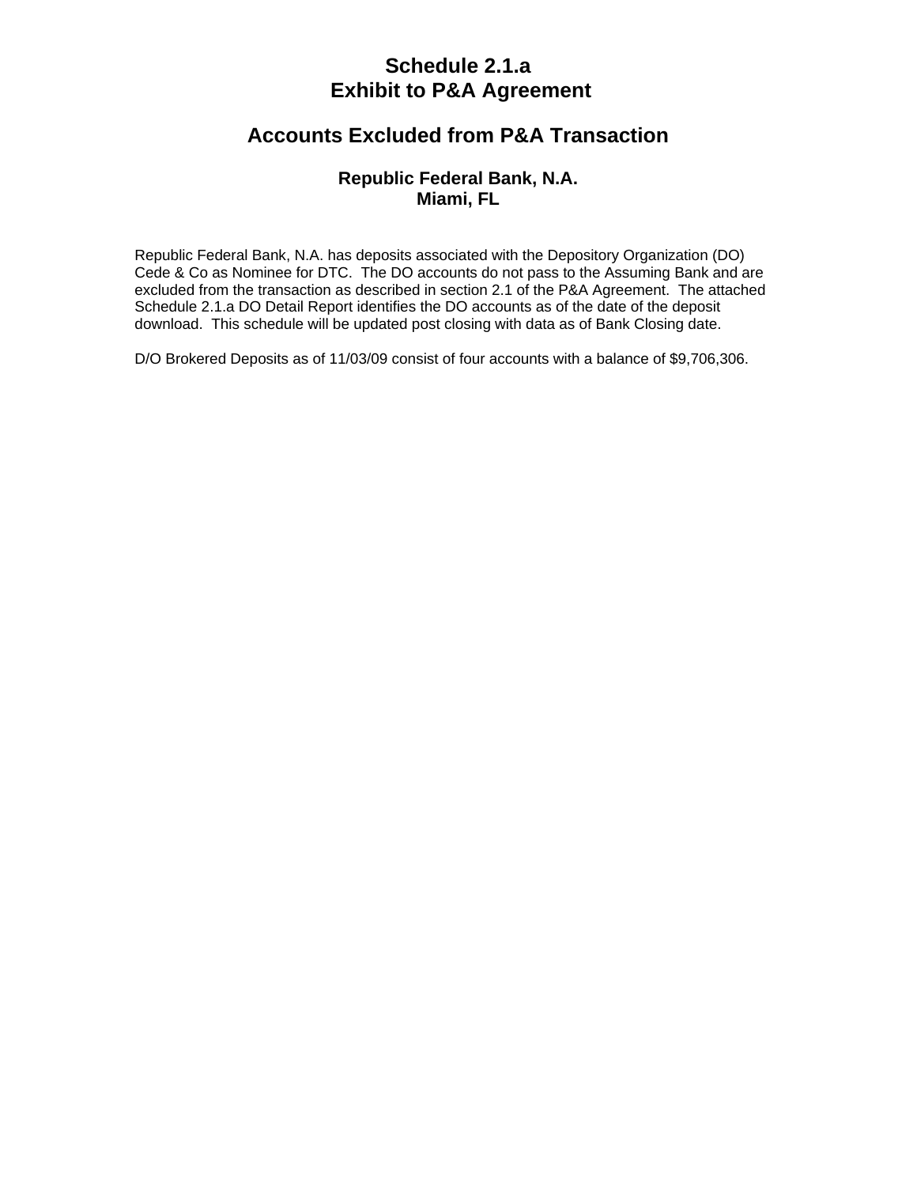# Schedule 2.1.a
# Exhibit to P&A Agreement

## Accounts Excluded from P&A Transaction

### Republic Federal Bank, N.A.
### Miami, FL

Republic Federal Bank, N.A. has deposits associated with the Depository Organization (DO) Cede & Co as Nominee for DTC. The DO accounts do not pass to the Assuming Bank and are excluded from the transaction as described in section 2.1 of the P&A Agreement. The attached Schedule 2.1.a DO Detail Report identifies the DO accounts as of the date of the deposit download. This schedule will be updated post closing with data as of Bank Closing date.

D/O Brokered Deposits as of 11/03/09 consist of four accounts with a balance of $9,706,306.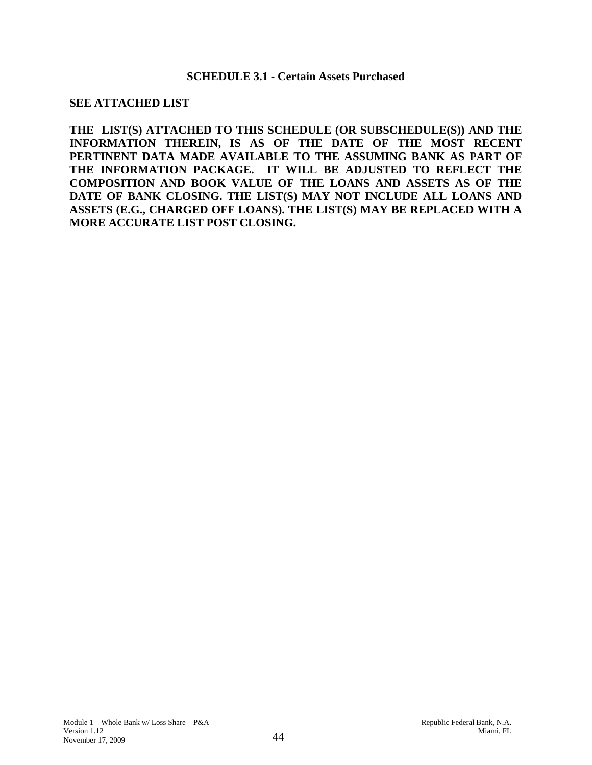## SCHEDULE 3.1 - Certain Assets Purchased

**SEE ATTACHED LIST**

**THE LIST(S) ATTACHED TO THIS SCHEDULE (OR SUBSCHEDULE(S)) AND THE INFORMATION THEREIN, IS AS OF THE DATE OF THE MOST RECENT PERTINENT DATA MADE AVAILABLE TO THE ASSUMING BANK AS PART OF THE INFORMATION PACKAGE. IT WILL BE ADJUSTED TO REFLECT THE COMPOSITION AND BOOK VALUE OF THE LOANS AND ASSETS AS OF THE DATE OF BANK CLOSING. THE LIST(S) MAY NOT INCLUDE ALL LOANS AND ASSETS (E.G., CHARGED OFF LOANS). THE LIST(S) MAY BE REPLACED WITH A MORE ACCURATE LIST POST CLOSING.**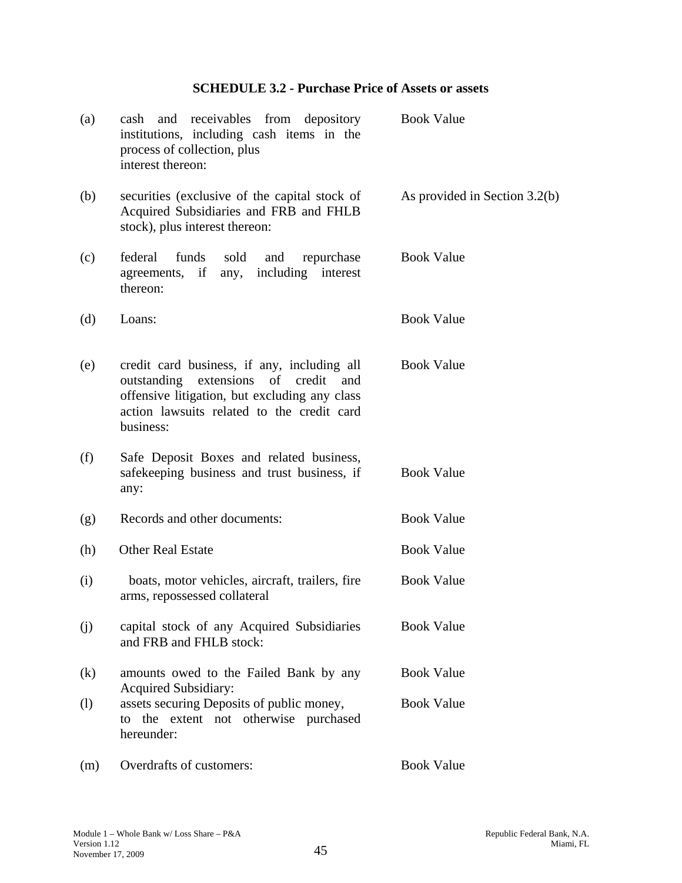## SCHEDULE 3.2 - Purchase Price of Assets or assets

| | | |
|---|---|---|
| (a) | cash and receivables from depository institutions, including cash items in the process of collection, plus interest thereon: | Book Value |
| (b) | securities (exclusive of the capital stock of Acquired Subsidiaries and FRB and FHLB stock), plus interest thereon: | As provided in Section 3.2(b) |
| (c) | federal funds sold and repurchase agreements, if any, including interest thereon: | Book Value |
| (d) | Loans: | Book Value |
| (e) | credit card business, if any, including all outstanding extensions of credit and offensive litigation, but excluding any class action lawsuits related to the credit card business: | Book Value |
| (f) | Safe Deposit Boxes and related business, safekeeping business and trust business, if any: | Book Value |
| (g) | Records and other documents: | Book Value |
| (h) | Other Real Estate | Book Value |
| (i) | boats, motor vehicles, aircraft, trailers, fire arms, repossessed collateral | Book Value |
| (j) | capital stock of any Acquired Subsidiaries and FRB and FHLB stock: | Book Value |
| (k) | amounts owed to the Failed Bank by any Acquired Subsidiary: | Book Value |
| (l) | assets securing Deposits of public money, to the extent not otherwise purchased hereunder: | Book Value |
| (m) | Overdrafts of customers: | Book Value |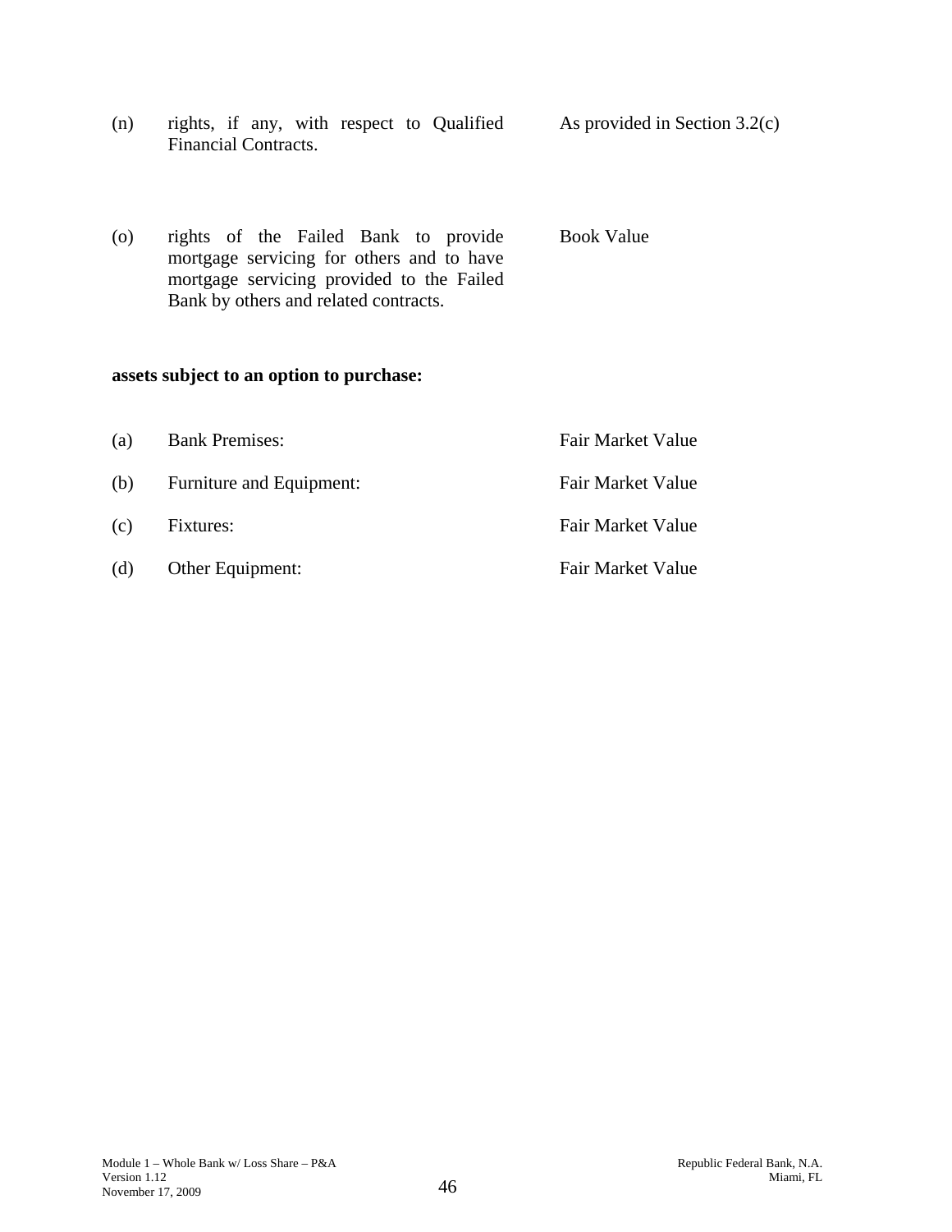| | | |
|---|---|---|
| (n) | rights, if any, with respect to Qualified Financial Contracts. | As provided in Section 3.2(c) |
| (o) | rights of the Failed Bank to provide mortgage servicing for others and to have mortgage servicing provided to the Failed Bank by others and related contracts. | Book Value |

**assets subject to an option to purchase:**

| | | |
|---|---|---|
| (a) | Bank Premises: | Fair Market Value |
| (b) | Furniture and Equipment: | Fair Market Value |
| (c) | Fixtures: | Fair Market Value |
| (d) | Other Equipment: | Fair Market Value |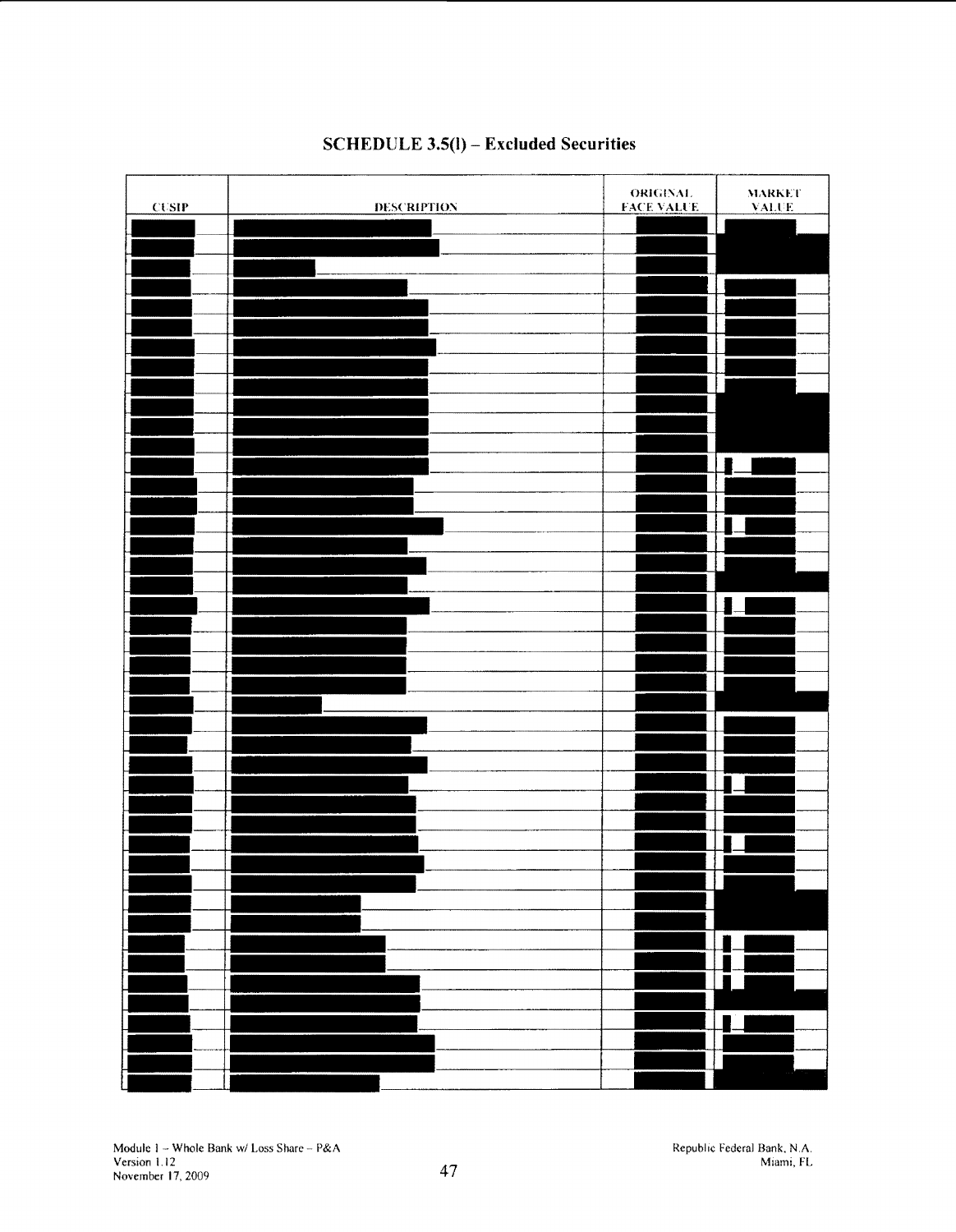# SCHEDULE 3.5(l) – Excluded Securities

| CUSIP | DESCRIPTION | ORIGINAL FACE VALUE | MARKET VALUE |
|---|---|---|---|
| | | | |
| | | | |
| | | | |
| | | | |
| | | | |
| | | | |
| | | | |
| | | | |
| | | | |
| | | | |
| | | | |
| | | | |
| | | | |
| | | | |
| | | | |
| | | | |
| | | | |
| | | | |
| | | | |
| | | | |
| | | | |
| | | | |
| | | | |
| | | | |
| | | | |
| | | | |
| | | | |
| | | | |
| | | | |
| | | | |
| | | | |
| | | | |
| | | | |
| | | | |
| | | | |
| | | | |
| | | | |
| | | | |
| | | | |
| | | | |
| | | | |
| | | | |
| | | | |
| | | | |
| | | | |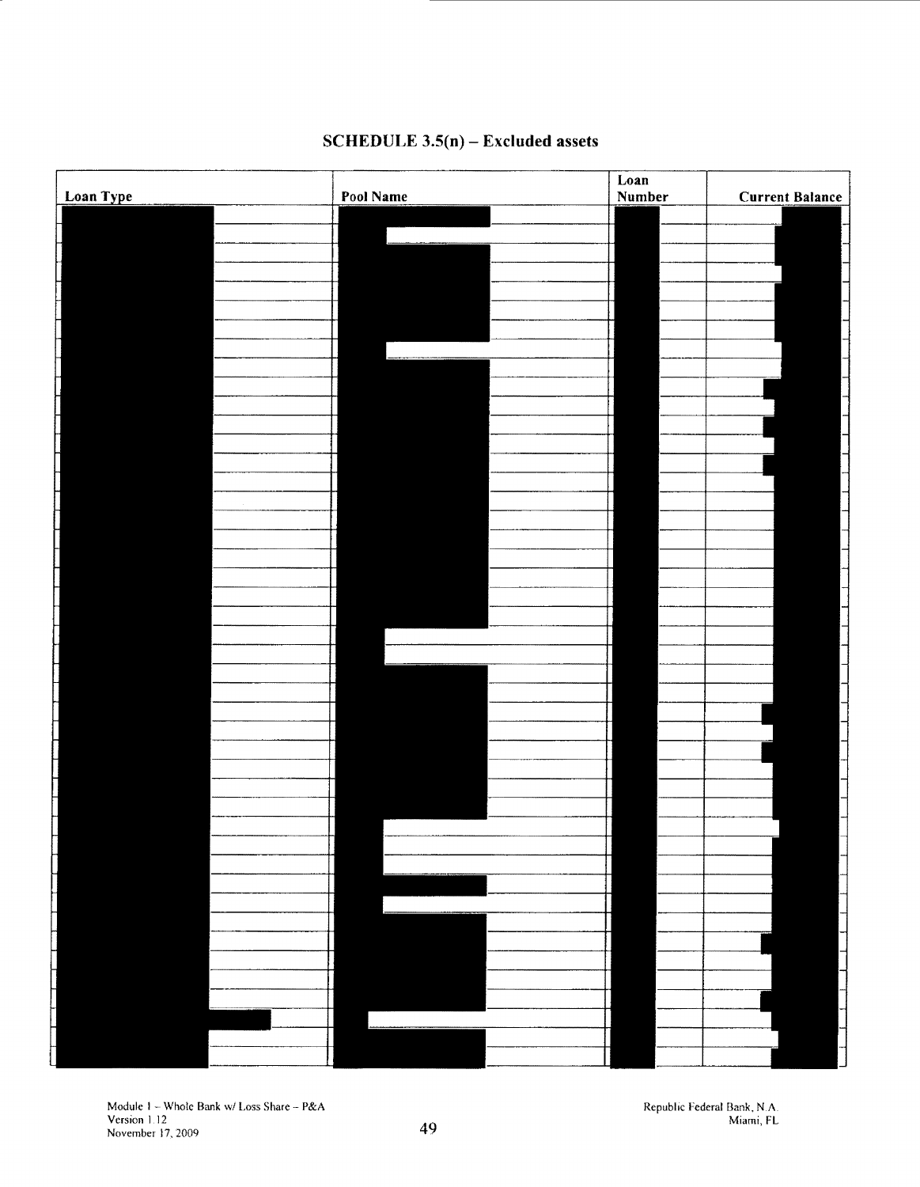## SCHEDULE 3.5(n) – Excluded assets

| Loan Type | Pool Name | Loan Number | Current Balance |
|---|---|---|---|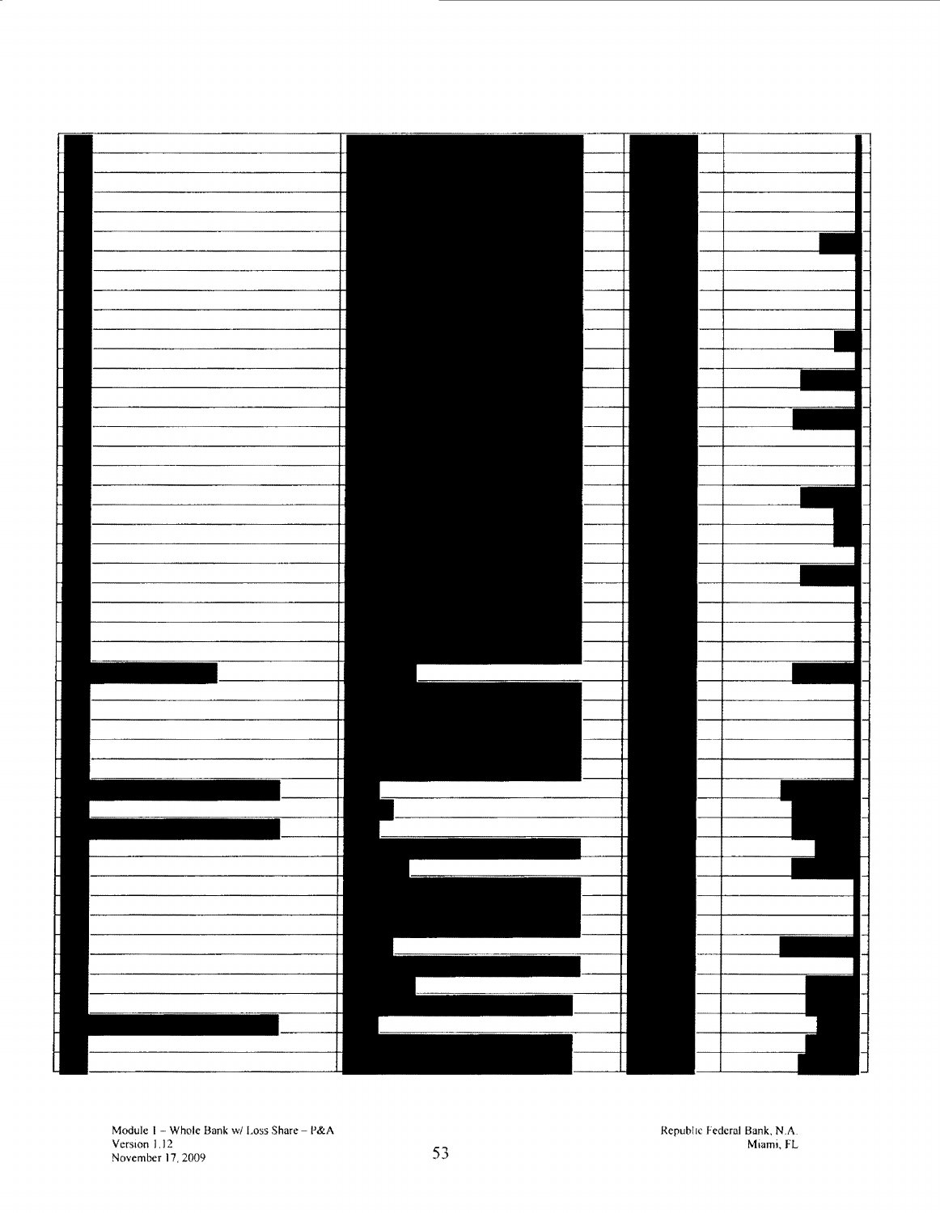| | | | | |
|---|---|---|---|---|
| | | | | |
| | | | | |
| | | | | |
| | | | | |
| | | | | |
| | | | | |
| | | | | |
| | | | | |
| | | | | |
| | | | | |
| | | | | |
| | | | | |
| | | | | |
| | | | | |
| | | | | |
| | | | | |
| | | | | |
| | | | | |
| | | | | |
| | | | | |
| | | | | |
| | | | | |
| | | | | |
| | | | | |
| | | | | |
| | | | | |
| | | | | |
| | | | | |
| | | | | |
| | | | | |
| | | | | |
| | | | | |
| | | | | |
| | | | | |
| | | | | |
| | | | | |
| | | | | |
| | | | | |
| | | | | |
| | | | | |
| | | | | |
| | | | | |
| | | | | |
| | | | | |
| | | | | |
| | | | | |
| | | | | |

Module I – Whole Bank w/ Loss Share – P&A
Version 1.12
November 17, 2009

Republic Federal Bank, N.A.
Miami, FL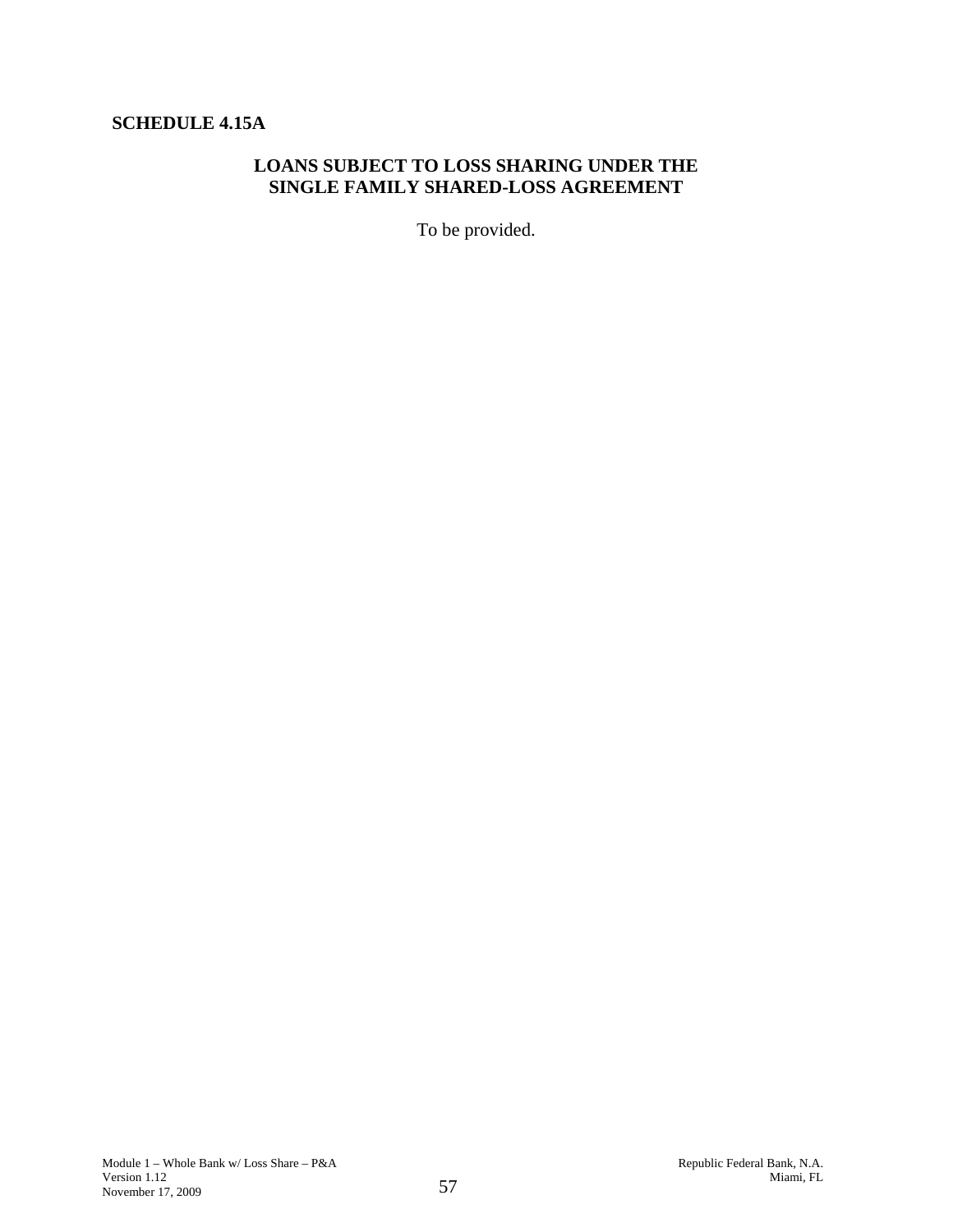**SCHEDULE 4.15A**

## LOANS SUBJECT TO LOSS SHARING UNDER THE SINGLE FAMILY SHARED-LOSS AGREEMENT

To be provided.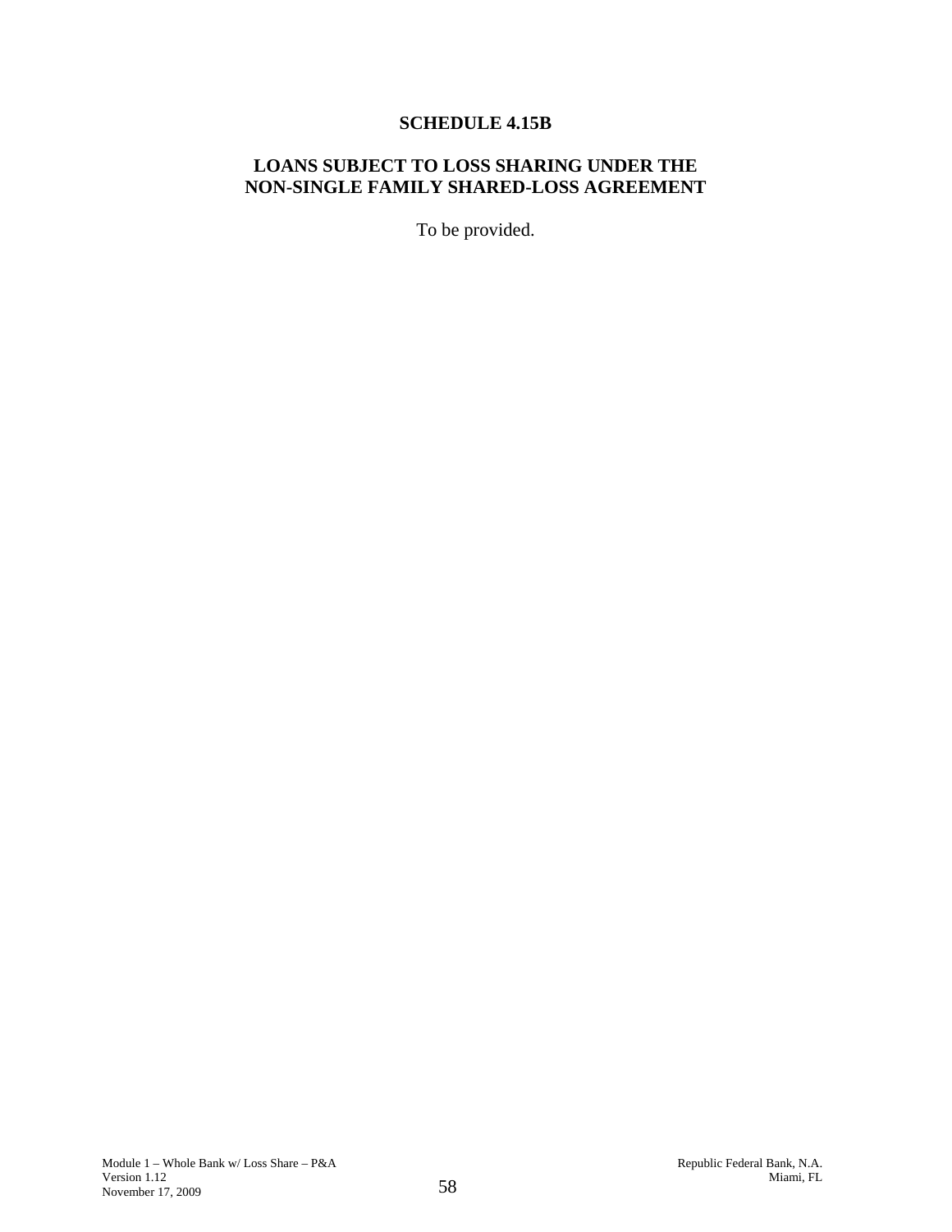# SCHEDULE 4.15B

## LOANS SUBJECT TO LOSS SHARING UNDER THE NON-SINGLE FAMILY SHARED-LOSS AGREEMENT

To be provided.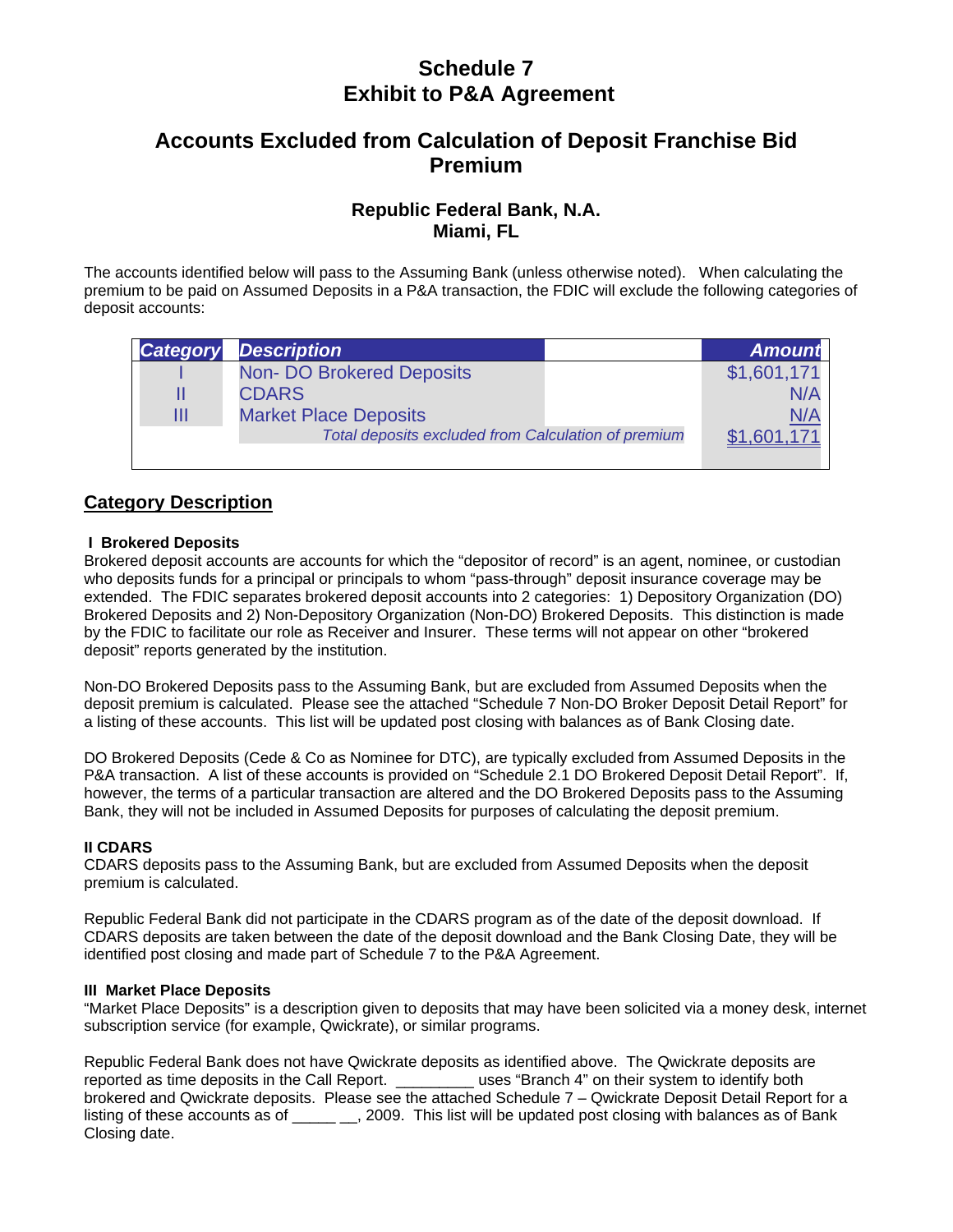# Schedule 7
# Exhibit to P&A Agreement

## Accounts Excluded from Calculation of Deposit Franchise Bid Premium

### Republic Federal Bank, N.A.
### Miami, FL

The accounts identified below will pass to the Assuming Bank (unless otherwise noted). When calculating the premium to be paid on Assumed Deposits in a P&A transaction, the FDIC will exclude the following categories of deposit accounts:

| Category | Description | Amount |
|---|---|---|
| I | Non- DO Brokered Deposits | $1,601,171 |
| II | CDARS | N/A |
| III | Market Place Deposits | N/A |
| | *Total deposits excluded from Calculation of premium* | $1,601,171 |

## Category Description

**I Brokered Deposits**
Brokered deposit accounts are accounts for which the "depositor of record" is an agent, nominee, or custodian who deposits funds for a principal or principals to whom "pass-through" deposit insurance coverage may be extended. The FDIC separates brokered deposit accounts into 2 categories: 1) Depository Organization (DO) Brokered Deposits and 2) Non-Depository Organization (Non-DO) Brokered Deposits. This distinction is made by the FDIC to facilitate our role as Receiver and Insurer. These terms will not appear on other "brokered deposit" reports generated by the institution.

Non-DO Brokered Deposits pass to the Assuming Bank, but are excluded from Assumed Deposits when the deposit premium is calculated. Please see the attached "Schedule 7 Non-DO Broker Deposit Detail Report" for a listing of these accounts. This list will be updated post closing with balances as of Bank Closing date.

DO Brokered Deposits (Cede & Co as Nominee for DTC), are typically excluded from Assumed Deposits in the P&A transaction. A list of these accounts is provided on "Schedule 2.1 DO Brokered Deposit Detail Report". If, however, the terms of a particular transaction are altered and the DO Brokered Deposits pass to the Assuming Bank, they will not be included in Assumed Deposits for purposes of calculating the deposit premium.

**II CDARS**
CDARS deposits pass to the Assuming Bank, but are excluded from Assumed Deposits when the deposit premium is calculated.

Republic Federal Bank did not participate in the CDARS program as of the date of the deposit download. If CDARS deposits are taken between the date of the deposit download and the Bank Closing Date, they will be identified post closing and made part of Schedule 7 to the P&A Agreement.

**III Market Place Deposits**
"Market Place Deposits" is a description given to deposits that may have been solicited via a money desk, internet subscription service (for example, Qwickrate), or similar programs.

Republic Federal Bank does not have Qwickrate deposits as identified above. The Qwickrate deposits are reported as time deposits in the Call Report. _________ uses "Branch 4" on their system to identify both brokered and Qwickrate deposits. Please see the attached Schedule 7 – Qwickrate Deposit Detail Report for a listing of these accounts as of _____ __, 2009. This list will be updated post closing with balances as of Bank Closing date.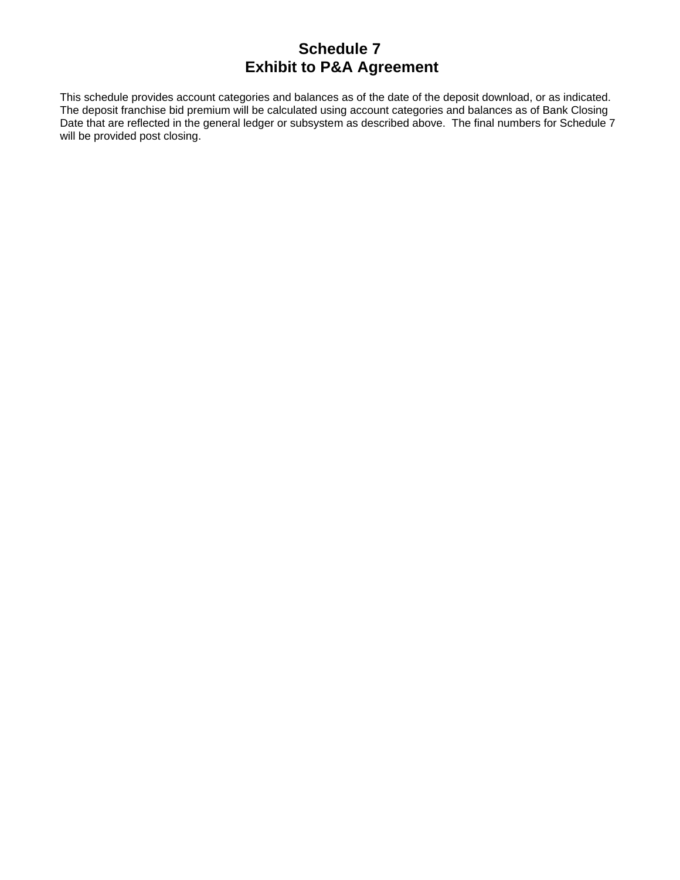# Schedule 7
# Exhibit to P&A Agreement

This schedule provides account categories and balances as of the date of the deposit download, or as indicated. The deposit franchise bid premium will be calculated using account categories and balances as of Bank Closing Date that are reflected in the general ledger or subsystem as described above. The final numbers for Schedule 7 will be provided post closing.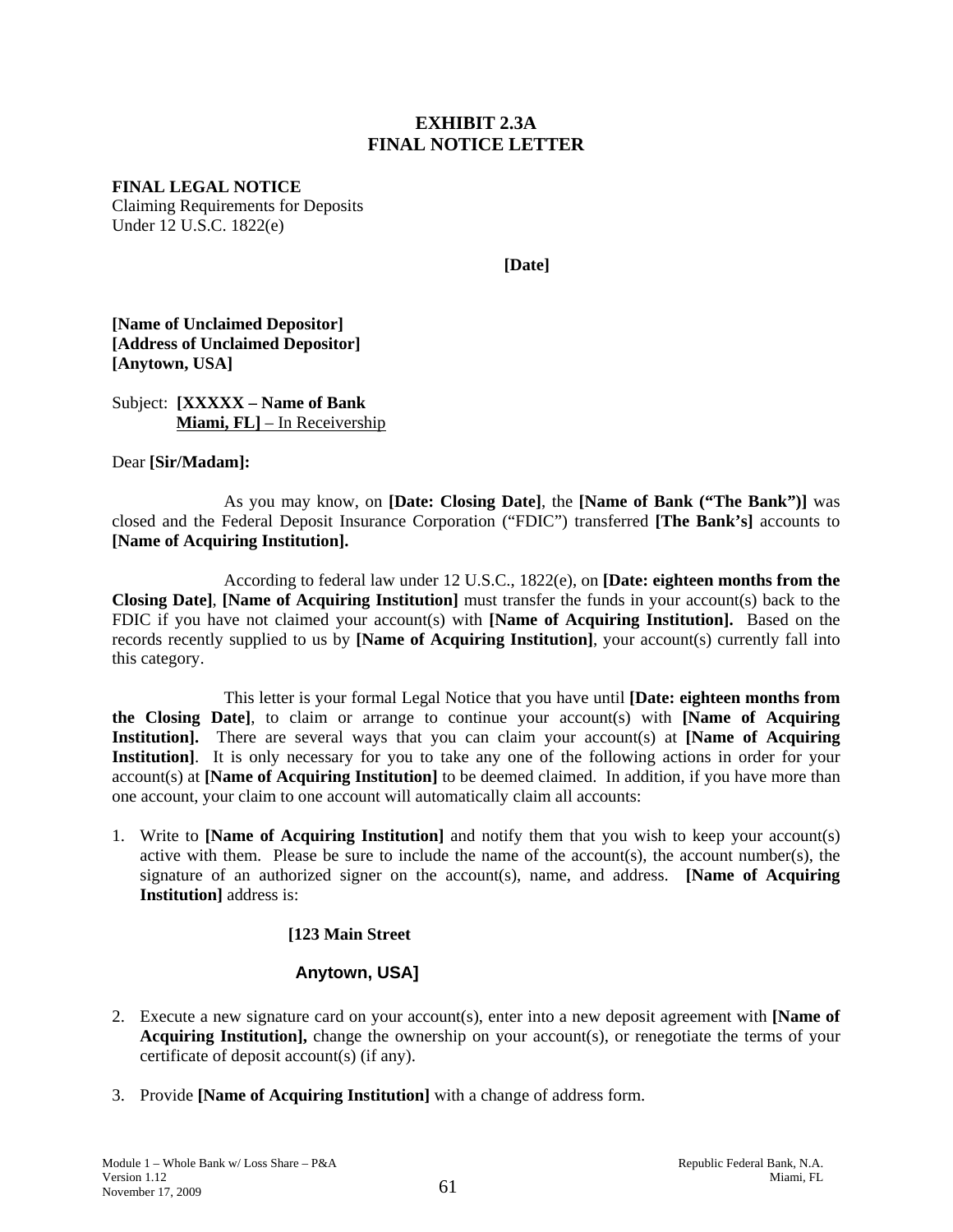# EXHIBIT 2.3A
# FINAL NOTICE LETTER

**FINAL LEGAL NOTICE**
Claiming Requirements for Deposits
Under 12 U.S.C. 1822(e)

**[Date]**

**[Name of Unclaimed Depositor]**
**[Address of Unclaimed Depositor]**
**[Anytown, USA]**

Subject: **[XXXXX – Name of Bank**
**Miami, FL]** – In Receivership

Dear **[Sir/Madam]:**

As you may know, on **[Date: Closing Date]**, the **[Name of Bank ("The Bank")]** was closed and the Federal Deposit Insurance Corporation ("FDIC") transferred **[The Bank's]** accounts to **[Name of Acquiring Institution].**

According to federal law under 12 U.S.C., 1822(e), on **[Date: eighteen months from the Closing Date]**, **[Name of Acquiring Institution]** must transfer the funds in your account(s) back to the FDIC if you have not claimed your account(s) with **[Name of Acquiring Institution].** Based on the records recently supplied to us by **[Name of Acquiring Institution]**, your account(s) currently fall into this category.

This letter is your formal Legal Notice that you have until **[Date: eighteen months from the Closing Date]**, to claim or arrange to continue your account(s) with **[Name of Acquiring Institution].** There are several ways that you can claim your account(s) at **[Name of Acquiring Institution]**. It is only necessary for you to take any one of the following actions in order for your account(s) at **[Name of Acquiring Institution]** to be deemed claimed. In addition, if you have more than one account, your claim to one account will automatically claim all accounts:

1. Write to **[Name of Acquiring Institution]** and notify them that you wish to keep your account(s) active with them. Please be sure to include the name of the account(s), the account number(s), the signature of an authorized signer on the account(s), name, and address. **[Name of Acquiring Institution]** address is:

   **[123 Main Street**

   **Anytown, USA]**

2. Execute a new signature card on your account(s), enter into a new deposit agreement with **[Name of Acquiring Institution],** change the ownership on your account(s), or renegotiate the terms of your certificate of deposit account(s) (if any).

3. Provide **[Name of Acquiring Institution]** with a change of address form.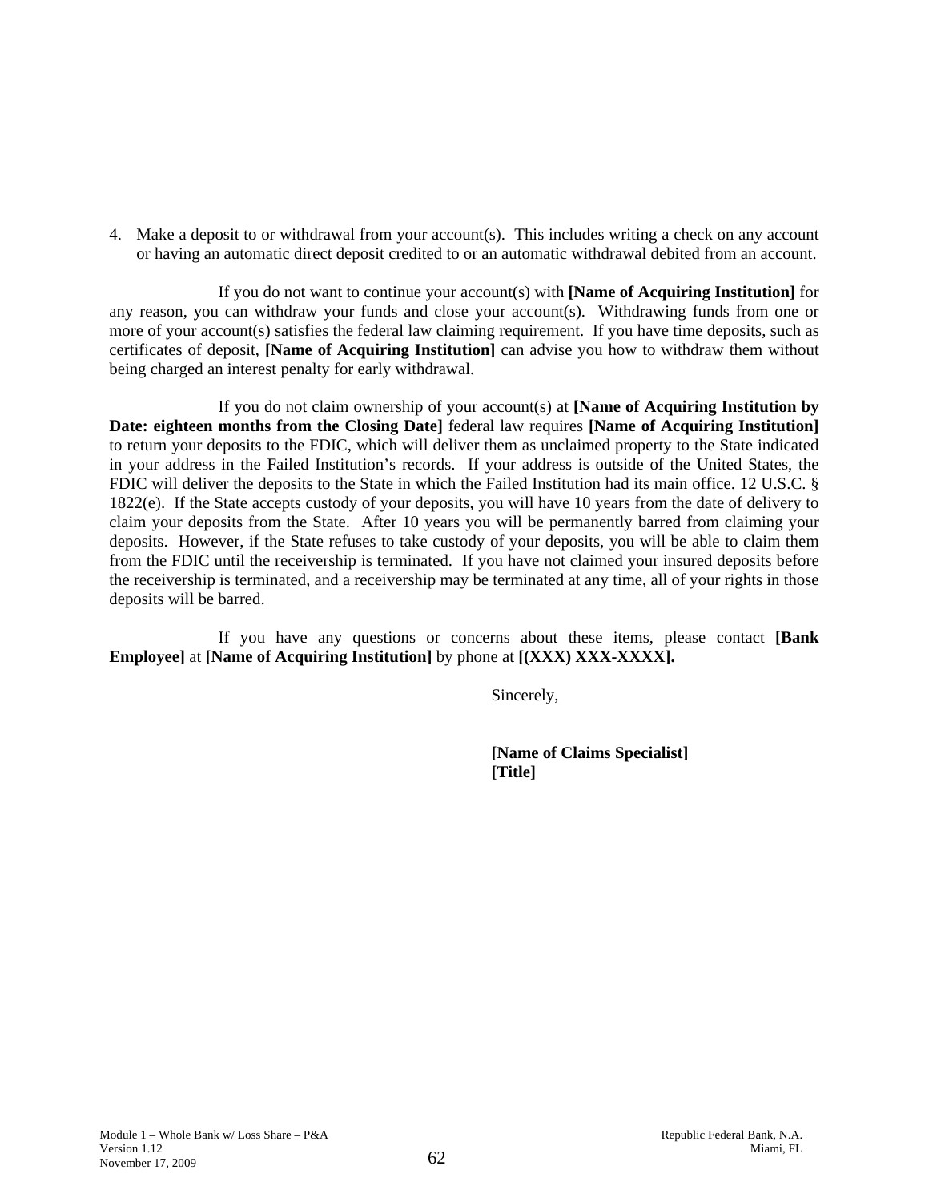4. Make a deposit to or withdrawal from your account(s). This includes writing a check on any account or having an automatic direct deposit credited to or an automatic withdrawal debited from an account.

If you do not want to continue your account(s) with **[Name of Acquiring Institution]** for any reason, you can withdraw your funds and close your account(s). Withdrawing funds from one or more of your account(s) satisfies the federal law claiming requirement. If you have time deposits, such as certificates of deposit, **[Name of Acquiring Institution]** can advise you how to withdraw them without being charged an interest penalty for early withdrawal.

If you do not claim ownership of your account(s) at **[Name of Acquiring Institution by Date: eighteen months from the Closing Date]** federal law requires **[Name of Acquiring Institution]** to return your deposits to the FDIC, which will deliver them as unclaimed property to the State indicated in your address in the Failed Institution's records. If your address is outside of the United States, the FDIC will deliver the deposits to the State in which the Failed Institution had its main office. 12 U.S.C. § 1822(e). If the State accepts custody of your deposits, you will have 10 years from the date of delivery to claim your deposits from the State. After 10 years you will be permanently barred from claiming your deposits. However, if the State refuses to take custody of your deposits, you will be able to claim them from the FDIC until the receivership is terminated. If you have not claimed your insured deposits before the receivership is terminated, and a receivership may be terminated at any time, all of your rights in those deposits will be barred.

If you have any questions or concerns about these items, please contact **[Bank Employee]** at **[Name of Acquiring Institution]** by phone at **[(XXX) XXX-XXXX].**

Sincerely,

**[Name of Claims Specialist]**
**[Title]**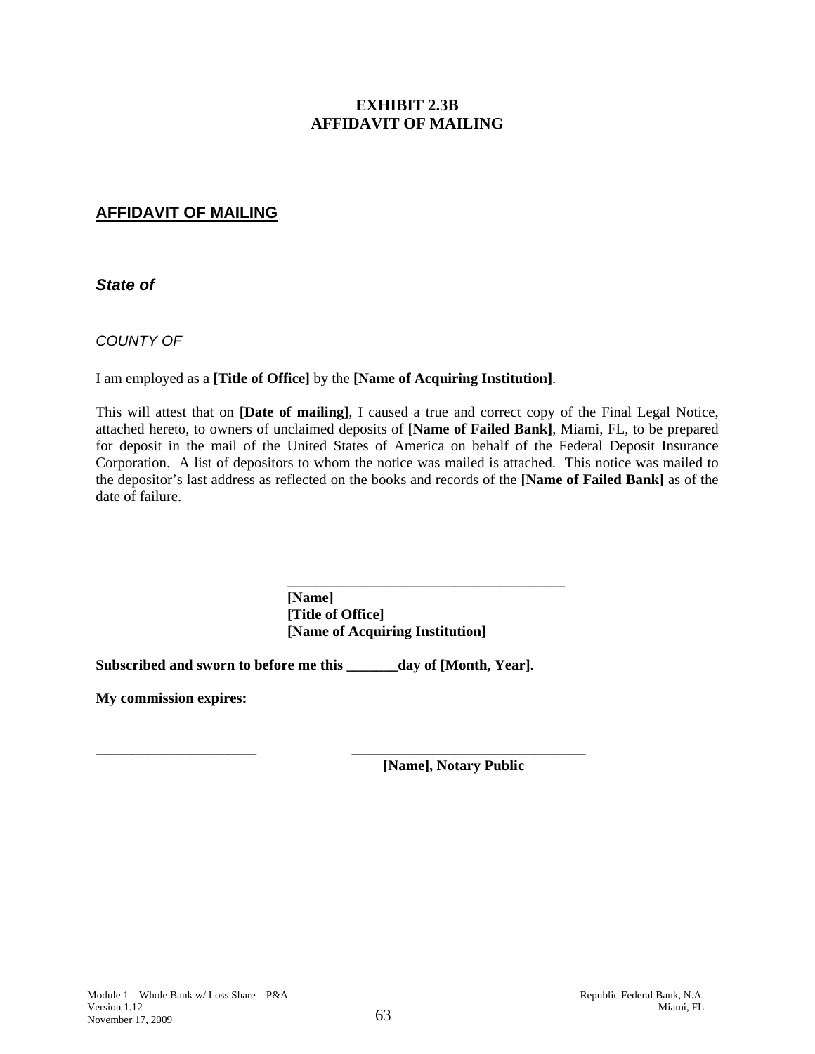# EXHIBIT 2.3B
# AFFIDAVIT OF MAILING

## AFFIDAVIT OF MAILING

***State of***

*COUNTY OF*

I am employed as a **[Title of Office]** by the **[Name of Acquiring Institution]**.

This will attest that on **[Date of mailing]**, I caused a true and correct copy of the Final Legal Notice, attached hereto, to owners of unclaimed deposits of **[Name of Failed Bank]**, Miami, FL, to be prepared for deposit in the mail of the United States of America on behalf of the Federal Deposit Insurance Corporation. A list of depositors to whom the notice was mailed is attached. This notice was mailed to the depositor's last address as reflected on the books and records of the **[Name of Failed Bank]** as of the date of failure.

\_\_\_\_\_\_\_\_\_\_\_\_\_\_\_\_\_\_\_\_\_\_\_\_\_\_\_\_\_\_\_\_\_\_\_\_\_\_\_\_
**[Name]**
**[Title of Office]**
**[Name of Acquiring Institution]**

**Subscribed and sworn to before me this \_\_\_\_\_\_\_day of [Month, Year].**

**My commission expires:**

**\_\_\_\_\_\_\_\_\_\_\_\_\_\_\_\_\_\_\_\_\_\_\_** **\_\_\_\_\_\_\_\_\_\_\_\_\_\_\_\_\_\_\_\_\_\_\_\_\_\_\_\_\_\_\_\_\_\_\_**
**[Name], Notary Public**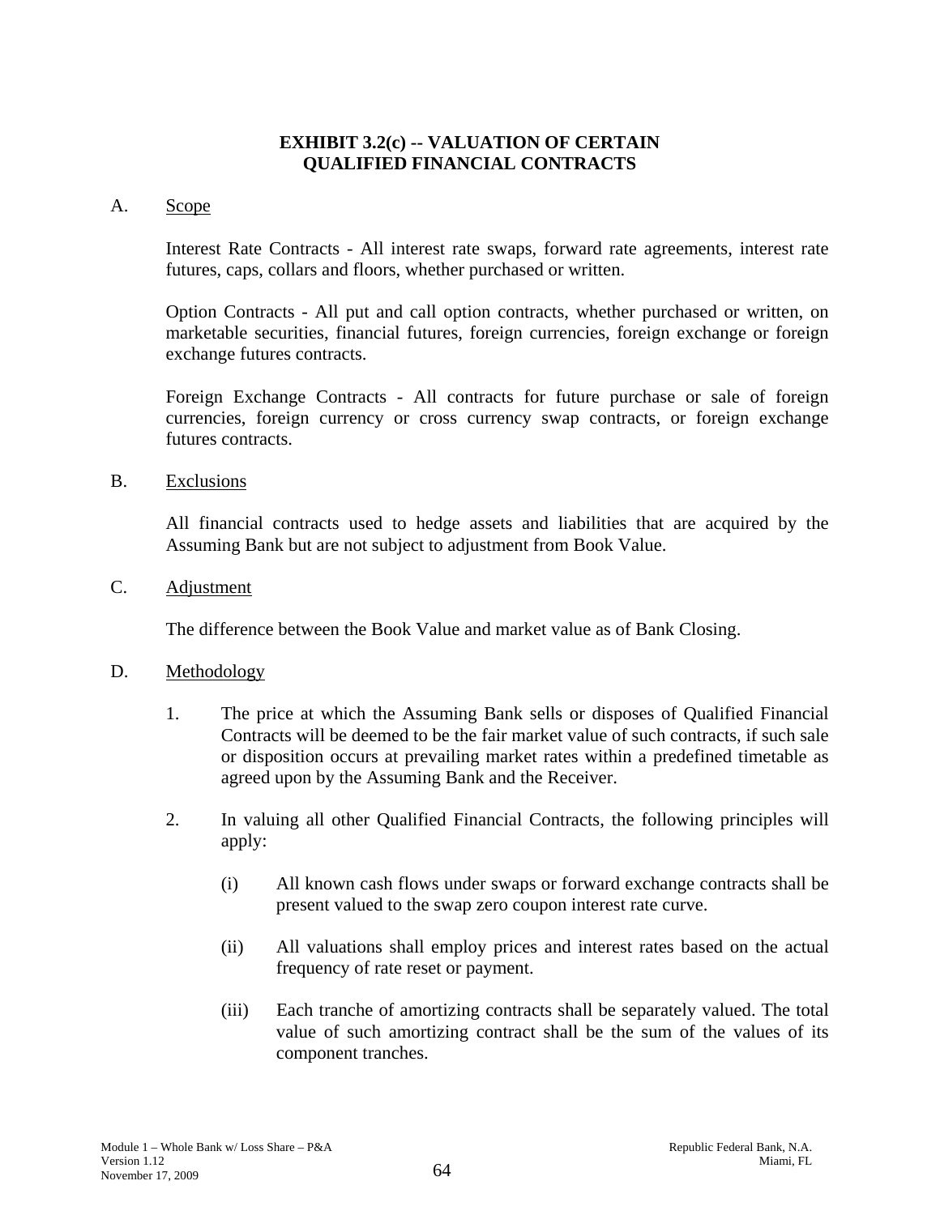# EXHIBIT 3.2(c) -- VALUATION OF CERTAIN QUALIFIED FINANCIAL CONTRACTS

A. Scope

Interest Rate Contracts - All interest rate swaps, forward rate agreements, interest rate futures, caps, collars and floors, whether purchased or written.

Option Contracts - All put and call option contracts, whether purchased or written, on marketable securities, financial futures, foreign currencies, foreign exchange or foreign exchange futures contracts.

Foreign Exchange Contracts - All contracts for future purchase or sale of foreign currencies, foreign currency or cross currency swap contracts, or foreign exchange futures contracts.

B. Exclusions

All financial contracts used to hedge assets and liabilities that are acquired by the Assuming Bank but are not subject to adjustment from Book Value.

C. Adjustment

The difference between the Book Value and market value as of Bank Closing.

D. Methodology

1. The price at which the Assuming Bank sells or disposes of Qualified Financial Contracts will be deemed to be the fair market value of such contracts, if such sale or disposition occurs at prevailing market rates within a predefined timetable as agreed upon by the Assuming Bank and the Receiver.

2. In valuing all other Qualified Financial Contracts, the following principles will apply:

   (i) All known cash flows under swaps or forward exchange contracts shall be present valued to the swap zero coupon interest rate curve.

   (ii) All valuations shall employ prices and interest rates based on the actual frequency of rate reset or payment.

   (iii) Each tranche of amortizing contracts shall be separately valued. The total value of such amortizing contract shall be the sum of the values of its component tranches.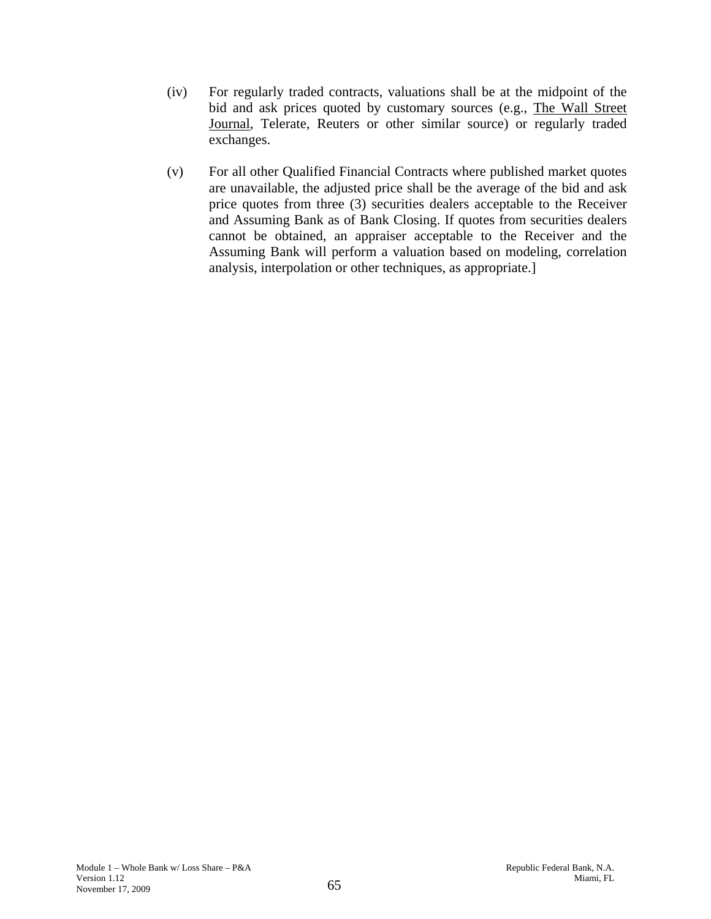(iv) For regularly traded contracts, valuations shall be at the midpoint of the bid and ask prices quoted by customary sources (e.g., The Wall Street Journal, Telerate, Reuters or other similar source) or regularly traded exchanges.

(v) For all other Qualified Financial Contracts where published market quotes are unavailable, the adjusted price shall be the average of the bid and ask price quotes from three (3) securities dealers acceptable to the Receiver and Assuming Bank as of Bank Closing. If quotes from securities dealers cannot be obtained, an appraiser acceptable to the Receiver and the Assuming Bank will perform a valuation based on modeling, correlation analysis, interpolation or other techniques, as appropriate.]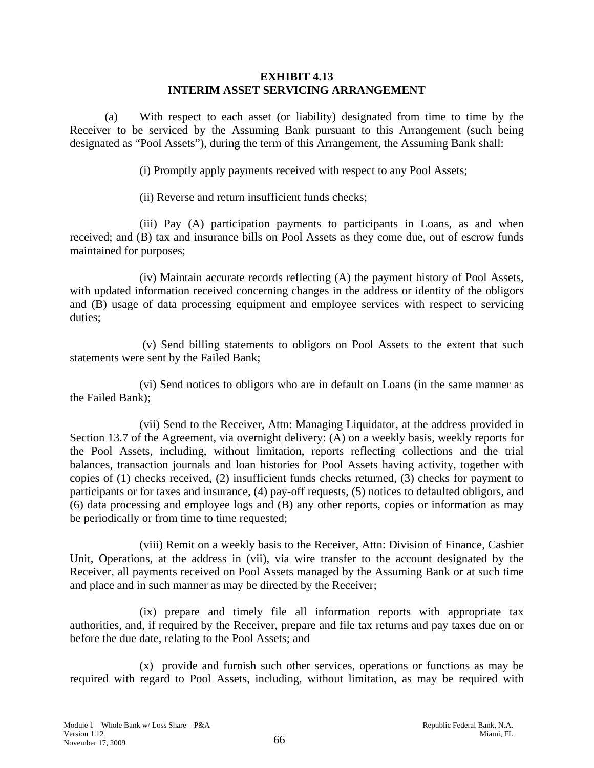**EXHIBIT 4.13**
**INTERIM ASSET SERVICING ARRANGEMENT**

(a) With respect to each asset (or liability) designated from time to time by the Receiver to be serviced by the Assuming Bank pursuant to this Arrangement (such being designated as "Pool Assets"), during the term of this Arrangement, the Assuming Bank shall:

(i) Promptly apply payments received with respect to any Pool Assets;

(ii) Reverse and return insufficient funds checks;

(iii) Pay (A) participation payments to participants in Loans, as and when received; and (B) tax and insurance bills on Pool Assets as they come due, out of escrow funds maintained for purposes;

(iv) Maintain accurate records reflecting (A) the payment history of Pool Assets, with updated information received concerning changes in the address or identity of the obligors and (B) usage of data processing equipment and employee services with respect to servicing duties;

(v) Send billing statements to obligors on Pool Assets to the extent that such statements were sent by the Failed Bank;

(vi) Send notices to obligors who are in default on Loans (in the same manner as the Failed Bank);

(vii) Send to the Receiver, Attn: Managing Liquidator, at the address provided in Section 13.7 of the Agreement, <u>via overnight delivery</u>: (A) on a weekly basis, weekly reports for the Pool Assets, including, without limitation, reports reflecting collections and the trial balances, transaction journals and loan histories for Pool Assets having activity, together with copies of (1) checks received, (2) insufficient funds checks returned, (3) checks for payment to participants or for taxes and insurance, (4) pay-off requests, (5) notices to defaulted obligors, and (6) data processing and employee logs and (B) any other reports, copies or information as may be periodically or from time to time requested;

(viii) Remit on a weekly basis to the Receiver, Attn: Division of Finance, Cashier Unit, Operations, at the address in (vii), <u>via wire transfer</u> to the account designated by the Receiver, all payments received on Pool Assets managed by the Assuming Bank or at such time and place and in such manner as may be directed by the Receiver;

(ix) prepare and timely file all information reports with appropriate tax authorities, and, if required by the Receiver, prepare and file tax returns and pay taxes due on or before the due date, relating to the Pool Assets; and

(x) provide and furnish such other services, operations or functions as may be required with regard to Pool Assets, including, without limitation, as may be required with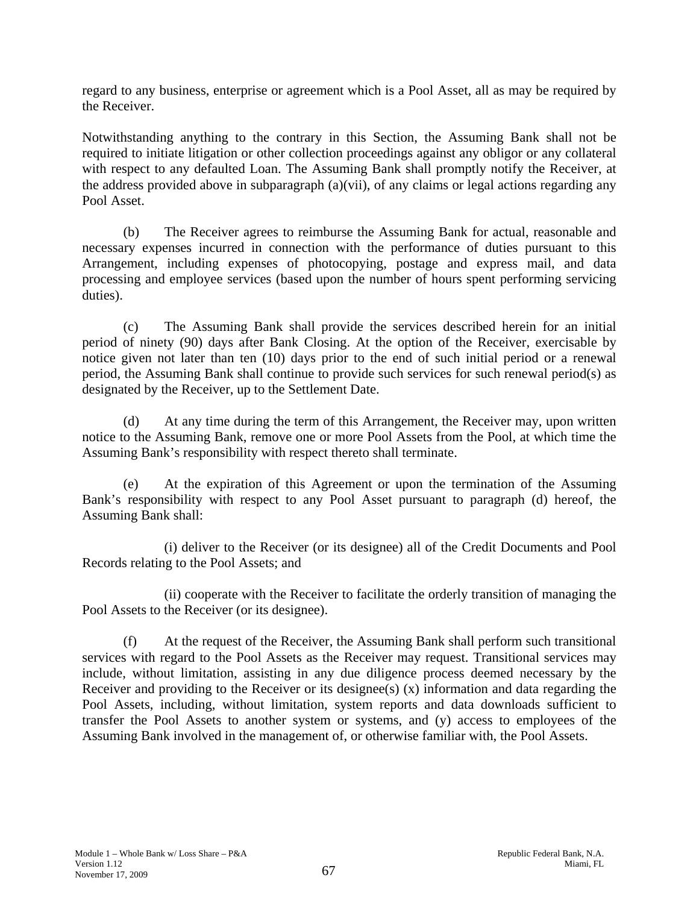regard to any business, enterprise or agreement which is a Pool Asset, all as may be required by the Receiver.

Notwithstanding anything to the contrary in this Section, the Assuming Bank shall not be required to initiate litigation or other collection proceedings against any obligor or any collateral with respect to any defaulted Loan. The Assuming Bank shall promptly notify the Receiver, at the address provided above in subparagraph (a)(vii), of any claims or legal actions regarding any Pool Asset.

(b) The Receiver agrees to reimburse the Assuming Bank for actual, reasonable and necessary expenses incurred in connection with the performance of duties pursuant to this Arrangement, including expenses of photocopying, postage and express mail, and data processing and employee services (based upon the number of hours spent performing servicing duties).

(c) The Assuming Bank shall provide the services described herein for an initial period of ninety (90) days after Bank Closing. At the option of the Receiver, exercisable by notice given not later than ten (10) days prior to the end of such initial period or a renewal period, the Assuming Bank shall continue to provide such services for such renewal period(s) as designated by the Receiver, up to the Settlement Date.

(d) At any time during the term of this Arrangement, the Receiver may, upon written notice to the Assuming Bank, remove one or more Pool Assets from the Pool, at which time the Assuming Bank's responsibility with respect thereto shall terminate.

(e) At the expiration of this Agreement or upon the termination of the Assuming Bank's responsibility with respect to any Pool Asset pursuant to paragraph (d) hereof, the Assuming Bank shall:

(i) deliver to the Receiver (or its designee) all of the Credit Documents and Pool Records relating to the Pool Assets; and

(ii) cooperate with the Receiver to facilitate the orderly transition of managing the Pool Assets to the Receiver (or its designee).

(f) At the request of the Receiver, the Assuming Bank shall perform such transitional services with regard to the Pool Assets as the Receiver may request. Transitional services may include, without limitation, assisting in any due diligence process deemed necessary by the Receiver and providing to the Receiver or its designee(s) (x) information and data regarding the Pool Assets, including, without limitation, system reports and data downloads sufficient to transfer the Pool Assets to another system or systems, and (y) access to employees of the Assuming Bank involved in the management of, or otherwise familiar with, the Pool Assets.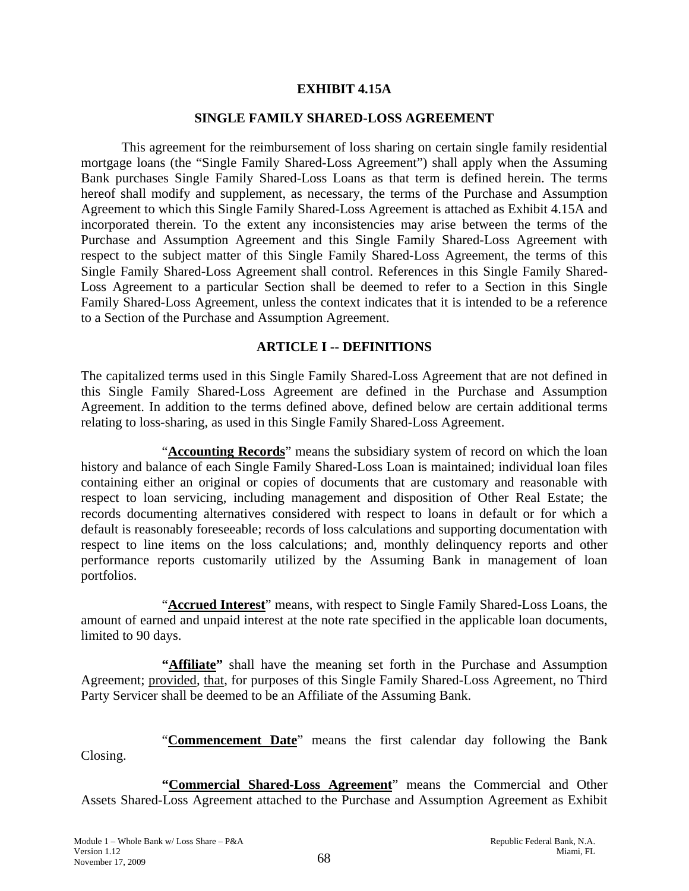# EXHIBIT 4.15A

## SINGLE FAMILY SHARED-LOSS AGREEMENT

This agreement for the reimbursement of loss sharing on certain single family residential mortgage loans (the "Single Family Shared-Loss Agreement") shall apply when the Assuming Bank purchases Single Family Shared-Loss Loans as that term is defined herein. The terms hereof shall modify and supplement, as necessary, the terms of the Purchase and Assumption Agreement to which this Single Family Shared-Loss Agreement is attached as Exhibit 4.15A and incorporated therein. To the extent any inconsistencies may arise between the terms of the Purchase and Assumption Agreement and this Single Family Shared-Loss Agreement with respect to the subject matter of this Single Family Shared-Loss Agreement, the terms of this Single Family Shared-Loss Agreement shall control. References in this Single Family Shared-Loss Agreement to a particular Section shall be deemed to refer to a Section in this Single Family Shared-Loss Agreement, unless the context indicates that it is intended to be a reference to a Section of the Purchase and Assumption Agreement.

## ARTICLE I -- DEFINITIONS

The capitalized terms used in this Single Family Shared-Loss Agreement that are not defined in this Single Family Shared-Loss Agreement are defined in the Purchase and Assumption Agreement. In addition to the terms defined above, defined below are certain additional terms relating to loss-sharing, as used in this Single Family Shared-Loss Agreement.

"**Accounting Records**" means the subsidiary system of record on which the loan history and balance of each Single Family Shared-Loss Loan is maintained; individual loan files containing either an original or copies of documents that are customary and reasonable with respect to loan servicing, including management and disposition of Other Real Estate; the records documenting alternatives considered with respect to loans in default or for which a default is reasonably foreseeable; records of loss calculations and supporting documentation with respect to line items on the loss calculations; and, monthly delinquency reports and other performance reports customarily utilized by the Assuming Bank in management of loan portfolios.

"**Accrued Interest**" means, with respect to Single Family Shared-Loss Loans, the amount of earned and unpaid interest at the note rate specified in the applicable loan documents, limited to 90 days.

**"Affiliate"** shall have the meaning set forth in the Purchase and Assumption Agreement; provided, that, for purposes of this Single Family Shared-Loss Agreement, no Third Party Servicer shall be deemed to be an Affiliate of the Assuming Bank.

"**Commencement Date**" means the first calendar day following the Bank Closing.

**"Commercial Shared-Loss Agreement"** means the Commercial and Other Assets Shared-Loss Agreement attached to the Purchase and Assumption Agreement as Exhibit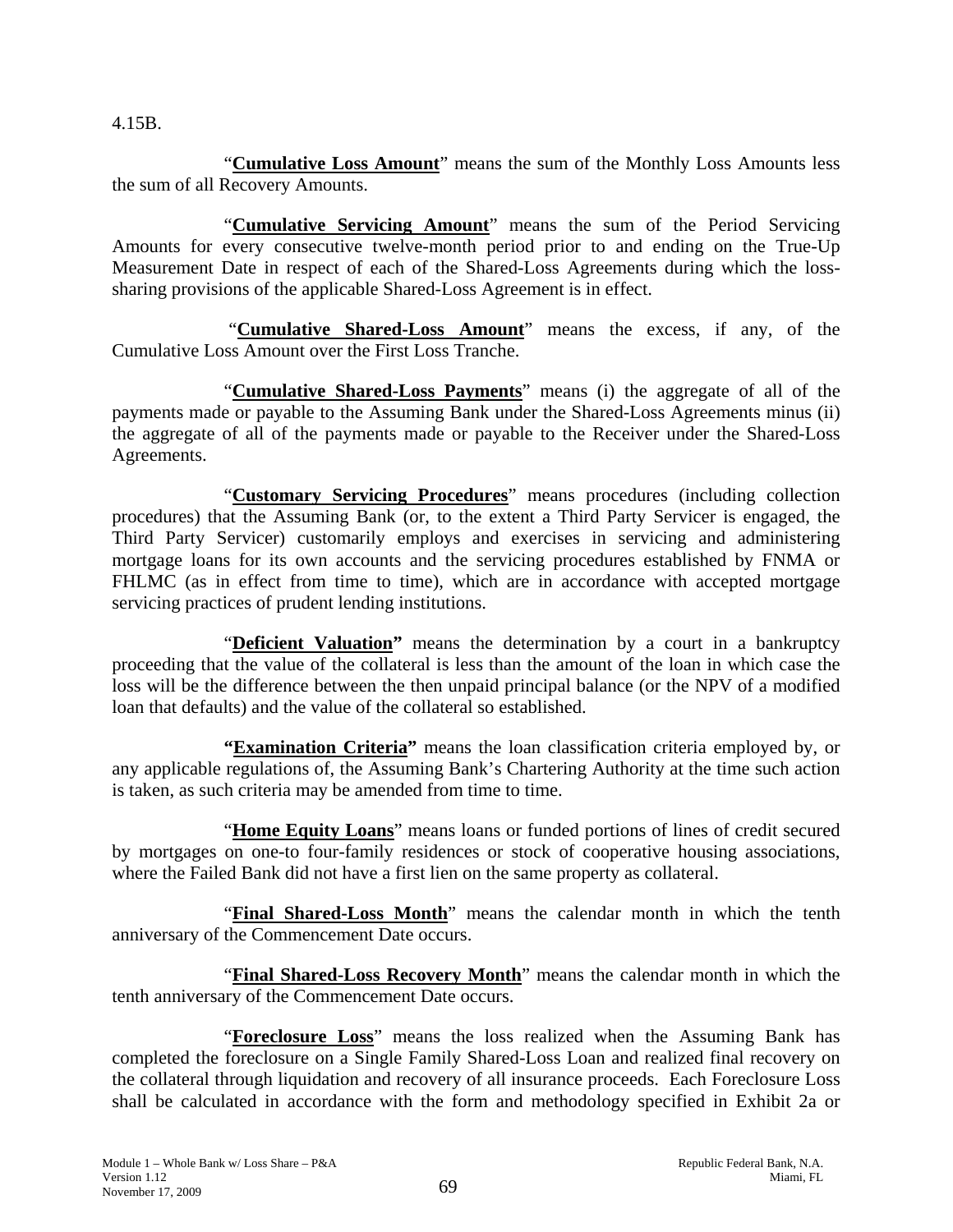4.15B.

"**Cumulative Loss Amount**" means the sum of the Monthly Loss Amounts less the sum of all Recovery Amounts.

"**Cumulative Servicing Amount**" means the sum of the Period Servicing Amounts for every consecutive twelve-month period prior to and ending on the True-Up Measurement Date in respect of each of the Shared-Loss Agreements during which the loss-sharing provisions of the applicable Shared-Loss Agreement is in effect.

"**Cumulative Shared-Loss Amount**" means the excess, if any, of the Cumulative Loss Amount over the First Loss Tranche.

"**Cumulative Shared-Loss Payments**" means (i) the aggregate of all of the payments made or payable to the Assuming Bank under the Shared-Loss Agreements minus (ii) the aggregate of all of the payments made or payable to the Receiver under the Shared-Loss Agreements.

"**Customary Servicing Procedures**" means procedures (including collection procedures) that the Assuming Bank (or, to the extent a Third Party Servicer is engaged, the Third Party Servicer) customarily employs and exercises in servicing and administering mortgage loans for its own accounts and the servicing procedures established by FNMA or FHLMC (as in effect from time to time), which are in accordance with accepted mortgage servicing practices of prudent lending institutions.

"**Deficient Valuation**" means the determination by a court in a bankruptcy proceeding that the value of the collateral is less than the amount of the loan in which case the loss will be the difference between the then unpaid principal balance (or the NPV of a modified loan that defaults) and the value of the collateral so established.

**"Examination Criteria"** means the loan classification criteria employed by, or any applicable regulations of, the Assuming Bank's Chartering Authority at the time such action is taken, as such criteria may be amended from time to time.

"**Home Equity Loans**" means loans or funded portions of lines of credit secured by mortgages on one-to four-family residences or stock of cooperative housing associations, where the Failed Bank did not have a first lien on the same property as collateral.

"**Final Shared-Loss Month**" means the calendar month in which the tenth anniversary of the Commencement Date occurs.

"**Final Shared-Loss Recovery Month**" means the calendar month in which the tenth anniversary of the Commencement Date occurs.

"**Foreclosure Loss**" means the loss realized when the Assuming Bank has completed the foreclosure on a Single Family Shared-Loss Loan and realized final recovery on the collateral through liquidation and recovery of all insurance proceeds. Each Foreclosure Loss shall be calculated in accordance with the form and methodology specified in Exhibit 2a or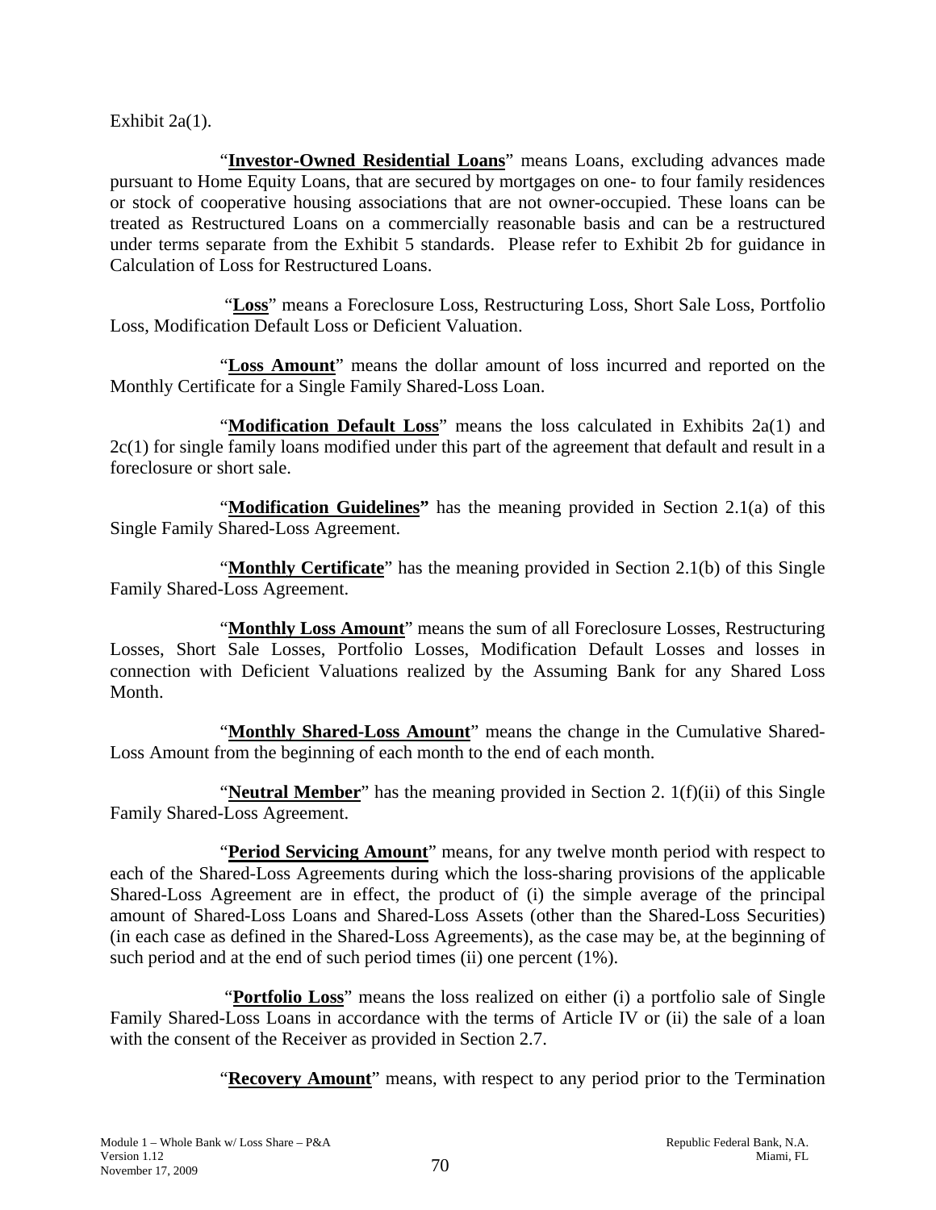Exhibit 2a(1).

"**<u>Investor-Owned Residential Loans</u>**" means Loans, excluding advances made pursuant to Home Equity Loans, that are secured by mortgages on one- to four family residences or stock of cooperative housing associations that are not owner-occupied. These loans can be treated as Restructured Loans on a commercially reasonable basis and can be a restructured under terms separate from the Exhibit 5 standards. Please refer to Exhibit 2b for guidance in Calculation of Loss for Restructured Loans.

"**<u>Loss</u>**" means a Foreclosure Loss, Restructuring Loss, Short Sale Loss, Portfolio Loss, Modification Default Loss or Deficient Valuation.

"**<u>Loss Amount</u>**" means the dollar amount of loss incurred and reported on the Monthly Certificate for a Single Family Shared-Loss Loan.

"**<u>Modification Default Loss</u>**" means the loss calculated in Exhibits 2a(1) and 2c(1) for single family loans modified under this part of the agreement that default and result in a foreclosure or short sale.

"**<u>Modification Guidelines</u>"** has the meaning provided in Section 2.1(a) of this Single Family Shared-Loss Agreement.

"**<u>Monthly Certificate</u>**" has the meaning provided in Section 2.1(b) of this Single Family Shared-Loss Agreement.

"**<u>Monthly Loss Amount</u>**" means the sum of all Foreclosure Losses, Restructuring Losses, Short Sale Losses, Portfolio Losses, Modification Default Losses and losses in connection with Deficient Valuations realized by the Assuming Bank for any Shared Loss Month.

"**<u>Monthly Shared-Loss Amount</u>**" means the change in the Cumulative Shared-Loss Amount from the beginning of each month to the end of each month.

"**<u>Neutral Member</u>**" has the meaning provided in Section 2. 1(f)(ii) of this Single Family Shared-Loss Agreement.

"**<u>Period Servicing Amount</u>**" means, for any twelve month period with respect to each of the Shared-Loss Agreements during which the loss-sharing provisions of the applicable Shared-Loss Agreement are in effect, the product of (i) the simple average of the principal amount of Shared-Loss Loans and Shared-Loss Assets (other than the Shared-Loss Securities) (in each case as defined in the Shared-Loss Agreements), as the case may be, at the beginning of such period and at the end of such period times (ii) one percent (1%).

"**<u>Portfolio Loss</u>**" means the loss realized on either (i) a portfolio sale of Single Family Shared-Loss Loans in accordance with the terms of Article IV or (ii) the sale of a loan with the consent of the Receiver as provided in Section 2.7.

"**<u>Recovery Amount</u>**" means, with respect to any period prior to the Termination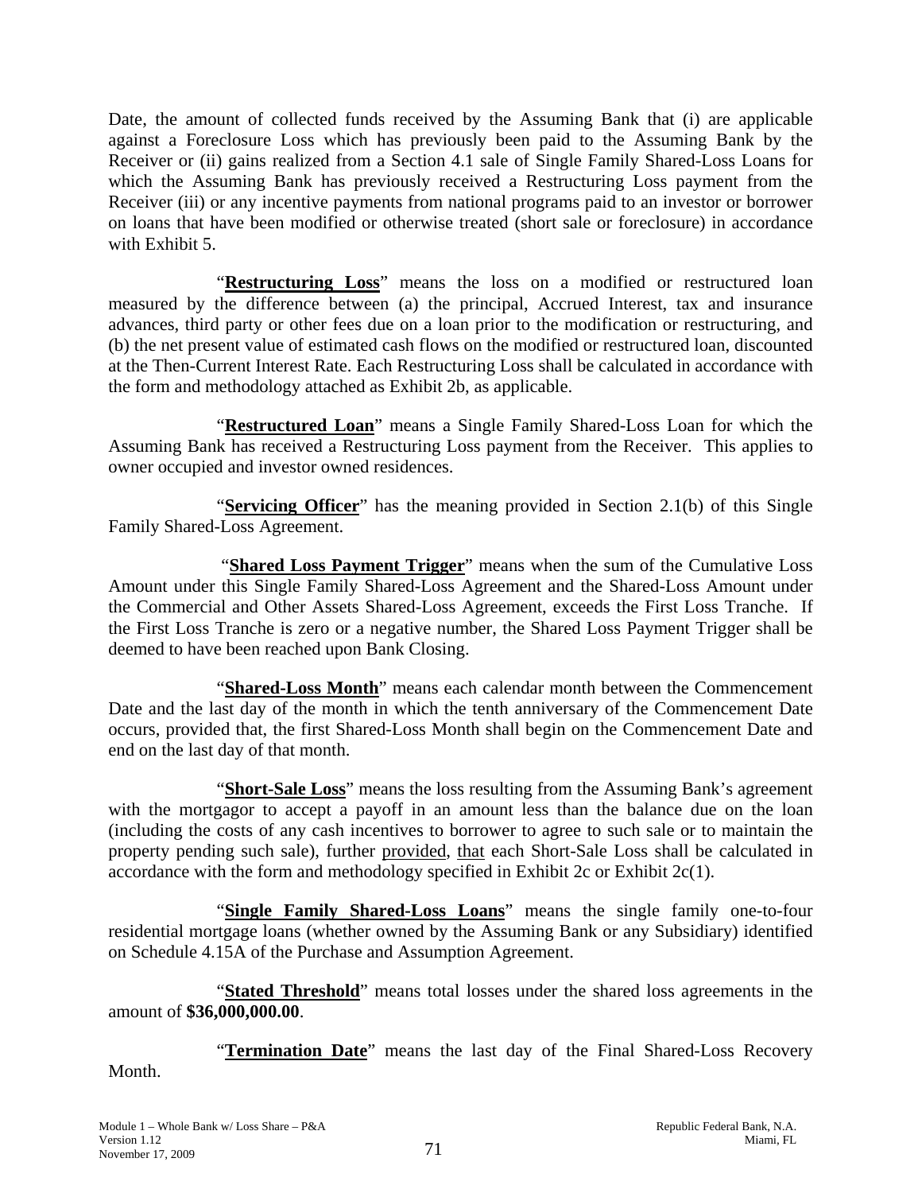Date, the amount of collected funds received by the Assuming Bank that (i) are applicable against a Foreclosure Loss which has previously been paid to the Assuming Bank by the Receiver or (ii) gains realized from a Section 4.1 sale of Single Family Shared-Loss Loans for which the Assuming Bank has previously received a Restructuring Loss payment from the Receiver (iii) or any incentive payments from national programs paid to an investor or borrower on loans that have been modified or otherwise treated (short sale or foreclosure) in accordance with Exhibit 5.

"**Restructuring Loss**" means the loss on a modified or restructured loan measured by the difference between (a) the principal, Accrued Interest, tax and insurance advances, third party or other fees due on a loan prior to the modification or restructuring, and (b) the net present value of estimated cash flows on the modified or restructured loan, discounted at the Then-Current Interest Rate. Each Restructuring Loss shall be calculated in accordance with the form and methodology attached as Exhibit 2b, as applicable.

"**Restructured Loan**" means a Single Family Shared-Loss Loan for which the Assuming Bank has received a Restructuring Loss payment from the Receiver. This applies to owner occupied and investor owned residences.

"**Servicing Officer**" has the meaning provided in Section 2.1(b) of this Single Family Shared-Loss Agreement.

"**Shared Loss Payment Trigger**" means when the sum of the Cumulative Loss Amount under this Single Family Shared-Loss Agreement and the Shared-Loss Amount under the Commercial and Other Assets Shared-Loss Agreement, exceeds the First Loss Tranche. If the First Loss Tranche is zero or a negative number, the Shared Loss Payment Trigger shall be deemed to have been reached upon Bank Closing.

"**Shared-Loss Month**" means each calendar month between the Commencement Date and the last day of the month in which the tenth anniversary of the Commencement Date occurs, provided that, the first Shared-Loss Month shall begin on the Commencement Date and end on the last day of that month.

"**Short-Sale Loss**" means the loss resulting from the Assuming Bank's agreement with the mortgagor to accept a payoff in an amount less than the balance due on the loan (including the costs of any cash incentives to borrower to agree to such sale or to maintain the property pending such sale), further provided, that each Short-Sale Loss shall be calculated in accordance with the form and methodology specified in Exhibit 2c or Exhibit 2c(1).

"**Single Family Shared-Loss Loans**" means the single family one-to-four residential mortgage loans (whether owned by the Assuming Bank or any Subsidiary) identified on Schedule 4.15A of the Purchase and Assumption Agreement.

"**Stated Threshold**" means total losses under the shared loss agreements in the amount of **$36,000,000.00**.

"**Termination Date**" means the last day of the Final Shared-Loss Recovery Month.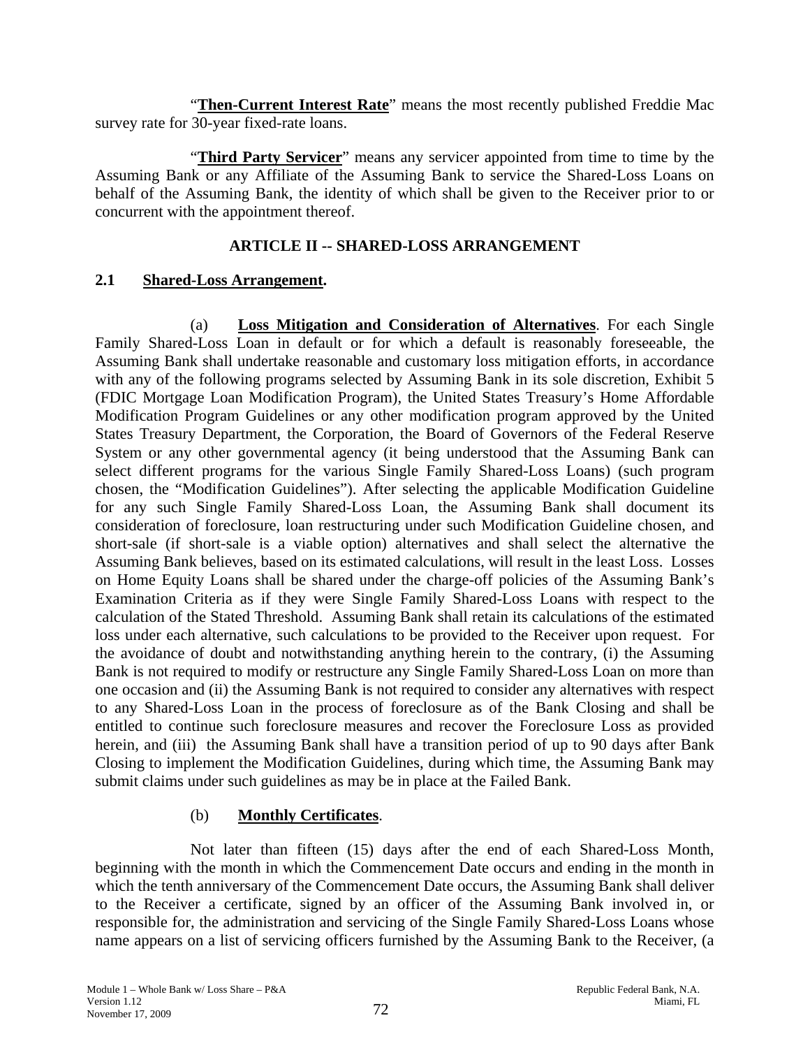"**Then-Current Interest Rate**" means the most recently published Freddie Mac survey rate for 30-year fixed-rate loans.

"**Third Party Servicer**" means any servicer appointed from time to time by the Assuming Bank or any Affiliate of the Assuming Bank to service the Shared-Loss Loans on behalf of the Assuming Bank, the identity of which shall be given to the Receiver prior to or concurrent with the appointment thereof.

## ARTICLE II -- SHARED-LOSS ARRANGEMENT

### 2.1 Shared-Loss Arrangement.

(a) **Loss Mitigation and Consideration of Alternatives**. For each Single Family Shared-Loss Loan in default or for which a default is reasonably foreseeable, the Assuming Bank shall undertake reasonable and customary loss mitigation efforts, in accordance with any of the following programs selected by Assuming Bank in its sole discretion, Exhibit 5 (FDIC Mortgage Loan Modification Program), the United States Treasury's Home Affordable Modification Program Guidelines or any other modification program approved by the United States Treasury Department, the Corporation, the Board of Governors of the Federal Reserve System or any other governmental agency (it being understood that the Assuming Bank can select different programs for the various Single Family Shared-Loss Loans) (such program chosen, the "Modification Guidelines"). After selecting the applicable Modification Guideline for any such Single Family Shared-Loss Loan, the Assuming Bank shall document its consideration of foreclosure, loan restructuring under such Modification Guideline chosen, and short-sale (if short-sale is a viable option) alternatives and shall select the alternative the Assuming Bank believes, based on its estimated calculations, will result in the least Loss. Losses on Home Equity Loans shall be shared under the charge-off policies of the Assuming Bank's Examination Criteria as if they were Single Family Shared-Loss Loans with respect to the calculation of the Stated Threshold. Assuming Bank shall retain its calculations of the estimated loss under each alternative, such calculations to be provided to the Receiver upon request. For the avoidance of doubt and notwithstanding anything herein to the contrary, (i) the Assuming Bank is not required to modify or restructure any Single Family Shared-Loss Loan on more than one occasion and (ii) the Assuming Bank is not required to consider any alternatives with respect to any Shared-Loss Loan in the process of foreclosure as of the Bank Closing and shall be entitled to continue such foreclosure measures and recover the Foreclosure Loss as provided herein, and (iii) the Assuming Bank shall have a transition period of up to 90 days after Bank Closing to implement the Modification Guidelines, during which time, the Assuming Bank may submit claims under such guidelines as may be in place at the Failed Bank.

(b) **Monthly Certificates**.

Not later than fifteen (15) days after the end of each Shared-Loss Month, beginning with the month in which the Commencement Date occurs and ending in the month in which the tenth anniversary of the Commencement Date occurs, the Assuming Bank shall deliver to the Receiver a certificate, signed by an officer of the Assuming Bank involved in, or responsible for, the administration and servicing of the Single Family Shared-Loss Loans whose name appears on a list of servicing officers furnished by the Assuming Bank to the Receiver, (a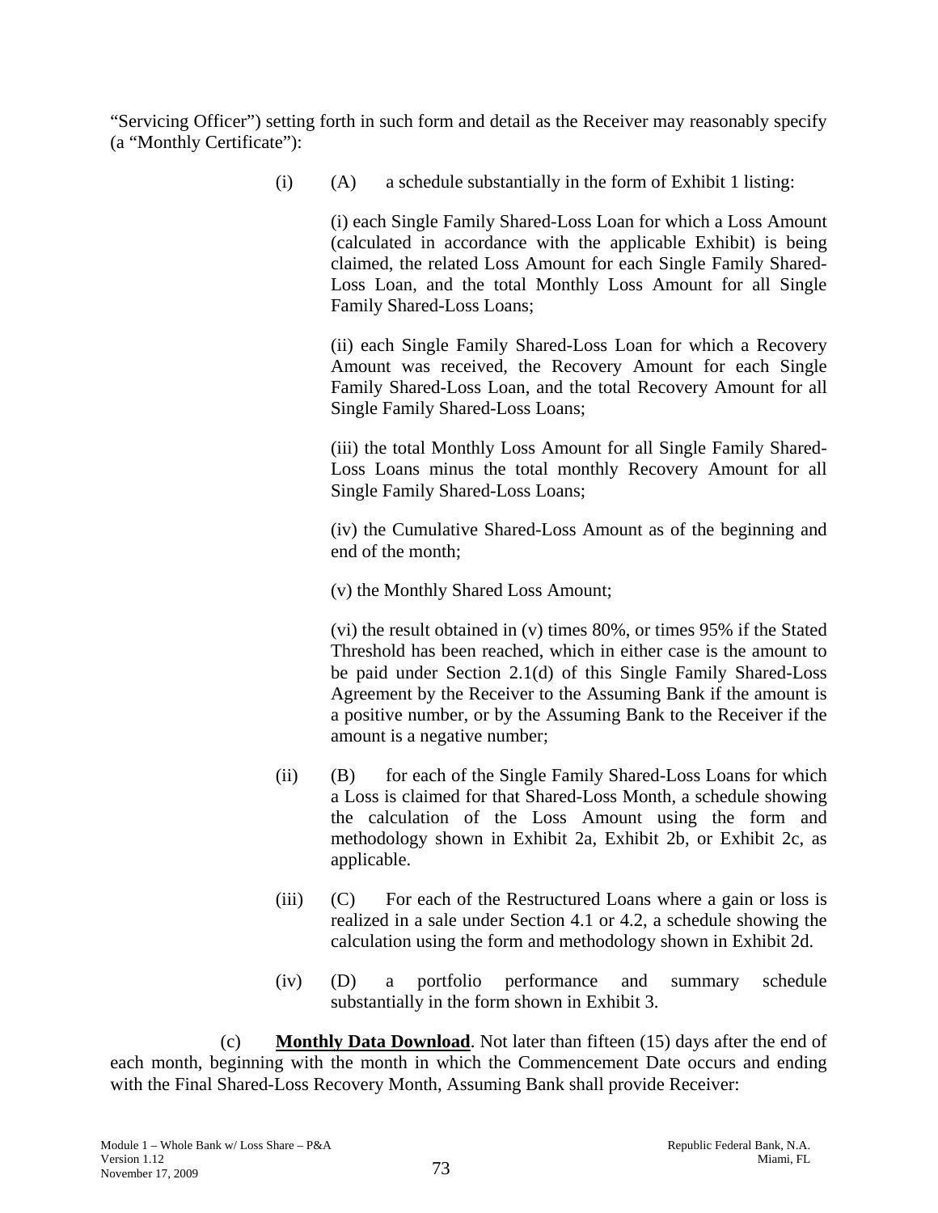"Servicing Officer") setting forth in such form and detail as the Receiver may reasonably specify (a "Monthly Certificate"):

(i) (A) a schedule substantially in the form of Exhibit 1 listing:

(i) each Single Family Shared-Loss Loan for which a Loss Amount (calculated in accordance with the applicable Exhibit) is being claimed, the related Loss Amount for each Single Family Shared-Loss Loan, and the total Monthly Loss Amount for all Single Family Shared-Loss Loans;

(ii) each Single Family Shared-Loss Loan for which a Recovery Amount was received, the Recovery Amount for each Single Family Shared-Loss Loan, and the total Recovery Amount for all Single Family Shared-Loss Loans;

(iii) the total Monthly Loss Amount for all Single Family Shared-Loss Loans minus the total monthly Recovery Amount for all Single Family Shared-Loss Loans;

(iv) the Cumulative Shared-Loss Amount as of the beginning and end of the month;

(v) the Monthly Shared Loss Amount;

(vi) the result obtained in (v) times 80%, or times 95% if the Stated Threshold has been reached, which in either case is the amount to be paid under Section 2.1(d) of this Single Family Shared-Loss Agreement by the Receiver to the Assuming Bank if the amount is a positive number, or by the Assuming Bank to the Receiver if the amount is a negative number;

(ii) (B) for each of the Single Family Shared-Loss Loans for which a Loss is claimed for that Shared-Loss Month, a schedule showing the calculation of the Loss Amount using the form and methodology shown in Exhibit 2a, Exhibit 2b, or Exhibit 2c, as applicable.

(iii) (C) For each of the Restructured Loans where a gain or loss is realized in a sale under Section 4.1 or 4.2, a schedule showing the calculation using the form and methodology shown in Exhibit 2d.

(iv) (D) a portfolio performance and summary schedule substantially in the form shown in Exhibit 3.

(c) **Monthly Data Download**. Not later than fifteen (15) days after the end of each month, beginning with the month in which the Commencement Date occurs and ending with the Final Shared-Loss Recovery Month, Assuming Bank shall provide Receiver: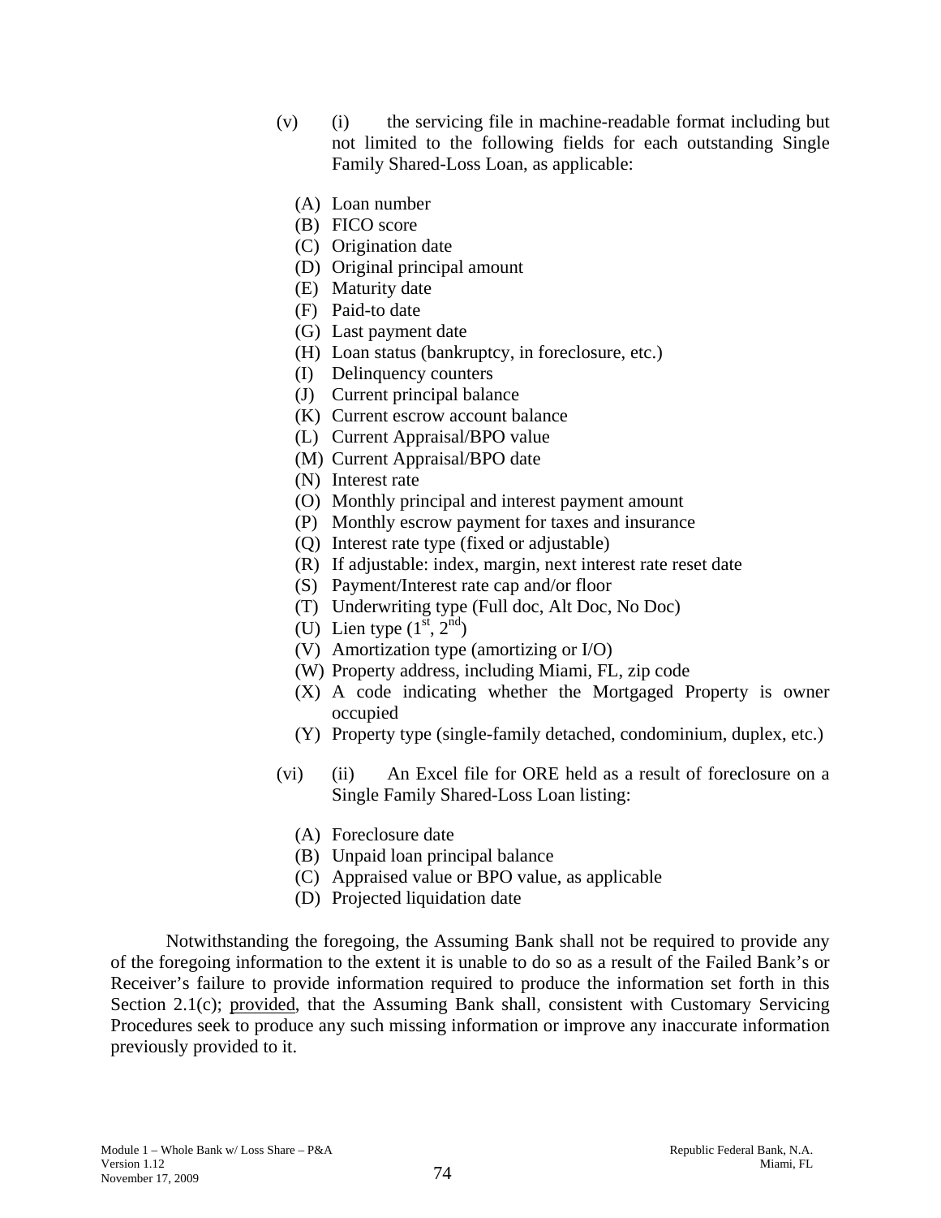(v) (i) the servicing file in machine-readable format including but not limited to the following fields for each outstanding Single Family Shared-Loss Loan, as applicable:

- (A) Loan number
- (B) FICO score
- (C) Origination date
- (D) Original principal amount
- (E) Maturity date
- (F) Paid-to date
- (G) Last payment date
- (H) Loan status (bankruptcy, in foreclosure, etc.)
- (I) Delinquency counters
- (J) Current principal balance
- (K) Current escrow account balance
- (L) Current Appraisal/BPO value
- (M) Current Appraisal/BPO date
- (N) Interest rate
- (O) Monthly principal and interest payment amount
- (P) Monthly escrow payment for taxes and insurance
- (Q) Interest rate type (fixed or adjustable)
- (R) If adjustable: index, margin, next interest rate reset date
- (S) Payment/Interest rate cap and/or floor
- (T) Underwriting type (Full doc, Alt Doc, No Doc)
- (U) Lien type (1st, 2nd)
- (V) Amortization type (amortizing or I/O)
- (W) Property address, including Miami, FL, zip code
- (X) A code indicating whether the Mortgaged Property is owner occupied
- (Y) Property type (single-family detached, condominium, duplex, etc.)

(vi) (ii) An Excel file for ORE held as a result of foreclosure on a Single Family Shared-Loss Loan listing:

- (A) Foreclosure date
- (B) Unpaid loan principal balance
- (C) Appraised value or BPO value, as applicable
- (D) Projected liquidation date

Notwithstanding the foregoing, the Assuming Bank shall not be required to provide any of the foregoing information to the extent it is unable to do so as a result of the Failed Bank's or Receiver's failure to provide information required to produce the information set forth in this Section 2.1(c); provided, that the Assuming Bank shall, consistent with Customary Servicing Procedures seek to produce any such missing information or improve any inaccurate information previously provided to it.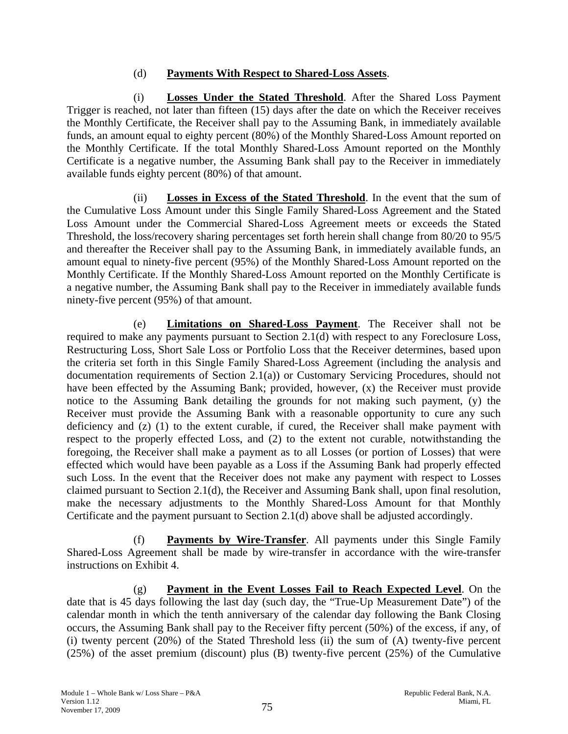(d) **Payments With Respect to Shared-Loss Assets**.

(i) **Losses Under the Stated Threshold**. After the Shared Loss Payment Trigger is reached, not later than fifteen (15) days after the date on which the Receiver receives the Monthly Certificate, the Receiver shall pay to the Assuming Bank, in immediately available funds, an amount equal to eighty percent (80%) of the Monthly Shared-Loss Amount reported on the Monthly Certificate. If the total Monthly Shared-Loss Amount reported on the Monthly Certificate is a negative number, the Assuming Bank shall pay to the Receiver in immediately available funds eighty percent (80%) of that amount.

(ii) **Losses in Excess of the Stated Threshold**. In the event that the sum of the Cumulative Loss Amount under this Single Family Shared-Loss Agreement and the Stated Loss Amount under the Commercial Shared-Loss Agreement meets or exceeds the Stated Threshold, the loss/recovery sharing percentages set forth herein shall change from 80/20 to 95/5 and thereafter the Receiver shall pay to the Assuming Bank, in immediately available funds, an amount equal to ninety-five percent (95%) of the Monthly Shared-Loss Amount reported on the Monthly Certificate. If the Monthly Shared-Loss Amount reported on the Monthly Certificate is a negative number, the Assuming Bank shall pay to the Receiver in immediately available funds ninety-five percent (95%) of that amount.

(e) **Limitations on Shared-Loss Payment**. The Receiver shall not be required to make any payments pursuant to Section 2.1(d) with respect to any Foreclosure Loss, Restructuring Loss, Short Sale Loss or Portfolio Loss that the Receiver determines, based upon the criteria set forth in this Single Family Shared-Loss Agreement (including the analysis and documentation requirements of Section 2.1(a)) or Customary Servicing Procedures, should not have been effected by the Assuming Bank; provided, however, (x) the Receiver must provide notice to the Assuming Bank detailing the grounds for not making such payment, (y) the Receiver must provide the Assuming Bank with a reasonable opportunity to cure any such deficiency and (z) (1) to the extent curable, if cured, the Receiver shall make payment with respect to the properly effected Loss, and (2) to the extent not curable, notwithstanding the foregoing, the Receiver shall make a payment as to all Losses (or portion of Losses) that were effected which would have been payable as a Loss if the Assuming Bank had properly effected such Loss. In the event that the Receiver does not make any payment with respect to Losses claimed pursuant to Section 2.1(d), the Receiver and Assuming Bank shall, upon final resolution, make the necessary adjustments to the Monthly Shared-Loss Amount for that Monthly Certificate and the payment pursuant to Section 2.1(d) above shall be adjusted accordingly.

(f) **Payments by Wire-Transfer**. All payments under this Single Family Shared-Loss Agreement shall be made by wire-transfer in accordance with the wire-transfer instructions on Exhibit 4.

(g) **Payment in the Event Losses Fail to Reach Expected Level**. On the date that is 45 days following the last day (such day, the "True-Up Measurement Date") of the calendar month in which the tenth anniversary of the calendar day following the Bank Closing occurs, the Assuming Bank shall pay to the Receiver fifty percent (50%) of the excess, if any, of (i) twenty percent (20%) of the Stated Threshold less (ii) the sum of (A) twenty-five percent (25%) of the asset premium (discount) plus (B) twenty-five percent (25%) of the Cumulative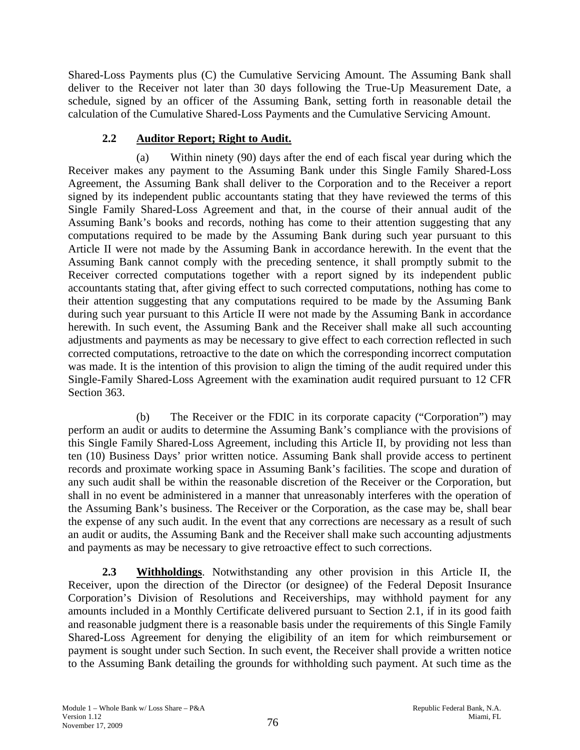Shared-Loss Payments plus (C) the Cumulative Servicing Amount. The Assuming Bank shall deliver to the Receiver not later than 30 days following the True-Up Measurement Date, a schedule, signed by an officer of the Assuming Bank, setting forth in reasonable detail the calculation of the Cumulative Shared-Loss Payments and the Cumulative Servicing Amount.

### 2.2 Auditor Report; Right to Audit.

(a) Within ninety (90) days after the end of each fiscal year during which the Receiver makes any payment to the Assuming Bank under this Single Family Shared-Loss Agreement, the Assuming Bank shall deliver to the Corporation and to the Receiver a report signed by its independent public accountants stating that they have reviewed the terms of this Single Family Shared-Loss Agreement and that, in the course of their annual audit of the Assuming Bank's books and records, nothing has come to their attention suggesting that any computations required to be made by the Assuming Bank during such year pursuant to this Article II were not made by the Assuming Bank in accordance herewith. In the event that the Assuming Bank cannot comply with the preceding sentence, it shall promptly submit to the Receiver corrected computations together with a report signed by its independent public accountants stating that, after giving effect to such corrected computations, nothing has come to their attention suggesting that any computations required to be made by the Assuming Bank during such year pursuant to this Article II were not made by the Assuming Bank in accordance herewith. In such event, the Assuming Bank and the Receiver shall make all such accounting adjustments and payments as may be necessary to give effect to each correction reflected in such corrected computations, retroactive to the date on which the corresponding incorrect computation was made. It is the intention of this provision to align the timing of the audit required under this Single-Family Shared-Loss Agreement with the examination audit required pursuant to 12 CFR Section 363.

(b) The Receiver or the FDIC in its corporate capacity ("Corporation") may perform an audit or audits to determine the Assuming Bank's compliance with the provisions of this Single Family Shared-Loss Agreement, including this Article II, by providing not less than ten (10) Business Days' prior written notice. Assuming Bank shall provide access to pertinent records and proximate working space in Assuming Bank's facilities. The scope and duration of any such audit shall be within the reasonable discretion of the Receiver or the Corporation, but shall in no event be administered in a manner that unreasonably interferes with the operation of the Assuming Bank's business. The Receiver or the Corporation, as the case may be, shall bear the expense of any such audit. In the event that any corrections are necessary as a result of such an audit or audits, the Assuming Bank and the Receiver shall make such accounting adjustments and payments as may be necessary to give retroactive effect to such corrections.

**2.3 Withholdings**. Notwithstanding any other provision in this Article II, the Receiver, upon the direction of the Director (or designee) of the Federal Deposit Insurance Corporation's Division of Resolutions and Receiverships, may withhold payment for any amounts included in a Monthly Certificate delivered pursuant to Section 2.1, if in its good faith and reasonable judgment there is a reasonable basis under the requirements of this Single Family Shared-Loss Agreement for denying the eligibility of an item for which reimbursement or payment is sought under such Section. In such event, the Receiver shall provide a written notice to the Assuming Bank detailing the grounds for withholding such payment. At such time as the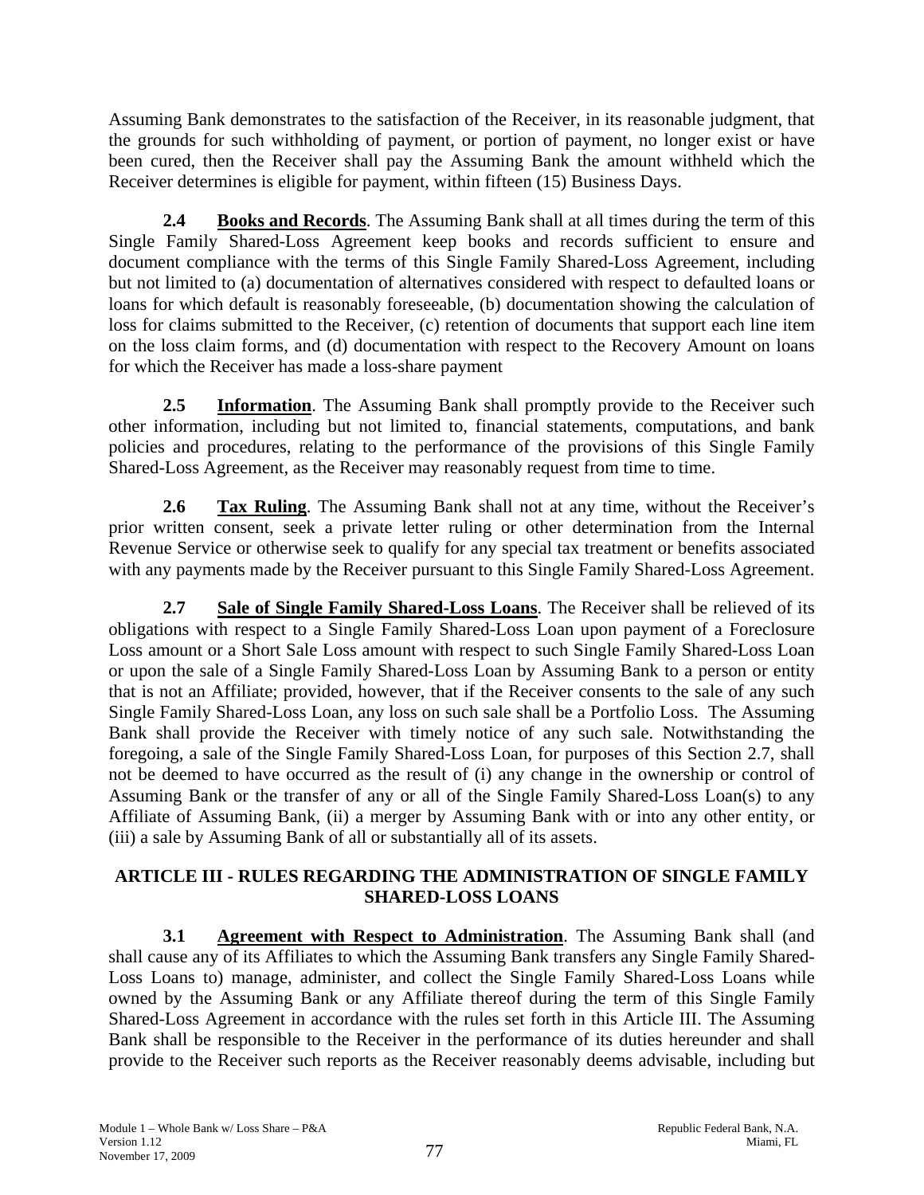Assuming Bank demonstrates to the satisfaction of the Receiver, in its reasonable judgment, that the grounds for such withholding of payment, or portion of payment, no longer exist or have been cured, then the Receiver shall pay the Assuming Bank the amount withheld which the Receiver determines is eligible for payment, within fifteen (15) Business Days.

**2.4 Books and Records**. The Assuming Bank shall at all times during the term of this Single Family Shared-Loss Agreement keep books and records sufficient to ensure and document compliance with the terms of this Single Family Shared-Loss Agreement, including but not limited to (a) documentation of alternatives considered with respect to defaulted loans or loans for which default is reasonably foreseeable, (b) documentation showing the calculation of loss for claims submitted to the Receiver, (c) retention of documents that support each line item on the loss claim forms, and (d) documentation with respect to the Recovery Amount on loans for which the Receiver has made a loss-share payment

**2.5 Information**. The Assuming Bank shall promptly provide to the Receiver such other information, including but not limited to, financial statements, computations, and bank policies and procedures, relating to the performance of the provisions of this Single Family Shared-Loss Agreement, as the Receiver may reasonably request from time to time.

**2.6 Tax Ruling**. The Assuming Bank shall not at any time, without the Receiver's prior written consent, seek a private letter ruling or other determination from the Internal Revenue Service or otherwise seek to qualify for any special tax treatment or benefits associated with any payments made by the Receiver pursuant to this Single Family Shared-Loss Agreement.

**2.7 Sale of Single Family Shared-Loss Loans**. The Receiver shall be relieved of its obligations with respect to a Single Family Shared-Loss Loan upon payment of a Foreclosure Loss amount or a Short Sale Loss amount with respect to such Single Family Shared-Loss Loan or upon the sale of a Single Family Shared-Loss Loan by Assuming Bank to a person or entity that is not an Affiliate; provided, however, that if the Receiver consents to the sale of any such Single Family Shared-Loss Loan, any loss on such sale shall be a Portfolio Loss. The Assuming Bank shall provide the Receiver with timely notice of any such sale. Notwithstanding the foregoing, a sale of the Single Family Shared-Loss Loan, for purposes of this Section 2.7, shall not be deemed to have occurred as the result of (i) any change in the ownership or control of Assuming Bank or the transfer of any or all of the Single Family Shared-Loss Loan(s) to any Affiliate of Assuming Bank, (ii) a merger by Assuming Bank with or into any other entity, or (iii) a sale by Assuming Bank of all or substantially all of its assets.

## ARTICLE III - RULES REGARDING THE ADMINISTRATION OF SINGLE FAMILY SHARED-LOSS LOANS

**3.1 Agreement with Respect to Administration**. The Assuming Bank shall (and shall cause any of its Affiliates to which the Assuming Bank transfers any Single Family Shared-Loss Loans to) manage, administer, and collect the Single Family Shared-Loss Loans while owned by the Assuming Bank or any Affiliate thereof during the term of this Single Family Shared-Loss Agreement in accordance with the rules set forth in this Article III. The Assuming Bank shall be responsible to the Receiver in the performance of its duties hereunder and shall provide to the Receiver such reports as the Receiver reasonably deems advisable, including but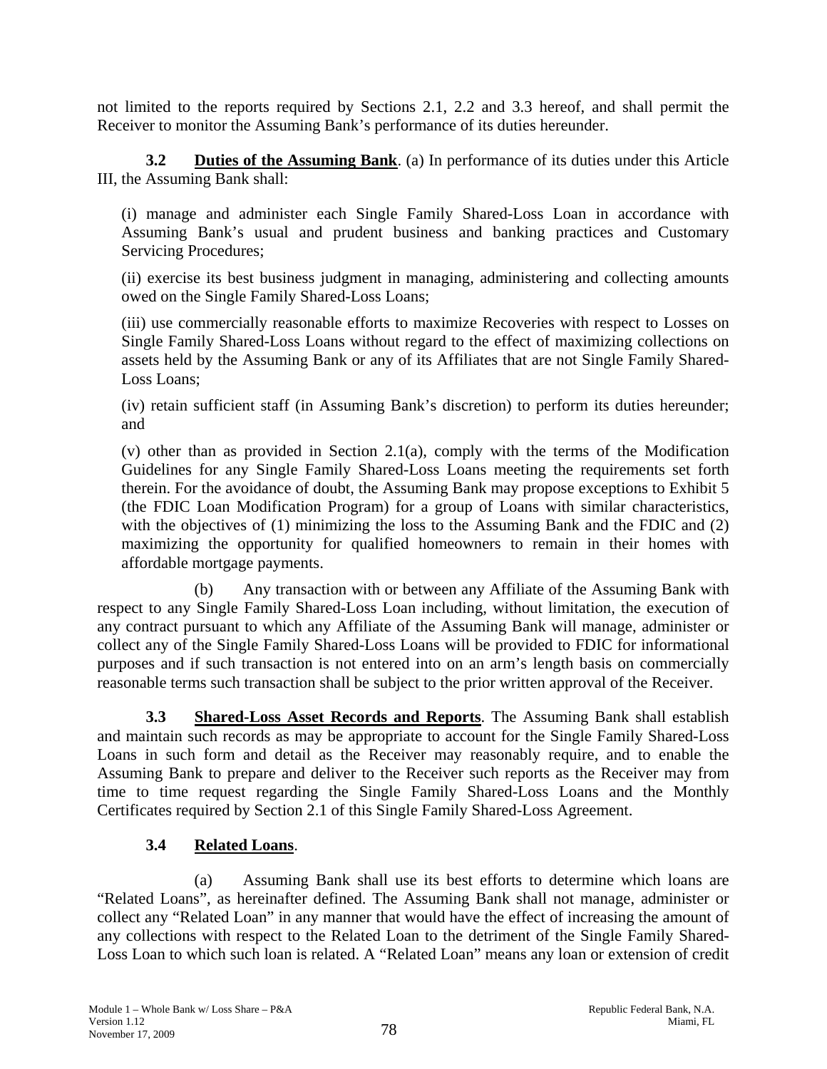not limited to the reports required by Sections 2.1, 2.2 and 3.3 hereof, and shall permit the Receiver to monitor the Assuming Bank's performance of its duties hereunder.

**3.2 Duties of the Assuming Bank**. (a) In performance of its duties under this Article III, the Assuming Bank shall:

(i) manage and administer each Single Family Shared-Loss Loan in accordance with Assuming Bank's usual and prudent business and banking practices and Customary Servicing Procedures;

(ii) exercise its best business judgment in managing, administering and collecting amounts owed on the Single Family Shared-Loss Loans;

(iii) use commercially reasonable efforts to maximize Recoveries with respect to Losses on Single Family Shared-Loss Loans without regard to the effect of maximizing collections on assets held by the Assuming Bank or any of its Affiliates that are not Single Family Shared-Loss Loans;

(iv) retain sufficient staff (in Assuming Bank's discretion) to perform its duties hereunder; and

(v) other than as provided in Section 2.1(a), comply with the terms of the Modification Guidelines for any Single Family Shared-Loss Loans meeting the requirements set forth therein. For the avoidance of doubt, the Assuming Bank may propose exceptions to Exhibit 5 (the FDIC Loan Modification Program) for a group of Loans with similar characteristics, with the objectives of (1) minimizing the loss to the Assuming Bank and the FDIC and (2) maximizing the opportunity for qualified homeowners to remain in their homes with affordable mortgage payments.

(b) Any transaction with or between any Affiliate of the Assuming Bank with respect to any Single Family Shared-Loss Loan including, without limitation, the execution of any contract pursuant to which any Affiliate of the Assuming Bank will manage, administer or collect any of the Single Family Shared-Loss Loans will be provided to FDIC for informational purposes and if such transaction is not entered into on an arm's length basis on commercially reasonable terms such transaction shall be subject to the prior written approval of the Receiver.

**3.3 Shared-Loss Asset Records and Reports**. The Assuming Bank shall establish and maintain such records as may be appropriate to account for the Single Family Shared-Loss Loans in such form and detail as the Receiver may reasonably require, and to enable the Assuming Bank to prepare and deliver to the Receiver such reports as the Receiver may from time to time request regarding the Single Family Shared-Loss Loans and the Monthly Certificates required by Section 2.1 of this Single Family Shared-Loss Agreement.

**3.4 Related Loans**.

(a) Assuming Bank shall use its best efforts to determine which loans are "Related Loans", as hereinafter defined. The Assuming Bank shall not manage, administer or collect any "Related Loan" in any manner that would have the effect of increasing the amount of any collections with respect to the Related Loan to the detriment of the Single Family Shared-Loss Loan to which such loan is related. A "Related Loan" means any loan or extension of credit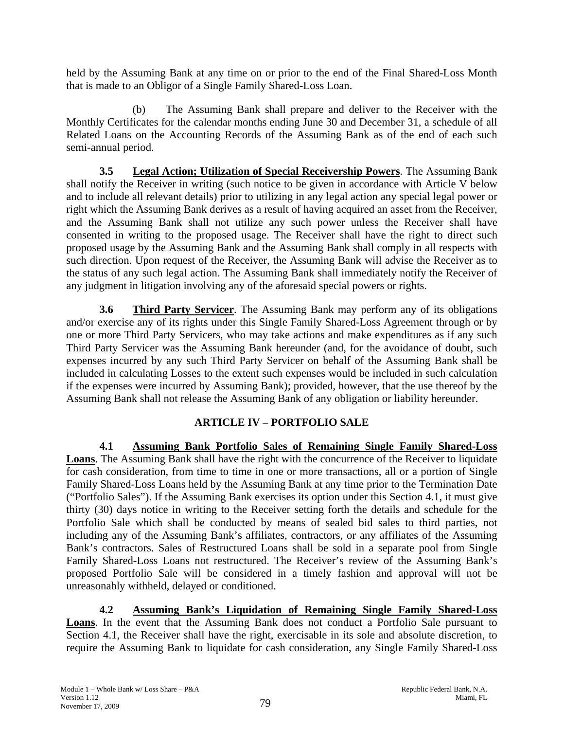held by the Assuming Bank at any time on or prior to the end of the Final Shared-Loss Month that is made to an Obligor of a Single Family Shared-Loss Loan.

(b) The Assuming Bank shall prepare and deliver to the Receiver with the Monthly Certificates for the calendar months ending June 30 and December 31, a schedule of all Related Loans on the Accounting Records of the Assuming Bank as of the end of each such semi-annual period.

**3.5 Legal Action; Utilization of Special Receivership Powers**. The Assuming Bank shall notify the Receiver in writing (such notice to be given in accordance with Article V below and to include all relevant details) prior to utilizing in any legal action any special legal power or right which the Assuming Bank derives as a result of having acquired an asset from the Receiver, and the Assuming Bank shall not utilize any such power unless the Receiver shall have consented in writing to the proposed usage. The Receiver shall have the right to direct such proposed usage by the Assuming Bank and the Assuming Bank shall comply in all respects with such direction. Upon request of the Receiver, the Assuming Bank will advise the Receiver as to the status of any such legal action. The Assuming Bank shall immediately notify the Receiver of any judgment in litigation involving any of the aforesaid special powers or rights.

**3.6 Third Party Servicer**. The Assuming Bank may perform any of its obligations and/or exercise any of its rights under this Single Family Shared-Loss Agreement through or by one or more Third Party Servicers, who may take actions and make expenditures as if any such Third Party Servicer was the Assuming Bank hereunder (and, for the avoidance of doubt, such expenses incurred by any such Third Party Servicer on behalf of the Assuming Bank shall be included in calculating Losses to the extent such expenses would be included in such calculation if the expenses were incurred by Assuming Bank); provided, however, that the use thereof by the Assuming Bank shall not release the Assuming Bank of any obligation or liability hereunder.

## ARTICLE IV – PORTFOLIO SALE

**4.1 Assuming Bank Portfolio Sales of Remaining Single Family Shared-Loss Loans**. The Assuming Bank shall have the right with the concurrence of the Receiver to liquidate for cash consideration, from time to time in one or more transactions, all or a portion of Single Family Shared-Loss Loans held by the Assuming Bank at any time prior to the Termination Date ("Portfolio Sales"). If the Assuming Bank exercises its option under this Section 4.1, it must give thirty (30) days notice in writing to the Receiver setting forth the details and schedule for the Portfolio Sale which shall be conducted by means of sealed bid sales to third parties, not including any of the Assuming Bank's affiliates, contractors, or any affiliates of the Assuming Bank's contractors. Sales of Restructured Loans shall be sold in a separate pool from Single Family Shared-Loss Loans not restructured. The Receiver's review of the Assuming Bank's proposed Portfolio Sale will be considered in a timely fashion and approval will not be unreasonably withheld, delayed or conditioned.

**4.2 Assuming Bank's Liquidation of Remaining Single Family Shared-Loss Loans**. In the event that the Assuming Bank does not conduct a Portfolio Sale pursuant to Section 4.1, the Receiver shall have the right, exercisable in its sole and absolute discretion, to require the Assuming Bank to liquidate for cash consideration, any Single Family Shared-Loss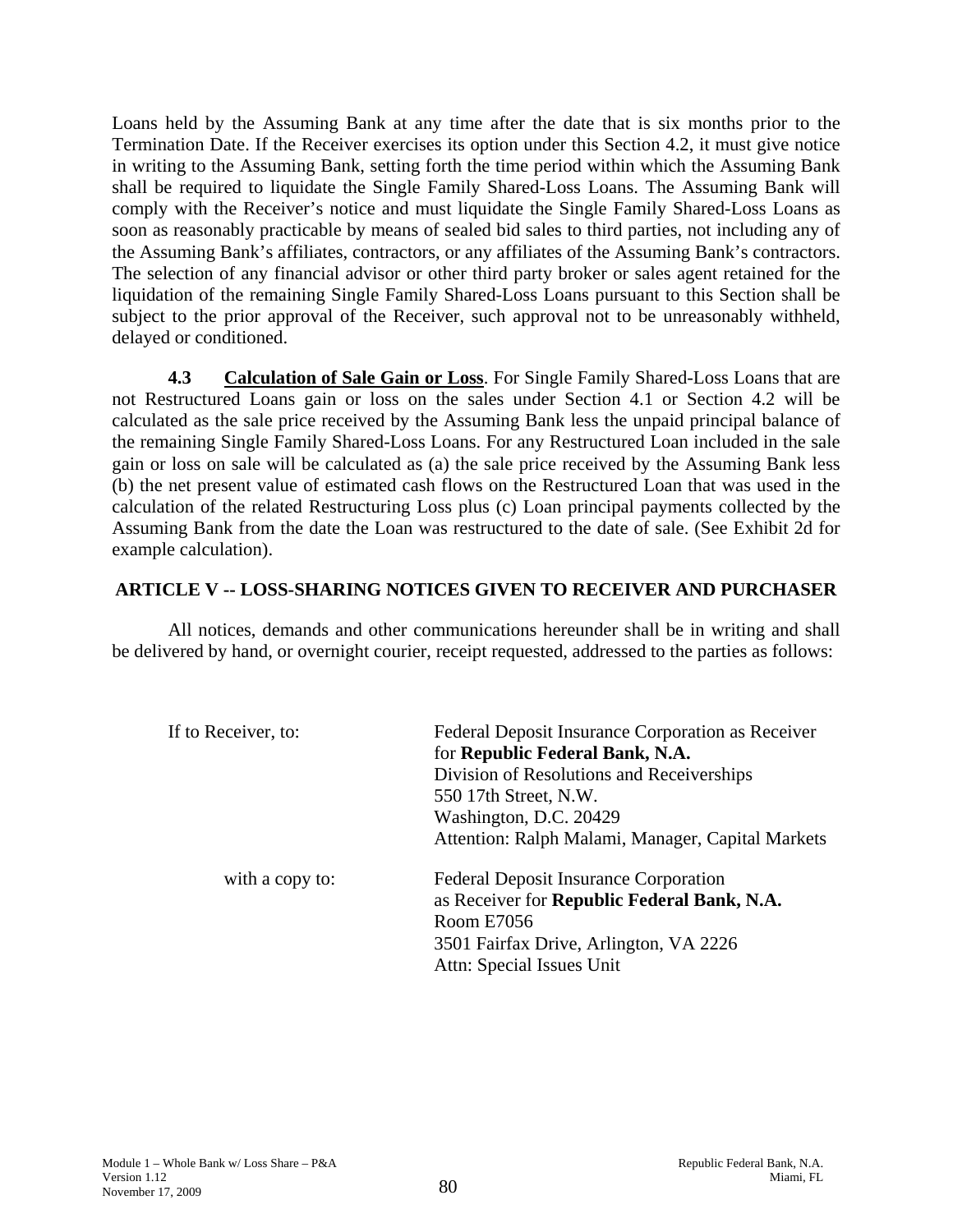Loans held by the Assuming Bank at any time after the date that is six months prior to the Termination Date. If the Receiver exercises its option under this Section 4.2, it must give notice in writing to the Assuming Bank, setting forth the time period within which the Assuming Bank shall be required to liquidate the Single Family Shared-Loss Loans. The Assuming Bank will comply with the Receiver's notice and must liquidate the Single Family Shared-Loss Loans as soon as reasonably practicable by means of sealed bid sales to third parties, not including any of the Assuming Bank's affiliates, contractors, or any affiliates of the Assuming Bank's contractors. The selection of any financial advisor or other third party broker or sales agent retained for the liquidation of the remaining Single Family Shared-Loss Loans pursuant to this Section shall be subject to the prior approval of the Receiver, such approval not to be unreasonably withheld, delayed or conditioned.

**4.3 Calculation of Sale Gain or Loss**. For Single Family Shared-Loss Loans that are not Restructured Loans gain or loss on the sales under Section 4.1 or Section 4.2 will be calculated as the sale price received by the Assuming Bank less the unpaid principal balance of the remaining Single Family Shared-Loss Loans. For any Restructured Loan included in the sale gain or loss on sale will be calculated as (a) the sale price received by the Assuming Bank less (b) the net present value of estimated cash flows on the Restructured Loan that was used in the calculation of the related Restructuring Loss plus (c) Loan principal payments collected by the Assuming Bank from the date the Loan was restructured to the date of sale. (See Exhibit 2d for example calculation).

## ARTICLE V -- LOSS-SHARING NOTICES GIVEN TO RECEIVER AND PURCHASER

All notices, demands and other communications hereunder shall be in writing and shall be delivered by hand, or overnight courier, receipt requested, addressed to the parties as follows:

If to Receiver, to:

Federal Deposit Insurance Corporation as Receiver
for **Republic Federal Bank, N.A.**
Division of Resolutions and Receiverships
550 17th Street, N.W.
Washington, D.C. 20429
Attention: Ralph Malami, Manager, Capital Markets

with a copy to:

Federal Deposit Insurance Corporation
as Receiver for **Republic Federal Bank, N.A.**
Room E7056
3501 Fairfax Drive, Arlington, VA 2226
Attn: Special Issues Unit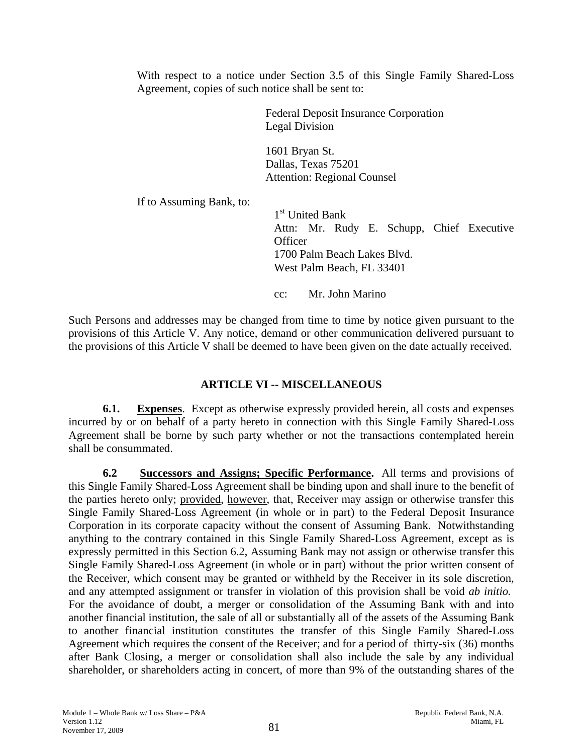With respect to a notice under Section 3.5 of this Single Family Shared-Loss Agreement, copies of such notice shall be sent to:

Federal Deposit Insurance Corporation
Legal Division

1601 Bryan St.
Dallas, Texas 75201
Attention: Regional Counsel

If to Assuming Bank, to:

1st United Bank
Attn: Mr. Rudy E. Schupp, Chief Executive Officer
1700 Palm Beach Lakes Blvd.
West Palm Beach, FL 33401

cc: Mr. John Marino

Such Persons and addresses may be changed from time to time by notice given pursuant to the provisions of this Article V. Any notice, demand or other communication delivered pursuant to the provisions of this Article V shall be deemed to have been given on the date actually received.

## ARTICLE VI -- MISCELLANEOUS

**6.1. Expenses**. Except as otherwise expressly provided herein, all costs and expenses incurred by or on behalf of a party hereto in connection with this Single Family Shared-Loss Agreement shall be borne by such party whether or not the transactions contemplated herein shall be consummated.

**6.2 Successors and Assigns; Specific Performance.** All terms and provisions of this Single Family Shared-Loss Agreement shall be binding upon and shall inure to the benefit of the parties hereto only; provided, however, that, Receiver may assign or otherwise transfer this Single Family Shared-Loss Agreement (in whole or in part) to the Federal Deposit Insurance Corporation in its corporate capacity without the consent of Assuming Bank. Notwithstanding anything to the contrary contained in this Single Family Shared-Loss Agreement, except as is expressly permitted in this Section 6.2, Assuming Bank may not assign or otherwise transfer this Single Family Shared-Loss Agreement (in whole or in part) without the prior written consent of the Receiver, which consent may be granted or withheld by the Receiver in its sole discretion, and any attempted assignment or transfer in violation of this provision shall be void *ab initio.* For the avoidance of doubt, a merger or consolidation of the Assuming Bank with and into another financial institution, the sale of all or substantially all of the assets of the Assuming Bank to another financial institution constitutes the transfer of this Single Family Shared-Loss Agreement which requires the consent of the Receiver; and for a period of thirty-six (36) months after Bank Closing, a merger or consolidation shall also include the sale by any individual shareholder, or shareholders acting in concert, of more than 9% of the outstanding shares of the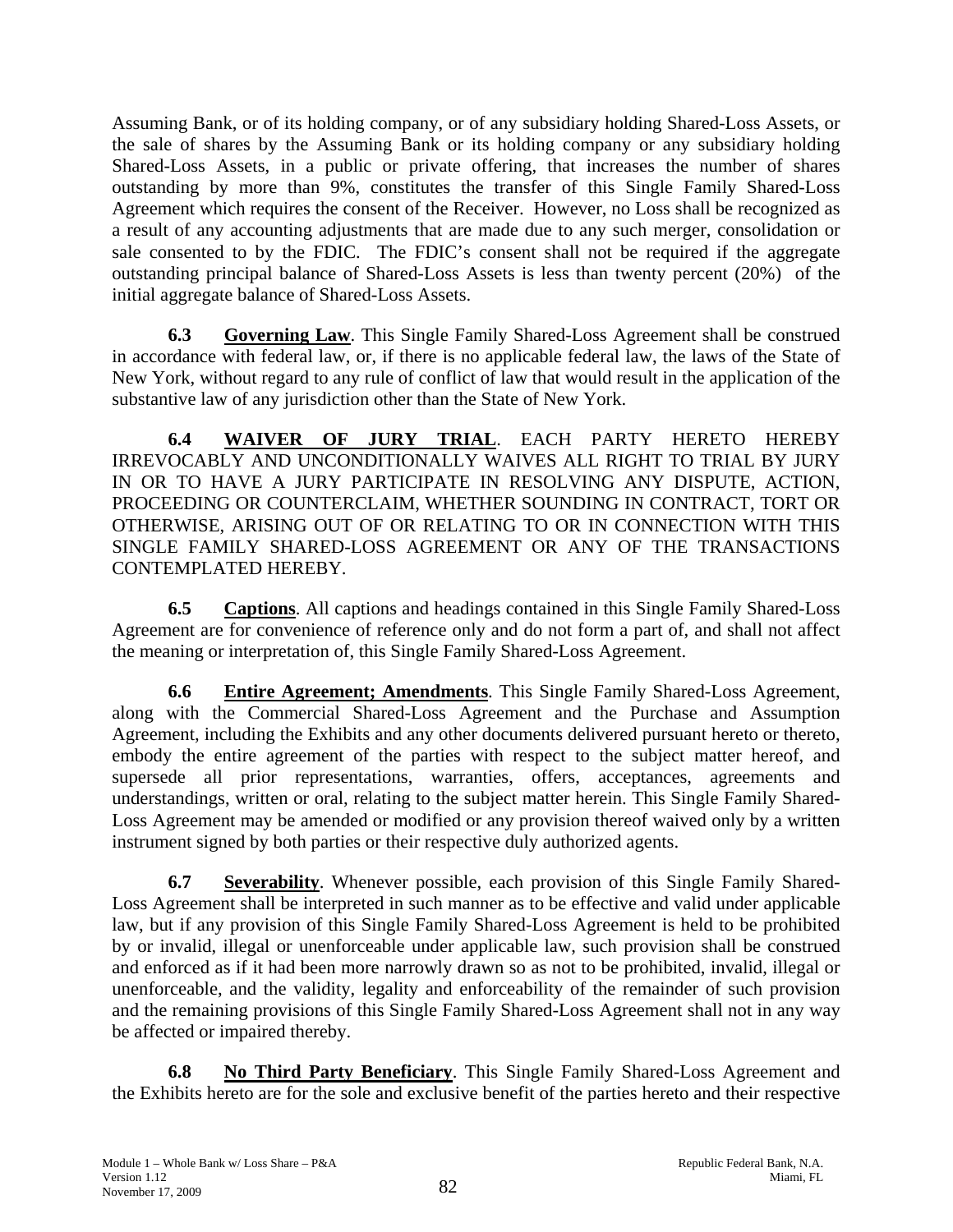Assuming Bank, or of its holding company, or of any subsidiary holding Shared-Loss Assets, or the sale of shares by the Assuming Bank or its holding company or any subsidiary holding Shared-Loss Assets, in a public or private offering, that increases the number of shares outstanding by more than 9%, constitutes the transfer of this Single Family Shared-Loss Agreement which requires the consent of the Receiver. However, no Loss shall be recognized as a result of any accounting adjustments that are made due to any such merger, consolidation or sale consented to by the FDIC. The FDIC's consent shall not be required if the aggregate outstanding principal balance of Shared-Loss Assets is less than twenty percent (20%) of the initial aggregate balance of Shared-Loss Assets.

**6.3 Governing Law**. This Single Family Shared-Loss Agreement shall be construed in accordance with federal law, or, if there is no applicable federal law, the laws of the State of New York, without regard to any rule of conflict of law that would result in the application of the substantive law of any jurisdiction other than the State of New York.

**6.4 WAIVER OF JURY TRIAL**. EACH PARTY HERETO HEREBY IRREVOCABLY AND UNCONDITIONALLY WAIVES ALL RIGHT TO TRIAL BY JURY IN OR TO HAVE A JURY PARTICIPATE IN RESOLVING ANY DISPUTE, ACTION, PROCEEDING OR COUNTERCLAIM, WHETHER SOUNDING IN CONTRACT, TORT OR OTHERWISE, ARISING OUT OF OR RELATING TO OR IN CONNECTION WITH THIS SINGLE FAMILY SHARED-LOSS AGREEMENT OR ANY OF THE TRANSACTIONS CONTEMPLATED HEREBY.

**6.5 Captions**. All captions and headings contained in this Single Family Shared-Loss Agreement are for convenience of reference only and do not form a part of, and shall not affect the meaning or interpretation of, this Single Family Shared-Loss Agreement.

**6.6 Entire Agreement; Amendments**. This Single Family Shared-Loss Agreement, along with the Commercial Shared-Loss Agreement and the Purchase and Assumption Agreement, including the Exhibits and any other documents delivered pursuant hereto or thereto, embody the entire agreement of the parties with respect to the subject matter hereof, and supersede all prior representations, warranties, offers, acceptances, agreements and understandings, written or oral, relating to the subject matter herein. This Single Family Shared-Loss Agreement may be amended or modified or any provision thereof waived only by a written instrument signed by both parties or their respective duly authorized agents.

**6.7 Severability**. Whenever possible, each provision of this Single Family Shared-Loss Agreement shall be interpreted in such manner as to be effective and valid under applicable law, but if any provision of this Single Family Shared-Loss Agreement is held to be prohibited by or invalid, illegal or unenforceable under applicable law, such provision shall be construed and enforced as if it had been more narrowly drawn so as not to be prohibited, invalid, illegal or unenforceable, and the validity, legality and enforceability of the remainder of such provision and the remaining provisions of this Single Family Shared-Loss Agreement shall not in any way be affected or impaired thereby.

**6.8 No Third Party Beneficiary**. This Single Family Shared-Loss Agreement and the Exhibits hereto are for the sole and exclusive benefit of the parties hereto and their respective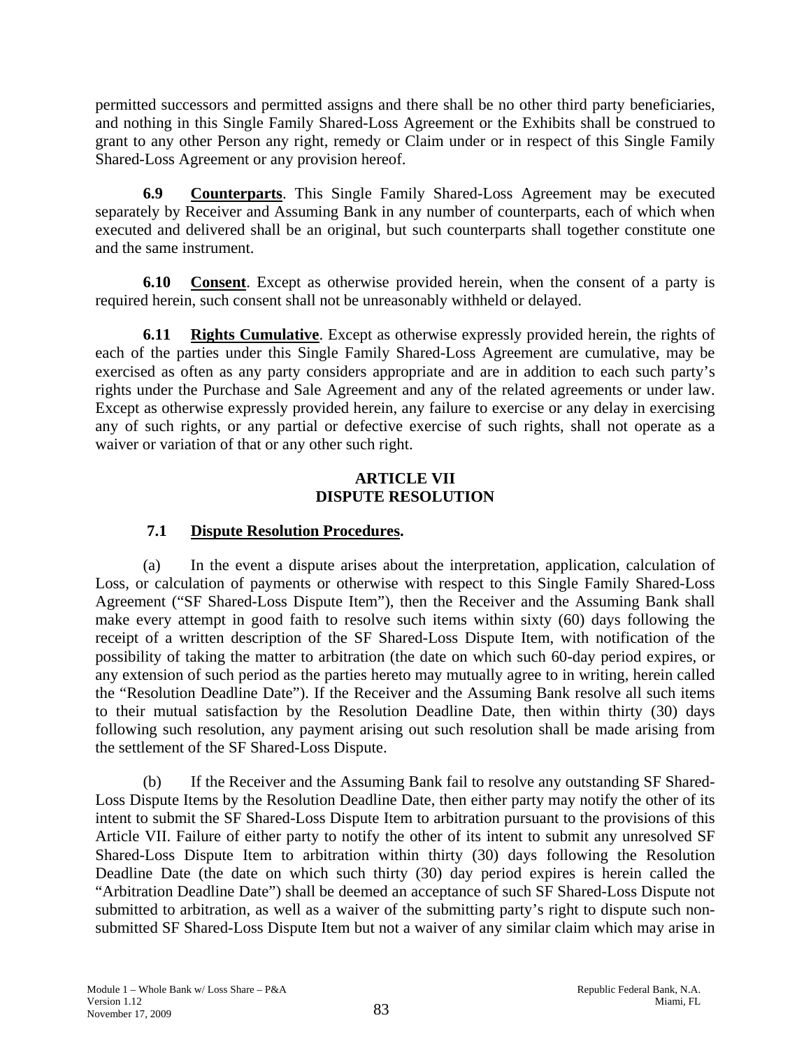permitted successors and permitted assigns and there shall be no other third party beneficiaries, and nothing in this Single Family Shared-Loss Agreement or the Exhibits shall be construed to grant to any other Person any right, remedy or Claim under or in respect of this Single Family Shared-Loss Agreement or any provision hereof.

**6.9 Counterparts**. This Single Family Shared-Loss Agreement may be executed separately by Receiver and Assuming Bank in any number of counterparts, each of which when executed and delivered shall be an original, but such counterparts shall together constitute one and the same instrument.

**6.10 Consent**. Except as otherwise provided herein, when the consent of a party is required herein, such consent shall not be unreasonably withheld or delayed.

**6.11 Rights Cumulative**. Except as otherwise expressly provided herein, the rights of each of the parties under this Single Family Shared-Loss Agreement are cumulative, may be exercised as often as any party considers appropriate and are in addition to each such party's rights under the Purchase and Sale Agreement and any of the related agreements or under law. Except as otherwise expressly provided herein, any failure to exercise or any delay in exercising any of such rights, or any partial or defective exercise of such rights, shall not operate as a waiver or variation of that or any other such right.

## ARTICLE VII
## DISPUTE RESOLUTION

**7.1 Dispute Resolution Procedures.**

(a) In the event a dispute arises about the interpretation, application, calculation of Loss, or calculation of payments or otherwise with respect to this Single Family Shared-Loss Agreement ("SF Shared-Loss Dispute Item"), then the Receiver and the Assuming Bank shall make every attempt in good faith to resolve such items within sixty (60) days following the receipt of a written description of the SF Shared-Loss Dispute Item, with notification of the possibility of taking the matter to arbitration (the date on which such 60-day period expires, or any extension of such period as the parties hereto may mutually agree to in writing, herein called the "Resolution Deadline Date"). If the Receiver and the Assuming Bank resolve all such items to their mutual satisfaction by the Resolution Deadline Date, then within thirty (30) days following such resolution, any payment arising out such resolution shall be made arising from the settlement of the SF Shared-Loss Dispute.

(b) If the Receiver and the Assuming Bank fail to resolve any outstanding SF Shared-Loss Dispute Items by the Resolution Deadline Date, then either party may notify the other of its intent to submit the SF Shared-Loss Dispute Item to arbitration pursuant to the provisions of this Article VII. Failure of either party to notify the other of its intent to submit any unresolved SF Shared-Loss Dispute Item to arbitration within thirty (30) days following the Resolution Deadline Date (the date on which such thirty (30) day period expires is herein called the "Arbitration Deadline Date") shall be deemed an acceptance of such SF Shared-Loss Dispute not submitted to arbitration, as well as a waiver of the submitting party's right to dispute such non-submitted SF Shared-Loss Dispute Item but not a waiver of any similar claim which may arise in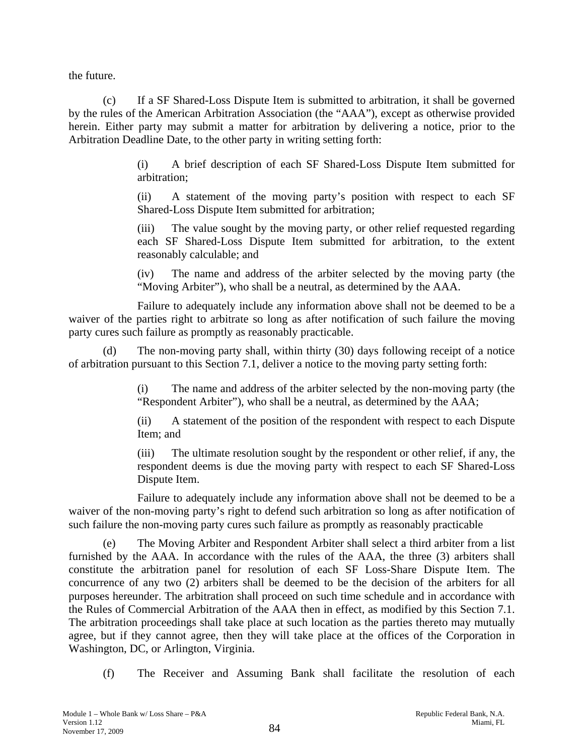the future.

(c) If a SF Shared-Loss Dispute Item is submitted to arbitration, it shall be governed by the rules of the American Arbitration Association (the "AAA"), except as otherwise provided herein. Either party may submit a matter for arbitration by delivering a notice, prior to the Arbitration Deadline Date, to the other party in writing setting forth:

(i) A brief description of each SF Shared-Loss Dispute Item submitted for arbitration;

(ii) A statement of the moving party's position with respect to each SF Shared-Loss Dispute Item submitted for arbitration;

(iii) The value sought by the moving party, or other relief requested regarding each SF Shared-Loss Dispute Item submitted for arbitration, to the extent reasonably calculable; and

(iv) The name and address of the arbiter selected by the moving party (the "Moving Arbiter"), who shall be a neutral, as determined by the AAA.

Failure to adequately include any information above shall not be deemed to be a waiver of the parties right to arbitrate so long as after notification of such failure the moving party cures such failure as promptly as reasonably practicable.

(d) The non-moving party shall, within thirty (30) days following receipt of a notice of arbitration pursuant to this Section 7.1, deliver a notice to the moving party setting forth:

(i) The name and address of the arbiter selected by the non-moving party (the "Respondent Arbiter"), who shall be a neutral, as determined by the AAA;

(ii) A statement of the position of the respondent with respect to each Dispute Item; and

(iii) The ultimate resolution sought by the respondent or other relief, if any, the respondent deems is due the moving party with respect to each SF Shared-Loss Dispute Item.

Failure to adequately include any information above shall not be deemed to be a waiver of the non-moving party's right to defend such arbitration so long as after notification of such failure the non-moving party cures such failure as promptly as reasonably practicable

(e) The Moving Arbiter and Respondent Arbiter shall select a third arbiter from a list furnished by the AAA. In accordance with the rules of the AAA, the three (3) arbiters shall constitute the arbitration panel for resolution of each SF Loss-Share Dispute Item. The concurrence of any two (2) arbiters shall be deemed to be the decision of the arbiters for all purposes hereunder. The arbitration shall proceed on such time schedule and in accordance with the Rules of Commercial Arbitration of the AAA then in effect, as modified by this Section 7.1. The arbitration proceedings shall take place at such location as the parties thereto may mutually agree, but if they cannot agree, then they will take place at the offices of the Corporation in Washington, DC, or Arlington, Virginia.

(f) The Receiver and Assuming Bank shall facilitate the resolution of each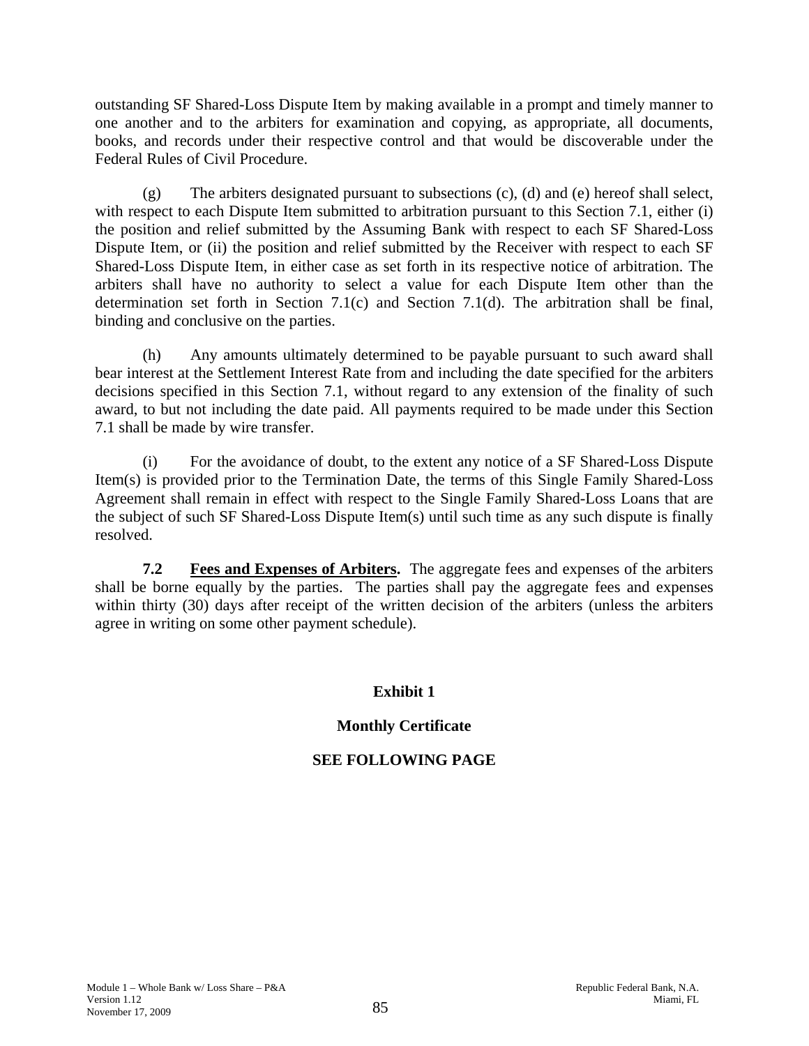outstanding SF Shared-Loss Dispute Item by making available in a prompt and timely manner to one another and to the arbiters for examination and copying, as appropriate, all documents, books, and records under their respective control and that would be discoverable under the Federal Rules of Civil Procedure.

(g) The arbiters designated pursuant to subsections (c), (d) and (e) hereof shall select, with respect to each Dispute Item submitted to arbitration pursuant to this Section 7.1, either (i) the position and relief submitted by the Assuming Bank with respect to each SF Shared-Loss Dispute Item, or (ii) the position and relief submitted by the Receiver with respect to each SF Shared-Loss Dispute Item, in either case as set forth in its respective notice of arbitration. The arbiters shall have no authority to select a value for each Dispute Item other than the determination set forth in Section 7.1(c) and Section 7.1(d). The arbitration shall be final, binding and conclusive on the parties.

(h) Any amounts ultimately determined to be payable pursuant to such award shall bear interest at the Settlement Interest Rate from and including the date specified for the arbiters decisions specified in this Section 7.1, without regard to any extension of the finality of such award, to but not including the date paid. All payments required to be made under this Section 7.1 shall be made by wire transfer.

(i) For the avoidance of doubt, to the extent any notice of a SF Shared-Loss Dispute Item(s) is provided prior to the Termination Date, the terms of this Single Family Shared-Loss Agreement shall remain in effect with respect to the Single Family Shared-Loss Loans that are the subject of such SF Shared-Loss Dispute Item(s) until such time as any such dispute is finally resolved.

**7.2 Fees and Expenses of Arbiters.** The aggregate fees and expenses of the arbiters shall be borne equally by the parties. The parties shall pay the aggregate fees and expenses within thirty (30) days after receipt of the written decision of the arbiters (unless the arbiters agree in writing on some other payment schedule).

**Exhibit 1**

**Monthly Certificate**

**SEE FOLLOWING PAGE**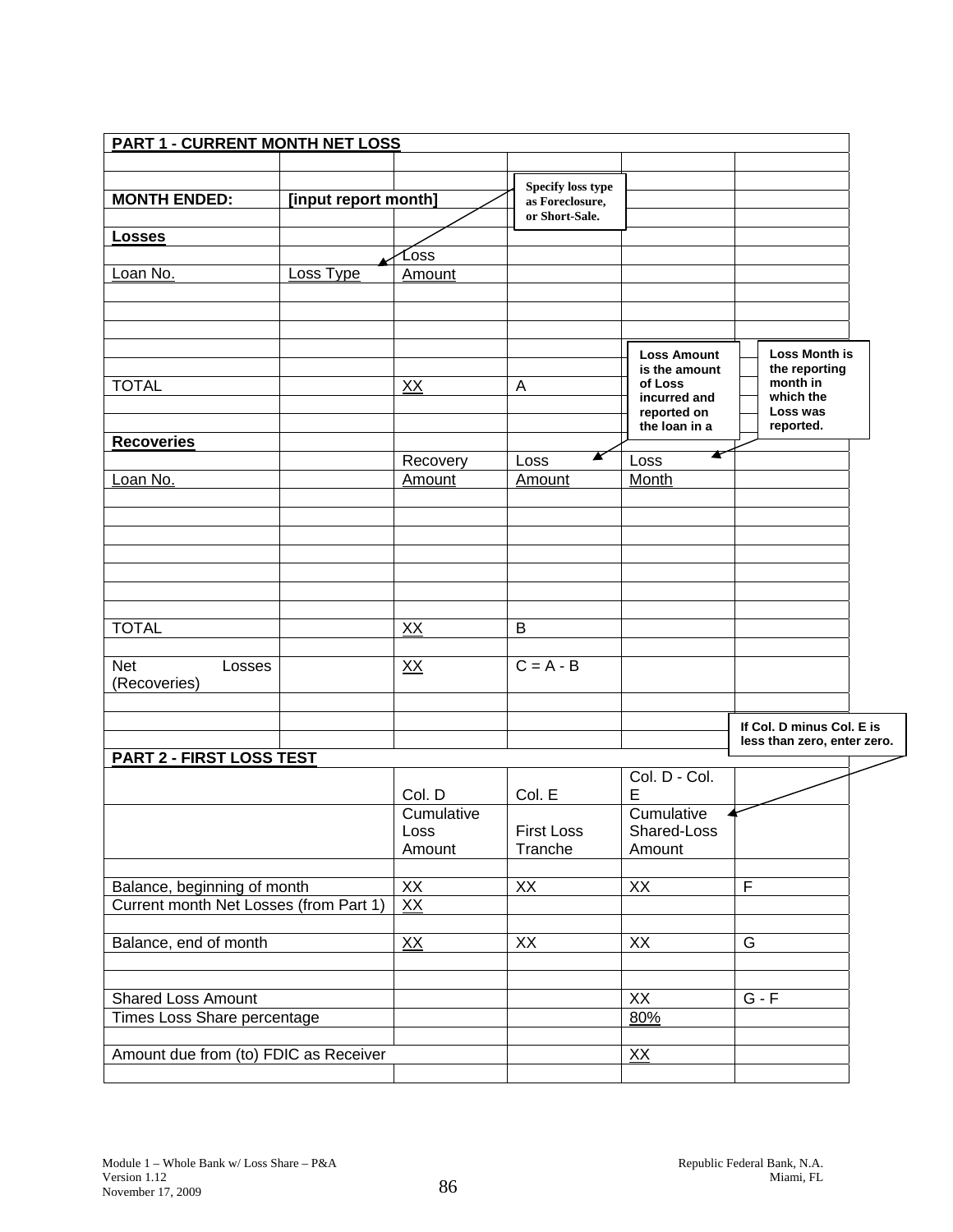**PART 1 - CURRENT MONTH NET LOSS**

| | | | | | |
|---|---|---|---|---|---|
| **MONTH ENDED:** | **[input report month]** | | | | |
| **Losses** | | | | | |
| | | Loss | | | |
| Loan No. | Loss Type | Amount | | | |
| | | | | | |
| | | | | | |
| | | | | | |
| TOTAL | | XX | A | | |
| | | | | | |
| **Recoveries** | | | | | |
| | | Recovery | Loss | Loss | |
| Loan No. | | Amount | Amount | Month | |
| | | | | | |
| | | | | | |
| | | | | | |
| TOTAL | | XX | B | | |
| | | | | | |
| Net Losses (Recoveries) | | XX | C = A - B | | |

Specify loss type as Foreclosure, or Short-Sale.

Loss Amount is the amount of Loss incurred and reported on the loan in a

Loss Month is the reporting month in which the Loss was reported.

If Col. D minus Col. E is less than zero, enter zero.

**PART 2 - FIRST LOSS TEST**

| | Col. D | Col. E | Col. D - Col. E | |
|---|---|---|---|---|
| | Cumulative Loss Amount | First Loss Tranche | Cumulative Shared-Loss Amount | |
| | | | | |
| Balance, beginning of month | XX | XX | XX | F |
| Current month Net Losses (from Part 1) | XX | | | |
| | | | | |
| Balance, end of month | XX | XX | XX | G |
| | | | | |
| Shared Loss Amount | | | XX | G - F |
| Times Loss Share percentage | | | 80% | |
| | | | | |
| Amount due from (to) FDIC as Receiver | | | XX | |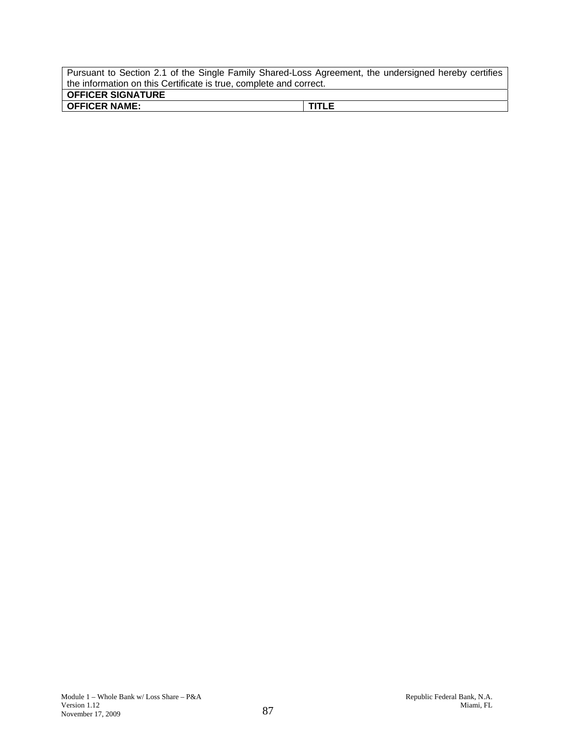| Pursuant to Section 2.1 of the Single Family Shared-Loss Agreement, the undersigned hereby certifies the information on this Certificate is true, complete and correct. | |
|---|---|
| **OFFICER SIGNATURE** | |
| **OFFICER NAME:** | **TITLE** |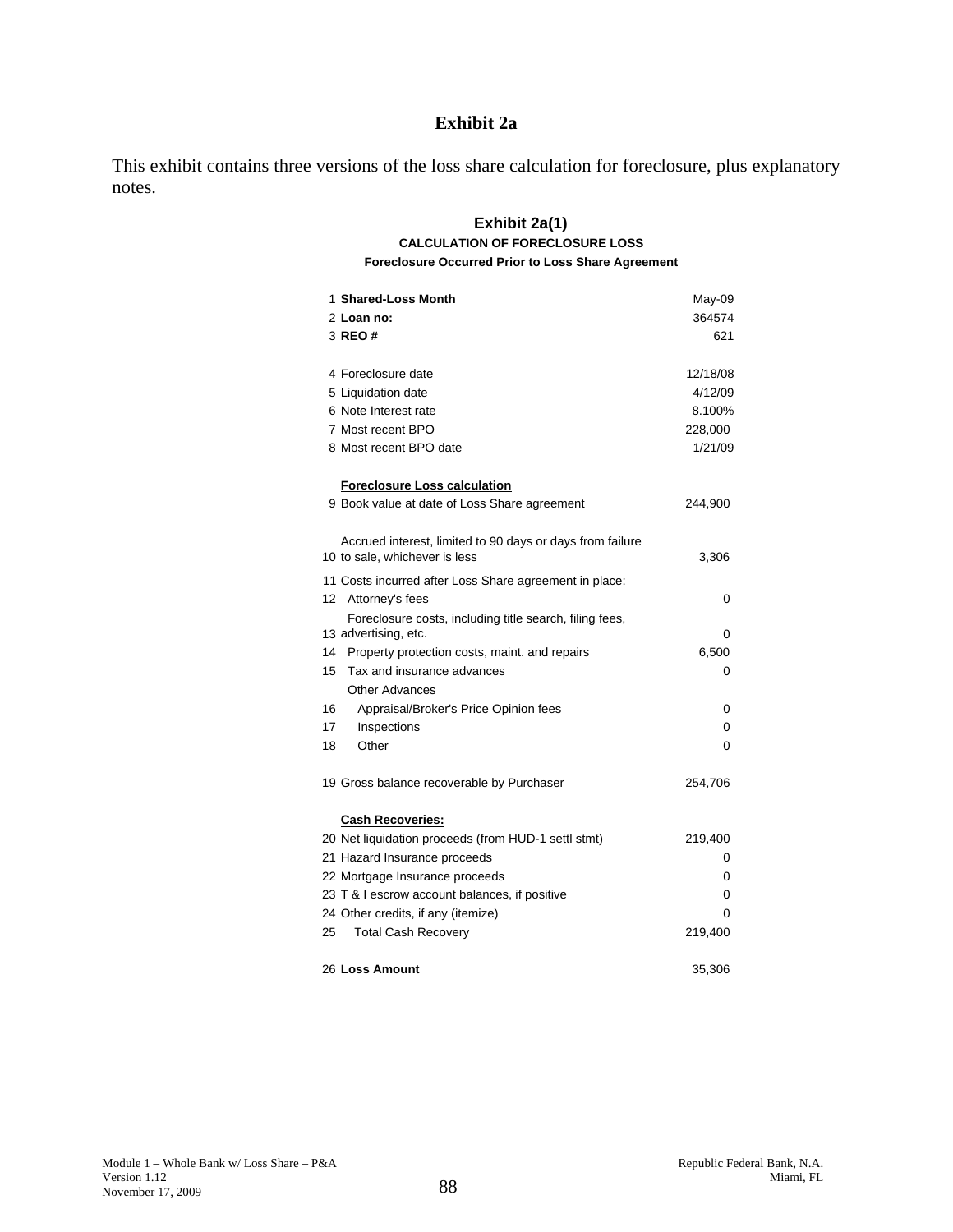# Exhibit 2a

This exhibit contains three versions of the loss share calculation for foreclosure, plus explanatory notes.

## Exhibit 2a(1)

**CALCULATION OF FORECLOSURE LOSS**

**Foreclosure Occurred Prior to Loss Share Agreement**

| # | Item | Amount |
|---|---|---|
| 1 | **Shared-Loss Month** | May-09 |
| 2 | **Loan no:** | 364574 |
| 3 | **REO #** | 621 |
| | | |
| 4 | Foreclosure date | 12/18/08 |
| 5 | Liquidation date | 4/12/09 |
| 6 | Note Interest rate | 8.100% |
| 7 | Most recent BPO | 228,000 |
| 8 | Most recent BPO date | 1/21/09 |
| | | |
| | **Foreclosure Loss calculation** | |
| 9 | Book value at date of Loss Share agreement | 244,900 |
| | | |
| 10 | Accrued interest, limited to 90 days or days from failure to sale, whichever is less | 3,306 |
| 11 | Costs incurred after Loss Share agreement in place: | |
| 12 | Attorney's fees | 0 |
| 13 | Foreclosure costs, including title search, filing fees, advertising, etc. | 0 |
| 14 | Property protection costs, maint. and repairs | 6,500 |
| 15 | Tax and insurance advances | 0 |
| | Other Advances | |
| 16 | Appraisal/Broker's Price Opinion fees | 0 |
| 17 | Inspections | 0 |
| 18 | Other | 0 |
| | | |
| 19 | Gross balance recoverable by Purchaser | 254,706 |
| | | |
| | **Cash Recoveries:** | |
| 20 | Net liquidation proceeds (from HUD-1 settl stmt) | 219,400 |
| 21 | Hazard Insurance proceeds | 0 |
| 22 | Mortgage Insurance proceeds | 0 |
| 23 | T & I escrow account balances, if positive | 0 |
| 24 | Other credits, if any (itemize) | 0 |
| 25 | Total Cash Recovery | 219,400 |
| | | |
| 26 | **Loss Amount** | 35,306 |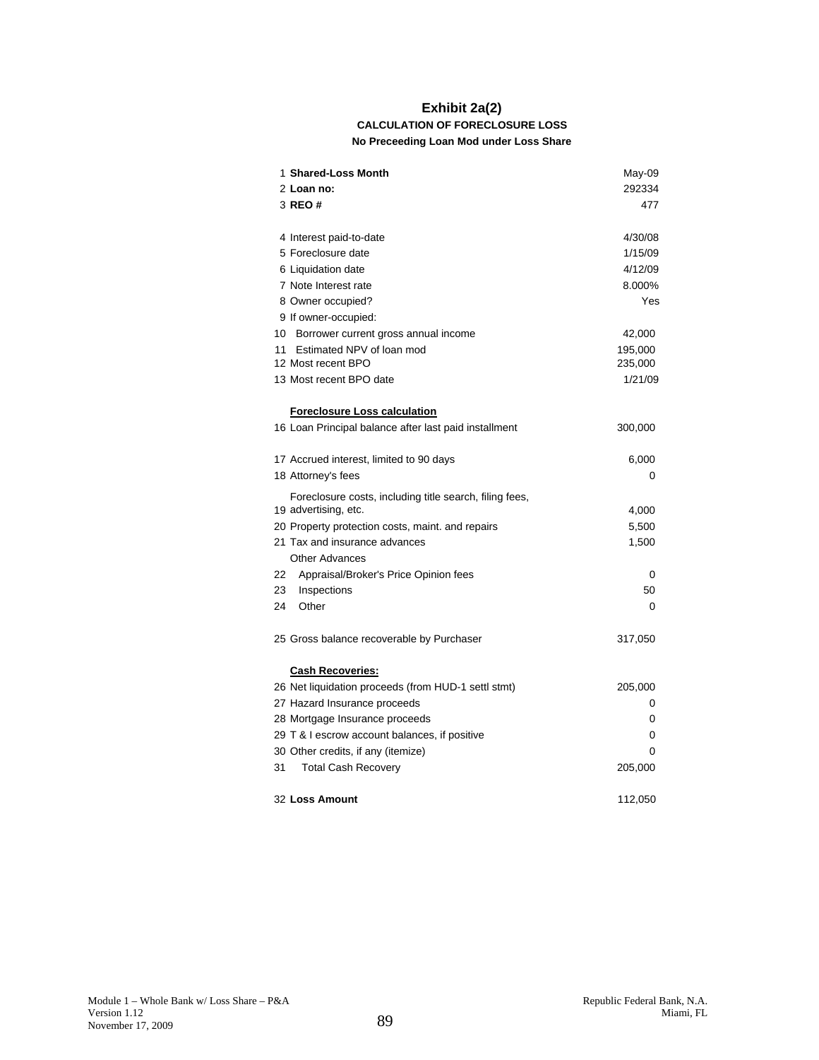# Exhibit 2a(2)

## CALCULATION OF FORECLOSURE LOSS

### No Preceeding Loan Mod under Loss Share

| # | Item | Value |
|---|---|---|
| 1 | **Shared-Loss Month** | May-09 |
| 2 | **Loan no:** | 292334 |
| 3 | **REO #** | 477 |
| | | |
| 4 | Interest paid-to-date | 4/30/08 |
| 5 | Foreclosure date | 1/15/09 |
| 6 | Liquidation date | 4/12/09 |
| 7 | Note Interest rate | 8.000% |
| 8 | Owner occupied? | Yes |
| 9 | If owner-occupied: | |
| 10 | Borrower current gross annual income | 42,000 |
| 11 | Estimated NPV of loan mod | 195,000 |
| 12 | Most recent BPO | 235,000 |
| 13 | Most recent BPO date | 1/21/09 |
| | | |
| | **Foreclosure Loss calculation** | |
| 16 | Loan Principal balance after last paid installment | 300,000 |
| | | |
| 17 | Accrued interest, limited to 90 days | 6,000 |
| 18 | Attorney's fees | 0 |
| 19 | Foreclosure costs, including title search, filing fees, advertising, etc. | 4,000 |
| 20 | Property protection costs, maint. and repairs | 5,500 |
| 21 | Tax and insurance advances | 1,500 |
| | Other Advances | |
| 22 | Appraisal/Broker's Price Opinion fees | 0 |
| 23 | Inspections | 50 |
| 24 | Other | 0 |
| | | |
| 25 | Gross balance recoverable by Purchaser | 317,050 |
| | | |
| | **Cash Recoveries:** | |
| 26 | Net liquidation proceeds (from HUD-1 settl stmt) | 205,000 |
| 27 | Hazard Insurance proceeds | 0 |
| 28 | Mortgage Insurance proceeds | 0 |
| 29 | T & I escrow account balances, if positive | 0 |
| 30 | Other credits, if any (itemize) | 0 |
| 31 | Total Cash Recovery | 205,000 |
| | | |
| 32 | **Loss Amount** | 112,050 |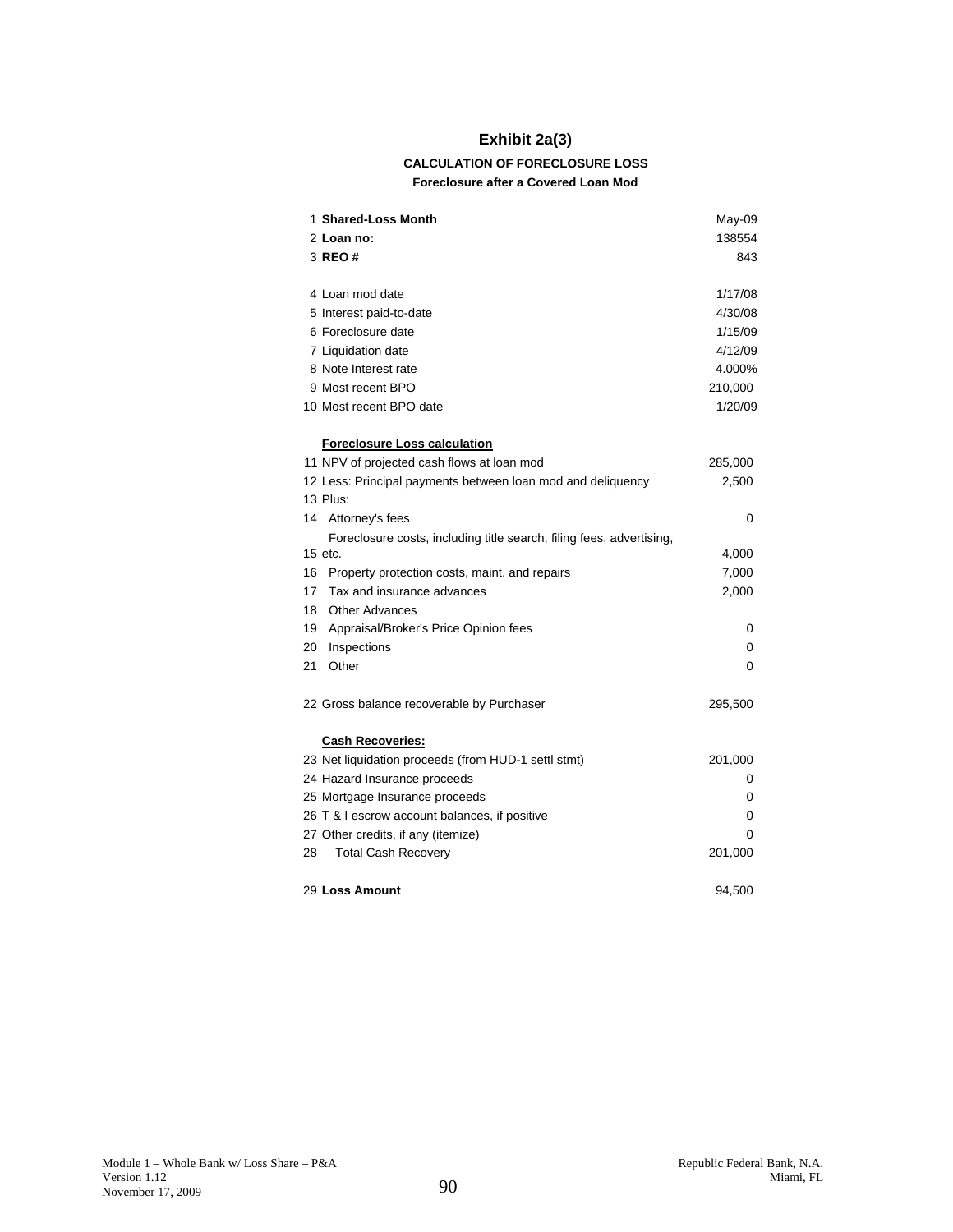# Exhibit 2a(3)

### CALCULATION OF FORECLOSURE LOSS

#### Foreclosure after a Covered Loan Mod

| | | |
|---|---|---|
| 1 | **Shared-Loss Month** | May-09 |
| 2 | **Loan no:** | 138554 |
| 3 | **REO #** | 843 |
| | | |
| 4 | Loan mod date | 1/17/08 |
| 5 | Interest paid-to-date | 4/30/08 |
| 6 | Foreclosure date | 1/15/09 |
| 7 | Liquidation date | 4/12/09 |
| 8 | Note Interest rate | 4.000% |
| 9 | Most recent BPO | 210,000 |
| 10 | Most recent BPO date | 1/20/09 |
| | | |
| | **Foreclosure Loss calculation** | |
| 11 | NPV of projected cash flows at loan mod | 285,000 |
| 12 | Less: Principal payments between loan mod and deliquency | 2,500 |
| 13 | Plus: | |
| 14 | Attorney's fees | 0 |
| 15 | Foreclosure costs, including title search, filing fees, advertising, etc. | 4,000 |
| 16 | Property protection costs, maint. and repairs | 7,000 |
| 17 | Tax and insurance advances | 2,000 |
| 18 | Other Advances | |
| 19 | Appraisal/Broker's Price Opinion fees | 0 |
| 20 | Inspections | 0 |
| 21 | Other | 0 |
| | | |
| 22 | Gross balance recoverable by Purchaser | 295,500 |
| | | |
| | **Cash Recoveries:** | |
| 23 | Net liquidation proceeds (from HUD-1 settl stmt) | 201,000 |
| 24 | Hazard Insurance proceeds | 0 |
| 25 | Mortgage Insurance proceeds | 0 |
| 26 | T & I escrow account balances, if positive | 0 |
| 27 | Other credits, if any (itemize) | 0 |
| 28 | Total Cash Recovery | 201,000 |
| | | |
| 29 | **Loss Amount** | 94,500 |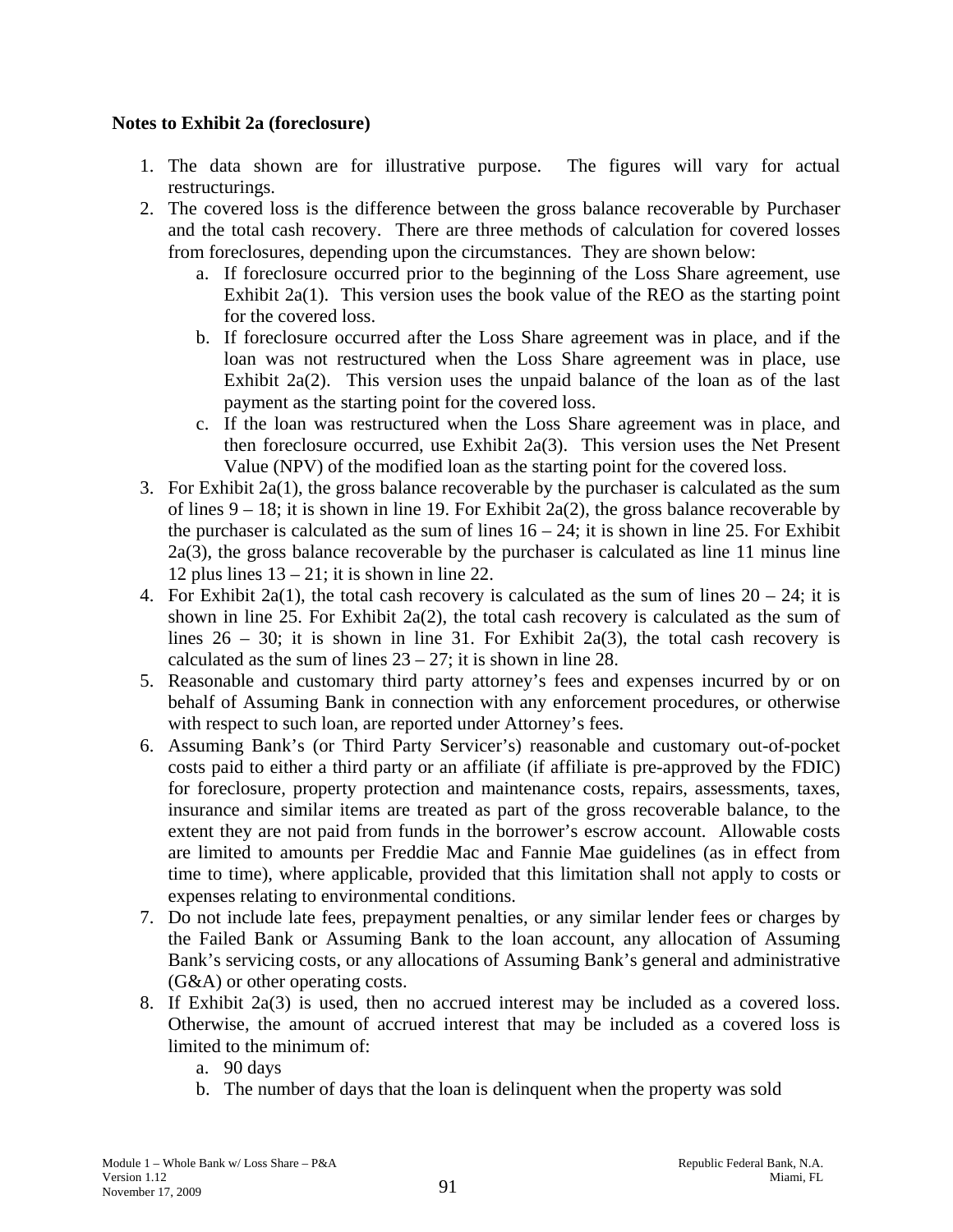**Notes to Exhibit 2a (foreclosure)**

1. The data shown are for illustrative purpose. The figures will vary for actual restructurings.
2. The covered loss is the difference between the gross balance recoverable by Purchaser and the total cash recovery. There are three methods of calculation for covered losses from foreclosures, depending upon the circumstances. They are shown below:
   a. If foreclosure occurred prior to the beginning of the Loss Share agreement, use Exhibit 2a(1). This version uses the book value of the REO as the starting point for the covered loss.
   b. If foreclosure occurred after the Loss Share agreement was in place, and if the loan was not restructured when the Loss Share agreement was in place, use Exhibit 2a(2). This version uses the unpaid balance of the loan as of the last payment as the starting point for the covered loss.
   c. If the loan was restructured when the Loss Share agreement was in place, and then foreclosure occurred, use Exhibit 2a(3). This version uses the Net Present Value (NPV) of the modified loan as the starting point for the covered loss.
3. For Exhibit 2a(1), the gross balance recoverable by the purchaser is calculated as the sum of lines 9 – 18; it is shown in line 19. For Exhibit 2a(2), the gross balance recoverable by the purchaser is calculated as the sum of lines 16 – 24; it is shown in line 25. For Exhibit 2a(3), the gross balance recoverable by the purchaser is calculated as line 11 minus line 12 plus lines 13 – 21; it is shown in line 22.
4. For Exhibit 2a(1), the total cash recovery is calculated as the sum of lines 20 – 24; it is shown in line 25. For Exhibit 2a(2), the total cash recovery is calculated as the sum of lines 26 – 30; it is shown in line 31. For Exhibit 2a(3), the total cash recovery is calculated as the sum of lines 23 – 27; it is shown in line 28.
5. Reasonable and customary third party attorney's fees and expenses incurred by or on behalf of Assuming Bank in connection with any enforcement procedures, or otherwise with respect to such loan, are reported under Attorney's fees.
6. Assuming Bank's (or Third Party Servicer's) reasonable and customary out-of-pocket costs paid to either a third party or an affiliate (if affiliate is pre-approved by the FDIC) for foreclosure, property protection and maintenance costs, repairs, assessments, taxes, insurance and similar items are treated as part of the gross recoverable balance, to the extent they are not paid from funds in the borrower's escrow account. Allowable costs are limited to amounts per Freddie Mac and Fannie Mae guidelines (as in effect from time to time), where applicable, provided that this limitation shall not apply to costs or expenses relating to environmental conditions.
7. Do not include late fees, prepayment penalties, or any similar lender fees or charges by the Failed Bank or Assuming Bank to the loan account, any allocation of Assuming Bank's servicing costs, or any allocations of Assuming Bank's general and administrative (G&A) or other operating costs.
8. If Exhibit 2a(3) is used, then no accrued interest may be included as a covered loss. Otherwise, the amount of accrued interest that may be included as a covered loss is limited to the minimum of:
   a. 90 days
   b. The number of days that the loan is delinquent when the property was sold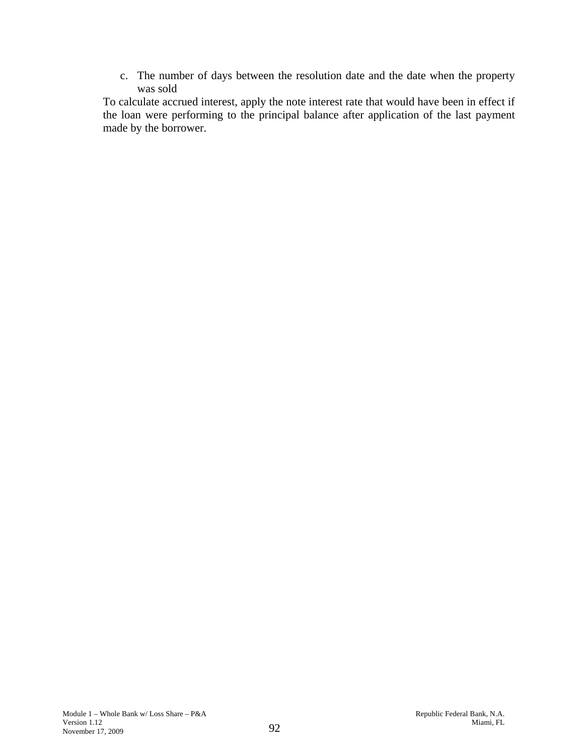c. The number of days between the resolution date and the date when the property was sold

To calculate accrued interest, apply the note interest rate that would have been in effect if the loan were performing to the principal balance after application of the last payment made by the borrower.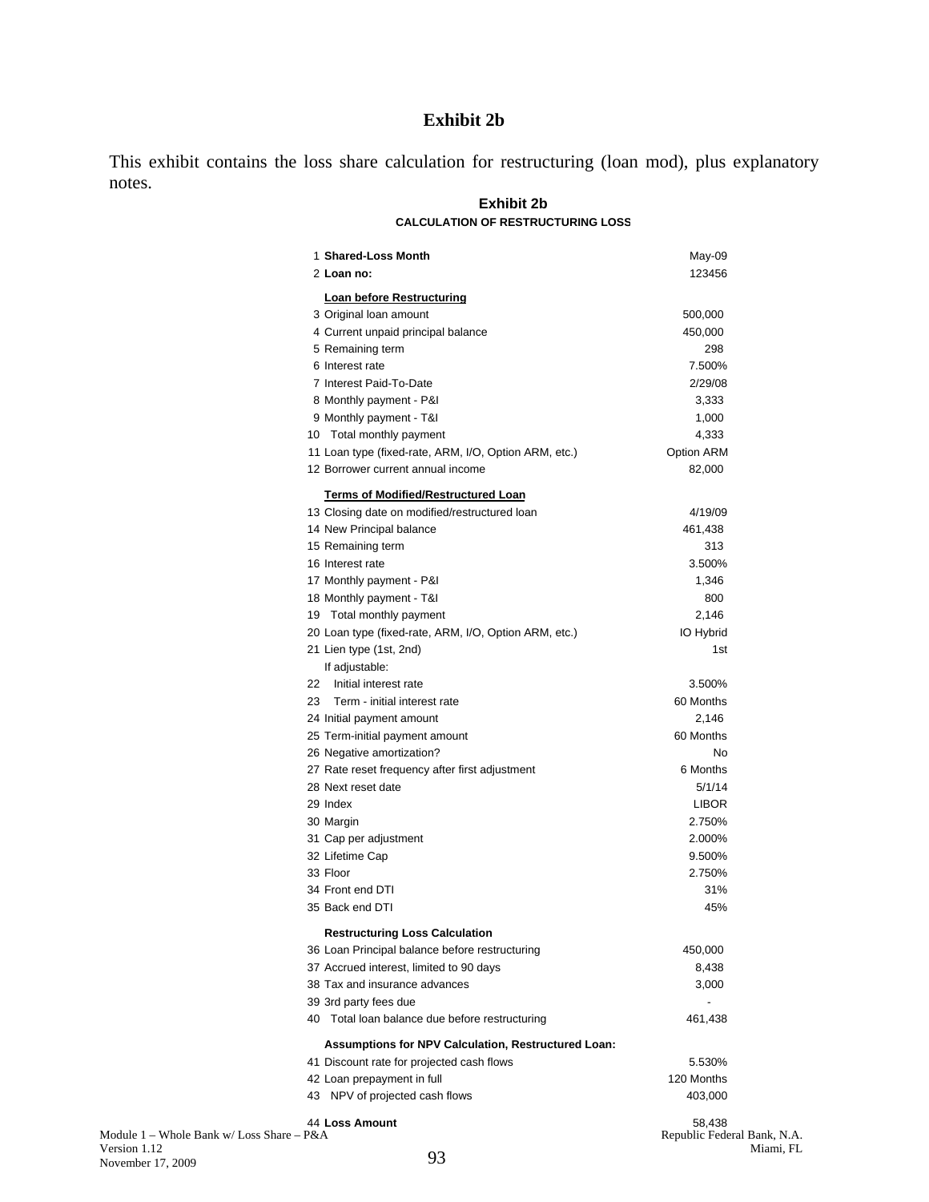# Exhibit 2b

This exhibit contains the loss share calculation for restructuring (loan mod), plus explanatory notes.

## Exhibit 2b

### CALCULATION OF RESTRUCTURING LOSS

| # | Item | Value |
|---|---|---|
| 1 | **Shared-Loss Month** | May-09 |
| 2 | **Loan no:** | 123456 |
| | **Loan before Restructuring** | |
| 3 | Original loan amount | 500,000 |
| 4 | Current unpaid principal balance | 450,000 |
| 5 | Remaining term | 298 |
| 6 | Interest rate | 7.500% |
| 7 | Interest Paid-To-Date | 2/29/08 |
| 8 | Monthly payment - P&I | 3,333 |
| 9 | Monthly payment - T&I | 1,000 |
| 10 | Total monthly payment | 4,333 |
| 11 | Loan type (fixed-rate, ARM, I/O, Option ARM, etc.) | Option ARM |
| 12 | Borrower current annual income | 82,000 |
| | **Terms of Modified/Restructured Loan** | |
| 13 | Closing date on modified/restructured loan | 4/19/09 |
| 14 | New Principal balance | 461,438 |
| 15 | Remaining term | 313 |
| 16 | Interest rate | 3.500% |
| 17 | Monthly payment - P&I | 1,346 |
| 18 | Monthly payment - T&I | 800 |
| 19 | Total monthly payment | 2,146 |
| 20 | Loan type (fixed-rate, ARM, I/O, Option ARM, etc.) | IO Hybrid |
| 21 | Lien type (1st, 2nd) | 1st |
| | If adjustable: | |
| 22 | Initial interest rate | 3.500% |
| 23 | Term - initial interest rate | 60 Months |
| 24 | Initial payment amount | 2,146 |
| 25 | Term-initial payment amount | 60 Months |
| 26 | Negative amortization? | No |
| 27 | Rate reset frequency after first adjustment | 6 Months |
| 28 | Next reset date | 5/1/14 |
| 29 | Index | LIBOR |
| 30 | Margin | 2.750% |
| 31 | Cap per adjustment | 2.000% |
| 32 | Lifetime Cap | 9.500% |
| 33 | Floor | 2.750% |
| 34 | Front end DTI | 31% |
| 35 | Back end DTI | 45% |
| | **Restructuring Loss Calculation** | |
| 36 | Loan Principal balance before restructuring | 450,000 |
| 37 | Accrued interest, limited to 90 days | 8,438 |
| 38 | Tax and insurance advances | 3,000 |
| 39 | 3rd party fees due | - |
| 40 | Total loan balance due before restructuring | 461,438 |
| | **Assumptions for NPV Calculation, Restructured Loan:** | |
| 41 | Discount rate for projected cash flows | 5.530% |
| 42 | Loan prepayment in full | 120 Months |
| 43 | NPV of projected cash flows | 403,000 |
| 44 | **Loss Amount** | 58,438 |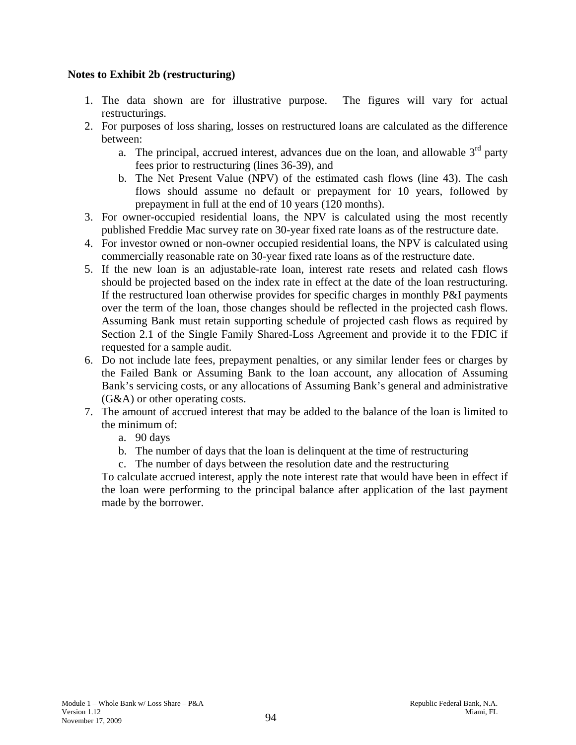**Notes to Exhibit 2b (restructuring)**

1. The data shown are for illustrative purpose. The figures will vary for actual restructurings.
2. For purposes of loss sharing, losses on restructured loans are calculated as the difference between:
   a. The principal, accrued interest, advances due on the loan, and allowable 3rd party fees prior to restructuring (lines 36-39), and
   b. The Net Present Value (NPV) of the estimated cash flows (line 43). The cash flows should assume no default or prepayment for 10 years, followed by prepayment in full at the end of 10 years (120 months).
3. For owner-occupied residential loans, the NPV is calculated using the most recently published Freddie Mac survey rate on 30-year fixed rate loans as of the restructure date.
4. For investor owned or non-owner occupied residential loans, the NPV is calculated using commercially reasonable rate on 30-year fixed rate loans as of the restructure date.
5. If the new loan is an adjustable-rate loan, interest rate resets and related cash flows should be projected based on the index rate in effect at the date of the loan restructuring. If the restructured loan otherwise provides for specific charges in monthly P&I payments over the term of the loan, those changes should be reflected in the projected cash flows. Assuming Bank must retain supporting schedule of projected cash flows as required by Section 2.1 of the Single Family Shared-Loss Agreement and provide it to the FDIC if requested for a sample audit.
6. Do not include late fees, prepayment penalties, or any similar lender fees or charges by the Failed Bank or Assuming Bank to the loan account, any allocation of Assuming Bank's servicing costs, or any allocations of Assuming Bank's general and administrative (G&A) or other operating costs.
7. The amount of accrued interest that may be added to the balance of the loan is limited to the minimum of:
   a. 90 days
   b. The number of days that the loan is delinquent at the time of restructuring
   c. The number of days between the resolution date and the restructuring

   To calculate accrued interest, apply the note interest rate that would have been in effect if the loan were performing to the principal balance after application of the last payment made by the borrower.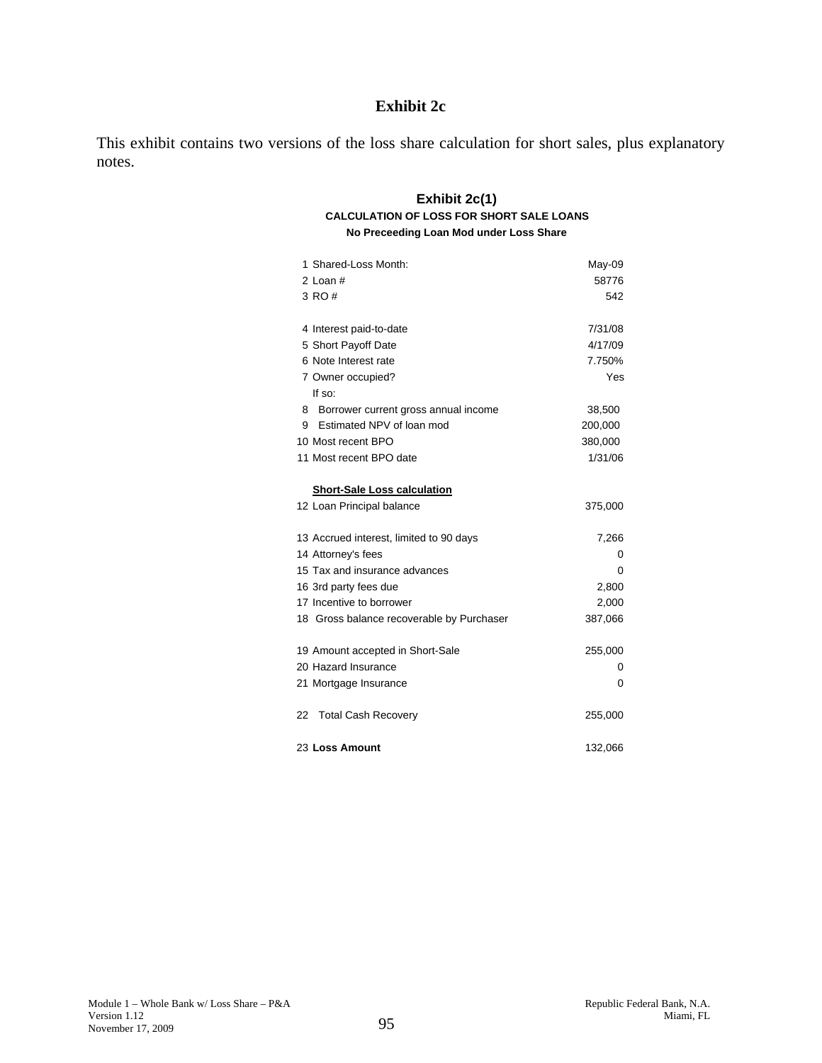# Exhibit 2c

This exhibit contains two versions of the loss share calculation for short sales, plus explanatory notes.

## Exhibit 2c(1)

**CALCULATION OF LOSS FOR SHORT SALE LOANS**

**No Preceeding Loan Mod under Loss Share**

| | | |
|---|---|---|
| 1 | Shared-Loss Month: | May-09 |
| 2 | Loan # | 58776 |
| 3 | RO # | 542 |
| | | |
| 4 | Interest paid-to-date | 7/31/08 |
| 5 | Short Payoff Date | 4/17/09 |
| 6 | Note Interest rate | 7.750% |
| 7 | Owner occupied? | Yes |
| | If so: | |
| 8 | Borrower current gross annual income | 38,500 |
| 9 | Estimated NPV of loan mod | 200,000 |
| 10 | Most recent BPO | 380,000 |
| 11 | Most recent BPO date | 1/31/06 |
| | | |
| | **Short-Sale Loss calculation** | |
| 12 | Loan Principal balance | 375,000 |
| | | |
| 13 | Accrued interest, limited to 90 days | 7,266 |
| 14 | Attorney's fees | 0 |
| 15 | Tax and insurance advances | 0 |
| 16 | 3rd party fees due | 2,800 |
| 17 | Incentive to borrower | 2,000 |
| 18 | Gross balance recoverable by Purchaser | 387,066 |
| | | |
| 19 | Amount accepted in Short-Sale | 255,000 |
| 20 | Hazard Insurance | 0 |
| 21 | Mortgage Insurance | 0 |
| | | |
| 22 | Total Cash Recovery | 255,000 |
| | | |
| 23 | **Loss Amount** | 132,066 |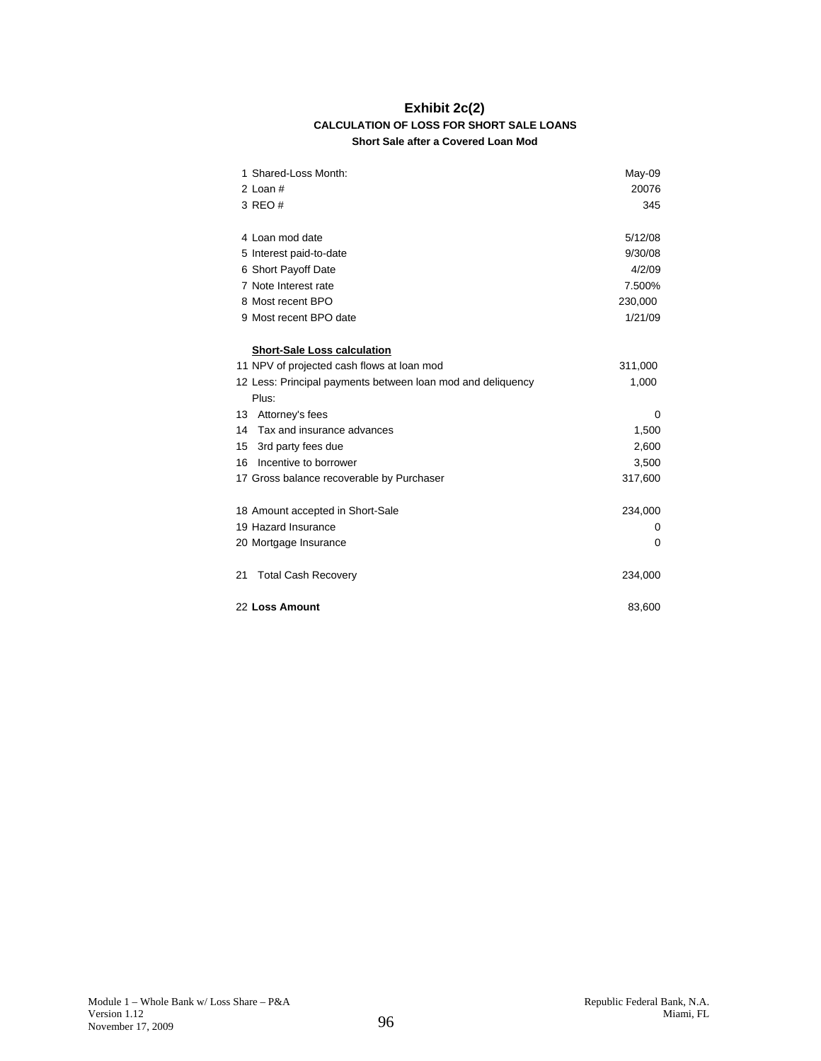# Exhibit 2c(2)

### CALCULATION OF LOSS FOR SHORT SALE LOANS

**Short Sale after a Covered Loan Mod**

| | |
|---|---|
| 1 Shared-Loss Month: | May-09 |
| 2 Loan # | 20076 |
| 3 REO # | 345 |
| | |
| 4 Loan mod date | 5/12/08 |
| 5 Interest paid-to-date | 9/30/08 |
| 6 Short Payoff Date | 4/2/09 |
| 7 Note Interest rate | 7.500% |
| 8 Most recent BPO | 230,000 |
| 9 Most recent BPO date | 1/21/09 |
| | |
| **Short-Sale Loss calculation** | |
| 11 NPV of projected cash flows at loan mod | 311,000 |
| 12 Less: Principal payments between loan mod and deliquency | 1,000 |
| Plus: | |
| 13 Attorney's fees | 0 |
| 14 Tax and insurance advances | 1,500 |
| 15 3rd party fees due | 2,600 |
| 16 Incentive to borrower | 3,500 |
| 17 Gross balance recoverable by Purchaser | 317,600 |
| | |
| 18 Amount accepted in Short-Sale | 234,000 |
| 19 Hazard Insurance | 0 |
| 20 Mortgage Insurance | 0 |
| | |
| 21 Total Cash Recovery | 234,000 |
| | |
| 22 **Loss Amount** | 83,600 |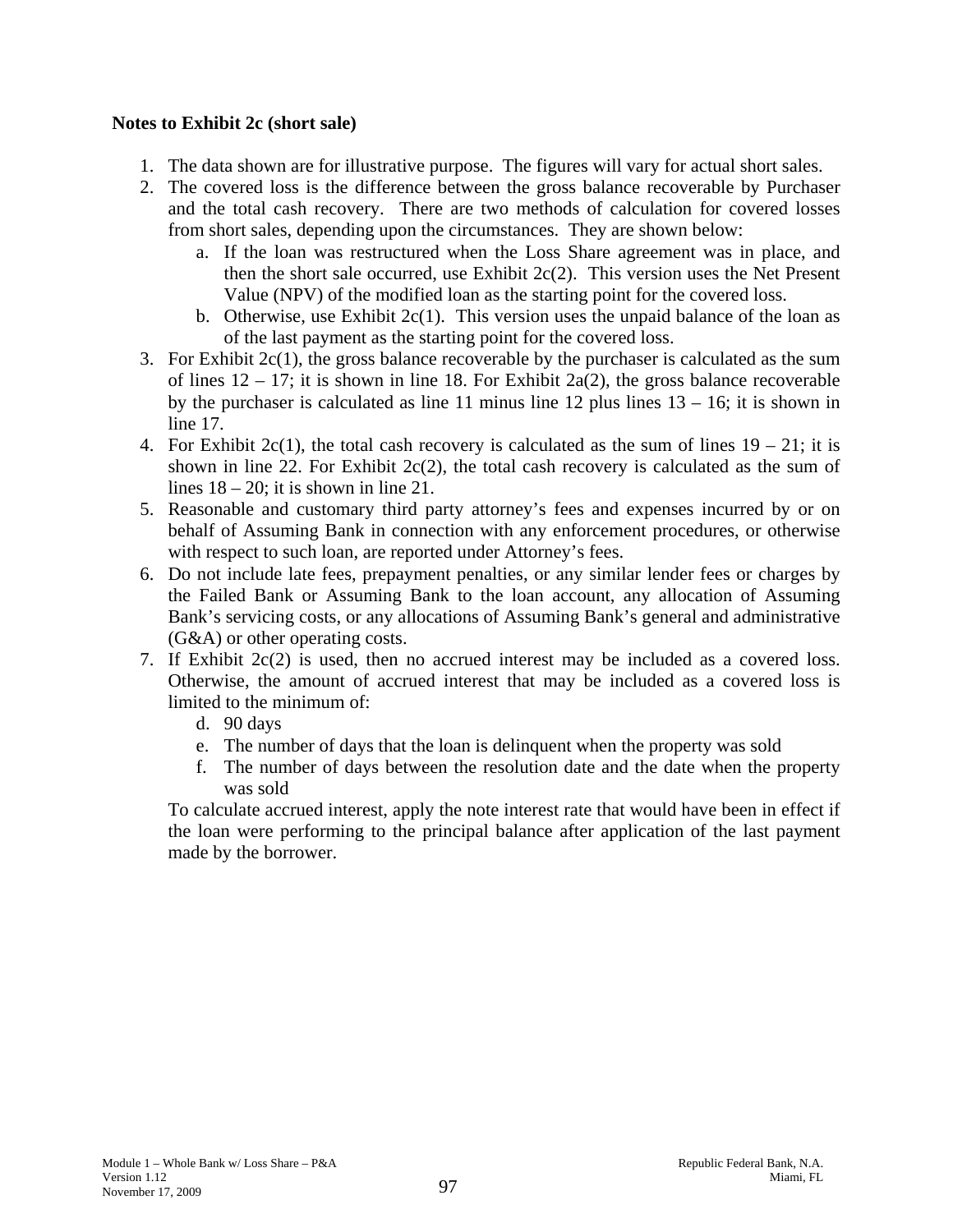**Notes to Exhibit 2c (short sale)**

1. The data shown are for illustrative purpose. The figures will vary for actual short sales.
2. The covered loss is the difference between the gross balance recoverable by Purchaser and the total cash recovery. There are two methods of calculation for covered losses from short sales, depending upon the circumstances. They are shown below:
   a. If the loan was restructured when the Loss Share agreement was in place, and then the short sale occurred, use Exhibit 2c(2). This version uses the Net Present Value (NPV) of the modified loan as the starting point for the covered loss.
   b. Otherwise, use Exhibit 2c(1). This version uses the unpaid balance of the loan as of the last payment as the starting point for the covered loss.
3. For Exhibit 2c(1), the gross balance recoverable by the purchaser is calculated as the sum of lines 12 – 17; it is shown in line 18. For Exhibit 2a(2), the gross balance recoverable by the purchaser is calculated as line 11 minus line 12 plus lines 13 – 16; it is shown in line 17.
4. For Exhibit 2c(1), the total cash recovery is calculated as the sum of lines 19 – 21; it is shown in line 22. For Exhibit 2c(2), the total cash recovery is calculated as the sum of lines 18 – 20; it is shown in line 21.
5. Reasonable and customary third party attorney's fees and expenses incurred by or on behalf of Assuming Bank in connection with any enforcement procedures, or otherwise with respect to such loan, are reported under Attorney's fees.
6. Do not include late fees, prepayment penalties, or any similar lender fees or charges by the Failed Bank or Assuming Bank to the loan account, any allocation of Assuming Bank's servicing costs, or any allocations of Assuming Bank's general and administrative (G&A) or other operating costs.
7. If Exhibit 2c(2) is used, then no accrued interest may be included as a covered loss. Otherwise, the amount of accrued interest that may be included as a covered loss is limited to the minimum of:
   d. 90 days
   e. The number of days that the loan is delinquent when the property was sold
   f. The number of days between the resolution date and the date when the property was sold

   To calculate accrued interest, apply the note interest rate that would have been in effect if the loan were performing to the principal balance after application of the last payment made by the borrower.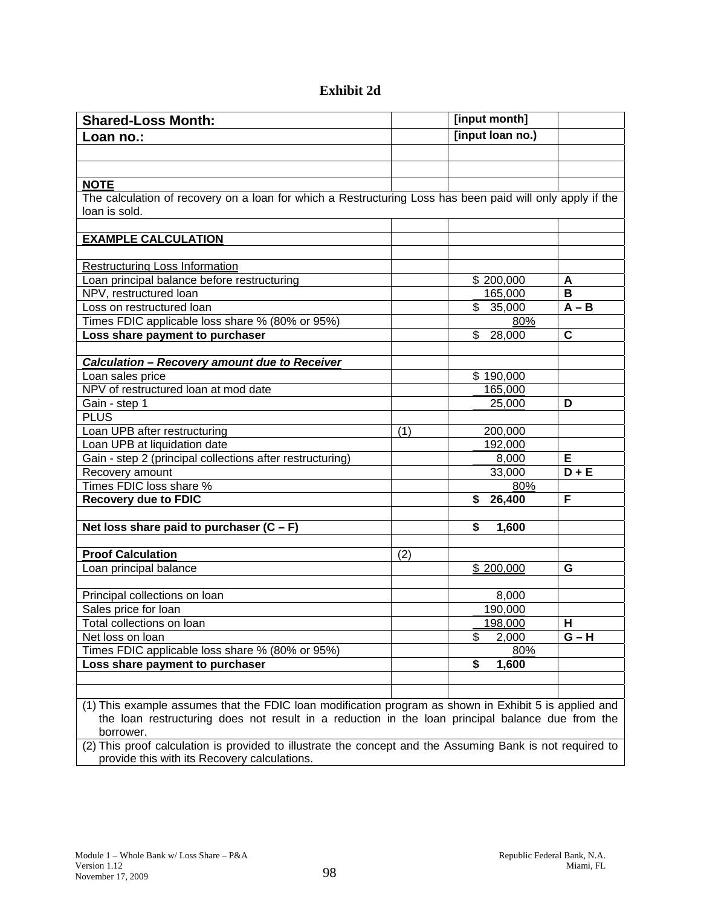# Exhibit 2d

| **Shared-Loss Month:** | | **[input month]** | |
|---|---|---|---|
| **Loan no.:** | | **[input loan no.)** | |
| | | | |
| | | | |
| **NOTE** | | | |
| The calculation of recovery on a loan for which a Restructuring Loss has been paid will only apply if the loan is sold. | | | |
| | | | |
| **EXAMPLE CALCULATION** | | | |
| | | | |
| Restructuring Loss Information | | | |
| Loan principal balance before restructuring | | $ 200,000 | **A** |
| NPV, restructured loan | | 165,000 | **B** |
| Loss on restructured loan | | $ 35,000 | **A – B** |
| Times FDIC applicable loss share % (80% or 95%) | | 80% | |
| **Loss share payment to purchaser** | | $ 28,000 | **C** |
| | | | |
| ***Calculation – Recovery amount due to Receiver*** | | | |
| Loan sales price | | $ 190,000 | |
| NPV of restructured loan at mod date | | 165,000 | |
| Gain - step 1 | | 25,000 | **D** |
| PLUS | | | |
| Loan UPB after restructuring | (1) | 200,000 | |
| Loan UPB at liquidation date | | 192,000 | |
| Gain - step 2 (principal collections after restructuring) | | 8,000 | **E** |
| Recovery amount | | 33,000 | **D + E** |
| Times FDIC loss share % | | 80% | |
| **Recovery due to FDIC** | | **$ 26,400** | **F** |
| | | | |
| **Net loss share paid to purchaser (C – F)** | | **$ 1,600** | |
| | | | |
| **Proof Calculation** | (2) | | |
| Loan principal balance | | $ 200,000 | **G** |
| | | | |
| Principal collections on loan | | 8,000 | |
| Sales price for loan | | 190,000 | |
| Total collections on loan | | 198,000 | **H** |
| Net loss on loan | | $ 2,000 | **G – H** |
| Times FDIC applicable loss share % (80% or 95%) | | 80% | |
| **Loss share payment to purchaser** | | **$ 1,600** | |
| | | | |
| | | | |

(1) This example assumes that the FDIC loan modification program as shown in Exhibit 5 is applied and the loan restructuring does not result in a reduction in the loan principal balance due from the borrower.

(2) This proof calculation is provided to illustrate the concept and the Assuming Bank is not required to provide this with its Recovery calculations.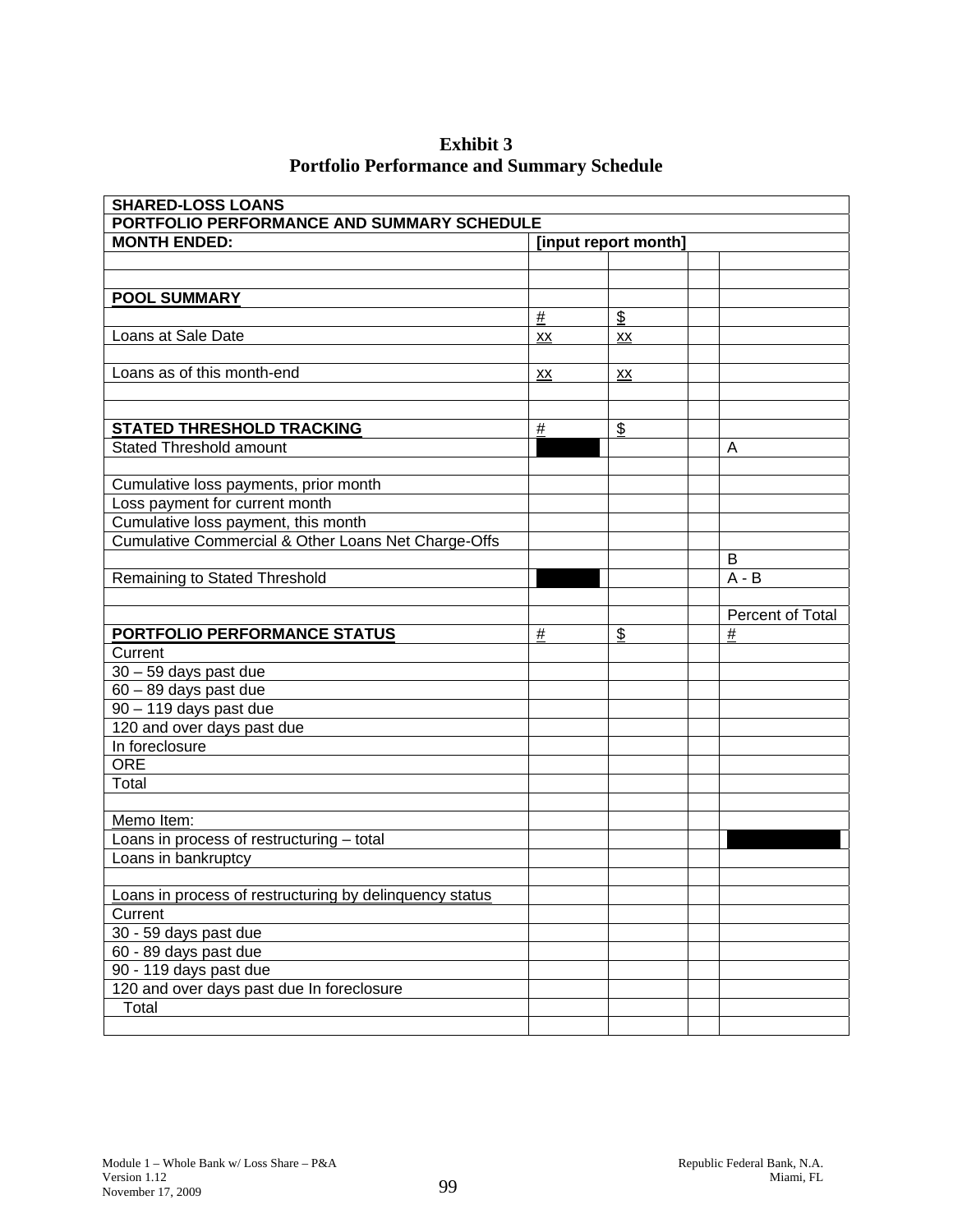**Exhibit 3**
**Portfolio Performance and Summary Schedule**

| **SHARED-LOSS LOANS** | | | | |
|---|---|---|---|---|
| **PORTFOLIO PERFORMANCE AND SUMMARY SCHEDULE** | | | | |
| **MONTH ENDED:** | **[input report month]** | | | |
| | | | | |
| | | | | |
| **POOL SUMMARY** | | | | |
| | # | $ | | |
| Loans at Sale Date | xx | xx | | |
| | | | | |
| Loans as of this month-end | xx | xx | | |
| | | | | |
| | | | | |
| **STATED THRESHOLD TRACKING** | # | $ | | |
| Stated Threshold amount | | | | A |
| | | | | |
| Cumulative loss payments, prior month | | | | |
| Loss payment for current month | | | | |
| Cumulative loss payment, this month | | | | |
| Cumulative Commercial & Other Loans Net Charge-Offs | | | | |
| | | | | B |
| Remaining to Stated Threshold | | | | A - B |
| | | | | |
| | | | | Percent of Total |
| **PORTFOLIO PERFORMANCE STATUS** | # | $ | | # |
| Current | | | | |
| 30 – 59 days past due | | | | |
| 60 – 89 days past due | | | | |
| 90 – 119 days past due | | | | |
| 120 and over days past due | | | | |
| In foreclosure | | | | |
| ORE | | | | |
| Total | | | | |
| | | | | |
| Memo Item: | | | | |
| Loans in process of restructuring – total | | | | |
| Loans in bankruptcy | | | | |
| | | | | |
| Loans in process of restructuring by delinquency status | | | | |
| Current | | | | |
| 30 - 59 days past due | | | | |
| 60 - 89 days past due | | | | |
| 90 - 119 days past due | | | | |
| 120 and over days past due In foreclosure | | | | |
| Total | | | | |
| | | | | |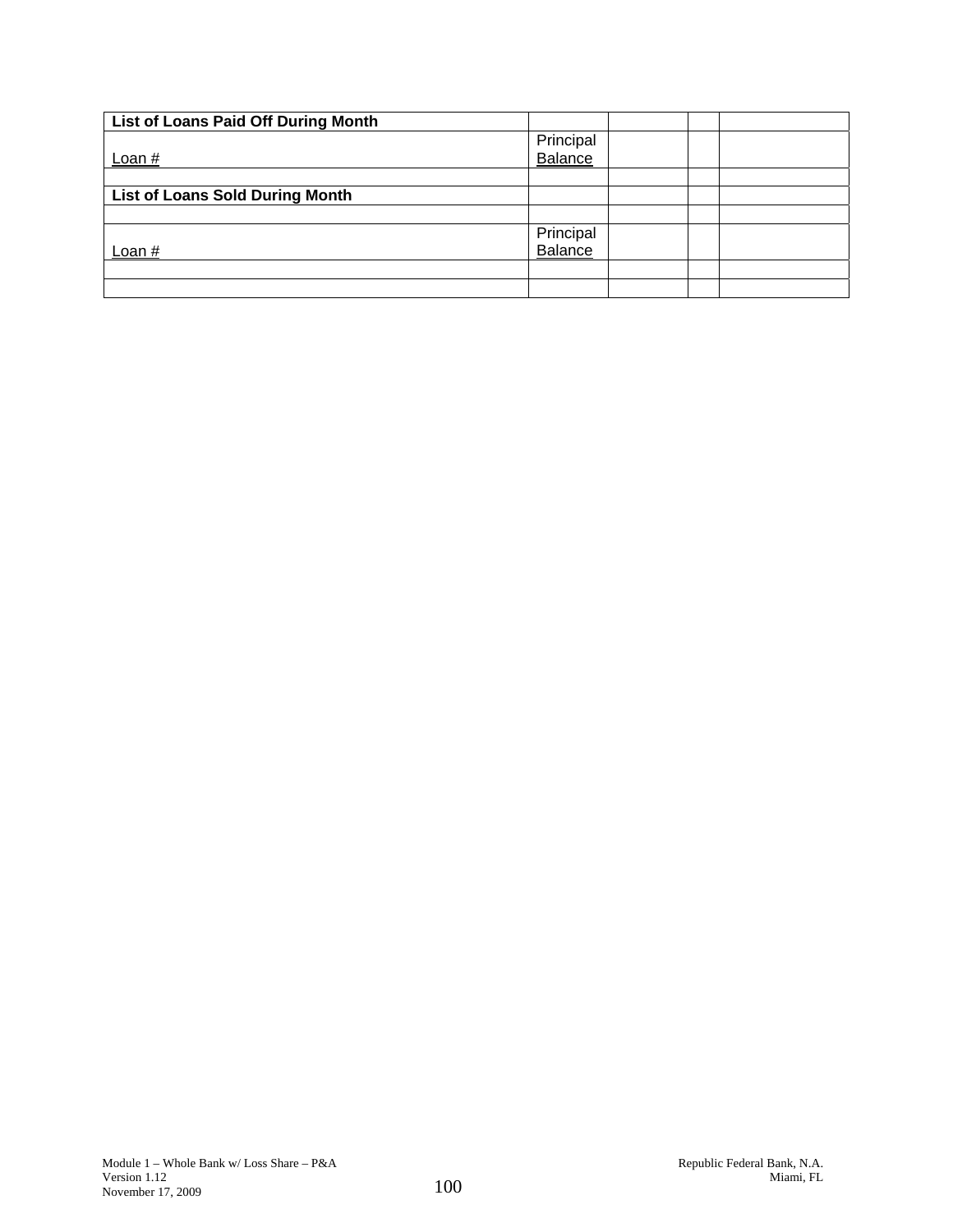| List of Loans Paid Off During Month | | | | |
|---|---|---|---|---|
| Loan # | Principal Balance | | | |
| | | | | |
| **List of Loans Sold During Month** | | | | |
| | | | | |
| Loan # | Principal Balance | | | |
| | | | | |
| | | | | |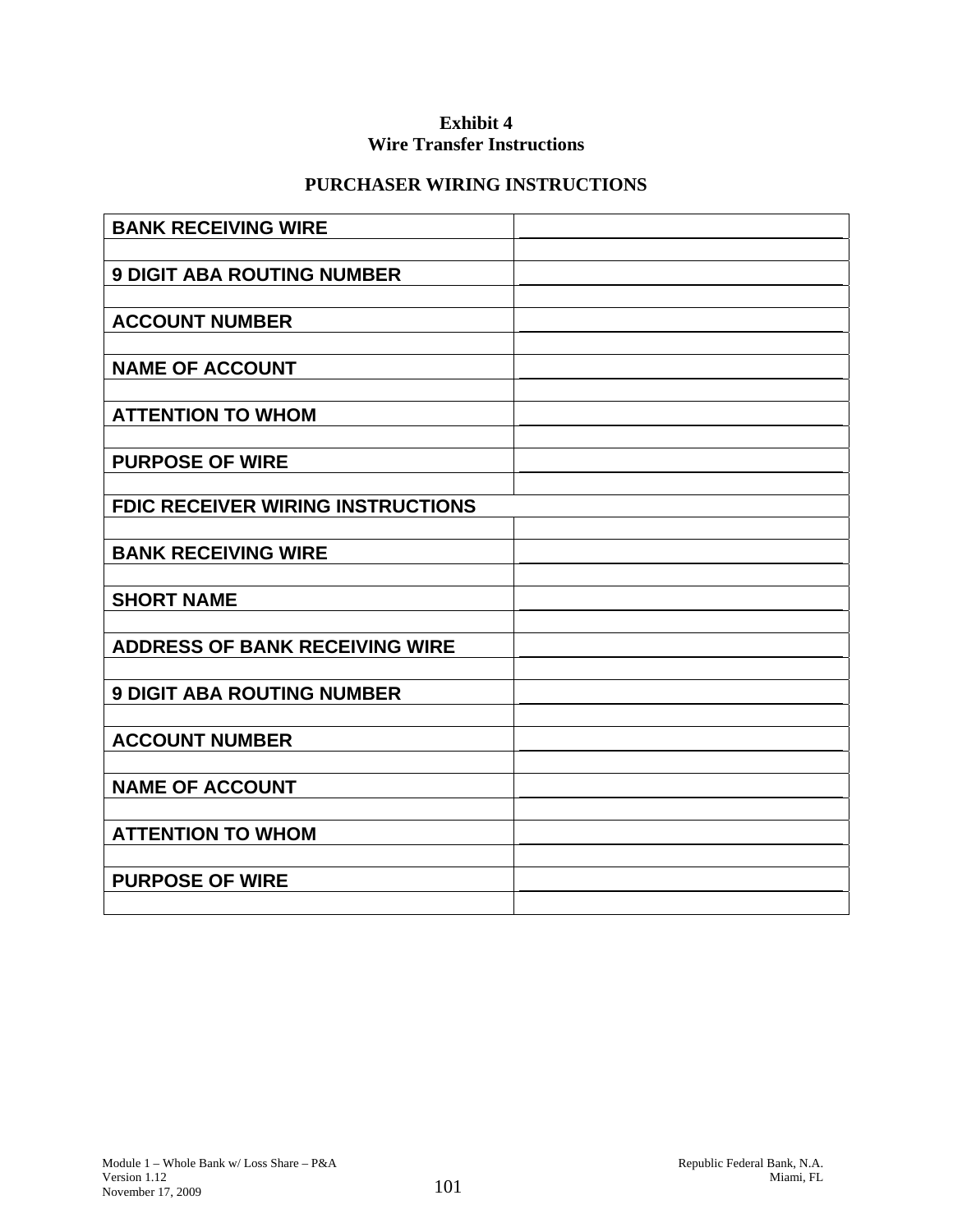**Exhibit 4**
**Wire Transfer Instructions**

**PURCHASER WIRING INSTRUCTIONS**

| | |
|---|---|
| **BANK RECEIVING WIRE** | |
| | |
| **9 DIGIT ABA ROUTING NUMBER** | |
| | |
| **ACCOUNT NUMBER** | |
| | |
| **NAME OF ACCOUNT** | |
| | |
| **ATTENTION TO WHOM** | |
| | |
| **PURPOSE OF WIRE** | |
| | |
| **FDIC RECEIVER WIRING INSTRUCTIONS** | |
| | |
| **BANK RECEIVING WIRE** | |
| | |
| **SHORT NAME** | |
| | |
| **ADDRESS OF BANK RECEIVING WIRE** | |
| | |
| **9 DIGIT ABA ROUTING NUMBER** | |
| | |
| **ACCOUNT NUMBER** | |
| | |
| **NAME OF ACCOUNT** | |
| | |
| **ATTENTION TO WHOM** | |
| | |
| **PURPOSE OF WIRE** | |
| | |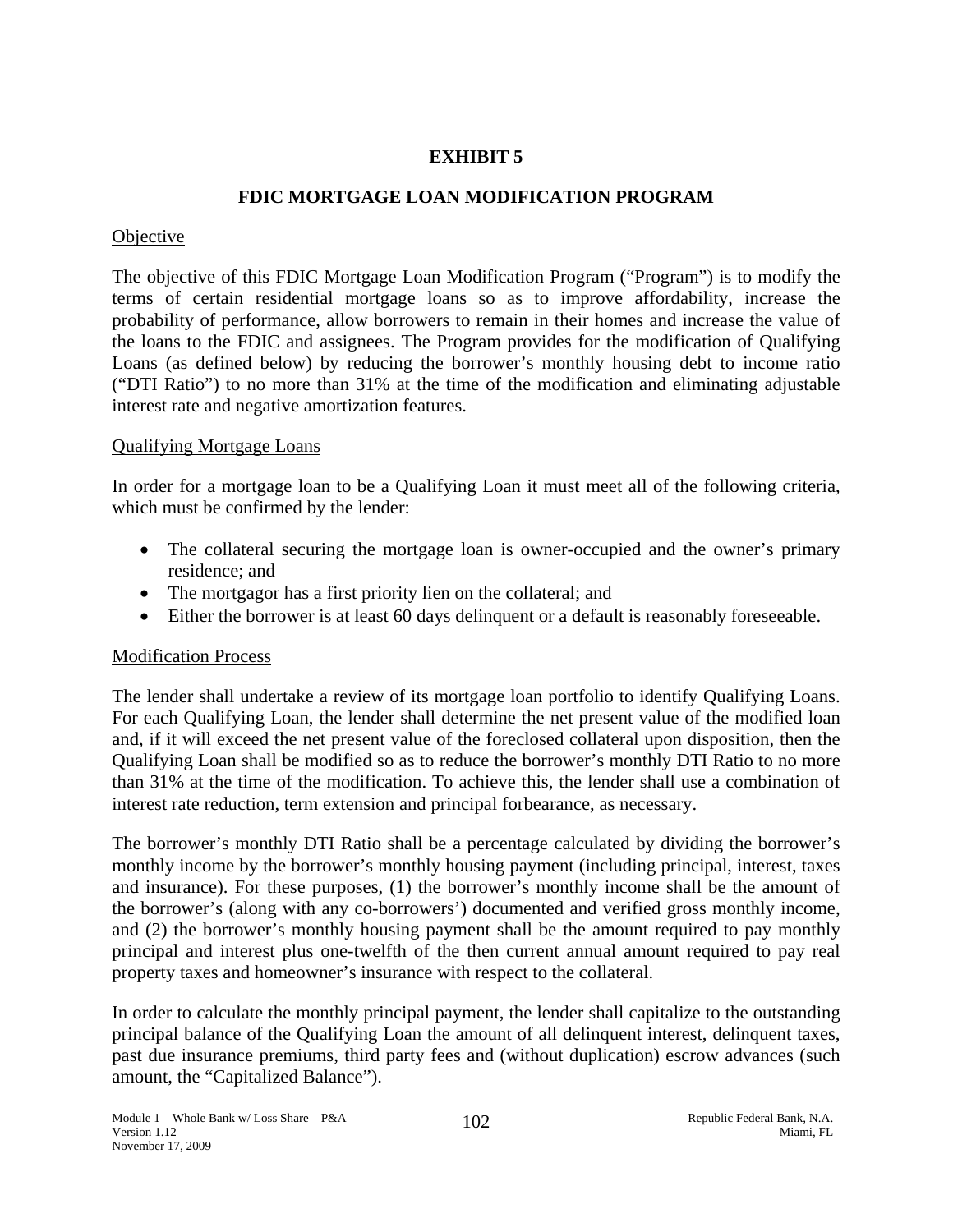# EXHIBIT 5

## FDIC MORTGAGE LOAN MODIFICATION PROGRAM

Objective

The objective of this FDIC Mortgage Loan Modification Program ("Program") is to modify the terms of certain residential mortgage loans so as to improve affordability, increase the probability of performance, allow borrowers to remain in their homes and increase the value of the loans to the FDIC and assignees. The Program provides for the modification of Qualifying Loans (as defined below) by reducing the borrower's monthly housing debt to income ratio ("DTI Ratio") to no more than 31% at the time of the modification and eliminating adjustable interest rate and negative amortization features.

Qualifying Mortgage Loans

In order for a mortgage loan to be a Qualifying Loan it must meet all of the following criteria, which must be confirmed by the lender:

- The collateral securing the mortgage loan is owner-occupied and the owner's primary residence; and
- The mortgagor has a first priority lien on the collateral; and
- Either the borrower is at least 60 days delinquent or a default is reasonably foreseeable.

Modification Process

The lender shall undertake a review of its mortgage loan portfolio to identify Qualifying Loans. For each Qualifying Loan, the lender shall determine the net present value of the modified loan and, if it will exceed the net present value of the foreclosed collateral upon disposition, then the Qualifying Loan shall be modified so as to reduce the borrower's monthly DTI Ratio to no more than 31% at the time of the modification. To achieve this, the lender shall use a combination of interest rate reduction, term extension and principal forbearance, as necessary.

The borrower's monthly DTI Ratio shall be a percentage calculated by dividing the borrower's monthly income by the borrower's monthly housing payment (including principal, interest, taxes and insurance). For these purposes, (1) the borrower's monthly income shall be the amount of the borrower's (along with any co-borrowers') documented and verified gross monthly income, and (2) the borrower's monthly housing payment shall be the amount required to pay monthly principal and interest plus one-twelfth of the then current annual amount required to pay real property taxes and homeowner's insurance with respect to the collateral.

In order to calculate the monthly principal payment, the lender shall capitalize to the outstanding principal balance of the Qualifying Loan the amount of all delinquent interest, delinquent taxes, past due insurance premiums, third party fees and (without duplication) escrow advances (such amount, the "Capitalized Balance").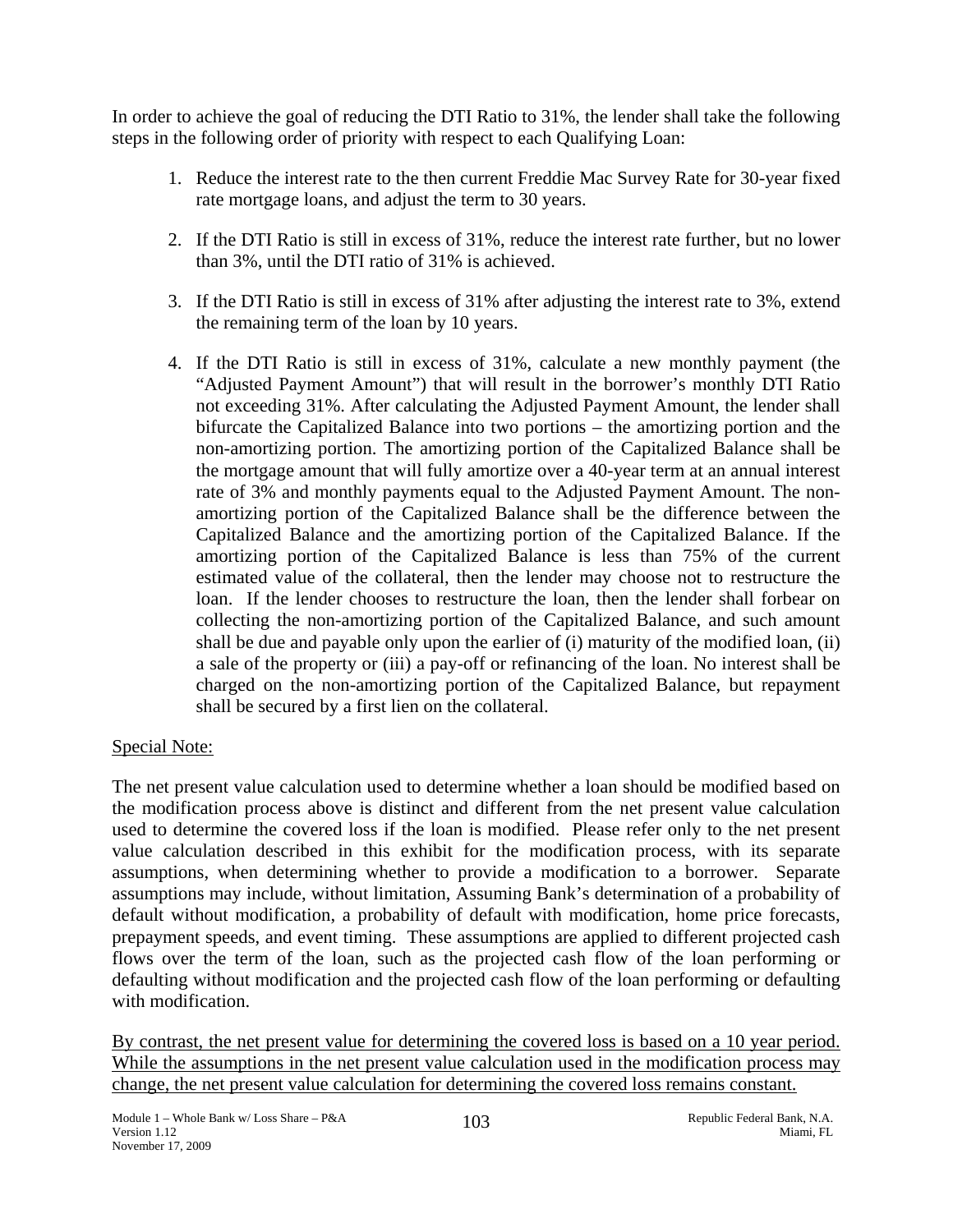In order to achieve the goal of reducing the DTI Ratio to 31%, the lender shall take the following steps in the following order of priority with respect to each Qualifying Loan:

1. Reduce the interest rate to the then current Freddie Mac Survey Rate for 30-year fixed rate mortgage loans, and adjust the term to 30 years.

2. If the DTI Ratio is still in excess of 31%, reduce the interest rate further, but no lower than 3%, until the DTI ratio of 31% is achieved.

3. If the DTI Ratio is still in excess of 31% after adjusting the interest rate to 3%, extend the remaining term of the loan by 10 years.

4. If the DTI Ratio is still in excess of 31%, calculate a new monthly payment (the "Adjusted Payment Amount") that will result in the borrower's monthly DTI Ratio not exceeding 31%. After calculating the Adjusted Payment Amount, the lender shall bifurcate the Capitalized Balance into two portions – the amortizing portion and the non-amortizing portion. The amortizing portion of the Capitalized Balance shall be the mortgage amount that will fully amortize over a 40-year term at an annual interest rate of 3% and monthly payments equal to the Adjusted Payment Amount. The non-amortizing portion of the Capitalized Balance shall be the difference between the Capitalized Balance and the amortizing portion of the Capitalized Balance. If the amortizing portion of the Capitalized Balance is less than 75% of the current estimated value of the collateral, then the lender may choose not to restructure the loan. If the lender chooses to restructure the loan, then the lender shall forbear on collecting the non-amortizing portion of the Capitalized Balance, and such amount shall be due and payable only upon the earlier of (i) maturity of the modified loan, (ii) a sale of the property or (iii) a pay-off or refinancing of the loan. No interest shall be charged on the non-amortizing portion of the Capitalized Balance, but repayment shall be secured by a first lien on the collateral.

<u>Special Note:</u>

The net present value calculation used to determine whether a loan should be modified based on the modification process above is distinct and different from the net present value calculation used to determine the covered loss if the loan is modified. Please refer only to the net present value calculation described in this exhibit for the modification process, with its separate assumptions, when determining whether to provide a modification to a borrower. Separate assumptions may include, without limitation, Assuming Bank's determination of a probability of default without modification, a probability of default with modification, home price forecasts, prepayment speeds, and event timing. These assumptions are applied to different projected cash flows over the term of the loan, such as the projected cash flow of the loan performing or defaulting without modification and the projected cash flow of the loan performing or defaulting with modification.

<u>By contrast, the net present value for determining the covered loss is based on a 10 year period. While the assumptions in the net present value calculation used in the modification process may change, the net present value calculation for determining the covered loss remains constant.</u>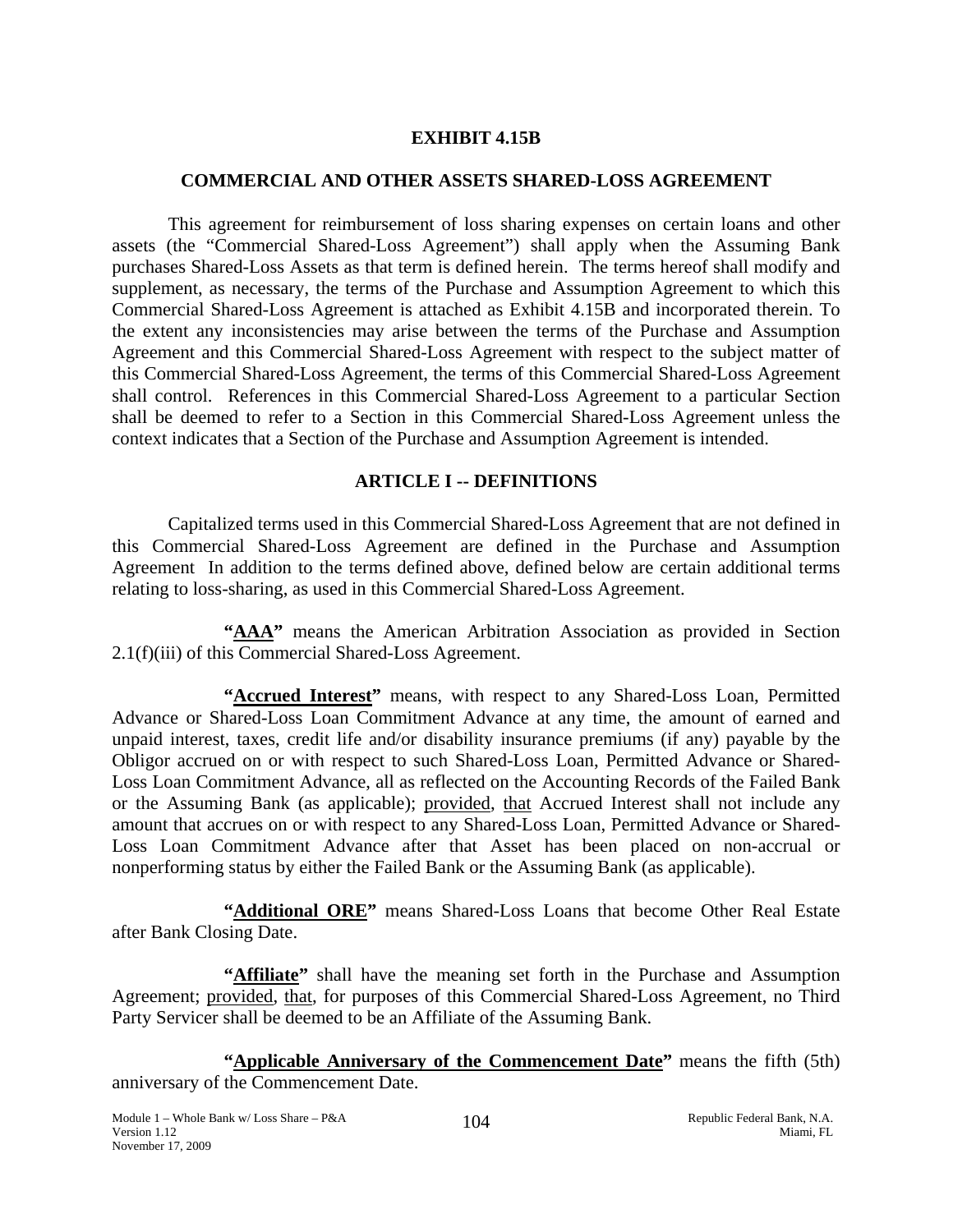# EXHIBIT 4.15B

## COMMERCIAL AND OTHER ASSETS SHARED-LOSS AGREEMENT

This agreement for reimbursement of loss sharing expenses on certain loans and other assets (the "Commercial Shared-Loss Agreement") shall apply when the Assuming Bank purchases Shared-Loss Assets as that term is defined herein. The terms hereof shall modify and supplement, as necessary, the terms of the Purchase and Assumption Agreement to which this Commercial Shared-Loss Agreement is attached as Exhibit 4.15B and incorporated therein. To the extent any inconsistencies may arise between the terms of the Purchase and Assumption Agreement and this Commercial Shared-Loss Agreement with respect to the subject matter of this Commercial Shared-Loss Agreement, the terms of this Commercial Shared-Loss Agreement shall control. References in this Commercial Shared-Loss Agreement to a particular Section shall be deemed to refer to a Section in this Commercial Shared-Loss Agreement unless the context indicates that a Section of the Purchase and Assumption Agreement is intended.

## ARTICLE I -- DEFINITIONS

Capitalized terms used in this Commercial Shared-Loss Agreement that are not defined in this Commercial Shared-Loss Agreement are defined in the Purchase and Assumption Agreement In addition to the terms defined above, defined below are certain additional terms relating to loss-sharing, as used in this Commercial Shared-Loss Agreement.

**"AAA"** means the American Arbitration Association as provided in Section 2.1(f)(iii) of this Commercial Shared-Loss Agreement.

**"Accrued Interest"** means, with respect to any Shared-Loss Loan, Permitted Advance or Shared-Loss Loan Commitment Advance at any time, the amount of earned and unpaid interest, taxes, credit life and/or disability insurance premiums (if any) payable by the Obligor accrued on or with respect to such Shared-Loss Loan, Permitted Advance or Shared-Loss Loan Commitment Advance, all as reflected on the Accounting Records of the Failed Bank or the Assuming Bank (as applicable); provided, that Accrued Interest shall not include any amount that accrues on or with respect to any Shared-Loss Loan, Permitted Advance or Shared-Loss Loan Commitment Advance after that Asset has been placed on non-accrual or nonperforming status by either the Failed Bank or the Assuming Bank (as applicable).

**"Additional ORE"** means Shared-Loss Loans that become Other Real Estate after Bank Closing Date.

**"Affiliate"** shall have the meaning set forth in the Purchase and Assumption Agreement; provided, that, for purposes of this Commercial Shared-Loss Agreement, no Third Party Servicer shall be deemed to be an Affiliate of the Assuming Bank.

**"Applicable Anniversary of the Commencement Date"** means the fifth (5th) anniversary of the Commencement Date.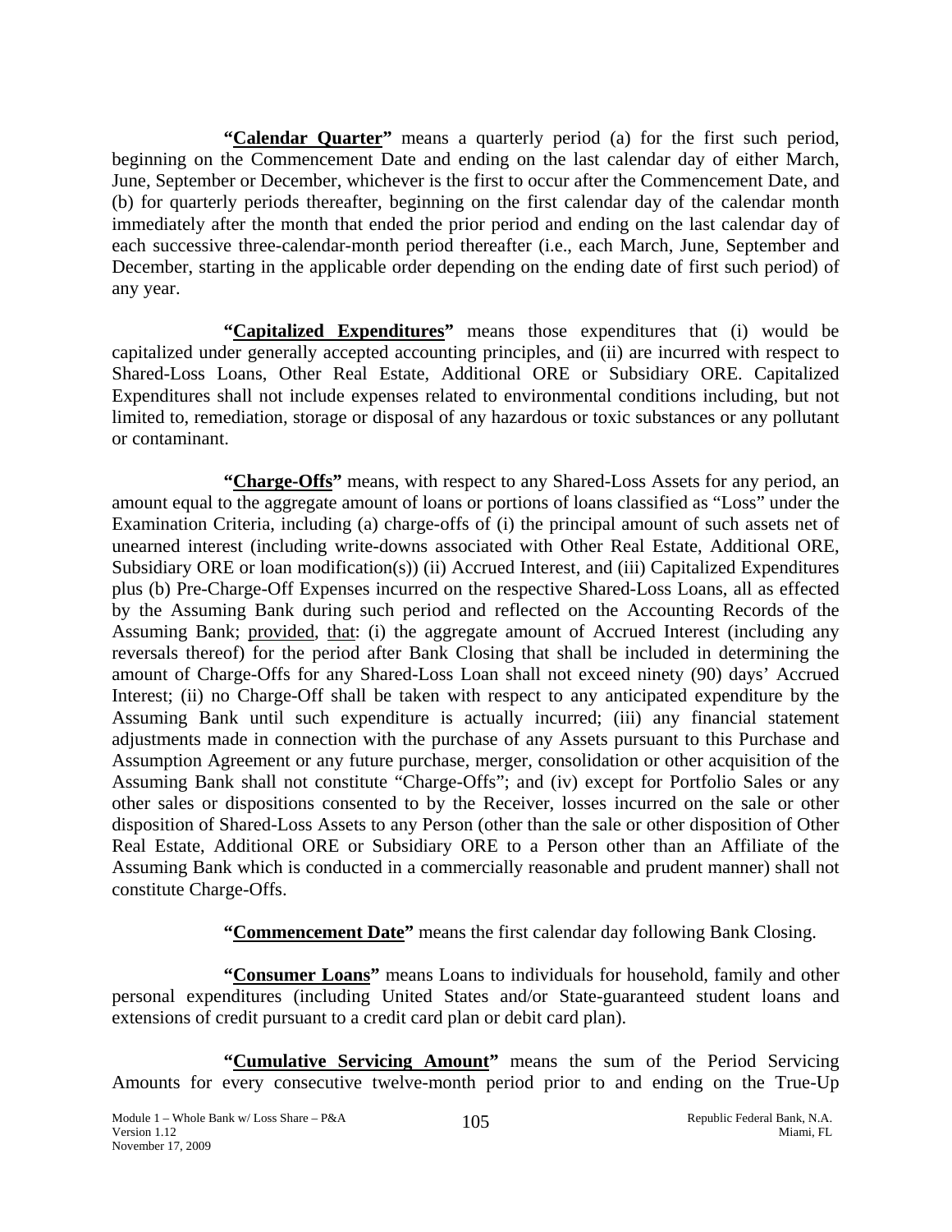**"Calendar Quarter"** means a quarterly period (a) for the first such period, beginning on the Commencement Date and ending on the last calendar day of either March, June, September or December, whichever is the first to occur after the Commencement Date, and (b) for quarterly periods thereafter, beginning on the first calendar day of the calendar month immediately after the month that ended the prior period and ending on the last calendar day of each successive three-calendar-month period thereafter (i.e., each March, June, September and December, starting in the applicable order depending on the ending date of first such period) of any year.

**"Capitalized Expenditures"** means those expenditures that (i) would be capitalized under generally accepted accounting principles, and (ii) are incurred with respect to Shared-Loss Loans, Other Real Estate, Additional ORE or Subsidiary ORE. Capitalized Expenditures shall not include expenses related to environmental conditions including, but not limited to, remediation, storage or disposal of any hazardous or toxic substances or any pollutant or contaminant.

**"Charge-Offs"** means, with respect to any Shared-Loss Assets for any period, an amount equal to the aggregate amount of loans or portions of loans classified as "Loss" under the Examination Criteria, including (a) charge-offs of (i) the principal amount of such assets net of unearned interest (including write-downs associated with Other Real Estate, Additional ORE, Subsidiary ORE or loan modification(s)) (ii) Accrued Interest, and (iii) Capitalized Expenditures plus (b) Pre-Charge-Off Expenses incurred on the respective Shared-Loss Loans, all as effected by the Assuming Bank during such period and reflected on the Accounting Records of the Assuming Bank; provided, that: (i) the aggregate amount of Accrued Interest (including any reversals thereof) for the period after Bank Closing that shall be included in determining the amount of Charge-Offs for any Shared-Loss Loan shall not exceed ninety (90) days' Accrued Interest; (ii) no Charge-Off shall be taken with respect to any anticipated expenditure by the Assuming Bank until such expenditure is actually incurred; (iii) any financial statement adjustments made in connection with the purchase of any Assets pursuant to this Purchase and Assumption Agreement or any future purchase, merger, consolidation or other acquisition of the Assuming Bank shall not constitute "Charge-Offs"; and (iv) except for Portfolio Sales or any other sales or dispositions consented to by the Receiver, losses incurred on the sale or other disposition of Shared-Loss Assets to any Person (other than the sale or other disposition of Other Real Estate, Additional ORE or Subsidiary ORE to a Person other than an Affiliate of the Assuming Bank which is conducted in a commercially reasonable and prudent manner) shall not constitute Charge-Offs.

**"Commencement Date"** means the first calendar day following Bank Closing.

**"Consumer Loans"** means Loans to individuals for household, family and other personal expenditures (including United States and/or State-guaranteed student loans and extensions of credit pursuant to a credit card plan or debit card plan).

**"Cumulative Servicing Amount"** means the sum of the Period Servicing Amounts for every consecutive twelve-month period prior to and ending on the True-Up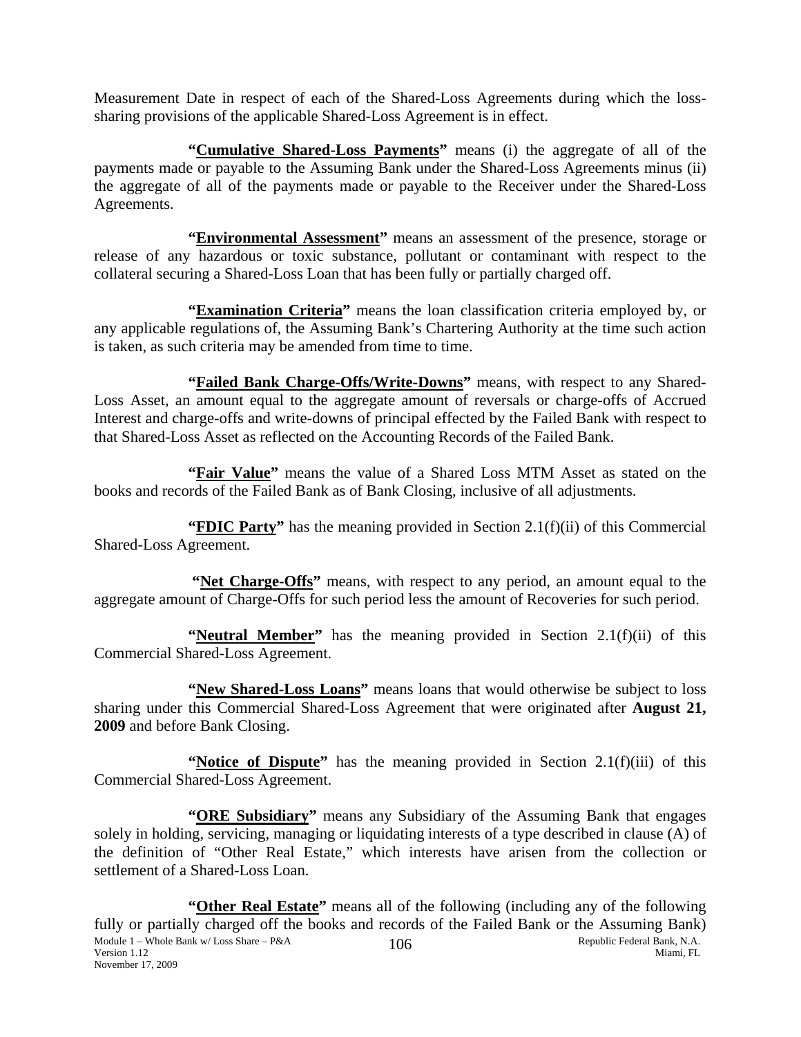Measurement Date in respect of each of the Shared-Loss Agreements during which the loss-sharing provisions of the applicable Shared-Loss Agreement is in effect.

**"Cumulative Shared-Loss Payments"** means (i) the aggregate of all of the payments made or payable to the Assuming Bank under the Shared-Loss Agreements minus (ii) the aggregate of all of the payments made or payable to the Receiver under the Shared-Loss Agreements.

**"Environmental Assessment"** means an assessment of the presence, storage or release of any hazardous or toxic substance, pollutant or contaminant with respect to the collateral securing a Shared-Loss Loan that has been fully or partially charged off.

**"Examination Criteria"** means the loan classification criteria employed by, or any applicable regulations of, the Assuming Bank's Chartering Authority at the time such action is taken, as such criteria may be amended from time to time.

**"Failed Bank Charge-Offs/Write-Downs"** means, with respect to any Shared-Loss Asset, an amount equal to the aggregate amount of reversals or charge-offs of Accrued Interest and charge-offs and write-downs of principal effected by the Failed Bank with respect to that Shared-Loss Asset as reflected on the Accounting Records of the Failed Bank.

**"Fair Value"** means the value of a Shared Loss MTM Asset as stated on the books and records of the Failed Bank as of Bank Closing, inclusive of all adjustments.

**"FDIC Party"** has the meaning provided in Section 2.1(f)(ii) of this Commercial Shared-Loss Agreement.

**"Net Charge-Offs"** means, with respect to any period, an amount equal to the aggregate amount of Charge-Offs for such period less the amount of Recoveries for such period.

**"Neutral Member"** has the meaning provided in Section 2.1(f)(ii) of this Commercial Shared-Loss Agreement.

**"New Shared-Loss Loans"** means loans that would otherwise be subject to loss sharing under this Commercial Shared-Loss Agreement that were originated after **August 21, 2009** and before Bank Closing.

**"Notice of Dispute"** has the meaning provided in Section 2.1(f)(iii) of this Commercial Shared-Loss Agreement.

**"ORE Subsidiary"** means any Subsidiary of the Assuming Bank that engages solely in holding, servicing, managing or liquidating interests of a type described in clause (A) of the definition of "Other Real Estate," which interests have arisen from the collection or settlement of a Shared-Loss Loan.

**"Other Real Estate"** means all of the following (including any of the following fully or partially charged off the books and records of the Failed Bank or the Assuming Bank)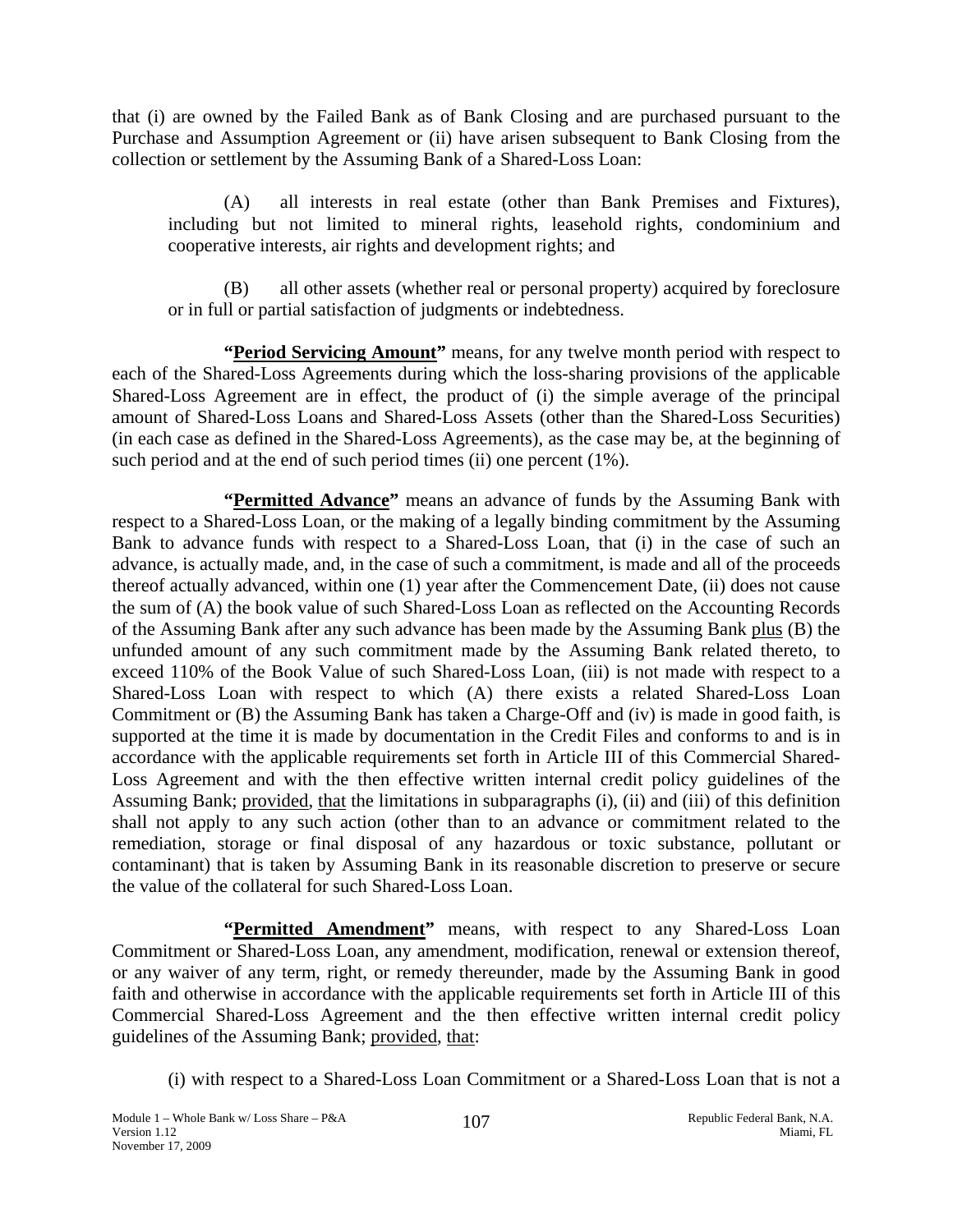that (i) are owned by the Failed Bank as of Bank Closing and are purchased pursuant to the Purchase and Assumption Agreement or (ii) have arisen subsequent to Bank Closing from the collection or settlement by the Assuming Bank of a Shared-Loss Loan:

(A) all interests in real estate (other than Bank Premises and Fixtures), including but not limited to mineral rights, leasehold rights, condominium and cooperative interests, air rights and development rights; and

(B) all other assets (whether real or personal property) acquired by foreclosure or in full or partial satisfaction of judgments or indebtedness.

**"Period Servicing Amount"** means, for any twelve month period with respect to each of the Shared-Loss Agreements during which the loss-sharing provisions of the applicable Shared-Loss Agreement are in effect, the product of (i) the simple average of the principal amount of Shared-Loss Loans and Shared-Loss Assets (other than the Shared-Loss Securities) (in each case as defined in the Shared-Loss Agreements), as the case may be, at the beginning of such period and at the end of such period times (ii) one percent (1%).

**"Permitted Advance"** means an advance of funds by the Assuming Bank with respect to a Shared-Loss Loan, or the making of a legally binding commitment by the Assuming Bank to advance funds with respect to a Shared-Loss Loan, that (i) in the case of such an advance, is actually made, and, in the case of such a commitment, is made and all of the proceeds thereof actually advanced, within one (1) year after the Commencement Date, (ii) does not cause the sum of (A) the book value of such Shared-Loss Loan as reflected on the Accounting Records of the Assuming Bank after any such advance has been made by the Assuming Bank plus (B) the unfunded amount of any such commitment made by the Assuming Bank related thereto, to exceed 110% of the Book Value of such Shared-Loss Loan, (iii) is not made with respect to a Shared-Loss Loan with respect to which (A) there exists a related Shared-Loss Loan Commitment or (B) the Assuming Bank has taken a Charge-Off and (iv) is made in good faith, is supported at the time it is made by documentation in the Credit Files and conforms to and is in accordance with the applicable requirements set forth in Article III of this Commercial Shared-Loss Agreement and with the then effective written internal credit policy guidelines of the Assuming Bank; provided, that the limitations in subparagraphs (i), (ii) and (iii) of this definition shall not apply to any such action (other than to an advance or commitment related to the remediation, storage or final disposal of any hazardous or toxic substance, pollutant or contaminant) that is taken by Assuming Bank in its reasonable discretion to preserve or secure the value of the collateral for such Shared-Loss Loan.

**"Permitted Amendment"** means, with respect to any Shared-Loss Loan Commitment or Shared-Loss Loan, any amendment, modification, renewal or extension thereof, or any waiver of any term, right, or remedy thereunder, made by the Assuming Bank in good faith and otherwise in accordance with the applicable requirements set forth in Article III of this Commercial Shared-Loss Agreement and the then effective written internal credit policy guidelines of the Assuming Bank; provided, that:

(i) with respect to a Shared-Loss Loan Commitment or a Shared-Loss Loan that is not a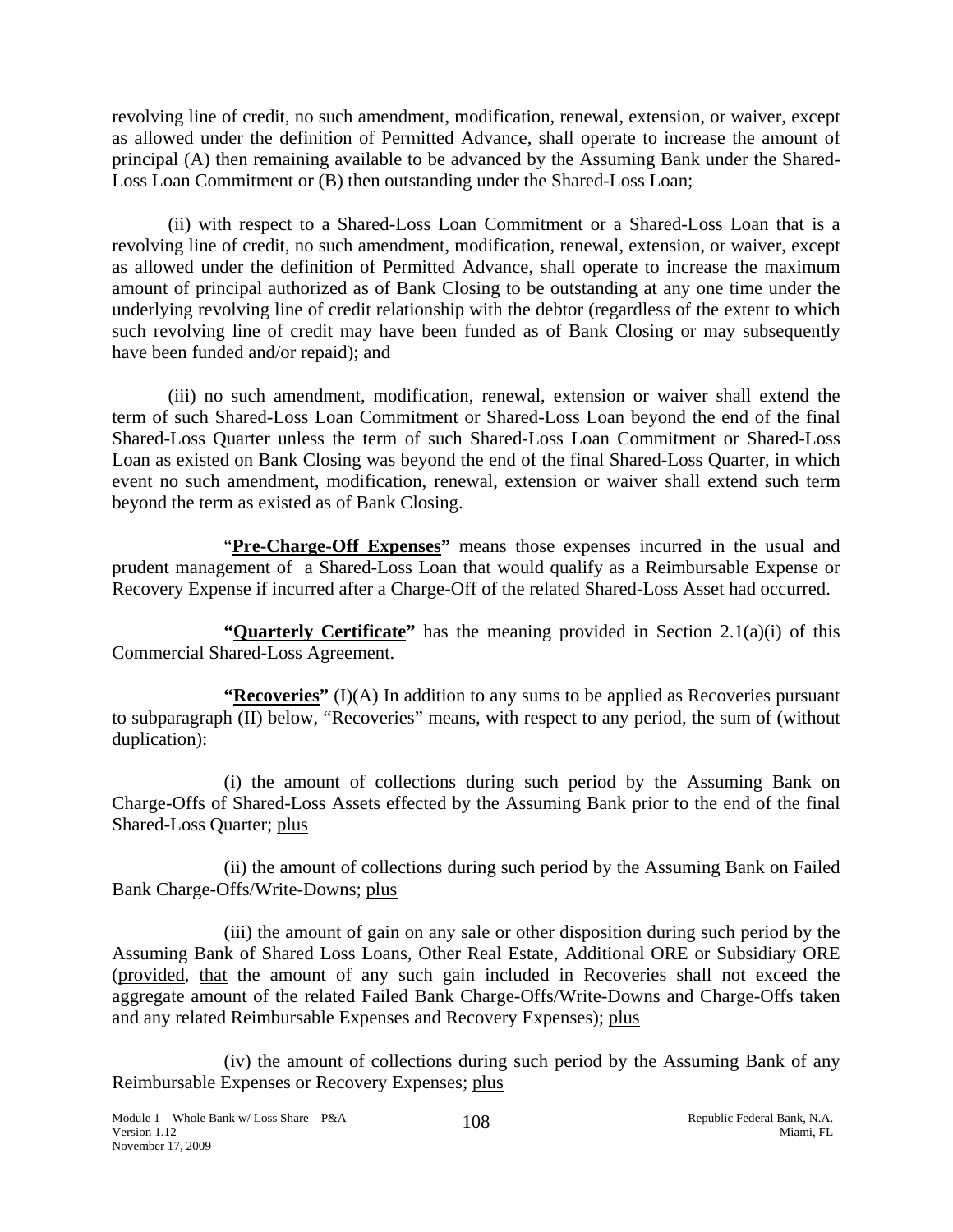revolving line of credit, no such amendment, modification, renewal, extension, or waiver, except as allowed under the definition of Permitted Advance, shall operate to increase the amount of principal (A) then remaining available to be advanced by the Assuming Bank under the Shared-Loss Loan Commitment or (B) then outstanding under the Shared-Loss Loan;

(ii) with respect to a Shared-Loss Loan Commitment or a Shared-Loss Loan that is a revolving line of credit, no such amendment, modification, renewal, extension, or waiver, except as allowed under the definition of Permitted Advance, shall operate to increase the maximum amount of principal authorized as of Bank Closing to be outstanding at any one time under the underlying revolving line of credit relationship with the debtor (regardless of the extent to which such revolving line of credit may have been funded as of Bank Closing or may subsequently have been funded and/or repaid); and

(iii) no such amendment, modification, renewal, extension or waiver shall extend the term of such Shared-Loss Loan Commitment or Shared-Loss Loan beyond the end of the final Shared-Loss Quarter unless the term of such Shared-Loss Loan Commitment or Shared-Loss Loan as existed on Bank Closing was beyond the end of the final Shared-Loss Quarter, in which event no such amendment, modification, renewal, extension or waiver shall extend such term beyond the term as existed as of Bank Closing.

"**Pre-Charge-Off Expenses"** means those expenses incurred in the usual and prudent management of a Shared-Loss Loan that would qualify as a Reimbursable Expense or Recovery Expense if incurred after a Charge-Off of the related Shared-Loss Asset had occurred.

**"Quarterly Certificate"** has the meaning provided in Section 2.1(a)(i) of this Commercial Shared-Loss Agreement.

**"Recoveries"** (I)(A) In addition to any sums to be applied as Recoveries pursuant to subparagraph (II) below, "Recoveries" means, with respect to any period, the sum of (without duplication):

(i) the amount of collections during such period by the Assuming Bank on Charge-Offs of Shared-Loss Assets effected by the Assuming Bank prior to the end of the final Shared-Loss Quarter; plus

(ii) the amount of collections during such period by the Assuming Bank on Failed Bank Charge-Offs/Write-Downs; plus

(iii) the amount of gain on any sale or other disposition during such period by the Assuming Bank of Shared Loss Loans, Other Real Estate, Additional ORE or Subsidiary ORE (provided, that the amount of any such gain included in Recoveries shall not exceed the aggregate amount of the related Failed Bank Charge-Offs/Write-Downs and Charge-Offs taken and any related Reimbursable Expenses and Recovery Expenses); plus

(iv) the amount of collections during such period by the Assuming Bank of any Reimbursable Expenses or Recovery Expenses; plus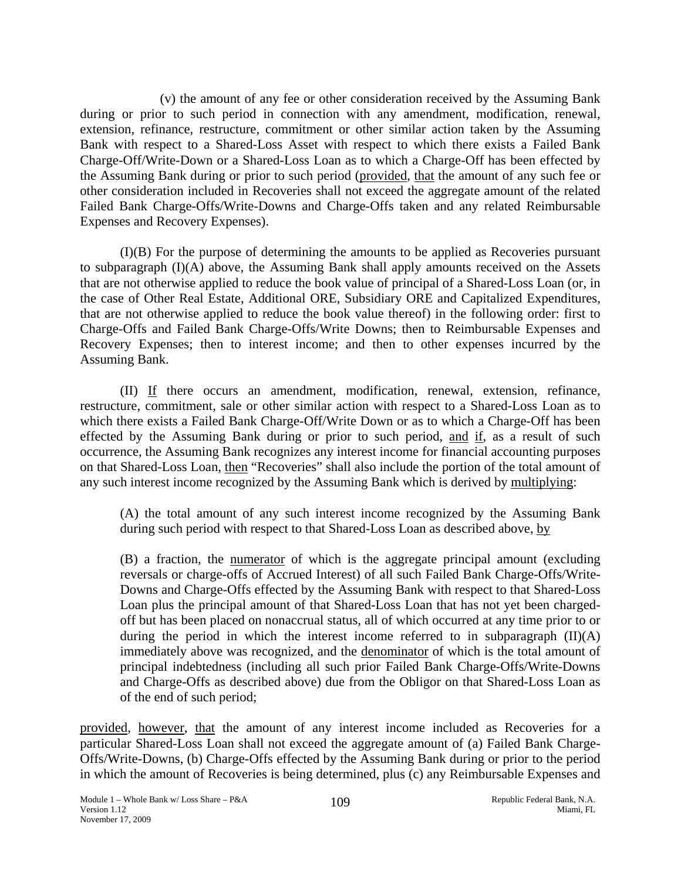(v) the amount of any fee or other consideration received by the Assuming Bank during or prior to such period in connection with any amendment, modification, renewal, extension, refinance, restructure, commitment or other similar action taken by the Assuming Bank with respect to a Shared-Loss Asset with respect to which there exists a Failed Bank Charge-Off/Write-Down or a Shared-Loss Loan as to which a Charge-Off has been effected by the Assuming Bank during or prior to such period (provided, that the amount of any such fee or other consideration included in Recoveries shall not exceed the aggregate amount of the related Failed Bank Charge-Offs/Write-Downs and Charge-Offs taken and any related Reimbursable Expenses and Recovery Expenses).

(I)(B) For the purpose of determining the amounts to be applied as Recoveries pursuant to subparagraph (I)(A) above, the Assuming Bank shall apply amounts received on the Assets that are not otherwise applied to reduce the book value of principal of a Shared-Loss Loan (or, in the case of Other Real Estate, Additional ORE, Subsidiary ORE and Capitalized Expenditures, that are not otherwise applied to reduce the book value thereof) in the following order: first to Charge-Offs and Failed Bank Charge-Offs/Write Downs; then to Reimbursable Expenses and Recovery Expenses; then to interest income; and then to other expenses incurred by the Assuming Bank.

(II) If there occurs an amendment, modification, renewal, extension, refinance, restructure, commitment, sale or other similar action with respect to a Shared-Loss Loan as to which there exists a Failed Bank Charge-Off/Write Down or as to which a Charge-Off has been effected by the Assuming Bank during or prior to such period, and if, as a result of such occurrence, the Assuming Bank recognizes any interest income for financial accounting purposes on that Shared-Loss Loan, then "Recoveries" shall also include the portion of the total amount of any such interest income recognized by the Assuming Bank which is derived by multiplying:

> (A) the total amount of any such interest income recognized by the Assuming Bank during such period with respect to that Shared-Loss Loan as described above, by
>
> (B) a fraction, the numerator of which is the aggregate principal amount (excluding reversals or charge-offs of Accrued Interest) of all such Failed Bank Charge-Offs/Write-Downs and Charge-Offs effected by the Assuming Bank with respect to that Shared-Loss Loan plus the principal amount of that Shared-Loss Loan that has not yet been charged-off but has been placed on nonaccrual status, all of which occurred at any time prior to or during the period in which the interest income referred to in subparagraph (II)(A) immediately above was recognized, and the denominator of which is the total amount of principal indebtedness (including all such prior Failed Bank Charge-Offs/Write-Downs and Charge-Offs as described above) due from the Obligor on that Shared-Loss Loan as of the end of such period;

provided, however, that the amount of any interest income included as Recoveries for a particular Shared-Loss Loan shall not exceed the aggregate amount of (a) Failed Bank Charge-Offs/Write-Downs, (b) Charge-Offs effected by the Assuming Bank during or prior to the period in which the amount of Recoveries is being determined, plus (c) any Reimbursable Expenses and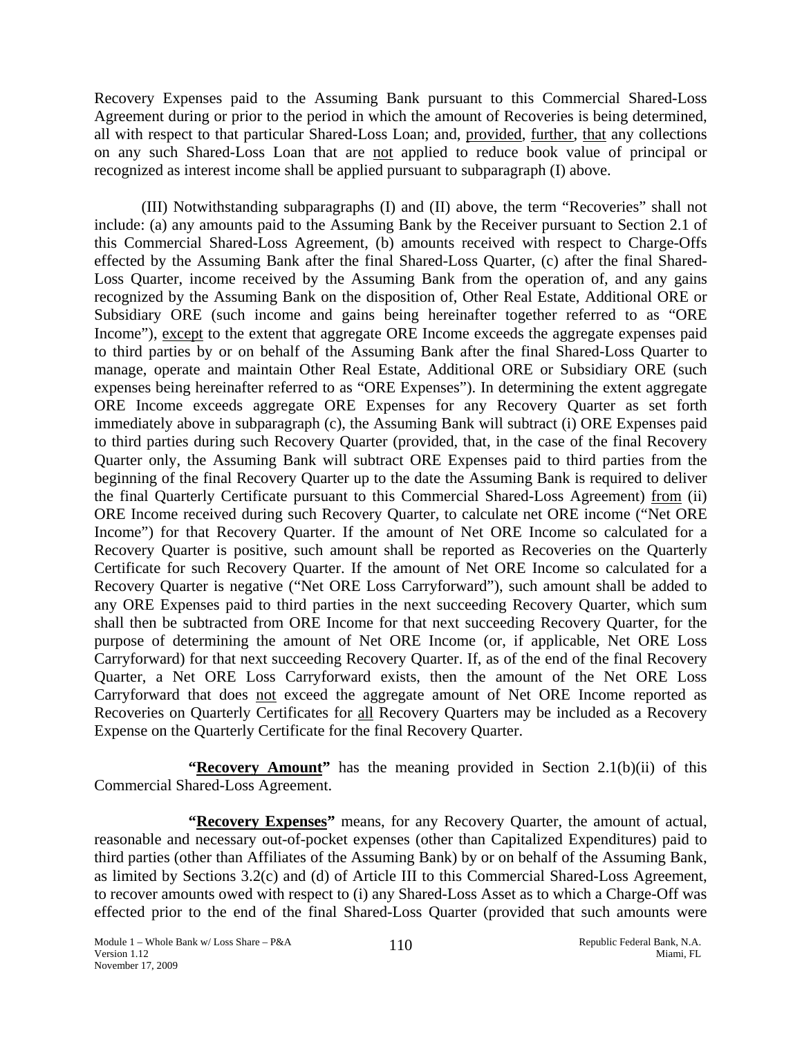Recovery Expenses paid to the Assuming Bank pursuant to this Commercial Shared-Loss Agreement during or prior to the period in which the amount of Recoveries is being determined, all with respect to that particular Shared-Loss Loan; and, provided, further, that any collections on any such Shared-Loss Loan that are not applied to reduce book value of principal or recognized as interest income shall be applied pursuant to subparagraph (I) above.

(III) Notwithstanding subparagraphs (I) and (II) above, the term "Recoveries" shall not include: (a) any amounts paid to the Assuming Bank by the Receiver pursuant to Section 2.1 of this Commercial Shared-Loss Agreement, (b) amounts received with respect to Charge-Offs effected by the Assuming Bank after the final Shared-Loss Quarter, (c) after the final Shared-Loss Quarter, income received by the Assuming Bank from the operation of, and any gains recognized by the Assuming Bank on the disposition of, Other Real Estate, Additional ORE or Subsidiary ORE (such income and gains being hereinafter together referred to as "ORE Income"), except to the extent that aggregate ORE Income exceeds the aggregate expenses paid to third parties by or on behalf of the Assuming Bank after the final Shared-Loss Quarter to manage, operate and maintain Other Real Estate, Additional ORE or Subsidiary ORE (such expenses being hereinafter referred to as "ORE Expenses"). In determining the extent aggregate ORE Income exceeds aggregate ORE Expenses for any Recovery Quarter as set forth immediately above in subparagraph (c), the Assuming Bank will subtract (i) ORE Expenses paid to third parties during such Recovery Quarter (provided, that, in the case of the final Recovery Quarter only, the Assuming Bank will subtract ORE Expenses paid to third parties from the beginning of the final Recovery Quarter up to the date the Assuming Bank is required to deliver the final Quarterly Certificate pursuant to this Commercial Shared-Loss Agreement) from (ii) ORE Income received during such Recovery Quarter, to calculate net ORE income ("Net ORE Income") for that Recovery Quarter. If the amount of Net ORE Income so calculated for a Recovery Quarter is positive, such amount shall be reported as Recoveries on the Quarterly Certificate for such Recovery Quarter. If the amount of Net ORE Income so calculated for a Recovery Quarter is negative ("Net ORE Loss Carryforward"), such amount shall be added to any ORE Expenses paid to third parties in the next succeeding Recovery Quarter, which sum shall then be subtracted from ORE Income for that next succeeding Recovery Quarter, for the purpose of determining the amount of Net ORE Income (or, if applicable, Net ORE Loss Carryforward) for that next succeeding Recovery Quarter. If, as of the end of the final Recovery Quarter, a Net ORE Loss Carryforward exists, then the amount of the Net ORE Loss Carryforward that does not exceed the aggregate amount of Net ORE Income reported as Recoveries on Quarterly Certificates for all Recovery Quarters may be included as a Recovery Expense on the Quarterly Certificate for the final Recovery Quarter.

**"Recovery Amount"** has the meaning provided in Section 2.1(b)(ii) of this Commercial Shared-Loss Agreement.

**"Recovery Expenses"** means, for any Recovery Quarter, the amount of actual, reasonable and necessary out-of-pocket expenses (other than Capitalized Expenditures) paid to third parties (other than Affiliates of the Assuming Bank) by or on behalf of the Assuming Bank, as limited by Sections 3.2(c) and (d) of Article III to this Commercial Shared-Loss Agreement, to recover amounts owed with respect to (i) any Shared-Loss Asset as to which a Charge-Off was effected prior to the end of the final Shared-Loss Quarter (provided that such amounts were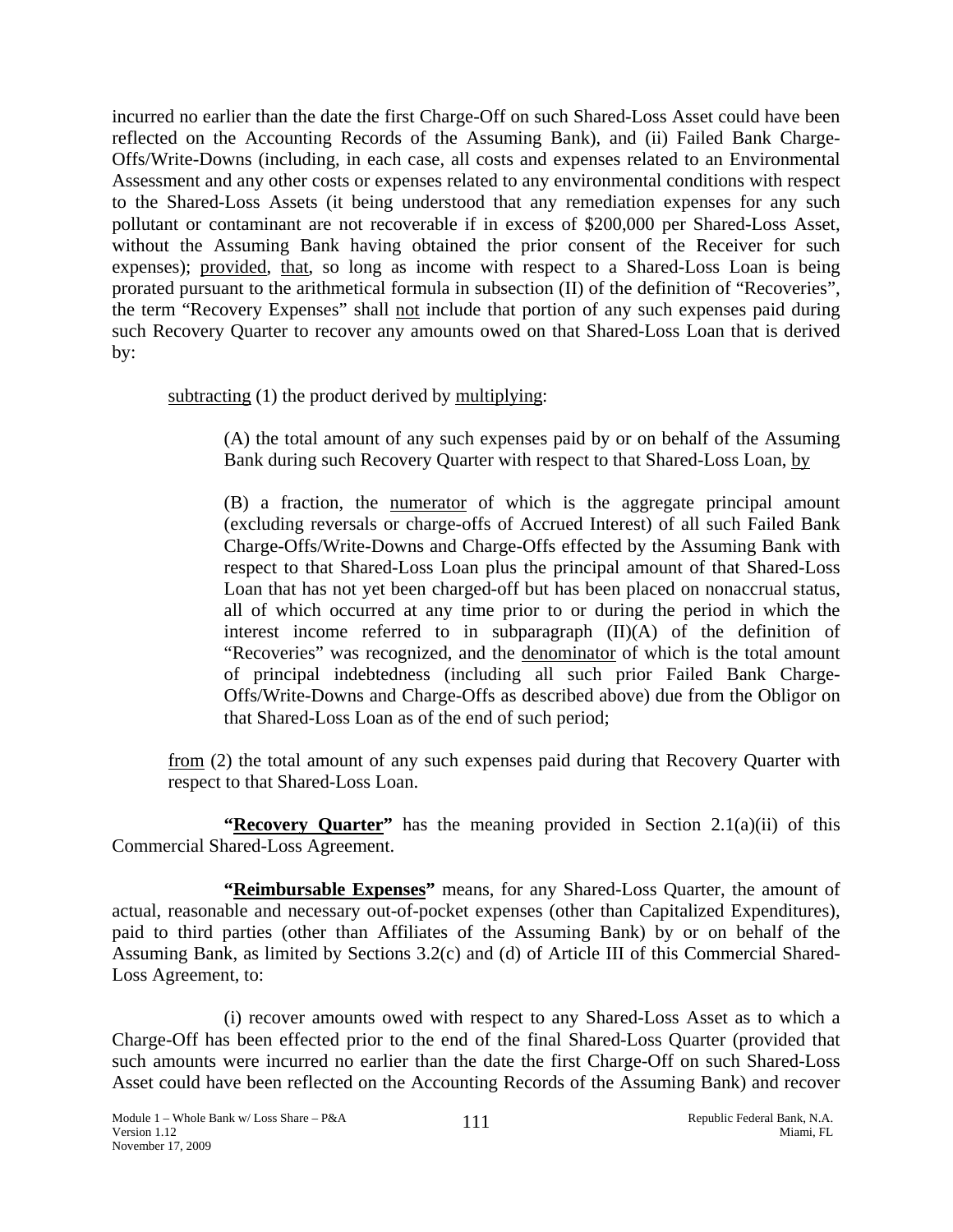incurred no earlier than the date the first Charge-Off on such Shared-Loss Asset could have been reflected on the Accounting Records of the Assuming Bank), and (ii) Failed Bank Charge-Offs/Write-Downs (including, in each case, all costs and expenses related to an Environmental Assessment and any other costs or expenses related to any environmental conditions with respect to the Shared-Loss Assets (it being understood that any remediation expenses for any such pollutant or contaminant are not recoverable if in excess of $200,000 per Shared-Loss Asset, without the Assuming Bank having obtained the prior consent of the Receiver for such expenses); provided, that, so long as income with respect to a Shared-Loss Loan is being prorated pursuant to the arithmetical formula in subsection (II) of the definition of "Recoveries", the term "Recovery Expenses" shall not include that portion of any such expenses paid during such Recovery Quarter to recover any amounts owed on that Shared-Loss Loan that is derived by:

subtracting (1) the product derived by multiplying:

> (A) the total amount of any such expenses paid by or on behalf of the Assuming Bank during such Recovery Quarter with respect to that Shared-Loss Loan, by
>
> (B) a fraction, the numerator of which is the aggregate principal amount (excluding reversals or charge-offs of Accrued Interest) of all such Failed Bank Charge-Offs/Write-Downs and Charge-Offs effected by the Assuming Bank with respect to that Shared-Loss Loan plus the principal amount of that Shared-Loss Loan that has not yet been charged-off but has been placed on nonaccrual status, all of which occurred at any time prior to or during the period in which the interest income referred to in subparagraph (II)(A) of the definition of "Recoveries" was recognized, and the denominator of which is the total amount of principal indebtedness (including all such prior Failed Bank Charge-Offs/Write-Downs and Charge-Offs as described above) due from the Obligor on that Shared-Loss Loan as of the end of such period;

from (2) the total amount of any such expenses paid during that Recovery Quarter with respect to that Shared-Loss Loan.

**"Recovery Quarter"** has the meaning provided in Section 2.1(a)(ii) of this Commercial Shared-Loss Agreement.

**"Reimbursable Expenses"** means, for any Shared-Loss Quarter, the amount of actual, reasonable and necessary out-of-pocket expenses (other than Capitalized Expenditures), paid to third parties (other than Affiliates of the Assuming Bank) by or on behalf of the Assuming Bank, as limited by Sections 3.2(c) and (d) of Article III of this Commercial Shared-Loss Agreement, to:

(i) recover amounts owed with respect to any Shared-Loss Asset as to which a Charge-Off has been effected prior to the end of the final Shared-Loss Quarter (provided that such amounts were incurred no earlier than the date the first Charge-Off on such Shared-Loss Asset could have been reflected on the Accounting Records of the Assuming Bank) and recover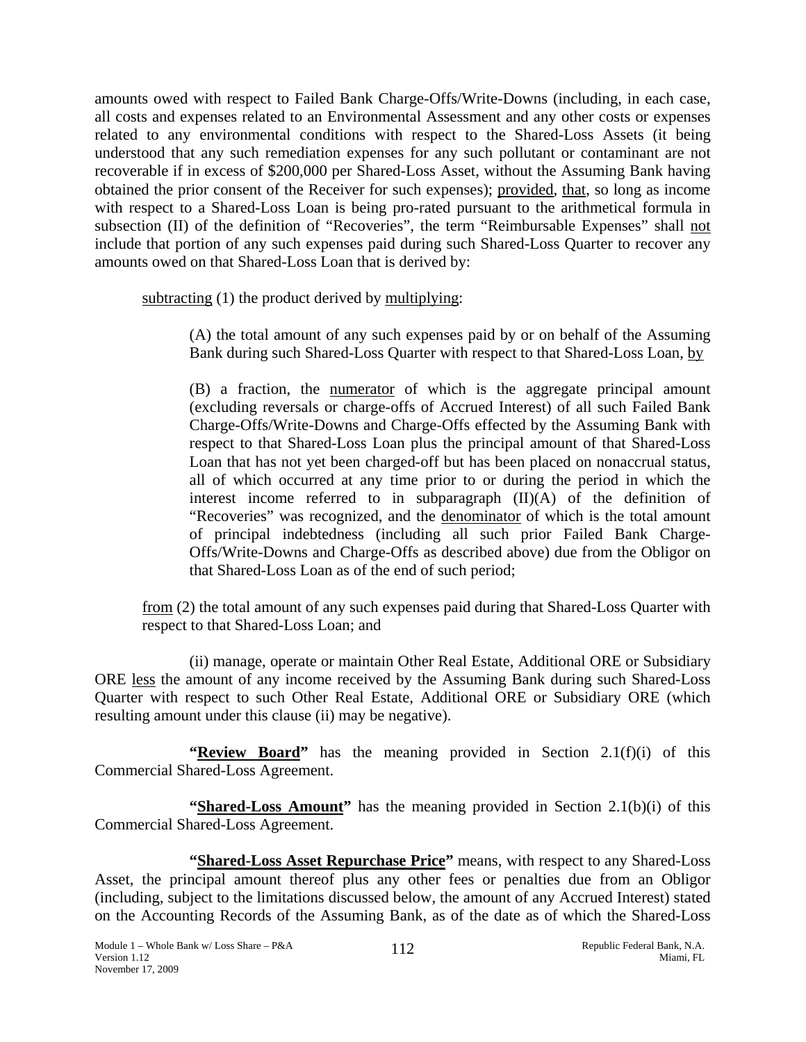amounts owed with respect to Failed Bank Charge-Offs/Write-Downs (including, in each case, all costs and expenses related to an Environmental Assessment and any other costs or expenses related to any environmental conditions with respect to the Shared-Loss Assets (it being understood that any such remediation expenses for any such pollutant or contaminant are not recoverable if in excess of $200,000 per Shared-Loss Asset, without the Assuming Bank having obtained the prior consent of the Receiver for such expenses); provided, that, so long as income with respect to a Shared-Loss Loan is being pro-rated pursuant to the arithmetical formula in subsection (II) of the definition of "Recoveries", the term "Reimbursable Expenses" shall not include that portion of any such expenses paid during such Shared-Loss Quarter to recover any amounts owed on that Shared-Loss Loan that is derived by:

subtracting (1) the product derived by multiplying:

(A) the total amount of any such expenses paid by or on behalf of the Assuming Bank during such Shared-Loss Quarter with respect to that Shared-Loss Loan, by

(B) a fraction, the numerator of which is the aggregate principal amount (excluding reversals or charge-offs of Accrued Interest) of all such Failed Bank Charge-Offs/Write-Downs and Charge-Offs effected by the Assuming Bank with respect to that Shared-Loss Loan plus the principal amount of that Shared-Loss Loan that has not yet been charged-off but has been placed on nonaccrual status, all of which occurred at any time prior to or during the period in which the interest income referred to in subparagraph (II)(A) of the definition of "Recoveries" was recognized, and the denominator of which is the total amount of principal indebtedness (including all such prior Failed Bank Charge-Offs/Write-Downs and Charge-Offs as described above) due from the Obligor on that Shared-Loss Loan as of the end of such period;

from (2) the total amount of any such expenses paid during that Shared-Loss Quarter with respect to that Shared-Loss Loan; and

(ii) manage, operate or maintain Other Real Estate, Additional ORE or Subsidiary ORE less the amount of any income received by the Assuming Bank during such Shared-Loss Quarter with respect to such Other Real Estate, Additional ORE or Subsidiary ORE (which resulting amount under this clause (ii) may be negative).

**"Review Board"** has the meaning provided in Section 2.1(f)(i) of this Commercial Shared-Loss Agreement.

**"Shared-Loss Amount"** has the meaning provided in Section 2.1(b)(i) of this Commercial Shared-Loss Agreement.

**"Shared-Loss Asset Repurchase Price"** means, with respect to any Shared-Loss Asset, the principal amount thereof plus any other fees or penalties due from an Obligor (including, subject to the limitations discussed below, the amount of any Accrued Interest) stated on the Accounting Records of the Assuming Bank, as of the date as of which the Shared-Loss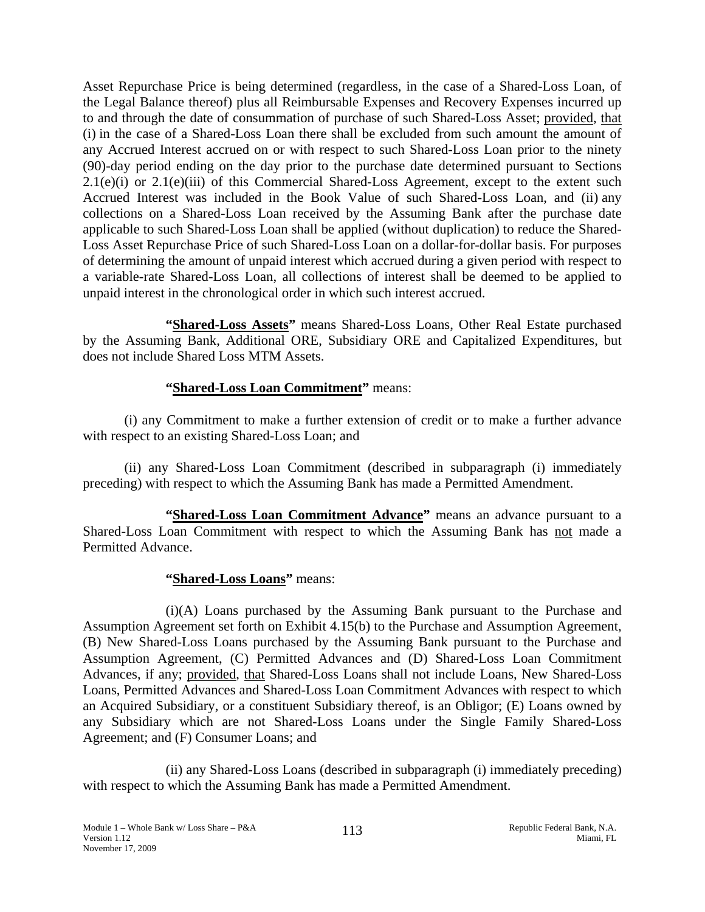Asset Repurchase Price is being determined (regardless, in the case of a Shared-Loss Loan, of the Legal Balance thereof) plus all Reimbursable Expenses and Recovery Expenses incurred up to and through the date of consummation of purchase of such Shared-Loss Asset; provided, that (i) in the case of a Shared-Loss Loan there shall be excluded from such amount the amount of any Accrued Interest accrued on or with respect to such Shared-Loss Loan prior to the ninety (90)-day period ending on the day prior to the purchase date determined pursuant to Sections 2.1(e)(i) or 2.1(e)(iii) of this Commercial Shared-Loss Agreement, except to the extent such Accrued Interest was included in the Book Value of such Shared-Loss Loan, and (ii) any collections on a Shared-Loss Loan received by the Assuming Bank after the purchase date applicable to such Shared-Loss Loan shall be applied (without duplication) to reduce the Shared-Loss Asset Repurchase Price of such Shared-Loss Loan on a dollar-for-dollar basis. For purposes of determining the amount of unpaid interest which accrued during a given period with respect to a variable-rate Shared-Loss Loan, all collections of interest shall be deemed to be applied to unpaid interest in the chronological order in which such interest accrued.

**"Shared-Loss Assets"** means Shared-Loss Loans, Other Real Estate purchased by the Assuming Bank, Additional ORE, Subsidiary ORE and Capitalized Expenditures, but does not include Shared Loss MTM Assets.

**"Shared-Loss Loan Commitment"** means:

(i) any Commitment to make a further extension of credit or to make a further advance with respect to an existing Shared-Loss Loan; and

(ii) any Shared-Loss Loan Commitment (described in subparagraph (i) immediately preceding) with respect to which the Assuming Bank has made a Permitted Amendment.

**"Shared-Loss Loan Commitment Advance"** means an advance pursuant to a Shared-Loss Loan Commitment with respect to which the Assuming Bank has not made a Permitted Advance.

**"Shared-Loss Loans"** means:

(i)(A) Loans purchased by the Assuming Bank pursuant to the Purchase and Assumption Agreement set forth on Exhibit 4.15(b) to the Purchase and Assumption Agreement, (B) New Shared-Loss Loans purchased by the Assuming Bank pursuant to the Purchase and Assumption Agreement, (C) Permitted Advances and (D) Shared-Loss Loan Commitment Advances, if any; provided, that Shared-Loss Loans shall not include Loans, New Shared-Loss Loans, Permitted Advances and Shared-Loss Loan Commitment Advances with respect to which an Acquired Subsidiary, or a constituent Subsidiary thereof, is an Obligor; (E) Loans owned by any Subsidiary which are not Shared-Loss Loans under the Single Family Shared-Loss Agreement; and (F) Consumer Loans; and

(ii) any Shared-Loss Loans (described in subparagraph (i) immediately preceding) with respect to which the Assuming Bank has made a Permitted Amendment.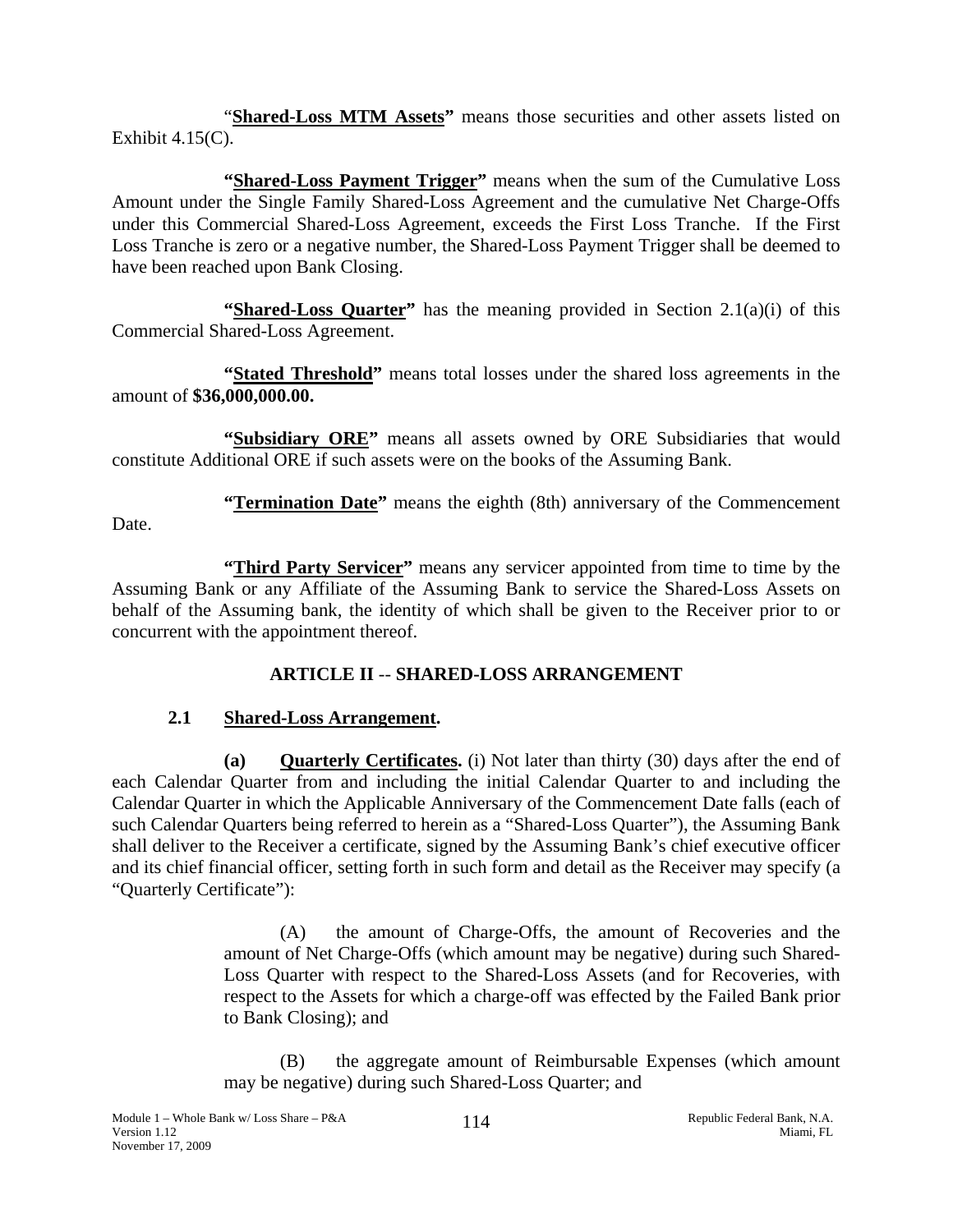"**<u>Shared-Loss MTM Assets</u>**" means those securities and other assets listed on Exhibit 4.15(C).

**"<u>Shared-Loss Payment Trigger</u>"** means when the sum of the Cumulative Loss Amount under the Single Family Shared-Loss Agreement and the cumulative Net Charge-Offs under this Commercial Shared-Loss Agreement, exceeds the First Loss Tranche. If the First Loss Tranche is zero or a negative number, the Shared-Loss Payment Trigger shall be deemed to have been reached upon Bank Closing.

**"<u>Shared-Loss Quarter</u>"** has the meaning provided in Section 2.1(a)(i) of this Commercial Shared-Loss Agreement.

**"<u>Stated Threshold</u>"** means total losses under the shared loss agreements in the amount of **$36,000,000.00.**

**"<u>Subsidiary ORE</u>"** means all assets owned by ORE Subsidiaries that would constitute Additional ORE if such assets were on the books of the Assuming Bank.

**"<u>Termination Date</u>"** means the eighth (8th) anniversary of the Commencement Date.

**"<u>Third Party Servicer</u>"** means any servicer appointed from time to time by the Assuming Bank or any Affiliate of the Assuming Bank to service the Shared-Loss Assets on behalf of the Assuming bank, the identity of which shall be given to the Receiver prior to or concurrent with the appointment thereof.

## ARTICLE II -- SHARED-LOSS ARRANGEMENT

### 2.1 <u>Shared-Loss Arrangement</u>.

**(a) <u>Quarterly Certificates</u>.** (i) Not later than thirty (30) days after the end of each Calendar Quarter from and including the initial Calendar Quarter to and including the Calendar Quarter in which the Applicable Anniversary of the Commencement Date falls (each of such Calendar Quarters being referred to herein as a "Shared-Loss Quarter"), the Assuming Bank shall deliver to the Receiver a certificate, signed by the Assuming Bank's chief executive officer and its chief financial officer, setting forth in such form and detail as the Receiver may specify (a "Quarterly Certificate"):

(A) the amount of Charge-Offs, the amount of Recoveries and the amount of Net Charge-Offs (which amount may be negative) during such Shared-Loss Quarter with respect to the Shared-Loss Assets (and for Recoveries, with respect to the Assets for which a charge-off was effected by the Failed Bank prior to Bank Closing); and

(B) the aggregate amount of Reimbursable Expenses (which amount may be negative) during such Shared-Loss Quarter; and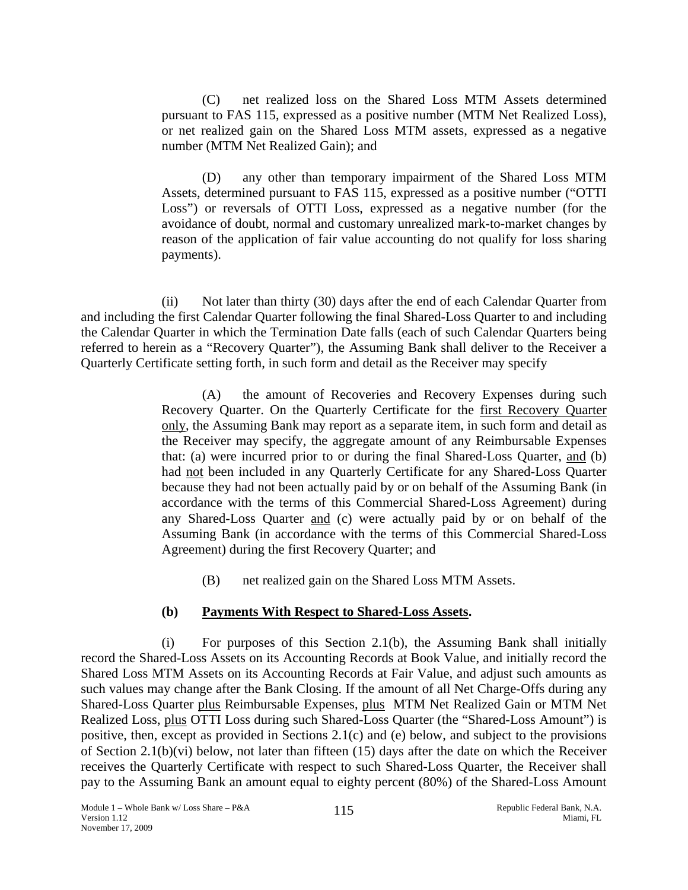(C) net realized loss on the Shared Loss MTM Assets determined pursuant to FAS 115, expressed as a positive number (MTM Net Realized Loss), or net realized gain on the Shared Loss MTM assets, expressed as a negative number (MTM Net Realized Gain); and

(D) any other than temporary impairment of the Shared Loss MTM Assets, determined pursuant to FAS 115, expressed as a positive number ("OTTI Loss") or reversals of OTTI Loss, expressed as a negative number (for the avoidance of doubt, normal and customary unrealized mark-to-market changes by reason of the application of fair value accounting do not qualify for loss sharing payments).

(ii) Not later than thirty (30) days after the end of each Calendar Quarter from and including the first Calendar Quarter following the final Shared-Loss Quarter to and including the Calendar Quarter in which the Termination Date falls (each of such Calendar Quarters being referred to herein as a "Recovery Quarter"), the Assuming Bank shall deliver to the Receiver a Quarterly Certificate setting forth, in such form and detail as the Receiver may specify

(A) the amount of Recoveries and Recovery Expenses during such Recovery Quarter. On the Quarterly Certificate for the <u>first Recovery Quarter only</u>, the Assuming Bank may report as a separate item, in such form and detail as the Receiver may specify, the aggregate amount of any Reimbursable Expenses that: (a) were incurred prior to or during the final Shared-Loss Quarter, <u>and</u> (b) had <u>not</u> been included in any Quarterly Certificate for any Shared-Loss Quarter because they had not been actually paid by or on behalf of the Assuming Bank (in accordance with the terms of this Commercial Shared-Loss Agreement) during any Shared-Loss Quarter <u>and</u> (c) were actually paid by or on behalf of the Assuming Bank (in accordance with the terms of this Commercial Shared-Loss Agreement) during the first Recovery Quarter; and

(B) net realized gain on the Shared Loss MTM Assets.

**(b) <u>Payments With Respect to Shared-Loss Assets</u>.**

(i) For purposes of this Section 2.1(b), the Assuming Bank shall initially record the Shared-Loss Assets on its Accounting Records at Book Value, and initially record the Shared Loss MTM Assets on its Accounting Records at Fair Value, and adjust such amounts as such values may change after the Bank Closing. If the amount of all Net Charge-Offs during any Shared-Loss Quarter <u>plus</u> Reimbursable Expenses, <u>plus</u> MTM Net Realized Gain or MTM Net Realized Loss, <u>plus</u> OTTI Loss during such Shared-Loss Quarter (the "Shared-Loss Amount") is positive, then, except as provided in Sections 2.1(c) and (e) below, and subject to the provisions of Section 2.1(b)(vi) below, not later than fifteen (15) days after the date on which the Receiver receives the Quarterly Certificate with respect to such Shared-Loss Quarter, the Receiver shall pay to the Assuming Bank an amount equal to eighty percent (80%) of the Shared-Loss Amount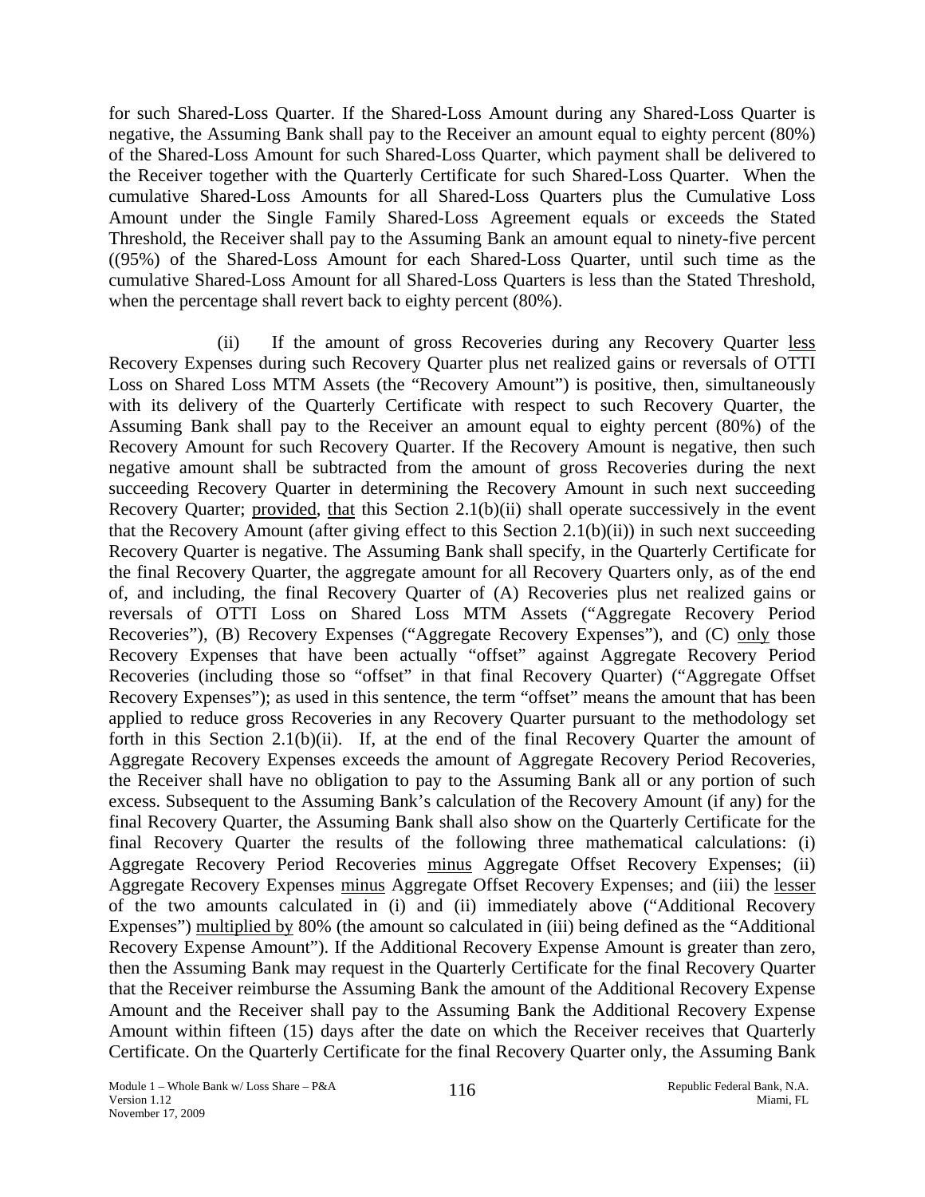for such Shared-Loss Quarter. If the Shared-Loss Amount during any Shared-Loss Quarter is negative, the Assuming Bank shall pay to the Receiver an amount equal to eighty percent (80%) of the Shared-Loss Amount for such Shared-Loss Quarter, which payment shall be delivered to the Receiver together with the Quarterly Certificate for such Shared-Loss Quarter. When the cumulative Shared-Loss Amounts for all Shared-Loss Quarters plus the Cumulative Loss Amount under the Single Family Shared-Loss Agreement equals or exceeds the Stated Threshold, the Receiver shall pay to the Assuming Bank an amount equal to ninety-five percent ((95%) of the Shared-Loss Amount for each Shared-Loss Quarter, until such time as the cumulative Shared-Loss Amount for all Shared-Loss Quarters is less than the Stated Threshold, when the percentage shall revert back to eighty percent (80%).

(ii) If the amount of gross Recoveries during any Recovery Quarter less Recovery Expenses during such Recovery Quarter plus net realized gains or reversals of OTTI Loss on Shared Loss MTM Assets (the "Recovery Amount") is positive, then, simultaneously with its delivery of the Quarterly Certificate with respect to such Recovery Quarter, the Assuming Bank shall pay to the Receiver an amount equal to eighty percent (80%) of the Recovery Amount for such Recovery Quarter. If the Recovery Amount is negative, then such negative amount shall be subtracted from the amount of gross Recoveries during the next succeeding Recovery Quarter in determining the Recovery Amount in such next succeeding Recovery Quarter; provided, that this Section 2.1(b)(ii) shall operate successively in the event that the Recovery Amount (after giving effect to this Section 2.1(b)(ii)) in such next succeeding Recovery Quarter is negative. The Assuming Bank shall specify, in the Quarterly Certificate for the final Recovery Quarter, the aggregate amount for all Recovery Quarters only, as of the end of, and including, the final Recovery Quarter of (A) Recoveries plus net realized gains or reversals of OTTI Loss on Shared Loss MTM Assets ("Aggregate Recovery Period Recoveries"), (B) Recovery Expenses ("Aggregate Recovery Expenses"), and (C) only those Recovery Expenses that have been actually "offset" against Aggregate Recovery Period Recoveries (including those so "offset" in that final Recovery Quarter) ("Aggregate Offset Recovery Expenses"); as used in this sentence, the term "offset" means the amount that has been applied to reduce gross Recoveries in any Recovery Quarter pursuant to the methodology set forth in this Section 2.1(b)(ii). If, at the end of the final Recovery Quarter the amount of Aggregate Recovery Expenses exceeds the amount of Aggregate Recovery Period Recoveries, the Receiver shall have no obligation to pay to the Assuming Bank all or any portion of such excess. Subsequent to the Assuming Bank's calculation of the Recovery Amount (if any) for the final Recovery Quarter, the Assuming Bank shall also show on the Quarterly Certificate for the final Recovery Quarter the results of the following three mathematical calculations: (i) Aggregate Recovery Period Recoveries minus Aggregate Offset Recovery Expenses; (ii) Aggregate Recovery Expenses minus Aggregate Offset Recovery Expenses; and (iii) the lesser of the two amounts calculated in (i) and (ii) immediately above ("Additional Recovery Expenses") multiplied by 80% (the amount so calculated in (iii) being defined as the "Additional Recovery Expense Amount"). If the Additional Recovery Expense Amount is greater than zero, then the Assuming Bank may request in the Quarterly Certificate for the final Recovery Quarter that the Receiver reimburse the Assuming Bank the amount of the Additional Recovery Expense Amount and the Receiver shall pay to the Assuming Bank the Additional Recovery Expense Amount within fifteen (15) days after the date on which the Receiver receives that Quarterly Certificate. On the Quarterly Certificate for the final Recovery Quarter only, the Assuming Bank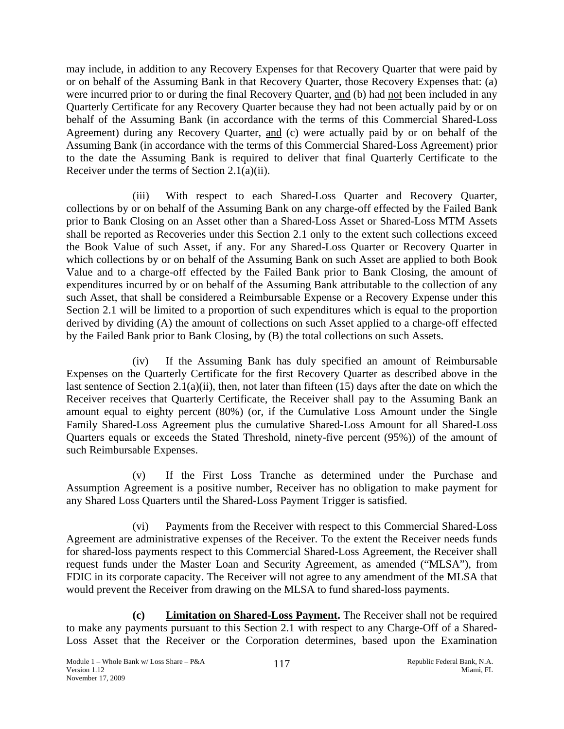may include, in addition to any Recovery Expenses for that Recovery Quarter that were paid by or on behalf of the Assuming Bank in that Recovery Quarter, those Recovery Expenses that: (a) were incurred prior to or during the final Recovery Quarter, and (b) had not been included in any Quarterly Certificate for any Recovery Quarter because they had not been actually paid by or on behalf of the Assuming Bank (in accordance with the terms of this Commercial Shared-Loss Agreement) during any Recovery Quarter, and (c) were actually paid by or on behalf of the Assuming Bank (in accordance with the terms of this Commercial Shared-Loss Agreement) prior to the date the Assuming Bank is required to deliver that final Quarterly Certificate to the Receiver under the terms of Section 2.1(a)(ii).

(iii) With respect to each Shared-Loss Quarter and Recovery Quarter, collections by or on behalf of the Assuming Bank on any charge-off effected by the Failed Bank prior to Bank Closing on an Asset other than a Shared-Loss Asset or Shared-Loss MTM Assets shall be reported as Recoveries under this Section 2.1 only to the extent such collections exceed the Book Value of such Asset, if any. For any Shared-Loss Quarter or Recovery Quarter in which collections by or on behalf of the Assuming Bank on such Asset are applied to both Book Value and to a charge-off effected by the Failed Bank prior to Bank Closing, the amount of expenditures incurred by or on behalf of the Assuming Bank attributable to the collection of any such Asset, that shall be considered a Reimbursable Expense or a Recovery Expense under this Section 2.1 will be limited to a proportion of such expenditures which is equal to the proportion derived by dividing (A) the amount of collections on such Asset applied to a charge-off effected by the Failed Bank prior to Bank Closing, by (B) the total collections on such Assets.

(iv) If the Assuming Bank has duly specified an amount of Reimbursable Expenses on the Quarterly Certificate for the first Recovery Quarter as described above in the last sentence of Section 2.1(a)(ii), then, not later than fifteen (15) days after the date on which the Receiver receives that Quarterly Certificate, the Receiver shall pay to the Assuming Bank an amount equal to eighty percent (80%) (or, if the Cumulative Loss Amount under the Single Family Shared-Loss Agreement plus the cumulative Shared-Loss Amount for all Shared-Loss Quarters equals or exceeds the Stated Threshold, ninety-five percent (95%)) of the amount of such Reimbursable Expenses.

(v) If the First Loss Tranche as determined under the Purchase and Assumption Agreement is a positive number, Receiver has no obligation to make payment for any Shared Loss Quarters until the Shared-Loss Payment Trigger is satisfied.

(vi) Payments from the Receiver with respect to this Commercial Shared-Loss Agreement are administrative expenses of the Receiver. To the extent the Receiver needs funds for shared-loss payments respect to this Commercial Shared-Loss Agreement, the Receiver shall request funds under the Master Loan and Security Agreement, as amended ("MLSA"), from FDIC in its corporate capacity. The Receiver will not agree to any amendment of the MLSA that would prevent the Receiver from drawing on the MLSA to fund shared-loss payments.

**(c) Limitation on Shared-Loss Payment.** The Receiver shall not be required to make any payments pursuant to this Section 2.1 with respect to any Charge-Off of a Shared-Loss Asset that the Receiver or the Corporation determines, based upon the Examination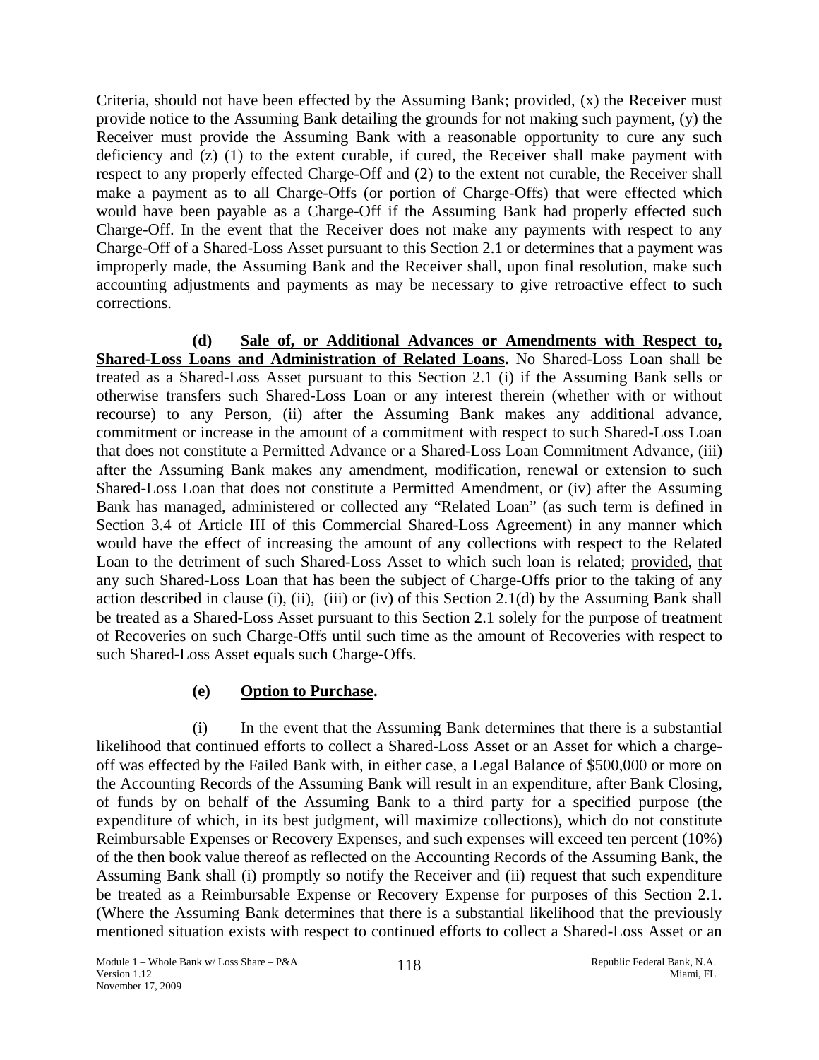Criteria, should not have been effected by the Assuming Bank; provided, (x) the Receiver must provide notice to the Assuming Bank detailing the grounds for not making such payment, (y) the Receiver must provide the Assuming Bank with a reasonable opportunity to cure any such deficiency and (z) (1) to the extent curable, if cured, the Receiver shall make payment with respect to any properly effected Charge-Off and (2) to the extent not curable, the Receiver shall make a payment as to all Charge-Offs (or portion of Charge-Offs) that were effected which would have been payable as a Charge-Off if the Assuming Bank had properly effected such Charge-Off. In the event that the Receiver does not make any payments with respect to any Charge-Off of a Shared-Loss Asset pursuant to this Section 2.1 or determines that a payment was improperly made, the Assuming Bank and the Receiver shall, upon final resolution, make such accounting adjustments and payments as may be necessary to give retroactive effect to such corrections.

**(d) Sale of, or Additional Advances or Amendments with Respect to, Shared-Loss Loans and Administration of Related Loans.** No Shared-Loss Loan shall be treated as a Shared-Loss Asset pursuant to this Section 2.1 (i) if the Assuming Bank sells or otherwise transfers such Shared-Loss Loan or any interest therein (whether with or without recourse) to any Person, (ii) after the Assuming Bank makes any additional advance, commitment or increase in the amount of a commitment with respect to such Shared-Loss Loan that does not constitute a Permitted Advance or a Shared-Loss Loan Commitment Advance, (iii) after the Assuming Bank makes any amendment, modification, renewal or extension to such Shared-Loss Loan that does not constitute a Permitted Amendment, or (iv) after the Assuming Bank has managed, administered or collected any "Related Loan" (as such term is defined in Section 3.4 of Article III of this Commercial Shared-Loss Agreement) in any manner which would have the effect of increasing the amount of any collections with respect to the Related Loan to the detriment of such Shared-Loss Asset to which such loan is related; provided, that any such Shared-Loss Loan that has been the subject of Charge-Offs prior to the taking of any action described in clause (i), (ii), (iii) or (iv) of this Section 2.1(d) by the Assuming Bank shall be treated as a Shared-Loss Asset pursuant to this Section 2.1 solely for the purpose of treatment of Recoveries on such Charge-Offs until such time as the amount of Recoveries with respect to such Shared-Loss Asset equals such Charge-Offs.

**(e) Option to Purchase.**

(i) In the event that the Assuming Bank determines that there is a substantial likelihood that continued efforts to collect a Shared-Loss Asset or an Asset for which a charge-off was effected by the Failed Bank with, in either case, a Legal Balance of $500,000 or more on the Accounting Records of the Assuming Bank will result in an expenditure, after Bank Closing, of funds by on behalf of the Assuming Bank to a third party for a specified purpose (the expenditure of which, in its best judgment, will maximize collections), which do not constitute Reimbursable Expenses or Recovery Expenses, and such expenses will exceed ten percent (10%) of the then book value thereof as reflected on the Accounting Records of the Assuming Bank, the Assuming Bank shall (i) promptly so notify the Receiver and (ii) request that such expenditure be treated as a Reimbursable Expense or Recovery Expense for purposes of this Section 2.1. (Where the Assuming Bank determines that there is a substantial likelihood that the previously mentioned situation exists with respect to continued efforts to collect a Shared-Loss Asset or an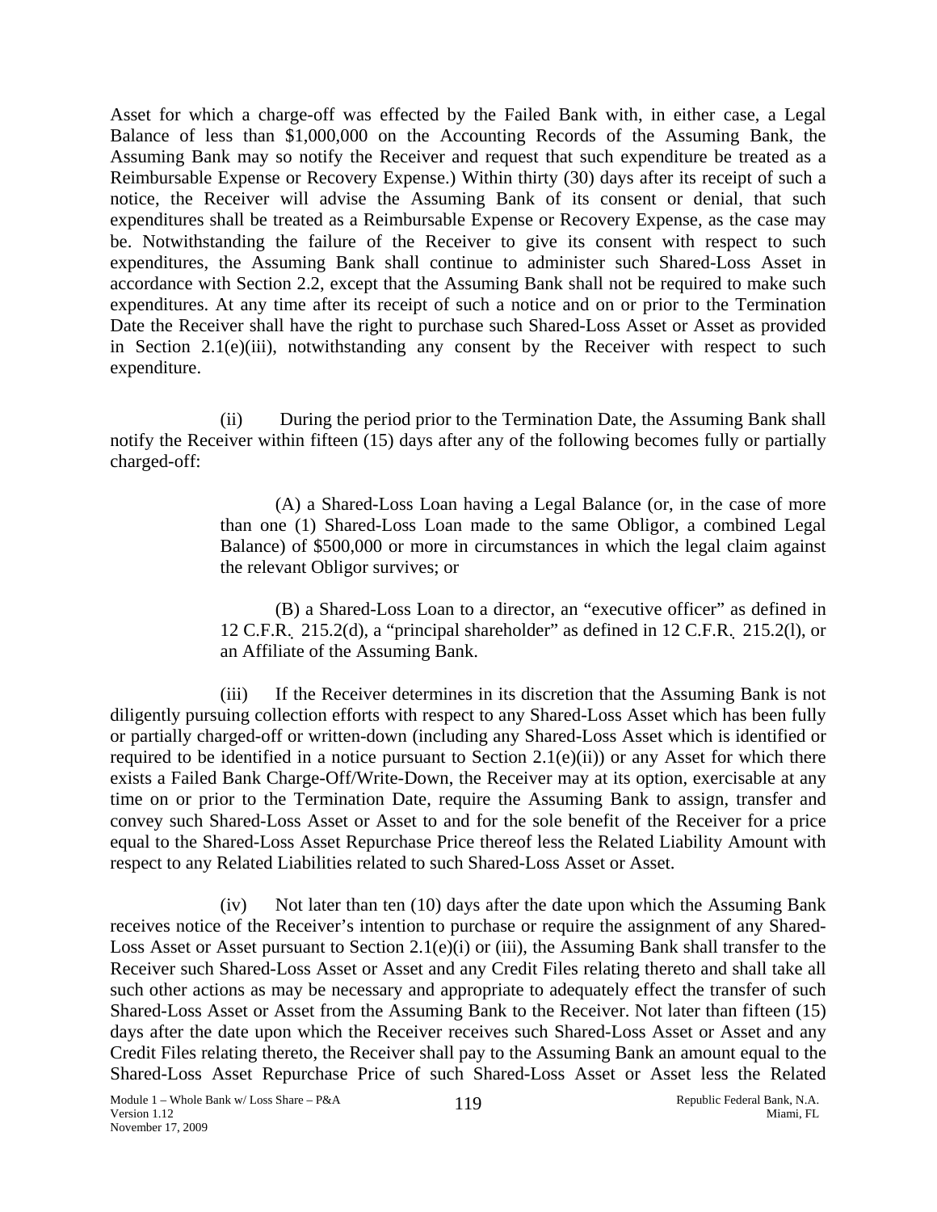Asset for which a charge-off was effected by the Failed Bank with, in either case, a Legal Balance of less than $1,000,000 on the Accounting Records of the Assuming Bank, the Assuming Bank may so notify the Receiver and request that such expenditure be treated as a Reimbursable Expense or Recovery Expense.) Within thirty (30) days after its receipt of such a notice, the Receiver will advise the Assuming Bank of its consent or denial, that such expenditures shall be treated as a Reimbursable Expense or Recovery Expense, as the case may be. Notwithstanding the failure of the Receiver to give its consent with respect to such expenditures, the Assuming Bank shall continue to administer such Shared-Loss Asset in accordance with Section 2.2, except that the Assuming Bank shall not be required to make such expenditures. At any time after its receipt of such a notice and on or prior to the Termination Date the Receiver shall have the right to purchase such Shared-Loss Asset or Asset as provided in Section 2.1(e)(iii), notwithstanding any consent by the Receiver with respect to such expenditure.

(ii) During the period prior to the Termination Date, the Assuming Bank shall notify the Receiver within fifteen (15) days after any of the following becomes fully or partially charged-off:

(A) a Shared-Loss Loan having a Legal Balance (or, in the case of more than one (1) Shared-Loss Loan made to the same Obligor, a combined Legal Balance) of $500,000 or more in circumstances in which the legal claim against the relevant Obligor survives; or

(B) a Shared-Loss Loan to a director, an "executive officer" as defined in 12 C.F.R. 215.2(d), a "principal shareholder" as defined in 12 C.F.R. 215.2(l), or an Affiliate of the Assuming Bank.

(iii) If the Receiver determines in its discretion that the Assuming Bank is not diligently pursuing collection efforts with respect to any Shared-Loss Asset which has been fully or partially charged-off or written-down (including any Shared-Loss Asset which is identified or required to be identified in a notice pursuant to Section 2.1(e)(ii)) or any Asset for which there exists a Failed Bank Charge-Off/Write-Down, the Receiver may at its option, exercisable at any time on or prior to the Termination Date, require the Assuming Bank to assign, transfer and convey such Shared-Loss Asset or Asset to and for the sole benefit of the Receiver for a price equal to the Shared-Loss Asset Repurchase Price thereof less the Related Liability Amount with respect to any Related Liabilities related to such Shared-Loss Asset or Asset.

(iv) Not later than ten (10) days after the date upon which the Assuming Bank receives notice of the Receiver's intention to purchase or require the assignment of any Shared-Loss Asset or Asset pursuant to Section 2.1(e)(i) or (iii), the Assuming Bank shall transfer to the Receiver such Shared-Loss Asset or Asset and any Credit Files relating thereto and shall take all such other actions as may be necessary and appropriate to adequately effect the transfer of such Shared-Loss Asset or Asset from the Assuming Bank to the Receiver. Not later than fifteen (15) days after the date upon which the Receiver receives such Shared-Loss Asset or Asset and any Credit Files relating thereto, the Receiver shall pay to the Assuming Bank an amount equal to the Shared-Loss Asset Repurchase Price of such Shared-Loss Asset or Asset less the Related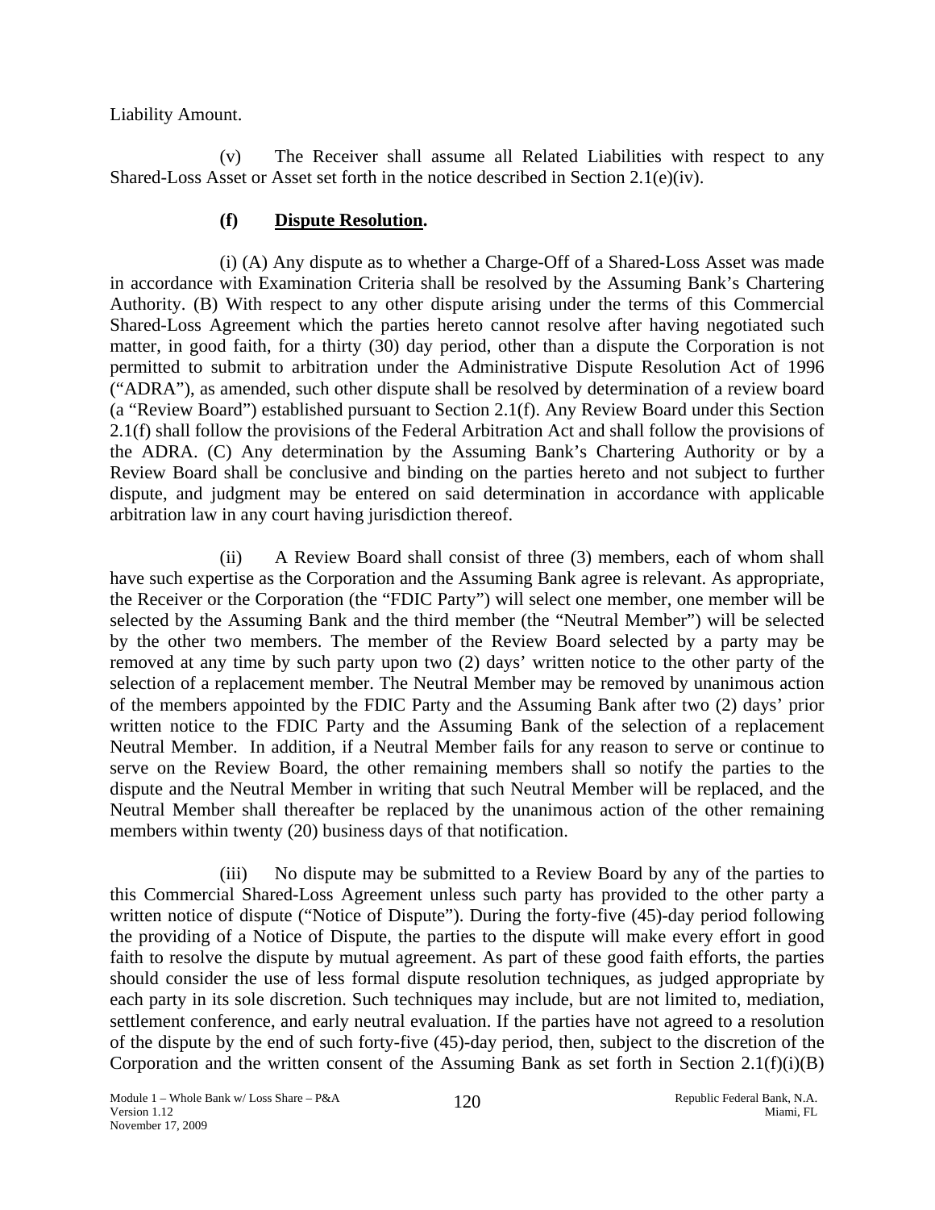Liability Amount.

(v) The Receiver shall assume all Related Liabilities with respect to any Shared-Loss Asset or Asset set forth in the notice described in Section 2.1(e)(iv).

**(f) Dispute Resolution.**

(i) (A) Any dispute as to whether a Charge-Off of a Shared-Loss Asset was made in accordance with Examination Criteria shall be resolved by the Assuming Bank's Chartering Authority. (B) With respect to any other dispute arising under the terms of this Commercial Shared-Loss Agreement which the parties hereto cannot resolve after having negotiated such matter, in good faith, for a thirty (30) day period, other than a dispute the Corporation is not permitted to submit to arbitration under the Administrative Dispute Resolution Act of 1996 ("ADRA"), as amended, such other dispute shall be resolved by determination of a review board (a "Review Board") established pursuant to Section 2.1(f). Any Review Board under this Section 2.1(f) shall follow the provisions of the Federal Arbitration Act and shall follow the provisions of the ADRA. (C) Any determination by the Assuming Bank's Chartering Authority or by a Review Board shall be conclusive and binding on the parties hereto and not subject to further dispute, and judgment may be entered on said determination in accordance with applicable arbitration law in any court having jurisdiction thereof.

(ii) A Review Board shall consist of three (3) members, each of whom shall have such expertise as the Corporation and the Assuming Bank agree is relevant. As appropriate, the Receiver or the Corporation (the "FDIC Party") will select one member, one member will be selected by the Assuming Bank and the third member (the "Neutral Member") will be selected by the other two members. The member of the Review Board selected by a party may be removed at any time by such party upon two (2) days' written notice to the other party of the selection of a replacement member. The Neutral Member may be removed by unanimous action of the members appointed by the FDIC Party and the Assuming Bank after two (2) days' prior written notice to the FDIC Party and the Assuming Bank of the selection of a replacement Neutral Member. In addition, if a Neutral Member fails for any reason to serve or continue to serve on the Review Board, the other remaining members shall so notify the parties to the dispute and the Neutral Member in writing that such Neutral Member will be replaced, and the Neutral Member shall thereafter be replaced by the unanimous action of the other remaining members within twenty (20) business days of that notification.

(iii) No dispute may be submitted to a Review Board by any of the parties to this Commercial Shared-Loss Agreement unless such party has provided to the other party a written notice of dispute ("Notice of Dispute"). During the forty-five (45)-day period following the providing of a Notice of Dispute, the parties to the dispute will make every effort in good faith to resolve the dispute by mutual agreement. As part of these good faith efforts, the parties should consider the use of less formal dispute resolution techniques, as judged appropriate by each party in its sole discretion. Such techniques may include, but are not limited to, mediation, settlement conference, and early neutral evaluation. If the parties have not agreed to a resolution of the dispute by the end of such forty-five (45)-day period, then, subject to the discretion of the Corporation and the written consent of the Assuming Bank as set forth in Section 2.1(f)(i)(B)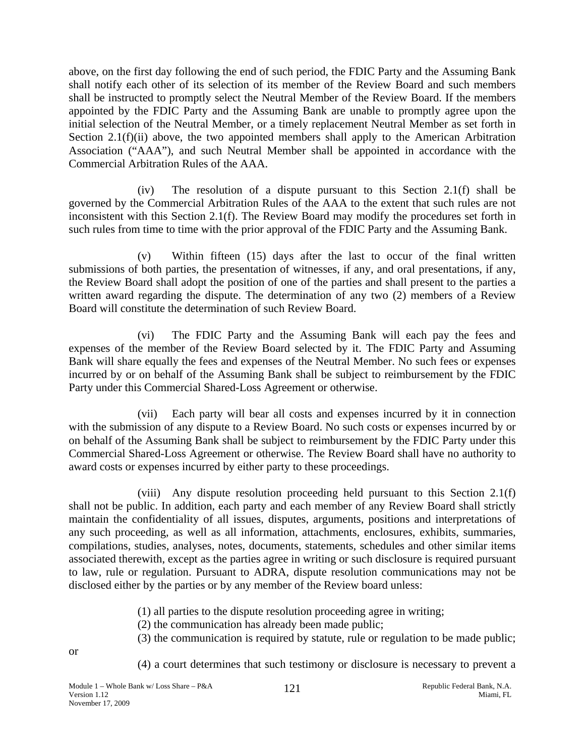above, on the first day following the end of such period, the FDIC Party and the Assuming Bank shall notify each other of its selection of its member of the Review Board and such members shall be instructed to promptly select the Neutral Member of the Review Board. If the members appointed by the FDIC Party and the Assuming Bank are unable to promptly agree upon the initial selection of the Neutral Member, or a timely replacement Neutral Member as set forth in Section 2.1(f)(ii) above, the two appointed members shall apply to the American Arbitration Association ("AAA"), and such Neutral Member shall be appointed in accordance with the Commercial Arbitration Rules of the AAA.

(iv) The resolution of a dispute pursuant to this Section 2.1(f) shall be governed by the Commercial Arbitration Rules of the AAA to the extent that such rules are not inconsistent with this Section 2.1(f). The Review Board may modify the procedures set forth in such rules from time to time with the prior approval of the FDIC Party and the Assuming Bank.

(v) Within fifteen (15) days after the last to occur of the final written submissions of both parties, the presentation of witnesses, if any, and oral presentations, if any, the Review Board shall adopt the position of one of the parties and shall present to the parties a written award regarding the dispute. The determination of any two (2) members of a Review Board will constitute the determination of such Review Board.

(vi) The FDIC Party and the Assuming Bank will each pay the fees and expenses of the member of the Review Board selected by it. The FDIC Party and Assuming Bank will share equally the fees and expenses of the Neutral Member. No such fees or expenses incurred by or on behalf of the Assuming Bank shall be subject to reimbursement by the FDIC Party under this Commercial Shared-Loss Agreement or otherwise.

(vii) Each party will bear all costs and expenses incurred by it in connection with the submission of any dispute to a Review Board. No such costs or expenses incurred by or on behalf of the Assuming Bank shall be subject to reimbursement by the FDIC Party under this Commercial Shared-Loss Agreement or otherwise. The Review Board shall have no authority to award costs or expenses incurred by either party to these proceedings.

(viii) Any dispute resolution proceeding held pursuant to this Section 2.1(f) shall not be public. In addition, each party and each member of any Review Board shall strictly maintain the confidentiality of all issues, disputes, arguments, positions and interpretations of any such proceeding, as well as all information, attachments, enclosures, exhibits, summaries, compilations, studies, analyses, notes, documents, statements, schedules and other similar items associated therewith, except as the parties agree in writing or such disclosure is required pursuant to law, rule or regulation. Pursuant to ADRA, dispute resolution communications may not be disclosed either by the parties or by any member of the Review board unless:

(1) all parties to the dispute resolution proceeding agree in writing;
(2) the communication has already been made public;
(3) the communication is required by statute, rule or regulation to be made public;

or

(4) a court determines that such testimony or disclosure is necessary to prevent a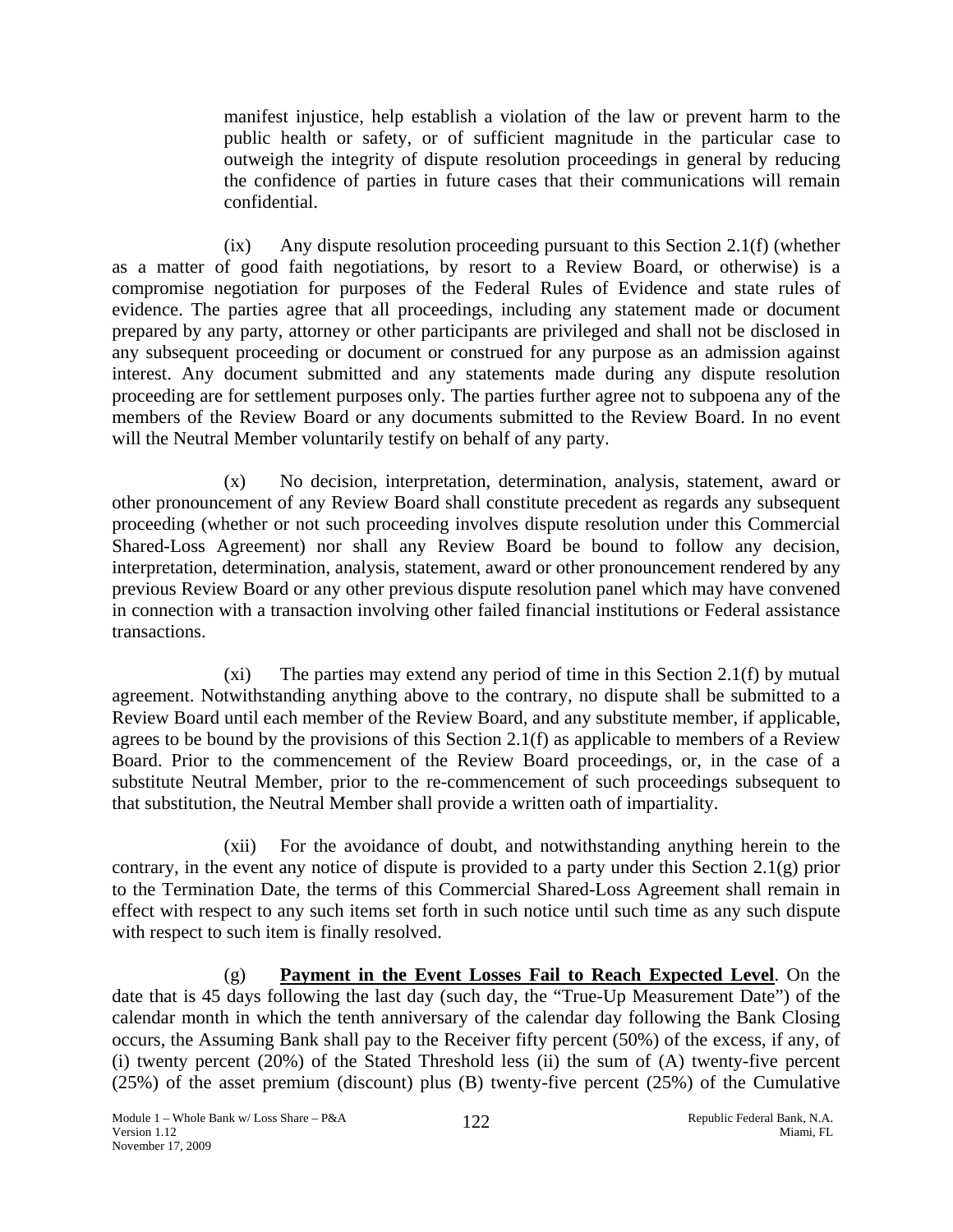manifest injustice, help establish a violation of the law or prevent harm to the public health or safety, or of sufficient magnitude in the particular case to outweigh the integrity of dispute resolution proceedings in general by reducing the confidence of parties in future cases that their communications will remain confidential.

(ix) Any dispute resolution proceeding pursuant to this Section 2.1(f) (whether as a matter of good faith negotiations, by resort to a Review Board, or otherwise) is a compromise negotiation for purposes of the Federal Rules of Evidence and state rules of evidence. The parties agree that all proceedings, including any statement made or document prepared by any party, attorney or other participants are privileged and shall not be disclosed in any subsequent proceeding or document or construed for any purpose as an admission against interest. Any document submitted and any statements made during any dispute resolution proceeding are for settlement purposes only. The parties further agree not to subpoena any of the members of the Review Board or any documents submitted to the Review Board. In no event will the Neutral Member voluntarily testify on behalf of any party.

(x) No decision, interpretation, determination, analysis, statement, award or other pronouncement of any Review Board shall constitute precedent as regards any subsequent proceeding (whether or not such proceeding involves dispute resolution under this Commercial Shared-Loss Agreement) nor shall any Review Board be bound to follow any decision, interpretation, determination, analysis, statement, award or other pronouncement rendered by any previous Review Board or any other previous dispute resolution panel which may have convened in connection with a transaction involving other failed financial institutions or Federal assistance transactions.

(xi) The parties may extend any period of time in this Section 2.1(f) by mutual agreement. Notwithstanding anything above to the contrary, no dispute shall be submitted to a Review Board until each member of the Review Board, and any substitute member, if applicable, agrees to be bound by the provisions of this Section 2.1(f) as applicable to members of a Review Board. Prior to the commencement of the Review Board proceedings, or, in the case of a substitute Neutral Member, prior to the re-commencement of such proceedings subsequent to that substitution, the Neutral Member shall provide a written oath of impartiality.

(xii) For the avoidance of doubt, and notwithstanding anything herein to the contrary, in the event any notice of dispute is provided to a party under this Section 2.1(g) prior to the Termination Date, the terms of this Commercial Shared-Loss Agreement shall remain in effect with respect to any such items set forth in such notice until such time as any such dispute with respect to such item is finally resolved.

(g) **Payment in the Event Losses Fail to Reach Expected Level**. On the date that is 45 days following the last day (such day, the "True-Up Measurement Date") of the calendar month in which the tenth anniversary of the calendar day following the Bank Closing occurs, the Assuming Bank shall pay to the Receiver fifty percent (50%) of the excess, if any, of (i) twenty percent (20%) of the Stated Threshold less (ii) the sum of (A) twenty-five percent (25%) of the asset premium (discount) plus (B) twenty-five percent (25%) of the Cumulative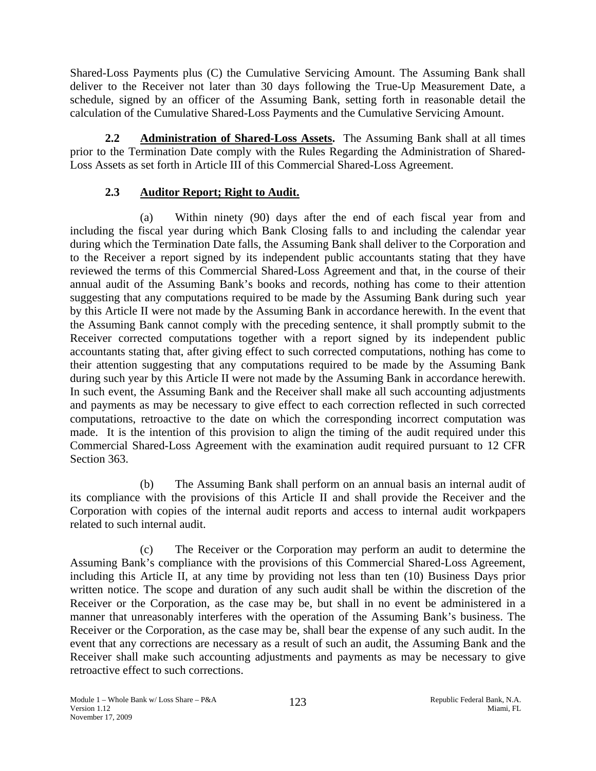Shared-Loss Payments plus (C) the Cumulative Servicing Amount. The Assuming Bank shall deliver to the Receiver not later than 30 days following the True-Up Measurement Date, a schedule, signed by an officer of the Assuming Bank, setting forth in reasonable detail the calculation of the Cumulative Shared-Loss Payments and the Cumulative Servicing Amount.

**2.2 Administration of Shared-Loss Assets.** The Assuming Bank shall at all times prior to the Termination Date comply with the Rules Regarding the Administration of Shared-Loss Assets as set forth in Article III of this Commercial Shared-Loss Agreement.

**2.3 Auditor Report; Right to Audit.**

(a) Within ninety (90) days after the end of each fiscal year from and including the fiscal year during which Bank Closing falls to and including the calendar year during which the Termination Date falls, the Assuming Bank shall deliver to the Corporation and to the Receiver a report signed by its independent public accountants stating that they have reviewed the terms of this Commercial Shared-Loss Agreement and that, in the course of their annual audit of the Assuming Bank's books and records, nothing has come to their attention suggesting that any computations required to be made by the Assuming Bank during such year by this Article II were not made by the Assuming Bank in accordance herewith. In the event that the Assuming Bank cannot comply with the preceding sentence, it shall promptly submit to the Receiver corrected computations together with a report signed by its independent public accountants stating that, after giving effect to such corrected computations, nothing has come to their attention suggesting that any computations required to be made by the Assuming Bank during such year by this Article II were not made by the Assuming Bank in accordance herewith. In such event, the Assuming Bank and the Receiver shall make all such accounting adjustments and payments as may be necessary to give effect to each correction reflected in such corrected computations, retroactive to the date on which the corresponding incorrect computation was made. It is the intention of this provision to align the timing of the audit required under this Commercial Shared-Loss Agreement with the examination audit required pursuant to 12 CFR Section 363.

(b) The Assuming Bank shall perform on an annual basis an internal audit of its compliance with the provisions of this Article II and shall provide the Receiver and the Corporation with copies of the internal audit reports and access to internal audit workpapers related to such internal audit.

(c) The Receiver or the Corporation may perform an audit to determine the Assuming Bank's compliance with the provisions of this Commercial Shared-Loss Agreement, including this Article II, at any time by providing not less than ten (10) Business Days prior written notice. The scope and duration of any such audit shall be within the discretion of the Receiver or the Corporation, as the case may be, but shall in no event be administered in a manner that unreasonably interferes with the operation of the Assuming Bank's business. The Receiver or the Corporation, as the case may be, shall bear the expense of any such audit. In the event that any corrections are necessary as a result of such an audit, the Assuming Bank and the Receiver shall make such accounting adjustments and payments as may be necessary to give retroactive effect to such corrections.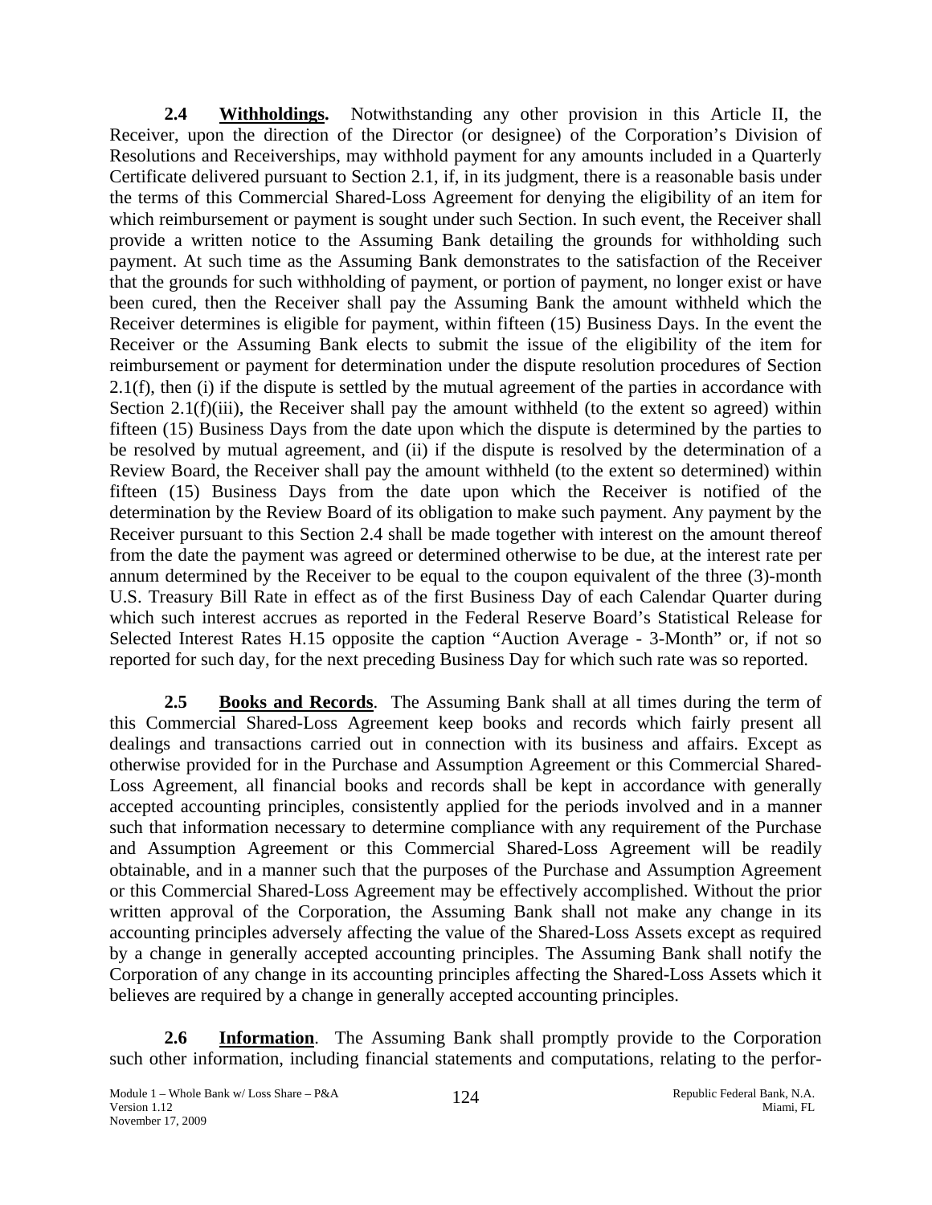**2.4 Withholdings.** Notwithstanding any other provision in this Article II, the Receiver, upon the direction of the Director (or designee) of the Corporation's Division of Resolutions and Receiverships, may withhold payment for any amounts included in a Quarterly Certificate delivered pursuant to Section 2.1, if, in its judgment, there is a reasonable basis under the terms of this Commercial Shared-Loss Agreement for denying the eligibility of an item for which reimbursement or payment is sought under such Section. In such event, the Receiver shall provide a written notice to the Assuming Bank detailing the grounds for withholding such payment. At such time as the Assuming Bank demonstrates to the satisfaction of the Receiver that the grounds for such withholding of payment, or portion of payment, no longer exist or have been cured, then the Receiver shall pay the Assuming Bank the amount withheld which the Receiver determines is eligible for payment, within fifteen (15) Business Days. In the event the Receiver or the Assuming Bank elects to submit the issue of the eligibility of the item for reimbursement or payment for determination under the dispute resolution procedures of Section 2.1(f), then (i) if the dispute is settled by the mutual agreement of the parties in accordance with Section 2.1(f)(iii), the Receiver shall pay the amount withheld (to the extent so agreed) within fifteen (15) Business Days from the date upon which the dispute is determined by the parties to be resolved by mutual agreement, and (ii) if the dispute is resolved by the determination of a Review Board, the Receiver shall pay the amount withheld (to the extent so determined) within fifteen (15) Business Days from the date upon which the Receiver is notified of the determination by the Review Board of its obligation to make such payment. Any payment by the Receiver pursuant to this Section 2.4 shall be made together with interest on the amount thereof from the date the payment was agreed or determined otherwise to be due, at the interest rate per annum determined by the Receiver to be equal to the coupon equivalent of the three (3)-month U.S. Treasury Bill Rate in effect as of the first Business Day of each Calendar Quarter during which such interest accrues as reported in the Federal Reserve Board's Statistical Release for Selected Interest Rates H.15 opposite the caption "Auction Average - 3-Month" or, if not so reported for such day, for the next preceding Business Day for which such rate was so reported.

**2.5 Books and Records**. The Assuming Bank shall at all times during the term of this Commercial Shared-Loss Agreement keep books and records which fairly present all dealings and transactions carried out in connection with its business and affairs. Except as otherwise provided for in the Purchase and Assumption Agreement or this Commercial Shared-Loss Agreement, all financial books and records shall be kept in accordance with generally accepted accounting principles, consistently applied for the periods involved and in a manner such that information necessary to determine compliance with any requirement of the Purchase and Assumption Agreement or this Commercial Shared-Loss Agreement will be readily obtainable, and in a manner such that the purposes of the Purchase and Assumption Agreement or this Commercial Shared-Loss Agreement may be effectively accomplished. Without the prior written approval of the Corporation, the Assuming Bank shall not make any change in its accounting principles adversely affecting the value of the Shared-Loss Assets except as required by a change in generally accepted accounting principles. The Assuming Bank shall notify the Corporation of any change in its accounting principles affecting the Shared-Loss Assets which it believes are required by a change in generally accepted accounting principles.

**2.6 Information**. The Assuming Bank shall promptly provide to the Corporation such other information, including financial statements and computations, relating to the perfor-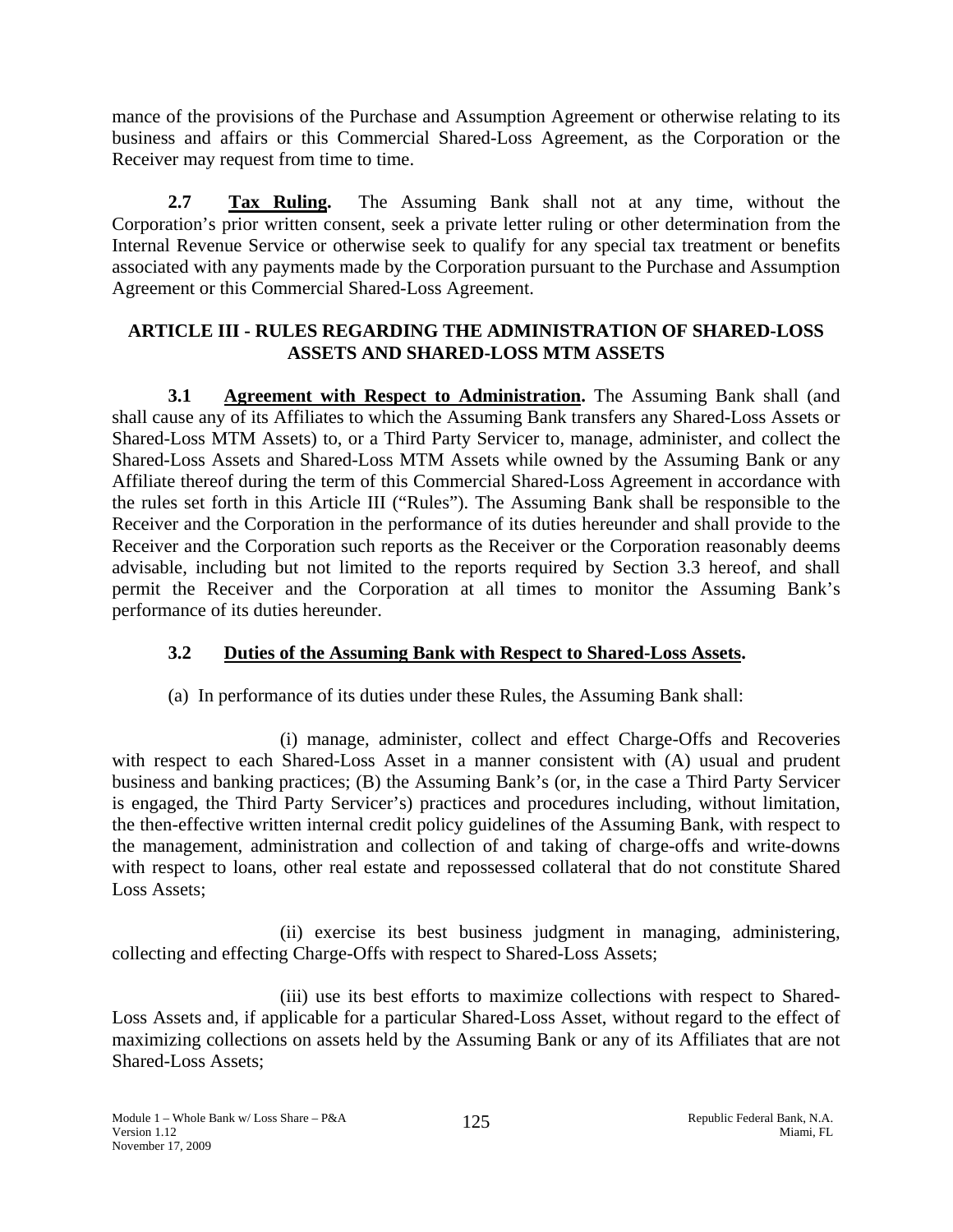mance of the provisions of the Purchase and Assumption Agreement or otherwise relating to its business and affairs or this Commercial Shared-Loss Agreement, as the Corporation or the Receiver may request from time to time.

**2.7 Tax Ruling.** The Assuming Bank shall not at any time, without the Corporation's prior written consent, seek a private letter ruling or other determination from the Internal Revenue Service or otherwise seek to qualify for any special tax treatment or benefits associated with any payments made by the Corporation pursuant to the Purchase and Assumption Agreement or this Commercial Shared-Loss Agreement.

## ARTICLE III - RULES REGARDING THE ADMINISTRATION OF SHARED-LOSS ASSETS AND SHARED-LOSS MTM ASSETS

**3.1 Agreement with Respect to Administration.** The Assuming Bank shall (and shall cause any of its Affiliates to which the Assuming Bank transfers any Shared-Loss Assets or Shared-Loss MTM Assets) to, or a Third Party Servicer to, manage, administer, and collect the Shared-Loss Assets and Shared-Loss MTM Assets while owned by the Assuming Bank or any Affiliate thereof during the term of this Commercial Shared-Loss Agreement in accordance with the rules set forth in this Article III ("Rules"). The Assuming Bank shall be responsible to the Receiver and the Corporation in the performance of its duties hereunder and shall provide to the Receiver and the Corporation such reports as the Receiver or the Corporation reasonably deems advisable, including but not limited to the reports required by Section 3.3 hereof, and shall permit the Receiver and the Corporation at all times to monitor the Assuming Bank's performance of its duties hereunder.

### 3.2 Duties of the Assuming Bank with Respect to Shared-Loss Assets.

(a) In performance of its duties under these Rules, the Assuming Bank shall:

(i) manage, administer, collect and effect Charge-Offs and Recoveries with respect to each Shared-Loss Asset in a manner consistent with (A) usual and prudent business and banking practices; (B) the Assuming Bank's (or, in the case a Third Party Servicer is engaged, the Third Party Servicer's) practices and procedures including, without limitation, the then-effective written internal credit policy guidelines of the Assuming Bank, with respect to the management, administration and collection of and taking of charge-offs and write-downs with respect to loans, other real estate and repossessed collateral that do not constitute Shared Loss Assets;

(ii) exercise its best business judgment in managing, administering, collecting and effecting Charge-Offs with respect to Shared-Loss Assets;

(iii) use its best efforts to maximize collections with respect to Shared-Loss Assets and, if applicable for a particular Shared-Loss Asset, without regard to the effect of maximizing collections on assets held by the Assuming Bank or any of its Affiliates that are not Shared-Loss Assets;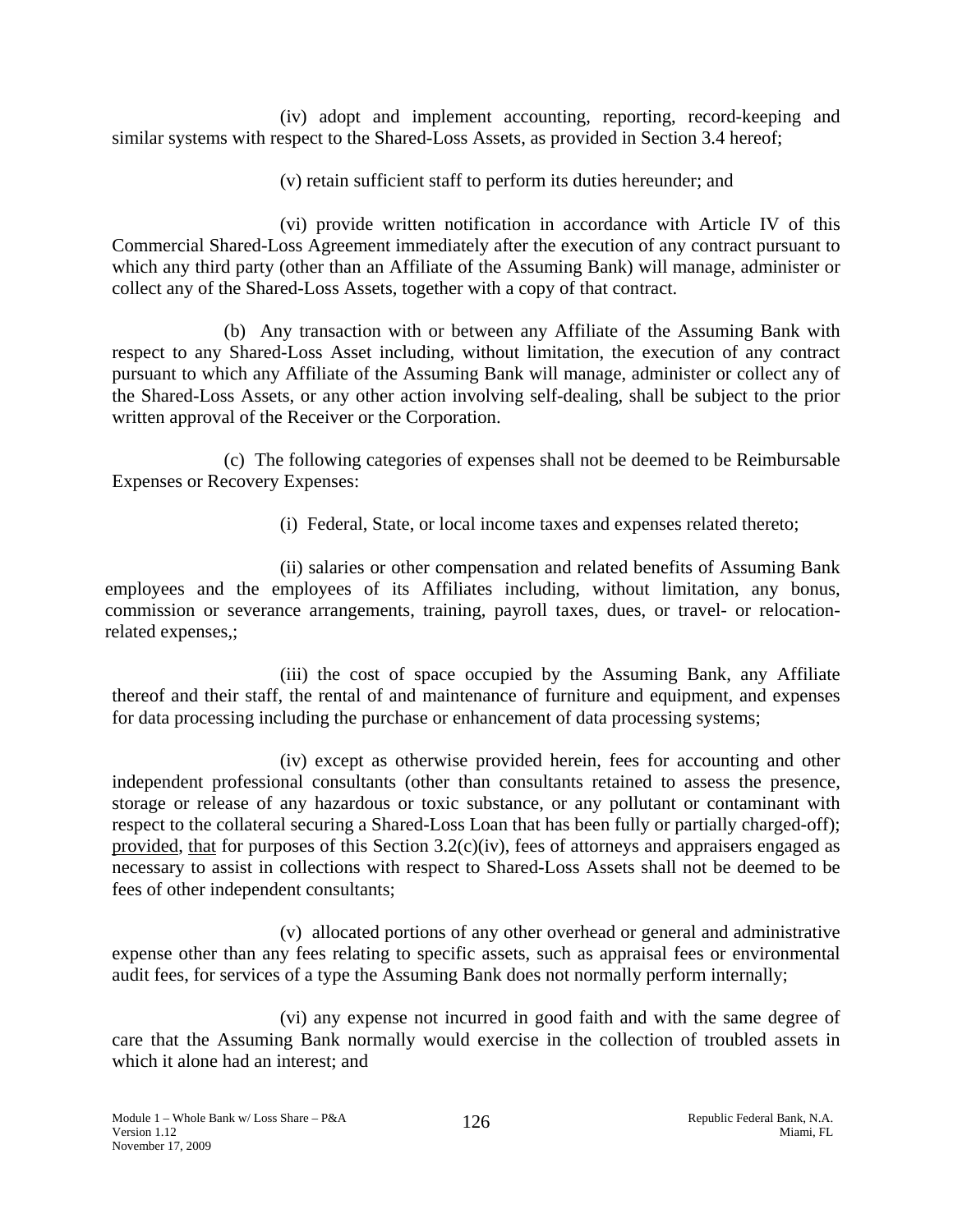(iv) adopt and implement accounting, reporting, record-keeping and similar systems with respect to the Shared-Loss Assets, as provided in Section 3.4 hereof;

(v) retain sufficient staff to perform its duties hereunder; and

(vi) provide written notification in accordance with Article IV of this Commercial Shared-Loss Agreement immediately after the execution of any contract pursuant to which any third party (other than an Affiliate of the Assuming Bank) will manage, administer or collect any of the Shared-Loss Assets, together with a copy of that contract.

(b) Any transaction with or between any Affiliate of the Assuming Bank with respect to any Shared-Loss Asset including, without limitation, the execution of any contract pursuant to which any Affiliate of the Assuming Bank will manage, administer or collect any of the Shared-Loss Assets, or any other action involving self-dealing, shall be subject to the prior written approval of the Receiver or the Corporation.

(c) The following categories of expenses shall not be deemed to be Reimbursable Expenses or Recovery Expenses:

(i) Federal, State, or local income taxes and expenses related thereto;

(ii) salaries or other compensation and related benefits of Assuming Bank employees and the employees of its Affiliates including, without limitation, any bonus, commission or severance arrangements, training, payroll taxes, dues, or travel- or relocation-related expenses,;

(iii) the cost of space occupied by the Assuming Bank, any Affiliate thereof and their staff, the rental of and maintenance of furniture and equipment, and expenses for data processing including the purchase or enhancement of data processing systems;

(iv) except as otherwise provided herein, fees for accounting and other independent professional consultants (other than consultants retained to assess the presence, storage or release of any hazardous or toxic substance, or any pollutant or contaminant with respect to the collateral securing a Shared-Loss Loan that has been fully or partially charged-off); provided, that for purposes of this Section 3.2(c)(iv), fees of attorneys and appraisers engaged as necessary to assist in collections with respect to Shared-Loss Assets shall not be deemed to be fees of other independent consultants;

(v) allocated portions of any other overhead or general and administrative expense other than any fees relating to specific assets, such as appraisal fees or environmental audit fees, for services of a type the Assuming Bank does not normally perform internally;

(vi) any expense not incurred in good faith and with the same degree of care that the Assuming Bank normally would exercise in the collection of troubled assets in which it alone had an interest; and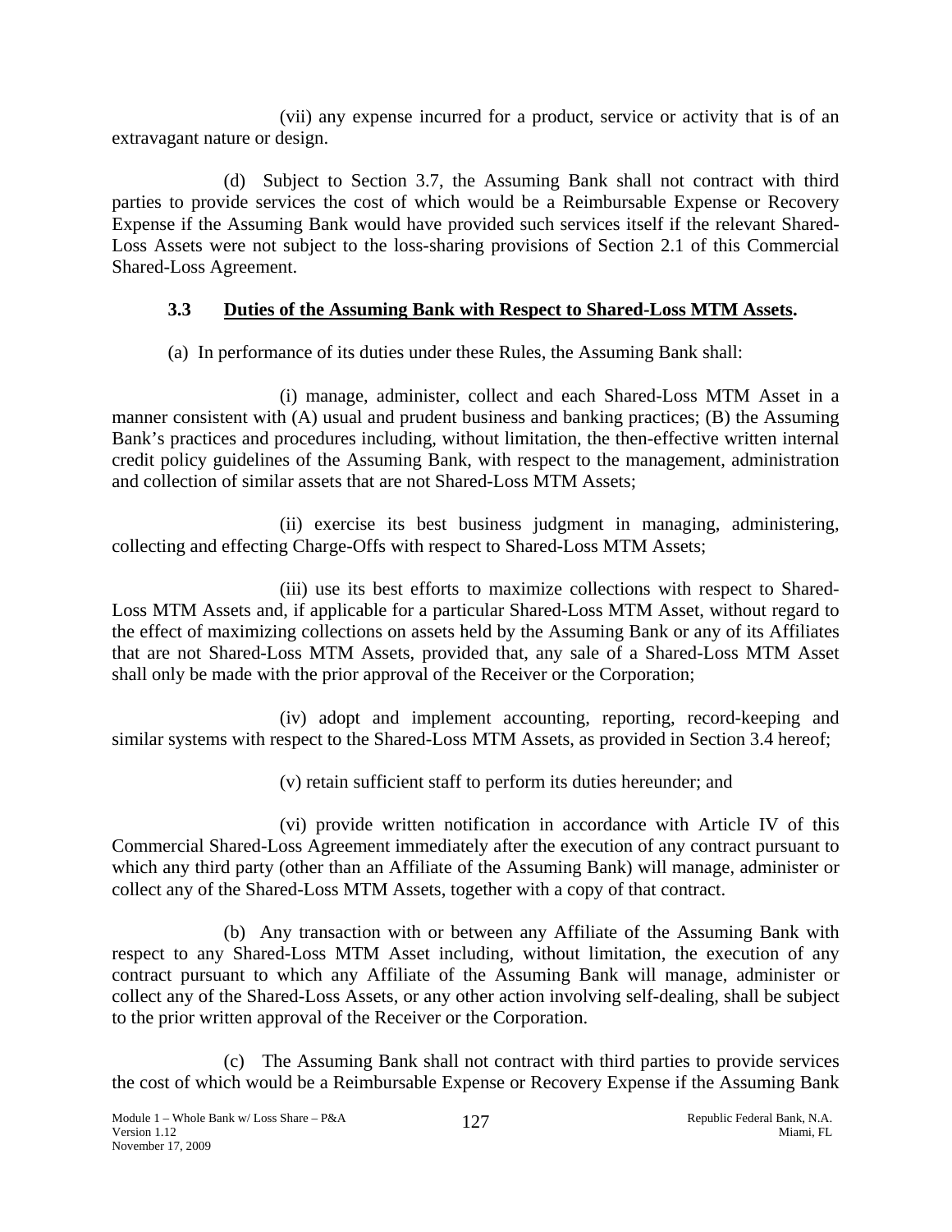(vii) any expense incurred for a product, service or activity that is of an extravagant nature or design.

(d) Subject to Section 3.7, the Assuming Bank shall not contract with third parties to provide services the cost of which would be a Reimbursable Expense or Recovery Expense if the Assuming Bank would have provided such services itself if the relevant Shared-Loss Assets were not subject to the loss-sharing provisions of Section 2.1 of this Commercial Shared-Loss Agreement.

### 3.3 Duties of the Assuming Bank with Respect to Shared-Loss MTM Assets.

(a) In performance of its duties under these Rules, the Assuming Bank shall:

(i) manage, administer, collect and each Shared-Loss MTM Asset in a manner consistent with (A) usual and prudent business and banking practices; (B) the Assuming Bank's practices and procedures including, without limitation, the then-effective written internal credit policy guidelines of the Assuming Bank, with respect to the management, administration and collection of similar assets that are not Shared-Loss MTM Assets;

(ii) exercise its best business judgment in managing, administering, collecting and effecting Charge-Offs with respect to Shared-Loss MTM Assets;

(iii) use its best efforts to maximize collections with respect to Shared-Loss MTM Assets and, if applicable for a particular Shared-Loss MTM Asset, without regard to the effect of maximizing collections on assets held by the Assuming Bank or any of its Affiliates that are not Shared-Loss MTM Assets, provided that, any sale of a Shared-Loss MTM Asset shall only be made with the prior approval of the Receiver or the Corporation;

(iv) adopt and implement accounting, reporting, record-keeping and similar systems with respect to the Shared-Loss MTM Assets, as provided in Section 3.4 hereof;

(v) retain sufficient staff to perform its duties hereunder; and

(vi) provide written notification in accordance with Article IV of this Commercial Shared-Loss Agreement immediately after the execution of any contract pursuant to which any third party (other than an Affiliate of the Assuming Bank) will manage, administer or collect any of the Shared-Loss MTM Assets, together with a copy of that contract.

(b) Any transaction with or between any Affiliate of the Assuming Bank with respect to any Shared-Loss MTM Asset including, without limitation, the execution of any contract pursuant to which any Affiliate of the Assuming Bank will manage, administer or collect any of the Shared-Loss Assets, or any other action involving self-dealing, shall be subject to the prior written approval of the Receiver or the Corporation.

(c) The Assuming Bank shall not contract with third parties to provide services the cost of which would be a Reimbursable Expense or Recovery Expense if the Assuming Bank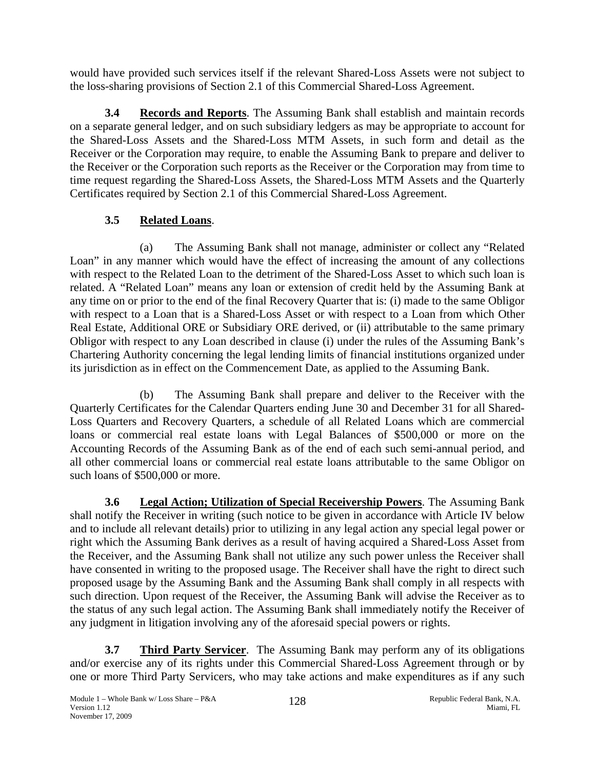would have provided such services itself if the relevant Shared-Loss Assets were not subject to the loss-sharing provisions of Section 2.1 of this Commercial Shared-Loss Agreement.

**3.4 Records and Reports**. The Assuming Bank shall establish and maintain records on a separate general ledger, and on such subsidiary ledgers as may be appropriate to account for the Shared-Loss Assets and the Shared-Loss MTM Assets, in such form and detail as the Receiver or the Corporation may require, to enable the Assuming Bank to prepare and deliver to the Receiver or the Corporation such reports as the Receiver or the Corporation may from time to time request regarding the Shared-Loss Assets, the Shared-Loss MTM Assets and the Quarterly Certificates required by Section 2.1 of this Commercial Shared-Loss Agreement.

**3.5 Related Loans**.

(a) The Assuming Bank shall not manage, administer or collect any "Related Loan" in any manner which would have the effect of increasing the amount of any collections with respect to the Related Loan to the detriment of the Shared-Loss Asset to which such loan is related. A "Related Loan" means any loan or extension of credit held by the Assuming Bank at any time on or prior to the end of the final Recovery Quarter that is: (i) made to the same Obligor with respect to a Loan that is a Shared-Loss Asset or with respect to a Loan from which Other Real Estate, Additional ORE or Subsidiary ORE derived, or (ii) attributable to the same primary Obligor with respect to any Loan described in clause (i) under the rules of the Assuming Bank's Chartering Authority concerning the legal lending limits of financial institutions organized under its jurisdiction as in effect on the Commencement Date, as applied to the Assuming Bank.

(b) The Assuming Bank shall prepare and deliver to the Receiver with the Quarterly Certificates for the Calendar Quarters ending June 30 and December 31 for all Shared-Loss Quarters and Recovery Quarters, a schedule of all Related Loans which are commercial loans or commercial real estate loans with Legal Balances of $500,000 or more on the Accounting Records of the Assuming Bank as of the end of each such semi-annual period, and all other commercial loans or commercial real estate loans attributable to the same Obligor on such loans of $500,000 or more.

**3.6 Legal Action; Utilization of Special Receivership Powers**. The Assuming Bank shall notify the Receiver in writing (such notice to be given in accordance with Article IV below and to include all relevant details) prior to utilizing in any legal action any special legal power or right which the Assuming Bank derives as a result of having acquired a Shared-Loss Asset from the Receiver, and the Assuming Bank shall not utilize any such power unless the Receiver shall have consented in writing to the proposed usage. The Receiver shall have the right to direct such proposed usage by the Assuming Bank and the Assuming Bank shall comply in all respects with such direction. Upon request of the Receiver, the Assuming Bank will advise the Receiver as to the status of any such legal action. The Assuming Bank shall immediately notify the Receiver of any judgment in litigation involving any of the aforesaid special powers or rights.

**3.7 Third Party Servicer**. The Assuming Bank may perform any of its obligations and/or exercise any of its rights under this Commercial Shared-Loss Agreement through or by one or more Third Party Servicers, who may take actions and make expenditures as if any such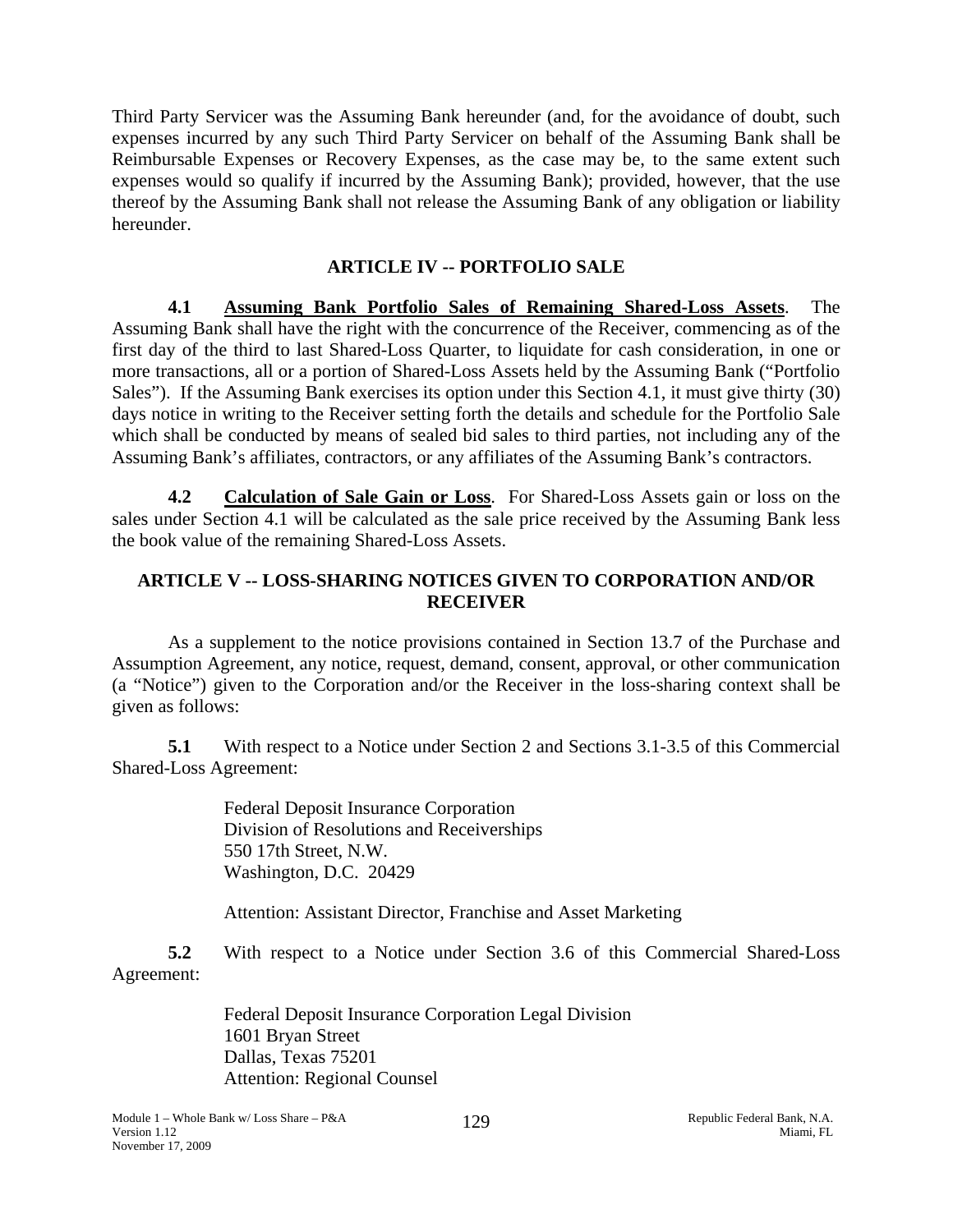Third Party Servicer was the Assuming Bank hereunder (and, for the avoidance of doubt, such expenses incurred by any such Third Party Servicer on behalf of the Assuming Bank shall be Reimbursable Expenses or Recovery Expenses, as the case may be, to the same extent such expenses would so qualify if incurred by the Assuming Bank); provided, however, that the use thereof by the Assuming Bank shall not release the Assuming Bank of any obligation or liability hereunder.

## ARTICLE IV -- PORTFOLIO SALE

**4.1** **Assuming Bank Portfolio Sales of Remaining Shared-Loss Assets**. The Assuming Bank shall have the right with the concurrence of the Receiver, commencing as of the first day of the third to last Shared-Loss Quarter, to liquidate for cash consideration, in one or more transactions, all or a portion of Shared-Loss Assets held by the Assuming Bank ("Portfolio Sales"). If the Assuming Bank exercises its option under this Section 4.1, it must give thirty (30) days notice in writing to the Receiver setting forth the details and schedule for the Portfolio Sale which shall be conducted by means of sealed bid sales to third parties, not including any of the Assuming Bank's affiliates, contractors, or any affiliates of the Assuming Bank's contractors.

**4.2** **Calculation of Sale Gain or Loss**. For Shared-Loss Assets gain or loss on the sales under Section 4.1 will be calculated as the sale price received by the Assuming Bank less the book value of the remaining Shared-Loss Assets.

## ARTICLE V -- LOSS-SHARING NOTICES GIVEN TO CORPORATION AND/OR RECEIVER

As a supplement to the notice provisions contained in Section 13.7 of the Purchase and Assumption Agreement, any notice, request, demand, consent, approval, or other communication (a "Notice") given to the Corporation and/or the Receiver in the loss-sharing context shall be given as follows:

**5.1** With respect to a Notice under Section 2 and Sections 3.1-3.5 of this Commercial Shared-Loss Agreement:

Federal Deposit Insurance Corporation
Division of Resolutions and Receiverships
550 17th Street, N.W.
Washington, D.C. 20429

Attention: Assistant Director, Franchise and Asset Marketing

**5.2** With respect to a Notice under Section 3.6 of this Commercial Shared-Loss Agreement:

Federal Deposit Insurance Corporation Legal Division
1601 Bryan Street
Dallas, Texas 75201
Attention: Regional Counsel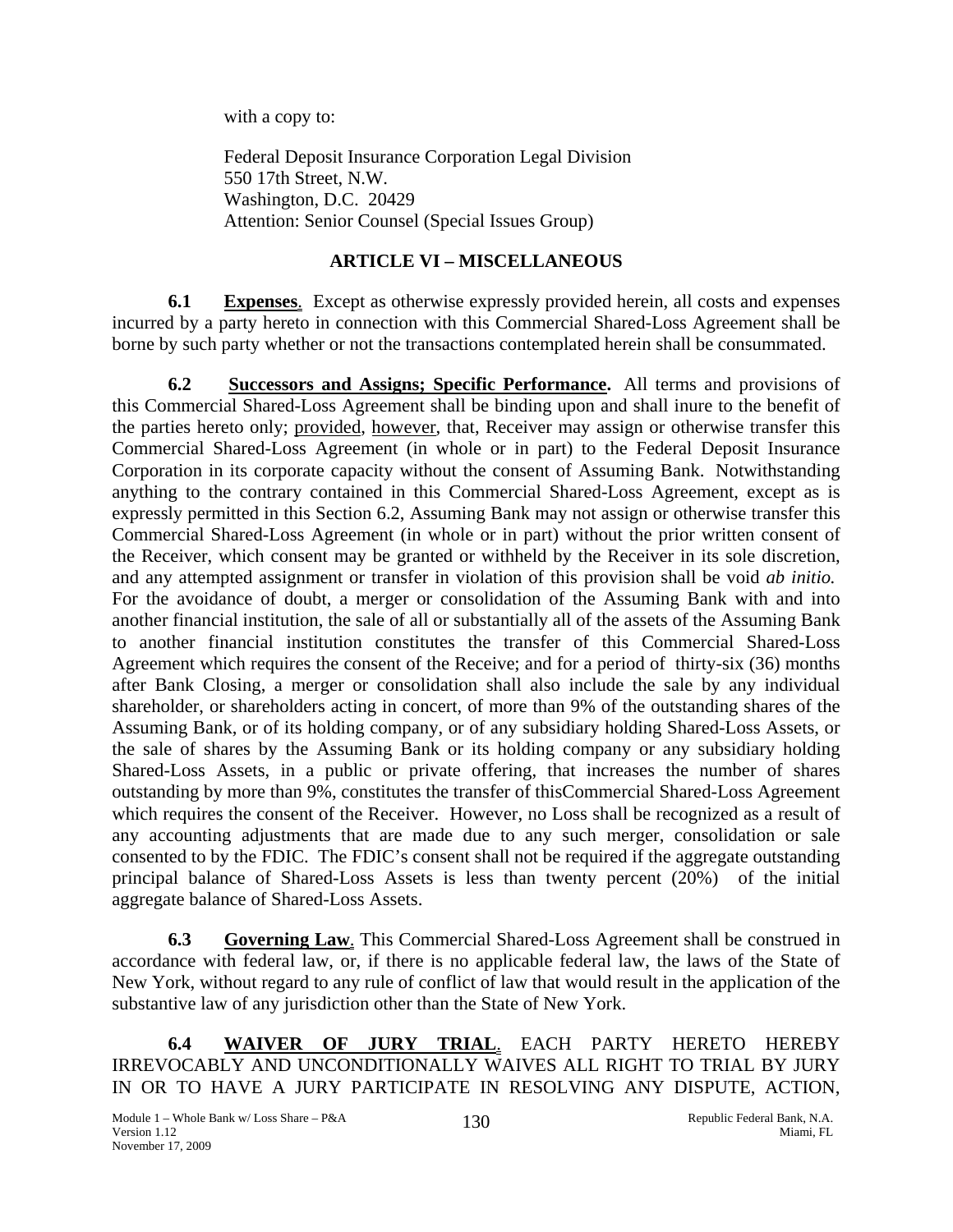with a copy to:

Federal Deposit Insurance Corporation Legal Division
550 17th Street, N.W.
Washington, D.C. 20429
Attention: Senior Counsel (Special Issues Group)

## ARTICLE VI – MISCELLANEOUS

**6.1 Expenses**. Except as otherwise expressly provided herein, all costs and expenses incurred by a party hereto in connection with this Commercial Shared-Loss Agreement shall be borne by such party whether or not the transactions contemplated herein shall be consummated.

**6.2 Successors and Assigns; Specific Performance.** All terms and provisions of this Commercial Shared-Loss Agreement shall be binding upon and shall inure to the benefit of the parties hereto only; provided, however, that, Receiver may assign or otherwise transfer this Commercial Shared-Loss Agreement (in whole or in part) to the Federal Deposit Insurance Corporation in its corporate capacity without the consent of Assuming Bank. Notwithstanding anything to the contrary contained in this Commercial Shared-Loss Agreement, except as is expressly permitted in this Section 6.2, Assuming Bank may not assign or otherwise transfer this Commercial Shared-Loss Agreement (in whole or in part) without the prior written consent of the Receiver, which consent may be granted or withheld by the Receiver in its sole discretion, and any attempted assignment or transfer in violation of this provision shall be void *ab initio.* For the avoidance of doubt, a merger or consolidation of the Assuming Bank with and into another financial institution, the sale of all or substantially all of the assets of the Assuming Bank to another financial institution constitutes the transfer of this Commercial Shared-Loss Agreement which requires the consent of the Receive; and for a period of thirty-six (36) months after Bank Closing, a merger or consolidation shall also include the sale by any individual shareholder, or shareholders acting in concert, of more than 9% of the outstanding shares of the Assuming Bank, or of its holding company, or of any subsidiary holding Shared-Loss Assets, or the sale of shares by the Assuming Bank or its holding company or any subsidiary holding Shared-Loss Assets, in a public or private offering, that increases the number of shares outstanding by more than 9%, constitutes the transfer of thisCommercial Shared-Loss Agreement which requires the consent of the Receiver. However, no Loss shall be recognized as a result of any accounting adjustments that are made due to any such merger, consolidation or sale consented to by the FDIC. The FDIC's consent shall not be required if the aggregate outstanding principal balance of Shared-Loss Assets is less than twenty percent (20%) of the initial aggregate balance of Shared-Loss Assets.

**6.3 Governing Law**. This Commercial Shared-Loss Agreement shall be construed in accordance with federal law, or, if there is no applicable federal law, the laws of the State of New York, without regard to any rule of conflict of law that would result in the application of the substantive law of any jurisdiction other than the State of New York.

**6.4 WAIVER OF JURY TRIAL**. EACH PARTY HERETO HEREBY IRREVOCABLY AND UNCONDITIONALLY WAIVES ALL RIGHT TO TRIAL BY JURY IN OR TO HAVE A JURY PARTICIPATE IN RESOLVING ANY DISPUTE, ACTION,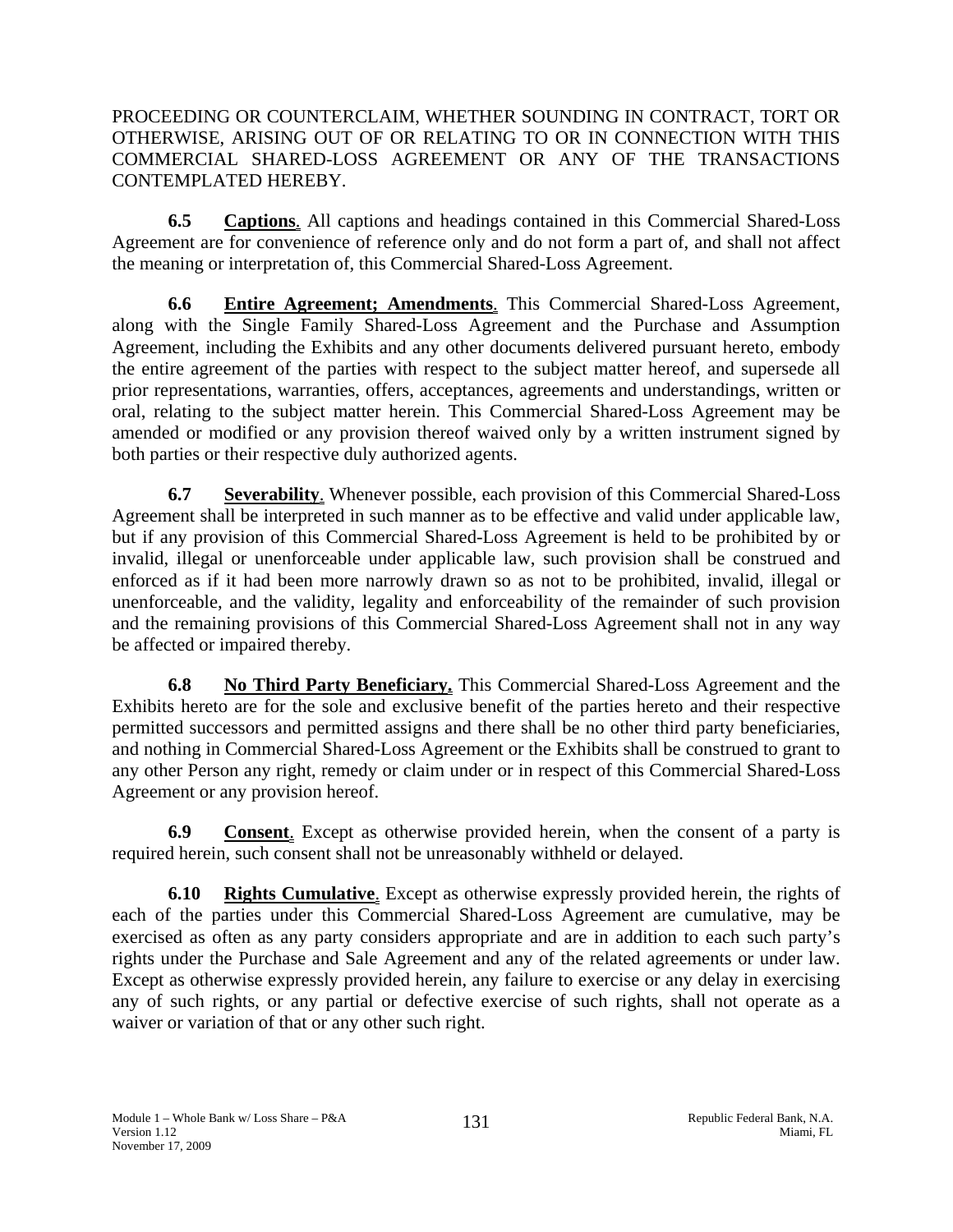PROCEEDING OR COUNTERCLAIM, WHETHER SOUNDING IN CONTRACT, TORT OR OTHERWISE, ARISING OUT OF OR RELATING TO OR IN CONNECTION WITH THIS COMMERCIAL SHARED-LOSS AGREEMENT OR ANY OF THE TRANSACTIONS CONTEMPLATED HEREBY.

**6.5 Captions**. All captions and headings contained in this Commercial Shared-Loss Agreement are for convenience of reference only and do not form a part of, and shall not affect the meaning or interpretation of, this Commercial Shared-Loss Agreement.

**6.6 Entire Agreement; Amendments**. This Commercial Shared-Loss Agreement, along with the Single Family Shared-Loss Agreement and the Purchase and Assumption Agreement, including the Exhibits and any other documents delivered pursuant hereto, embody the entire agreement of the parties with respect to the subject matter hereof, and supersede all prior representations, warranties, offers, acceptances, agreements and understandings, written or oral, relating to the subject matter herein. This Commercial Shared-Loss Agreement may be amended or modified or any provision thereof waived only by a written instrument signed by both parties or their respective duly authorized agents.

**6.7 Severability**. Whenever possible, each provision of this Commercial Shared-Loss Agreement shall be interpreted in such manner as to be effective and valid under applicable law, but if any provision of this Commercial Shared-Loss Agreement is held to be prohibited by or invalid, illegal or unenforceable under applicable law, such provision shall be construed and enforced as if it had been more narrowly drawn so as not to be prohibited, invalid, illegal or unenforceable, and the validity, legality and enforceability of the remainder of such provision and the remaining provisions of this Commercial Shared-Loss Agreement shall not in any way be affected or impaired thereby.

**6.8 No Third Party Beneficiary.** This Commercial Shared-Loss Agreement and the Exhibits hereto are for the sole and exclusive benefit of the parties hereto and their respective permitted successors and permitted assigns and there shall be no other third party beneficiaries, and nothing in Commercial Shared-Loss Agreement or the Exhibits shall be construed to grant to any other Person any right, remedy or claim under or in respect of this Commercial Shared-Loss Agreement or any provision hereof.

**6.9 Consent**. Except as otherwise provided herein, when the consent of a party is required herein, such consent shall not be unreasonably withheld or delayed.

**6.10 Rights Cumulative**. Except as otherwise expressly provided herein, the rights of each of the parties under this Commercial Shared-Loss Agreement are cumulative, may be exercised as often as any party considers appropriate and are in addition to each such party's rights under the Purchase and Sale Agreement and any of the related agreements or under law. Except as otherwise expressly provided herein, any failure to exercise or any delay in exercising any of such rights, or any partial or defective exercise of such rights, shall not operate as a waiver or variation of that or any other such right.